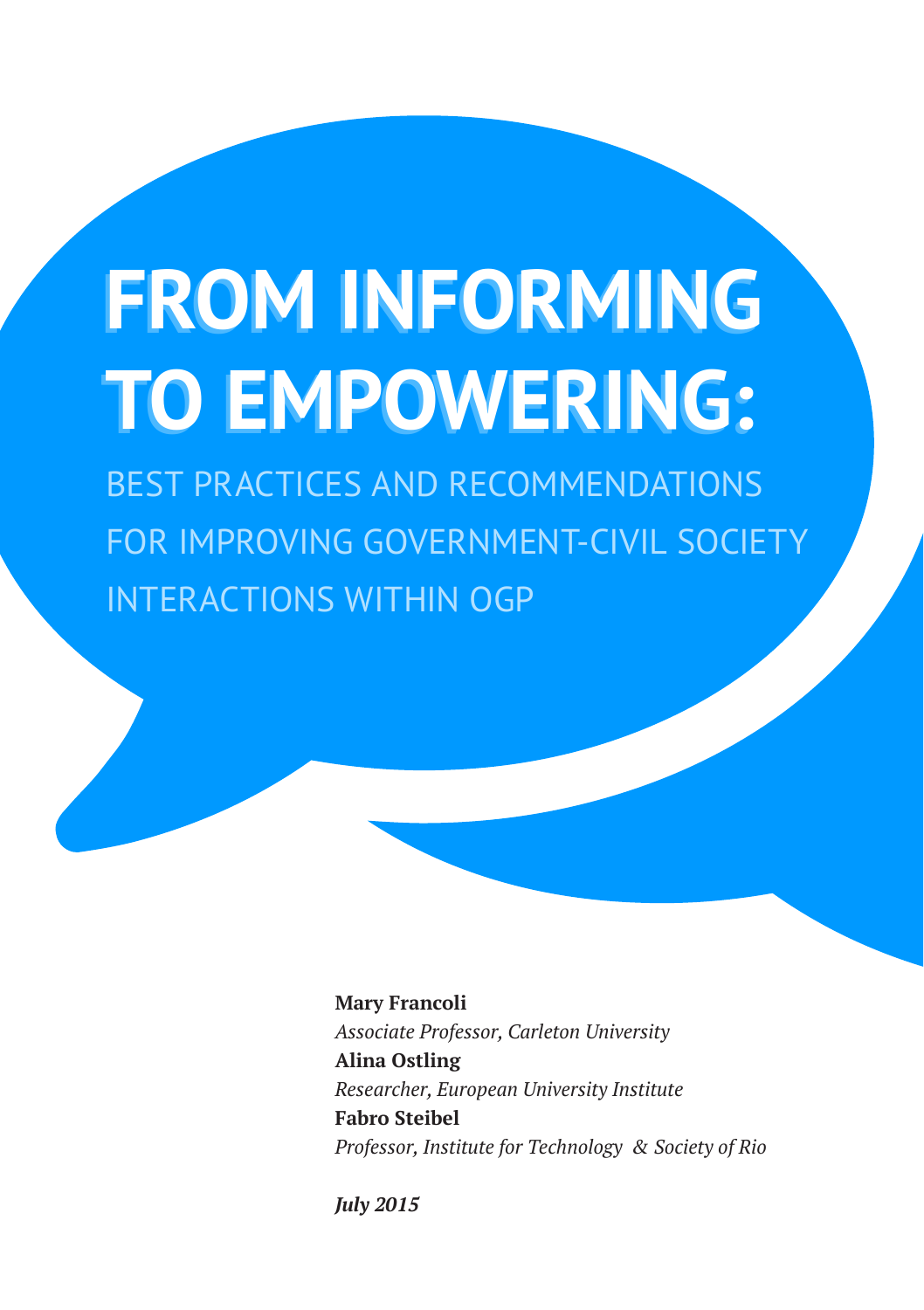# FROM INFORMING TO EMPOWERING:

## BEST PRACTICES AND RECOMMENDATIONS FOR IMPROVING GOVERNMENT-CIVIL SOCIETY INTERACTIONS WITHIN OGP

**Mary Francoli**
*Associate Professor, Carleton University*
**Alina Ostling**
*Researcher, European University Institute*
**Fabro Steibel**
*Professor, Institute for Technology & Society of Rio*

***July 2015***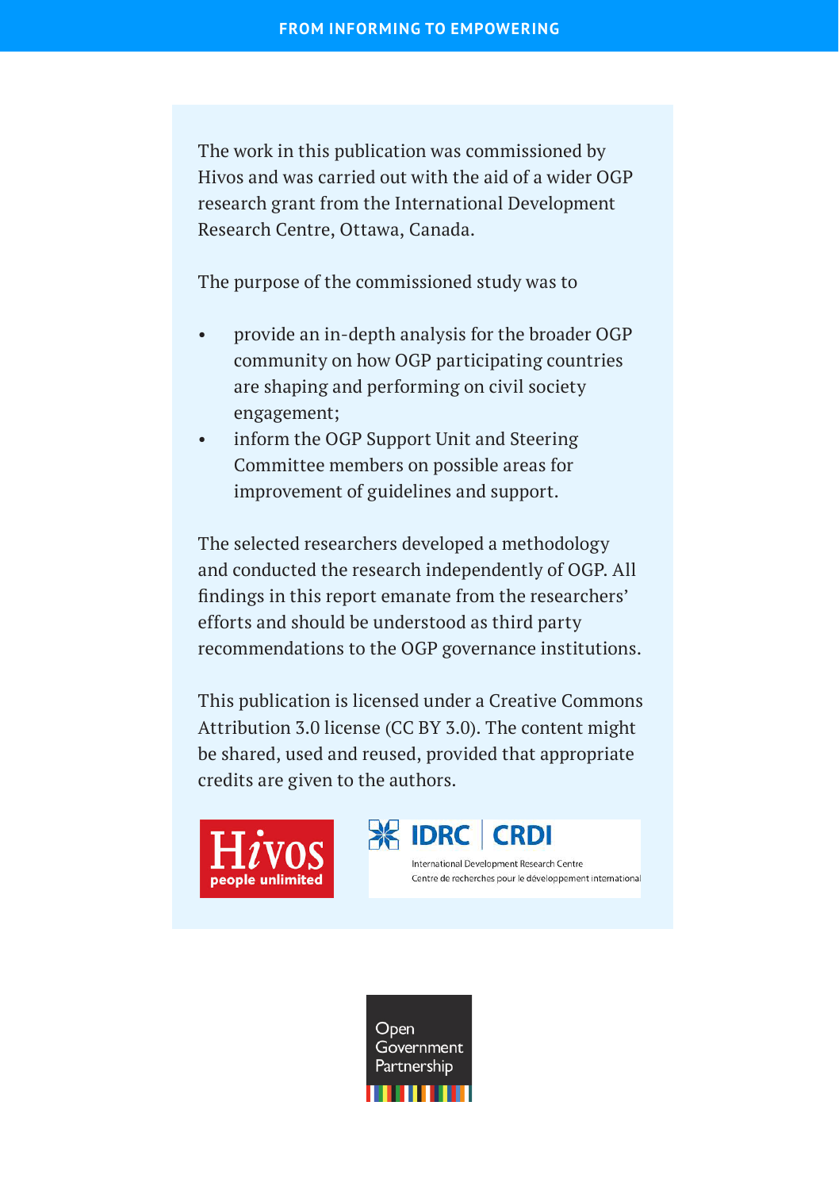The work in this publication was commissioned by Hivos and was carried out with the aid of a wider OGP research grant from the International Development Research Centre, Ottawa, Canada.

The purpose of the commissioned study was to

- provide an in-depth analysis for the broader OGP community on how OGP participating countries are shaping and performing on civil society engagement;
- inform the OGP Support Unit and Steering Committee members on possible areas for improvement of guidelines and support.

The selected researchers developed a methodology and conducted the research independently of OGP. All findings in this report emanate from the researchers' efforts and should be understood as third party recommendations to the OGP governance institutions.

This publication is licensed under a Creative Commons Attribution 3.0 license (CC BY 3.0). The content might be shared, used and reused, provided that appropriate credits are given to the authors.

Hivos people unlimited

IDRC | CRDI
International Development Research Centre
Centre de recherches pour le développement international

Open Government Partnership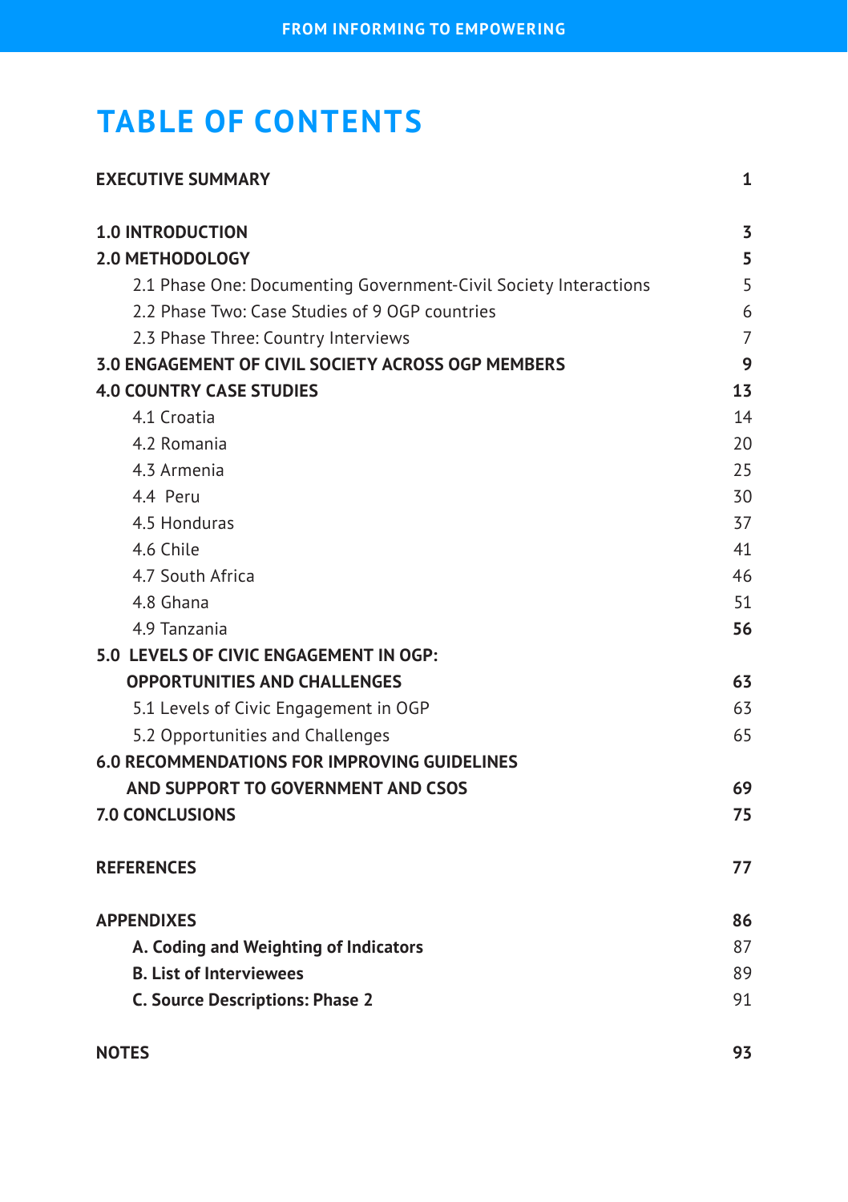# TABLE OF CONTENTS

| | |
|---|---|
| **EXECUTIVE SUMMARY** | **1** |
| **1.0 INTRODUCTION** | **3** |
| **2.0 METHODOLOGY** | **5** |
| 2.1 Phase One: Documenting Government-Civil Society Interactions | 5 |
| 2.2 Phase Two: Case Studies of 9 OGP countries | 6 |
| 2.3 Phase Three: Country Interviews | 7 |
| **3.0 ENGAGEMENT OF CIVIL SOCIETY ACROSS OGP MEMBERS** | **9** |
| **4.0 COUNTRY CASE STUDIES** | **13** |
| 4.1 Croatia | 14 |
| 4.2 Romania | 20 |
| 4.3 Armenia | 25 |
| 4.4 Peru | 30 |
| 4.5 Honduras | 37 |
| 4.6 Chile | 41 |
| 4.7 South Africa | 46 |
| 4.8 Ghana | 51 |
| 4.9 Tanzania | **56** |
| **5.0 LEVELS OF CIVIC ENGAGEMENT IN OGP: OPPORTUNITIES AND CHALLENGES** | **63** |
| 5.1 Levels of Civic Engagement in OGP | 63 |
| 5.2 Opportunities and Challenges | 65 |
| **6.0 RECOMMENDATIONS FOR IMPROVING GUIDELINES AND SUPPORT TO GOVERNMENT AND CSOS** | **69** |
| **7.0 CONCLUSIONS** | **75** |
| **REFERENCES** | **77** |
| **APPENDIXES** | **86** |
| **A. Coding and Weighting of Indicators** | 87 |
| **B. List of Interviewees** | 89 |
| **C. Source Descriptions: Phase 2** | 91 |
| **NOTES** | **93** |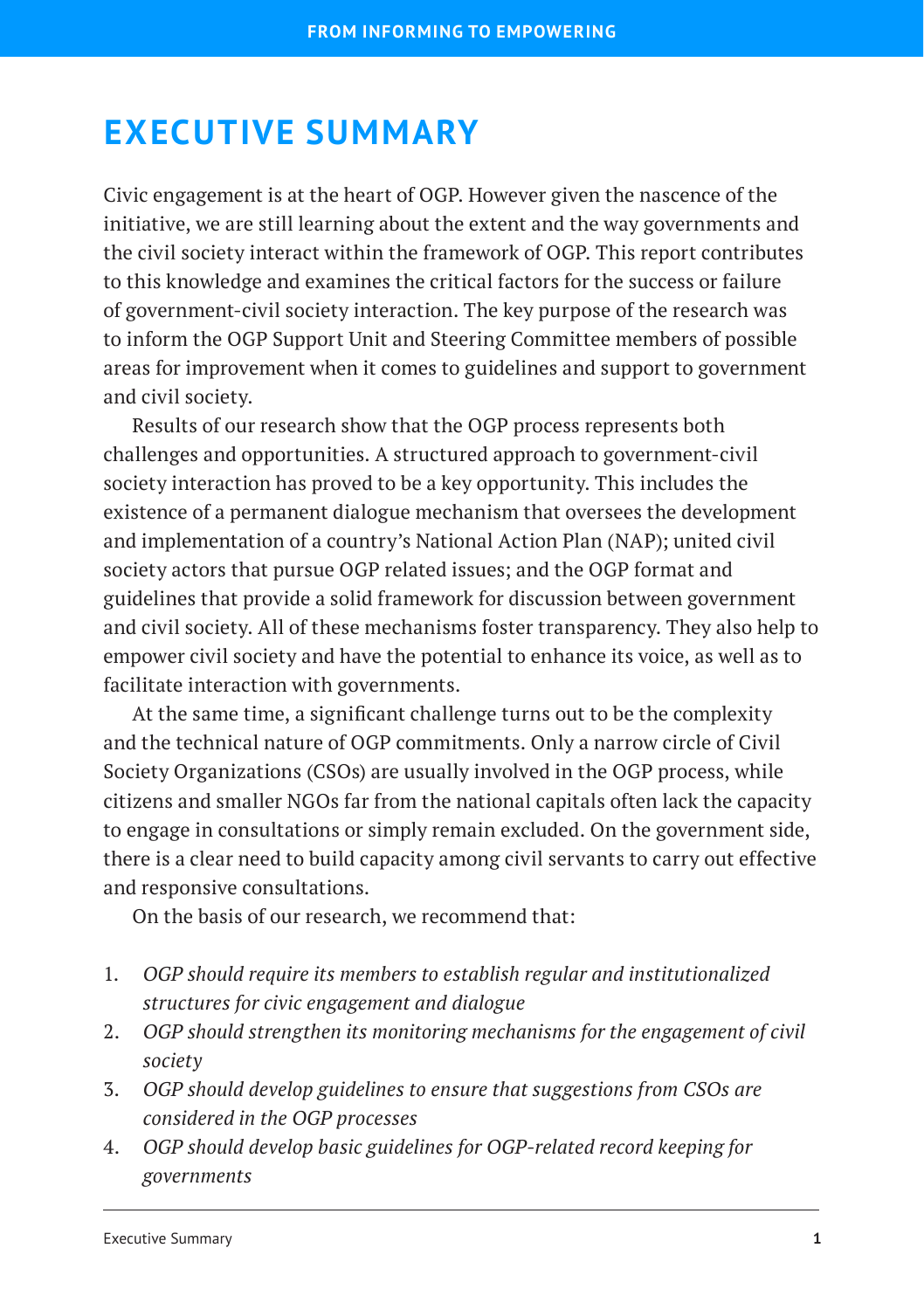# EXECUTIVE SUMMARY

Civic engagement is at the heart of OGP. However given the nascence of the initiative, we are still learning about the extent and the way governments and the civil society interact within the framework of OGP. This report contributes to this knowledge and examines the critical factors for the success or failure of government-civil society interaction. The key purpose of the research was to inform the OGP Support Unit and Steering Committee members of possible areas for improvement when it comes to guidelines and support to government and civil society.

Results of our research show that the OGP process represents both challenges and opportunities. A structured approach to government-civil society interaction has proved to be a key opportunity. This includes the existence of a permanent dialogue mechanism that oversees the development and implementation of a country's National Action Plan (NAP); united civil society actors that pursue OGP related issues; and the OGP format and guidelines that provide a solid framework for discussion between government and civil society. All of these mechanisms foster transparency. They also help to empower civil society and have the potential to enhance its voice, as well as to facilitate interaction with governments.

At the same time, a significant challenge turns out to be the complexity and the technical nature of OGP commitments. Only a narrow circle of Civil Society Organizations (CSOs) are usually involved in the OGP process, while citizens and smaller NGOs far from the national capitals often lack the capacity to engage in consultations or simply remain excluded. On the government side, there is a clear need to build capacity among civil servants to carry out effective and responsive consultations.

On the basis of our research, we recommend that:

1. *OGP should require its members to establish regular and institutionalized structures for civic engagement and dialogue*
2. *OGP should strengthen its monitoring mechanisms for the engagement of civil society*
3. *OGP should develop guidelines to ensure that suggestions from CSOs are considered in the OGP processes*
4. *OGP should develop basic guidelines for OGP-related record keeping for governments*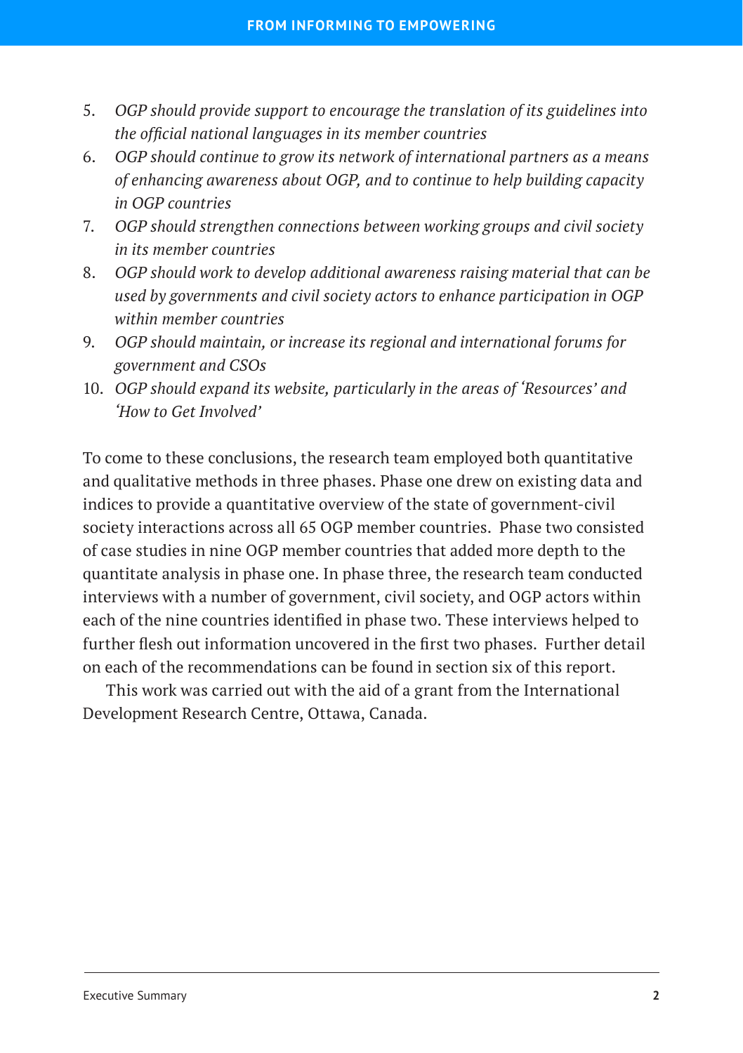5. *OGP should provide support to encourage the translation of its guidelines into the official national languages in its member countries*
6. *OGP should continue to grow its network of international partners as a means of enhancing awareness about OGP, and to continue to help building capacity in OGP countries*
7. *OGP should strengthen connections between working groups and civil society in its member countries*
8. *OGP should work to develop additional awareness raising material that can be used by governments and civil society actors to enhance participation in OGP within member countries*
9. *OGP should maintain, or increase its regional and international forums for government and CSOs*
10. *OGP should expand its website, particularly in the areas of 'Resources' and 'How to Get Involved'*

To come to these conclusions, the research team employed both quantitative and qualitative methods in three phases. Phase one drew on existing data and indices to provide a quantitative overview of the state of government-civil society interactions across all 65 OGP member countries. Phase two consisted of case studies in nine OGP member countries that added more depth to the quantitate analysis in phase one. In phase three, the research team conducted interviews with a number of government, civil society, and OGP actors within each of the nine countries identified in phase two. These interviews helped to further flesh out information uncovered in the first two phases. Further detail on each of the recommendations can be found in section six of this report.

This work was carried out with the aid of a grant from the International Development Research Centre, Ottawa, Canada.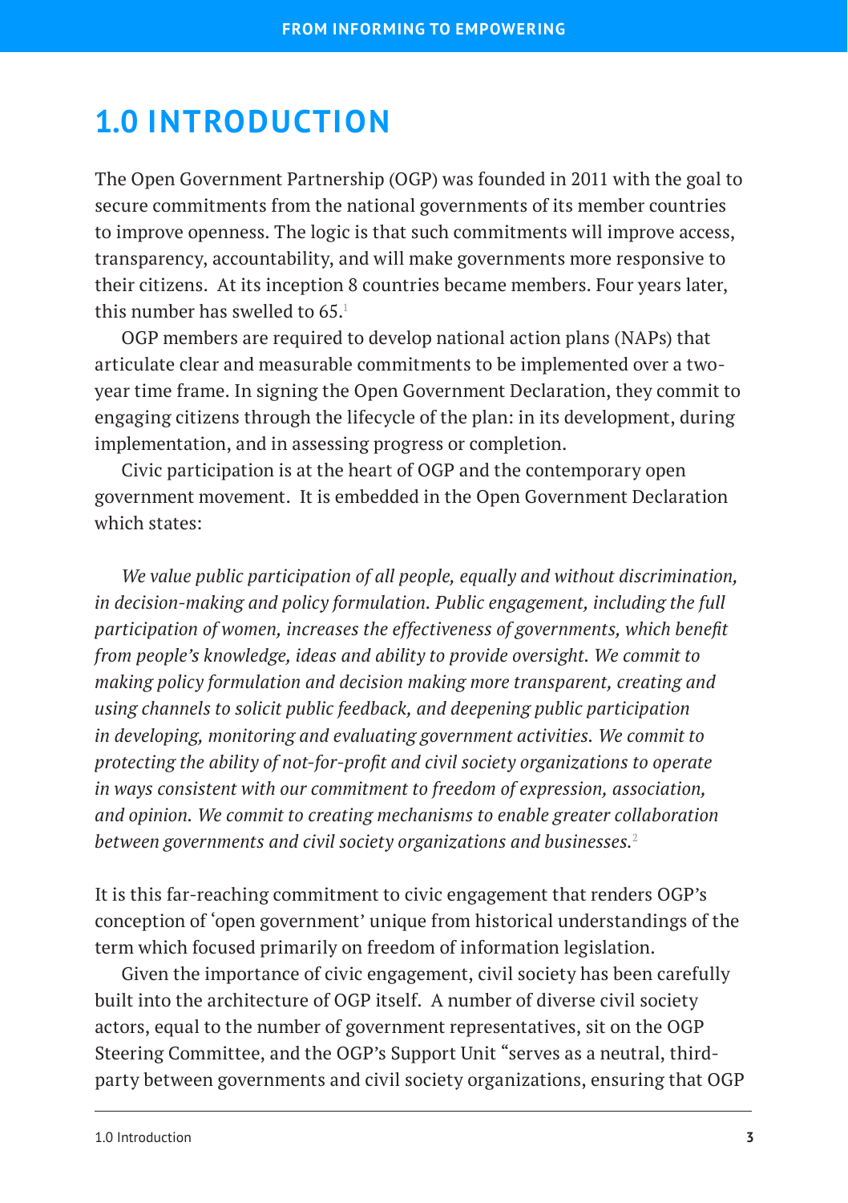# 1.0 INTRODUCTION

The Open Government Partnership (OGP) was founded in 2011 with the goal to secure commitments from the national governments of its member countries to improve openness. The logic is that such commitments will improve access, transparency, accountability, and will make governments more responsive to their citizens. At its inception 8 countries became members. Four years later, this number has swelled to 65.[1]

OGP members are required to develop national action plans (NAPs) that articulate clear and measurable commitments to be implemented over a two-year time frame. In signing the Open Government Declaration, they commit to engaging citizens through the lifecycle of the plan: in its development, during implementation, and in assessing progress or completion.

Civic participation is at the heart of OGP and the contemporary open government movement. It is embedded in the Open Government Declaration which states:

*We value public participation of all people, equally and without discrimination, in decision-making and policy formulation. Public engagement, including the full participation of women, increases the effectiveness of governments, which benefit from people's knowledge, ideas and ability to provide oversight. We commit to making policy formulation and decision making more transparent, creating and using channels to solicit public feedback, and deepening public participation in developing, monitoring and evaluating government activities. We commit to protecting the ability of not-for-profit and civil society organizations to operate in ways consistent with our commitment to freedom of expression, association, and opinion. We commit to creating mechanisms to enable greater collaboration between governments and civil society organizations and businesses.*[2]

It is this far-reaching commitment to civic engagement that renders OGP's conception of 'open government' unique from historical understandings of the term which focused primarily on freedom of information legislation.

Given the importance of civic engagement, civil society has been carefully built into the architecture of OGP itself. A number of diverse civil society actors, equal to the number of government representatives, sit on the OGP Steering Committee, and the OGP's Support Unit "serves as a neutral, third-party between governments and civil society organizations, ensuring that OGP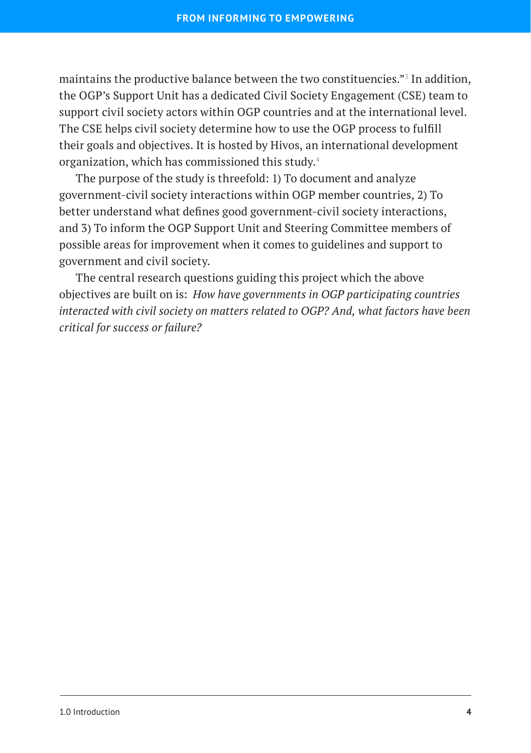maintains the productive balance between the two constituencies."[3] In addition, the OGP's Support Unit has a dedicated Civil Society Engagement (CSE) team to support civil society actors within OGP countries and at the international level. The CSE helps civil society determine how to use the OGP process to fulfill their goals and objectives. It is hosted by Hivos, an international development organization, which has commissioned this study.[4]

The purpose of the study is threefold: 1) To document and analyze government-civil society interactions within OGP member countries, 2) To better understand what defines good government-civil society interactions, and 3) To inform the OGP Support Unit and Steering Committee members of possible areas for improvement when it comes to guidelines and support to government and civil society.

The central research questions guiding this project which the above objectives are built on is: *How have governments in OGP participating countries interacted with civil society on matters related to OGP? And, what factors have been critical for success or failure?*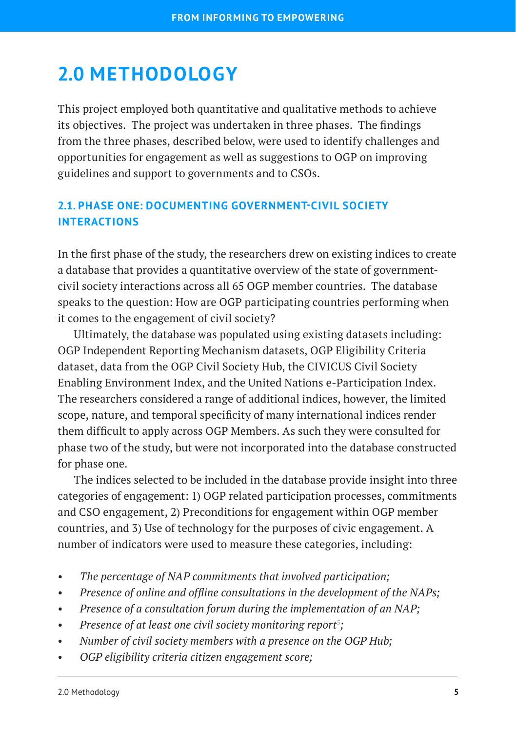# 2.0 METHODOLOGY

This project employed both quantitative and qualitative methods to achieve its objectives. The project was undertaken in three phases. The findings from the three phases, described below, were used to identify challenges and opportunities for engagement as well as suggestions to OGP on improving guidelines and support to governments and to CSOs.

## 2.1. PHASE ONE: DOCUMENTING GOVERNMENT-CIVIL SOCIETY INTERACTIONS

In the first phase of the study, the researchers drew on existing indices to create a database that provides a quantitative overview of the state of government-civil society interactions across all 65 OGP member countries. The database speaks to the question: How are OGP participating countries performing when it comes to the engagement of civil society?

Ultimately, the database was populated using existing datasets including: OGP Independent Reporting Mechanism datasets, OGP Eligibility Criteria dataset, data from the OGP Civil Society Hub, the CIVICUS Civil Society Enabling Environment Index, and the United Nations e-Participation Index. The researchers considered a range of additional indices, however, the limited scope, nature, and temporal specificity of many international indices render them difficult to apply across OGP Members. As such they were consulted for phase two of the study, but were not incorporated into the database constructed for phase one.

The indices selected to be included in the database provide insight into three categories of engagement: 1) OGP related participation processes, commitments and CSO engagement, 2) Preconditions for engagement within OGP member countries, and 3) Use of technology for the purposes of civic engagement. A number of indicators were used to measure these categories, including:

- *The percentage of NAP commitments that involved participation;*
- *Presence of online and offline consultations in the development of the NAPs;*
- *Presence of a consultation forum during the implementation of an NAP;*
- *Presence of at least one civil society monitoring report*[5]*;*
- *Number of civil society members with a presence on the OGP Hub;*
- *OGP eligibility criteria citizen engagement score;*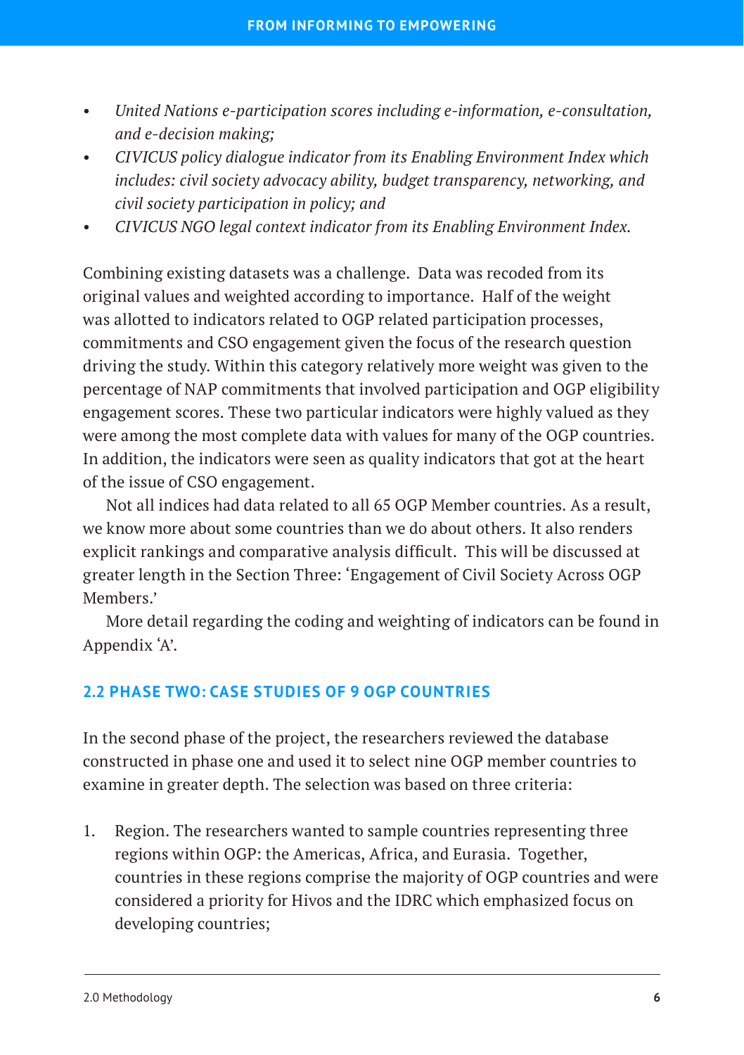- *United Nations e-participation scores including e-information, e-consultation, and e-decision making;*
- *CIVICUS policy dialogue indicator from its Enabling Environment Index which includes: civil society advocacy ability, budget transparency, networking, and civil society participation in policy; and*
- *CIVICUS NGO legal context indicator from its Enabling Environment Index.*

Combining existing datasets was a challenge. Data was recoded from its original values and weighted according to importance. Half of the weight was allotted to indicators related to OGP related participation processes, commitments and CSO engagement given the focus of the research question driving the study. Within this category relatively more weight was given to the percentage of NAP commitments that involved participation and OGP eligibility engagement scores. These two particular indicators were highly valued as they were among the most complete data with values for many of the OGP countries. In addition, the indicators were seen as quality indicators that got at the heart of the issue of CSO engagement.

Not all indices had data related to all 65 OGP Member countries. As a result, we know more about some countries than we do about others. It also renders explicit rankings and comparative analysis difficult. This will be discussed at greater length in the Section Three: 'Engagement of Civil Society Across OGP Members.'

More detail regarding the coding and weighting of indicators can be found in Appendix 'A'.

## 2.2 PHASE TWO: CASE STUDIES OF 9 OGP COUNTRIES

In the second phase of the project, the researchers reviewed the database constructed in phase one and used it to select nine OGP member countries to examine in greater depth. The selection was based on three criteria:

1. Region. The researchers wanted to sample countries representing three regions within OGP: the Americas, Africa, and Eurasia. Together, countries in these regions comprise the majority of OGP countries and were considered a priority for Hivos and the IDRC which emphasized focus on developing countries;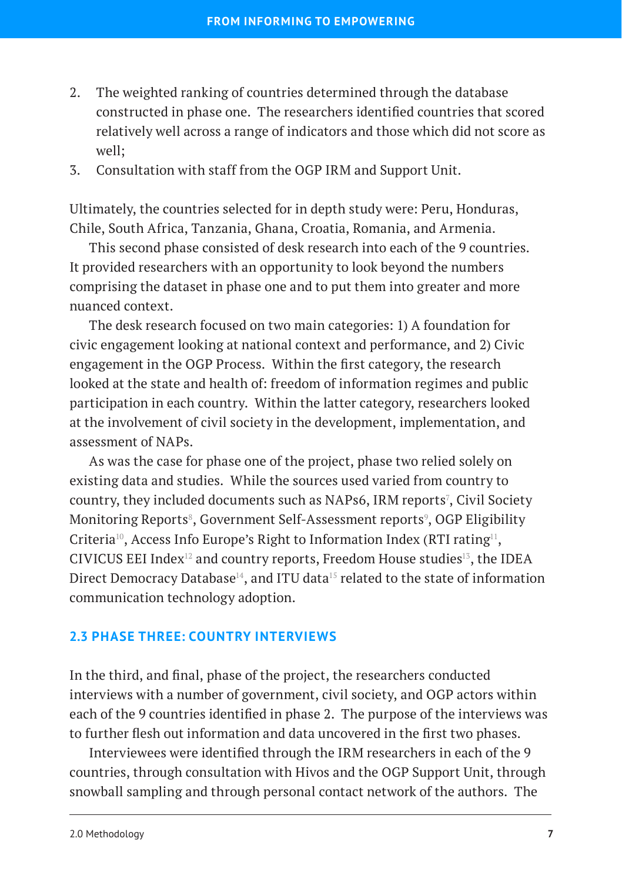2. The weighted ranking of countries determined through the database constructed in phase one. The researchers identified countries that scored relatively well across a range of indicators and those which did not score as well;
3. Consultation with staff from the OGP IRM and Support Unit.

Ultimately, the countries selected for in depth study were: Peru, Honduras, Chile, South Africa, Tanzania, Ghana, Croatia, Romania, and Armenia.

This second phase consisted of desk research into each of the 9 countries. It provided researchers with an opportunity to look beyond the numbers comprising the dataset in phase one and to put them into greater and more nuanced context.

The desk research focused on two main categories: 1) A foundation for civic engagement looking at national context and performance, and 2) Civic engagement in the OGP Process. Within the first category, the research looked at the state and health of: freedom of information regimes and public participation in each country. Within the latter category, researchers looked at the involvement of civil society in the development, implementation, and assessment of NAPs.

As was the case for phase one of the project, phase two relied solely on existing data and studies. While the sources used varied from country to country, they included documents such as NAPs6, IRM reports[7], Civil Society Monitoring Reports[8], Government Self-Assessment reports[9], OGP Eligibility Criteria[10], Access Info Europe's Right to Information Index (RTI rating[11], CIVICUS EEI Index[12] and country reports, Freedom House studies[13], the IDEA Direct Democracy Database[14], and ITU data[15] related to the state of information communication technology adoption.

### 2.3 PHASE THREE: COUNTRY INTERVIEWS

In the third, and final, phase of the project, the researchers conducted interviews with a number of government, civil society, and OGP actors within each of the 9 countries identified in phase 2. The purpose of the interviews was to further flesh out information and data uncovered in the first two phases.

Interviewees were identified through the IRM researchers in each of the 9 countries, through consultation with Hivos and the OGP Support Unit, through snowball sampling and through personal contact network of the authors. The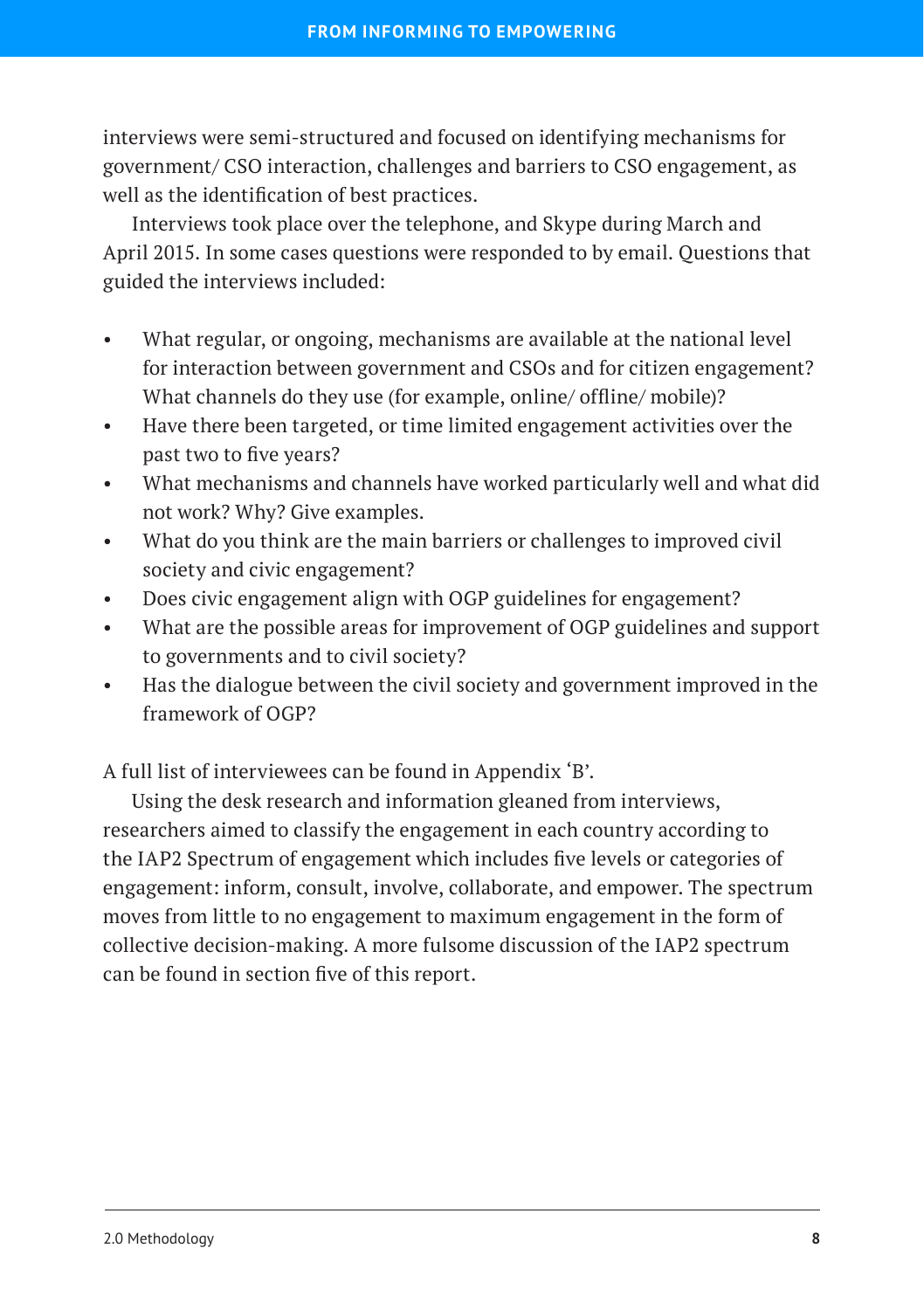interviews were semi-structured and focused on identifying mechanisms for government/ CSO interaction, challenges and barriers to CSO engagement, as well as the identification of best practices.

Interviews took place over the telephone, and Skype during March and April 2015. In some cases questions were responded to by email. Questions that guided the interviews included:

- What regular, or ongoing, mechanisms are available at the national level for interaction between government and CSOs and for citizen engagement? What channels do they use (for example, online/ offline/ mobile)?
- Have there been targeted, or time limited engagement activities over the past two to five years?
- What mechanisms and channels have worked particularly well and what did not work? Why? Give examples.
- What do you think are the main barriers or challenges to improved civil society and civic engagement?
- Does civic engagement align with OGP guidelines for engagement?
- What are the possible areas for improvement of OGP guidelines and support to governments and to civil society?
- Has the dialogue between the civil society and government improved in the framework of OGP?

A full list of interviewees can be found in Appendix 'B'.

Using the desk research and information gleaned from interviews, researchers aimed to classify the engagement in each country according to the IAP2 Spectrum of engagement which includes five levels or categories of engagement: inform, consult, involve, collaborate, and empower. The spectrum moves from little to no engagement to maximum engagement in the form of collective decision-making. A more fulsome discussion of the IAP2 spectrum can be found in section five of this report.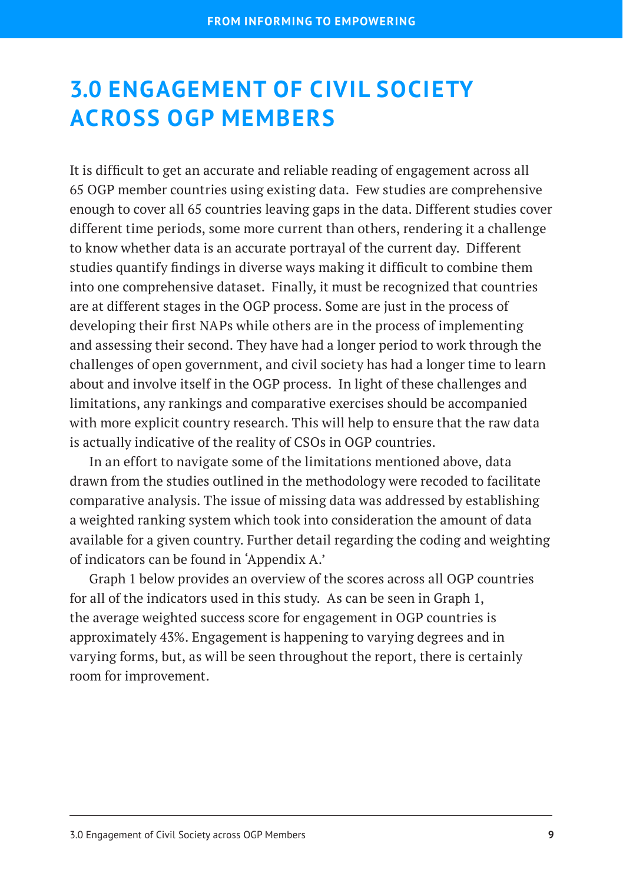# 3.0 ENGAGEMENT OF CIVIL SOCIETY ACROSS OGP MEMBERS

It is difficult to get an accurate and reliable reading of engagement across all 65 OGP member countries using existing data. Few studies are comprehensive enough to cover all 65 countries leaving gaps in the data. Different studies cover different time periods, some more current than others, rendering it a challenge to know whether data is an accurate portrayal of the current day. Different studies quantify findings in diverse ways making it difficult to combine them into one comprehensive dataset. Finally, it must be recognized that countries are at different stages in the OGP process. Some are just in the process of developing their first NAPs while others are in the process of implementing and assessing their second. They have had a longer period to work through the challenges of open government, and civil society has had a longer time to learn about and involve itself in the OGP process. In light of these challenges and limitations, any rankings and comparative exercises should be accompanied with more explicit country research. This will help to ensure that the raw data is actually indicative of the reality of CSOs in OGP countries.

In an effort to navigate some of the limitations mentioned above, data drawn from the studies outlined in the methodology were recoded to facilitate comparative analysis. The issue of missing data was addressed by establishing a weighted ranking system which took into consideration the amount of data available for a given country. Further detail regarding the coding and weighting of indicators can be found in 'Appendix A.'

Graph 1 below provides an overview of the scores across all OGP countries for all of the indicators used in this study. As can be seen in Graph 1, the average weighted success score for engagement in OGP countries is approximately 43%. Engagement is happening to varying degrees and in varying forms, but, as will be seen throughout the report, there is certainly room for improvement.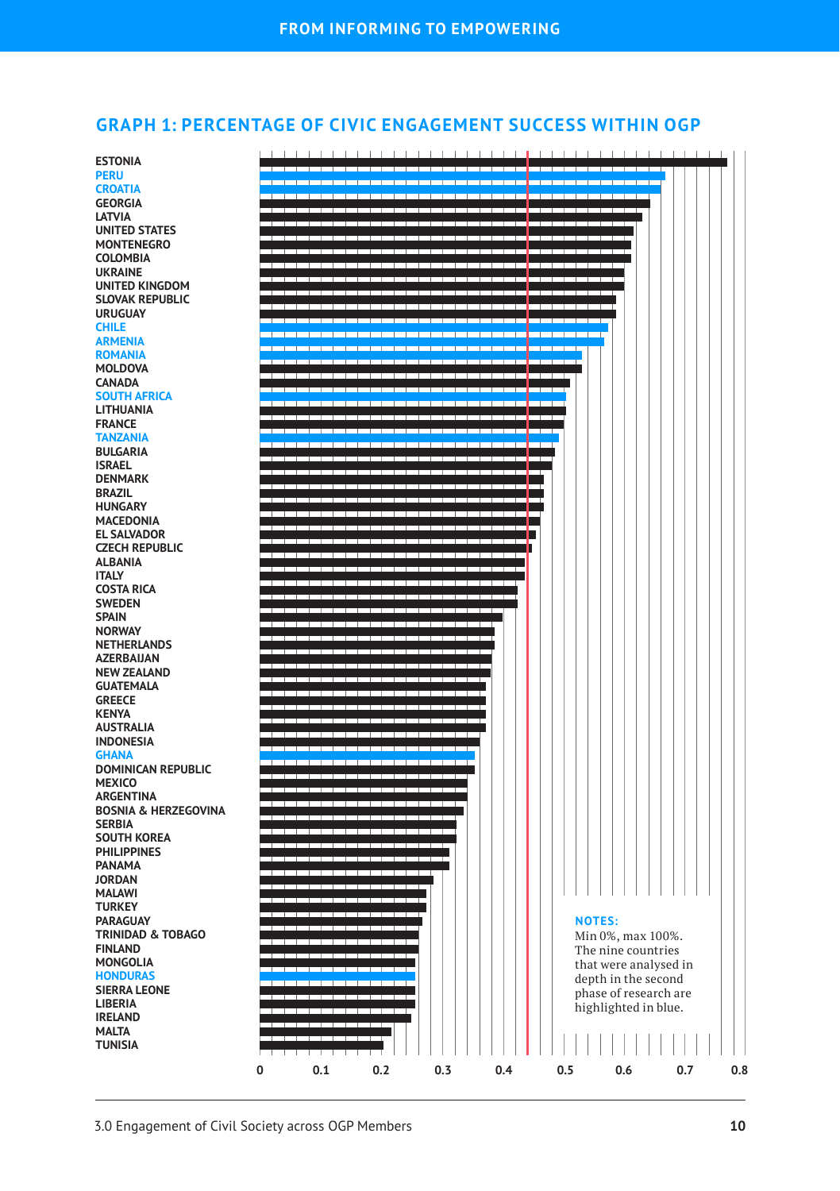## GRAPH 1: PERCENTAGE OF CIVIC ENGAGEMENT SUCCESS WITHIN OGP

ESTONIA
PERU
CROATIA
GEORGIA
LATVIA
UNITED STATES
MONTENEGRO
COLOMBIA
UKRAINE
UNITED KINGDOM
SLOVAK REPUBLIC
URUGUAY
CHILE
ARMENIA
ROMANIA
MOLDOVA
CANADA
SOUTH AFRICA
LITHUANIA
FRANCE
TANZANIA
BULGARIA
ISRAEL
DENMARK
BRAZIL
HUNGARY
MACEDONIA
EL SALVADOR
CZECH REPUBLIC
ALBANIA
ITALY
COSTA RICA
SWEDEN
SPAIN
NORWAY
NETHERLANDS
AZERBAIJAN
NEW ZEALAND
GUATEMALA
GREECE
KENYA
AUSTRALIA
INDONESIA
GHANA
DOMINICAN REPUBLIC
MEXICO
ARGENTINA
BOSNIA & HERZEGOVINA
SERBIA
SOUTH KOREA
PHILIPPINES
PANAMA
JORDAN
MALAWI
TURKEY
PARAGUAY
TRINIDAD & TOBAGO
FINLAND
MONGOLIA
HONDURAS
SIERRA LEONE
LIBERIA
IRELAND
MALTA
TUNISIA

0 | 0.1 | 0.2 | 0.3 | 0.4 | 0.5 | 0.6 | 0.7 | 0.8

**NOTES:**
Min 0%, max 100%.
The nine countries that were analysed in depth in the second phase of research are highlighted in blue.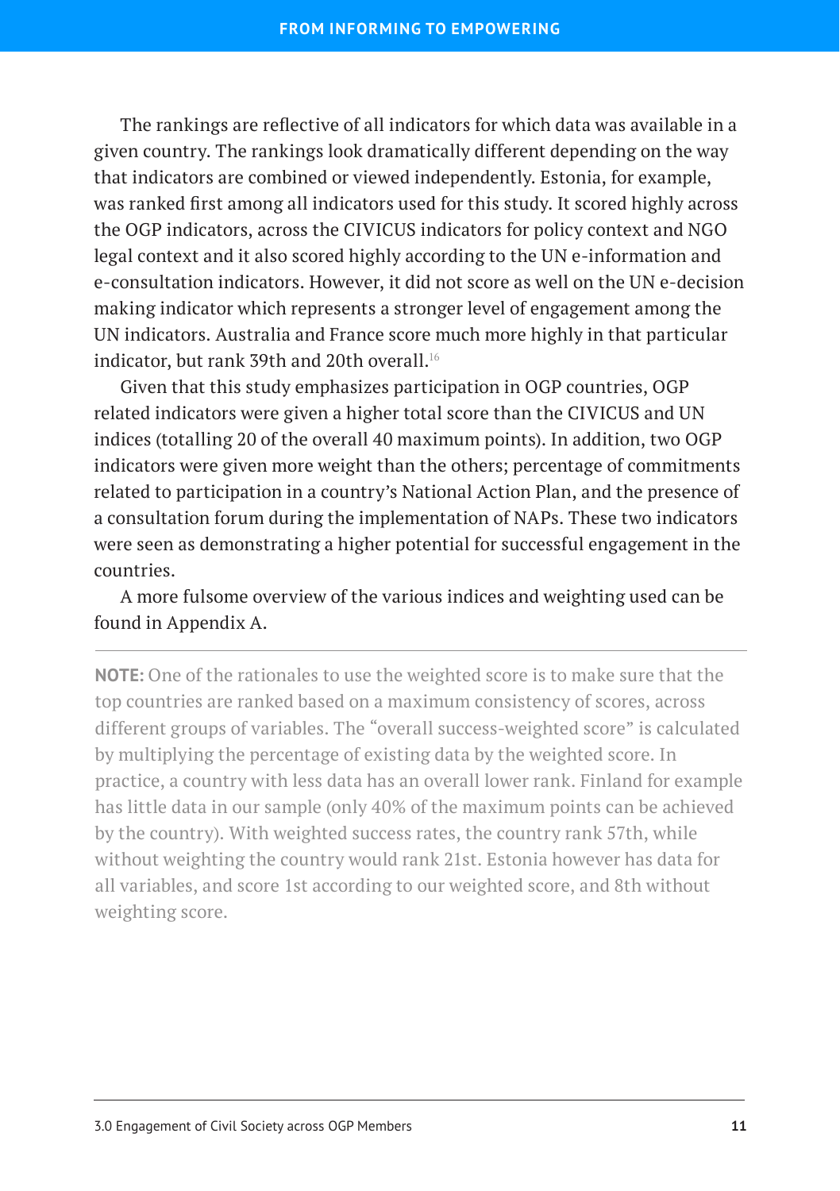The rankings are reflective of all indicators for which data was available in a given country. The rankings look dramatically different depending on the way that indicators are combined or viewed independently. Estonia, for example, was ranked first among all indicators used for this study. It scored highly across the OGP indicators, across the CIVICUS indicators for policy context and NGO legal context and it also scored highly according to the UN e-information and e-consultation indicators. However, it did not score as well on the UN e-decision making indicator which represents a stronger level of engagement among the UN indicators. Australia and France score much more highly in that particular indicator, but rank 39th and 20th overall.[16]

Given that this study emphasizes participation in OGP countries, OGP related indicators were given a higher total score than the CIVICUS and UN indices (totalling 20 of the overall 40 maximum points). In addition, two OGP indicators were given more weight than the others; percentage of commitments related to participation in a country's National Action Plan, and the presence of a consultation forum during the implementation of NAPs. These two indicators were seen as demonstrating a higher potential for successful engagement in the countries.

A more fulsome overview of the various indices and weighting used can be found in Appendix A.

---

**NOTE:** One of the rationales to use the weighted score is to make sure that the top countries are ranked based on a maximum consistency of scores, across different groups of variables. The "overall success-weighted score" is calculated by multiplying the percentage of existing data by the weighted score. In practice, a country with less data has an overall lower rank. Finland for example has little data in our sample (only 40% of the maximum points can be achieved by the country). With weighted success rates, the country rank 57th, while without weighting the country would rank 21st. Estonia however has data for all variables, and score 1st according to our weighted score, and 8th without weighting score.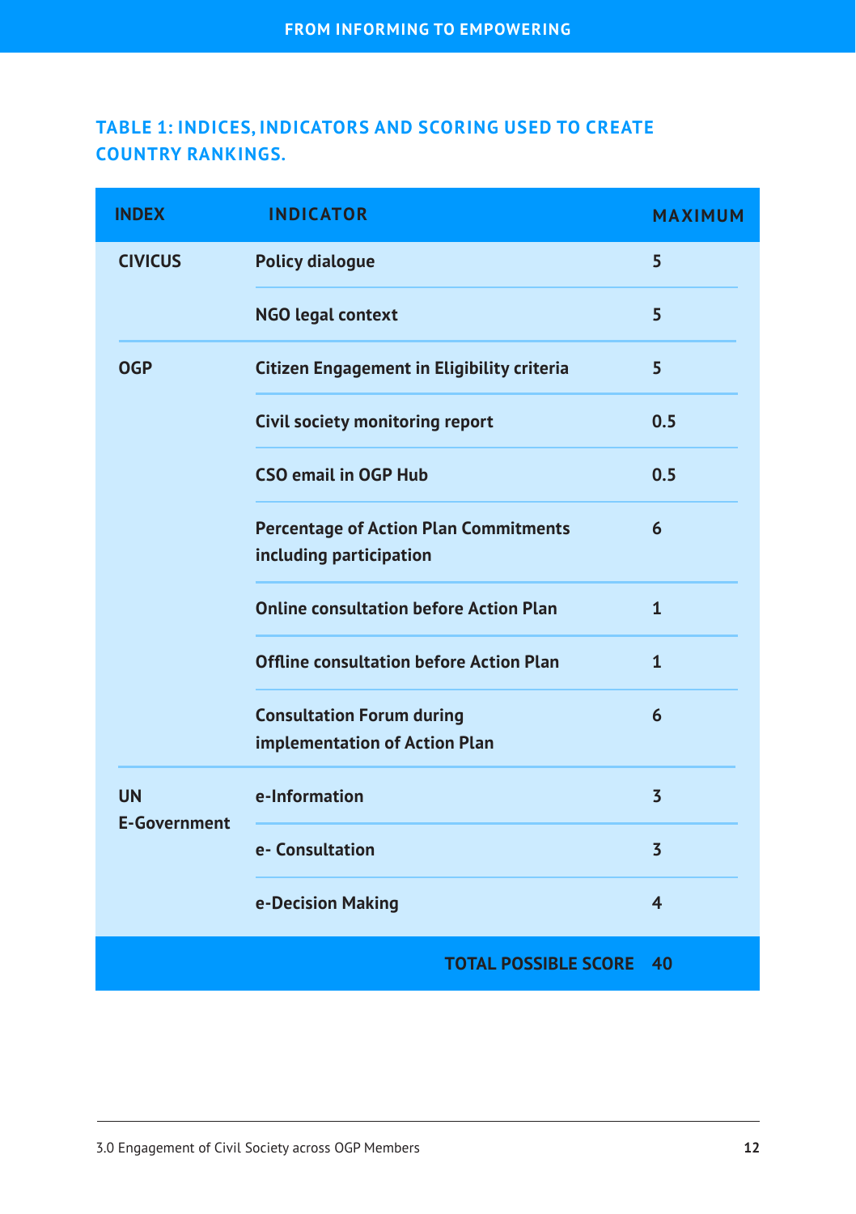### TABLE 1: INDICES, INDICATORS AND SCORING USED TO CREATE COUNTRY RANKINGS.

| INDEX | INDICATOR | MAXIMUM |
|---|---|---|
| CIVICUS | Policy dialogue | 5 |
| | NGO legal context | 5 |
| OGP | Citizen Engagement in Eligibility criteria | 5 |
| | Civil society monitoring report | 0.5 |
| | CSO email in OGP Hub | 0.5 |
| | Percentage of Action Plan Commitments including participation | 6 |
| | Online consultation before Action Plan | 1 |
| | Offline consultation before Action Plan | 1 |
| | Consultation Forum during implementation of Action Plan | 6 |
| UN E-Government | e-Information | 3 |
| | e- Consultation | 3 |
| | e-Decision Making | 4 |
| | TOTAL POSSIBLE SCORE | 40 |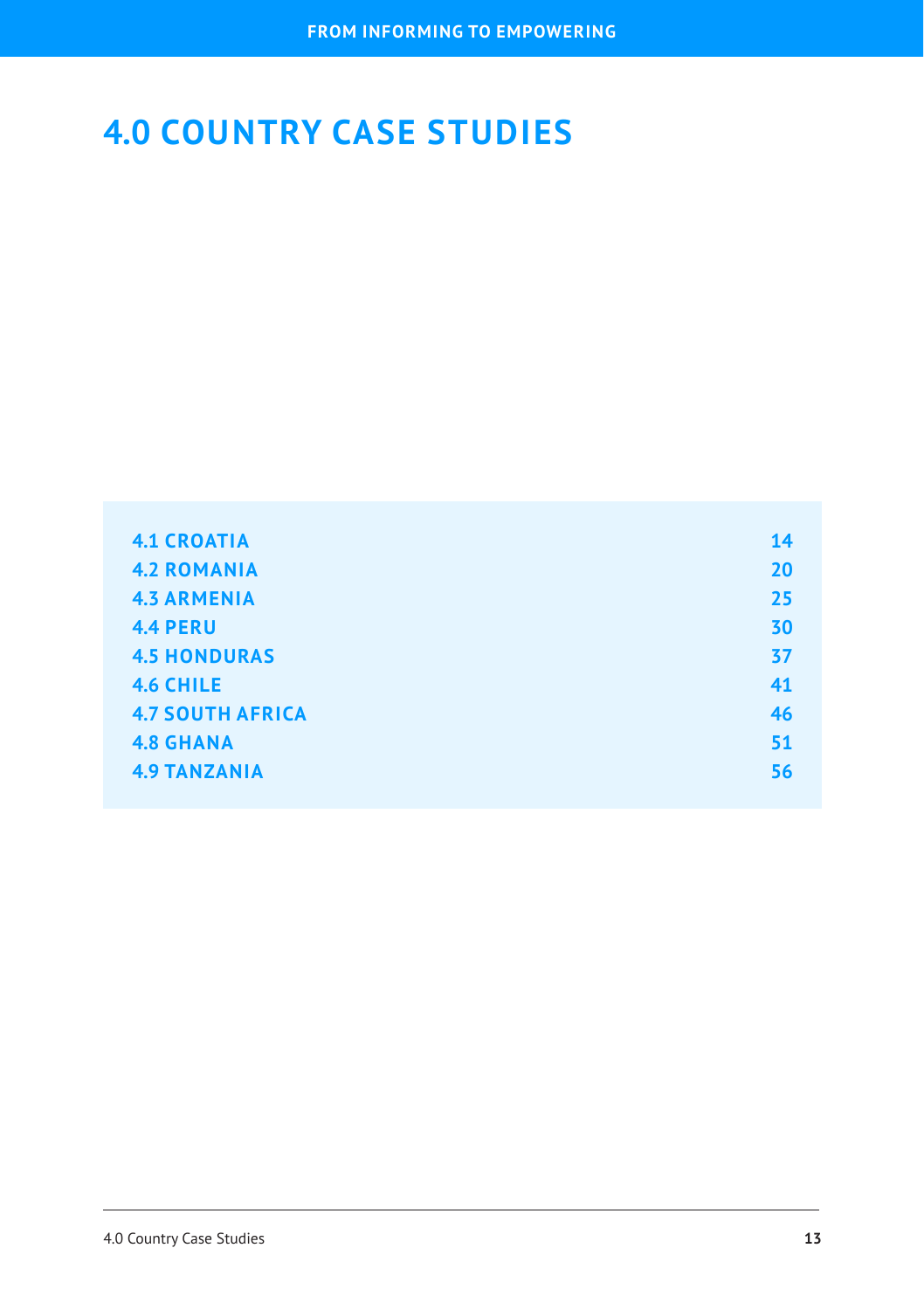# 4.0 COUNTRY CASE STUDIES

| | |
|---|---|
| **4.1 CROATIA** | **14** |
| **4.2 ROMANIA** | **20** |
| **4.3 ARMENIA** | **25** |
| **4.4 PERU** | **30** |
| **4.5 HONDURAS** | **37** |
| **4.6 CHILE** | **41** |
| **4.7 SOUTH AFRICA** | **46** |
| **4.8 GHANA** | **51** |
| **4.9 TANZANIA** | **56** |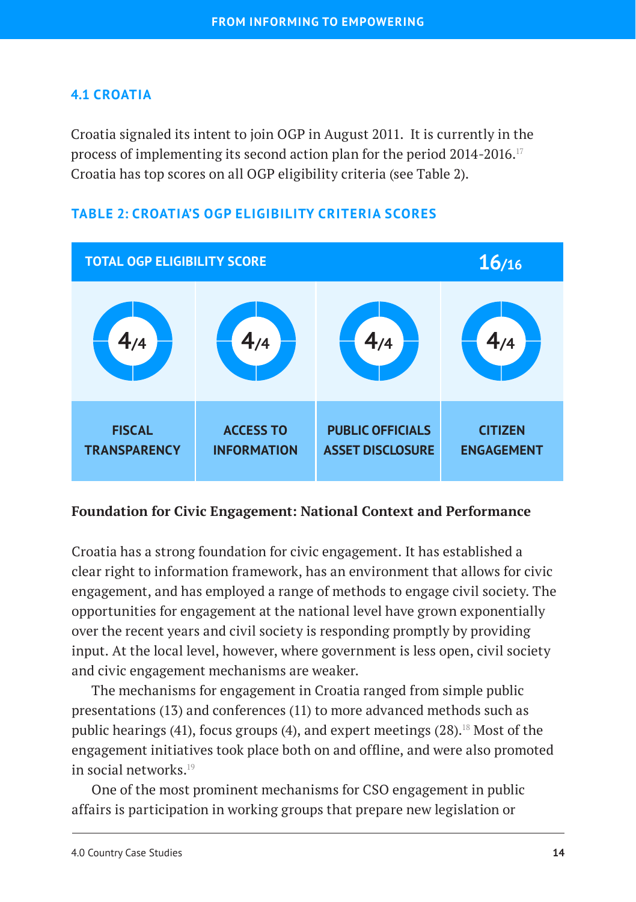## 4.1 CROATIA

Croatia signaled its intent to join OGP in August 2011. It is currently in the process of implementing its second action plan for the period 2014-2016.[17] Croatia has top scores on all OGP eligibility criteria (see Table 2).

### TABLE 2: CROATIA'S OGP ELIGIBILITY CRITERIA SCORES

| TOTAL OGP ELIGIBILITY SCORE | | | 16/16 |
|---|---|---|---|
| 4/4 | 4/4 | 4/4 | 4/4 |
| FISCAL TRANSPARENCY | ACCESS TO INFORMATION | PUBLIC OFFICIALS ASSET DISCLOSURE | CITIZEN ENGAGEMENT |

**Foundation for Civic Engagement: National Context and Performance**

Croatia has a strong foundation for civic engagement. It has established a clear right to information framework, has an environment that allows for civic engagement, and has employed a range of methods to engage civil society. The opportunities for engagement at the national level have grown exponentially over the recent years and civil society is responding promptly by providing input. At the local level, however, where government is less open, civil society and civic engagement mechanisms are weaker.

The mechanisms for engagement in Croatia ranged from simple public presentations (13) and conferences (11) to more advanced methods such as public hearings (41), focus groups (4), and expert meetings (28).[18] Most of the engagement initiatives took place both on and offline, and were also promoted in social networks.[19]

One of the most prominent mechanisms for CSO engagement in public affairs is participation in working groups that prepare new legislation or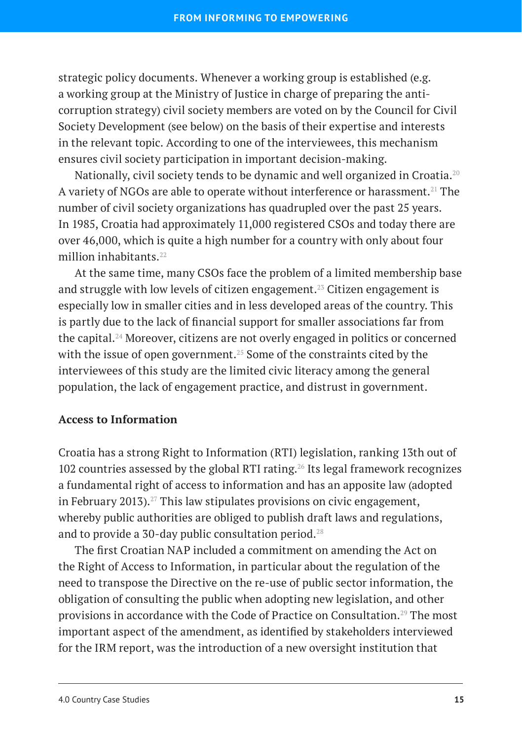strategic policy documents. Whenever a working group is established (e.g. a working group at the Ministry of Justice in charge of preparing the anti-corruption strategy) civil society members are voted on by the Council for Civil Society Development (see below) on the basis of their expertise and interests in the relevant topic. According to one of the interviewees, this mechanism ensures civil society participation in important decision-making.

Nationally, civil society tends to be dynamic and well organized in Croatia.[20] A variety of NGOs are able to operate without interference or harassment.[21] The number of civil society organizations has quadrupled over the past 25 years. In 1985, Croatia had approximately 11,000 registered CSOs and today there are over 46,000, which is quite a high number for a country with only about four million inhabitants.[22]

At the same time, many CSOs face the problem of a limited membership base and struggle with low levels of citizen engagement.[23] Citizen engagement is especially low in smaller cities and in less developed areas of the country. This is partly due to the lack of financial support for smaller associations far from the capital.[24] Moreover, citizens are not overly engaged in politics or concerned with the issue of open government.[25] Some of the constraints cited by the interviewees of this study are the limited civic literacy among the general population, the lack of engagement practice, and distrust in government.

### Access to Information

Croatia has a strong Right to Information (RTI) legislation, ranking 13th out of 102 countries assessed by the global RTI rating.[26] Its legal framework recognizes a fundamental right of access to information and has an apposite law (adopted in February 2013).[27] This law stipulates provisions on civic engagement, whereby public authorities are obliged to publish draft laws and regulations, and to provide a 30-day public consultation period.[28]

The first Croatian NAP included a commitment on amending the Act on the Right of Access to Information, in particular about the regulation of the need to transpose the Directive on the re-use of public sector information, the obligation of consulting the public when adopting new legislation, and other provisions in accordance with the Code of Practice on Consultation.[29] The most important aspect of the amendment, as identified by stakeholders interviewed for the IRM report, was the introduction of a new oversight institution that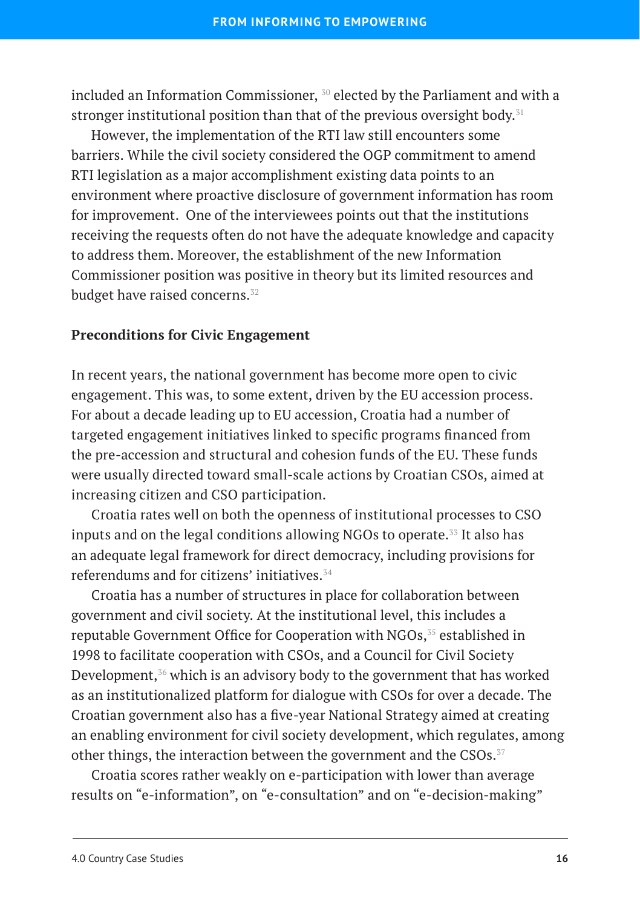included an Information Commissioner, [30] elected by the Parliament and with a stronger institutional position than that of the previous oversight body.[31]

However, the implementation of the RTI law still encounters some barriers. While the civil society considered the OGP commitment to amend RTI legislation as a major accomplishment existing data points to an environment where proactive disclosure of government information has room for improvement. One of the interviewees points out that the institutions receiving the requests often do not have the adequate knowledge and capacity to address them. Moreover, the establishment of the new Information Commissioner position was positive in theory but its limited resources and budget have raised concerns.[32]

### Preconditions for Civic Engagement

In recent years, the national government has become more open to civic engagement. This was, to some extent, driven by the EU accession process. For about a decade leading up to EU accession, Croatia had a number of targeted engagement initiatives linked to specific programs financed from the pre-accession and structural and cohesion funds of the EU. These funds were usually directed toward small-scale actions by Croatian CSOs, aimed at increasing citizen and CSO participation.

Croatia rates well on both the openness of institutional processes to CSO inputs and on the legal conditions allowing NGOs to operate.[33] It also has an adequate legal framework for direct democracy, including provisions for referendums and for citizens' initiatives.[34]

Croatia has a number of structures in place for collaboration between government and civil society. At the institutional level, this includes a reputable Government Office for Cooperation with NGOs,[35] established in 1998 to facilitate cooperation with CSOs, and a Council for Civil Society Development,[36] which is an advisory body to the government that has worked as an institutionalized platform for dialogue with CSOs for over a decade. The Croatian government also has a five-year National Strategy aimed at creating an enabling environment for civil society development, which regulates, among other things, the interaction between the government and the CSOs.[37]

Croatia scores rather weakly on e-participation with lower than average results on "e-information", on "e-consultation" and on "e-decision-making"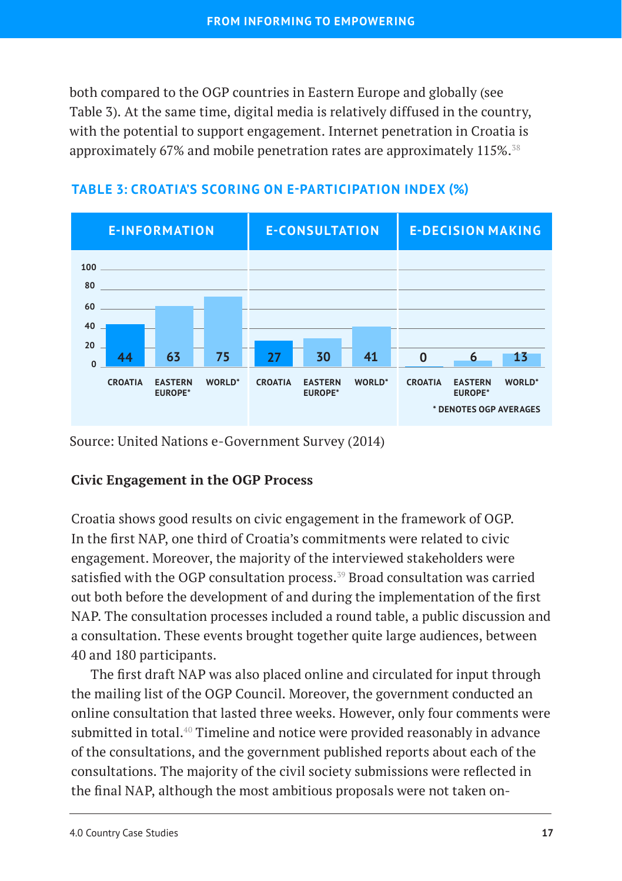both compared to the OGP countries in Eastern Europe and globally (see Table 3). At the same time, digital media is relatively diffused in the country, with the potential to support engagement. Internet penetration in Croatia is approximately 67% and mobile penetration rates are approximately 115%.[38]

**TABLE 3: CROATIA'S SCORING ON E-PARTICIPATION INDEX (%)**

| | E-INFORMATION | E-CONSULTATION | E-DECISION MAKING |
|---|---|---|---|
| CROATIA | 44 | 27 | 0 |
| EASTERN EUROPE* | 63 | 30 | 6 |
| WORLD* | 75 | 41 | 13 |

\* DENOTES OGP AVERAGES

Source: United Nations e-Government Survey (2014)

**Civic Engagement in the OGP Process**

Croatia shows good results on civic engagement in the framework of OGP. In the first NAP, one third of Croatia's commitments were related to civic engagement. Moreover, the majority of the interviewed stakeholders were satisfied with the OGP consultation process.[39] Broad consultation was carried out both before the development of and during the implementation of the first NAP. The consultation processes included a round table, a public discussion and a consultation. These events brought together quite large audiences, between 40 and 180 participants.

The first draft NAP was also placed online and circulated for input through the mailing list of the OGP Council. Moreover, the government conducted an online consultation that lasted three weeks. However, only four comments were submitted in total.[40] Timeline and notice were provided reasonably in advance of the consultations, and the government published reports about each of the consultations. The majority of the civil society submissions were reflected in the final NAP, although the most ambitious proposals were not taken on-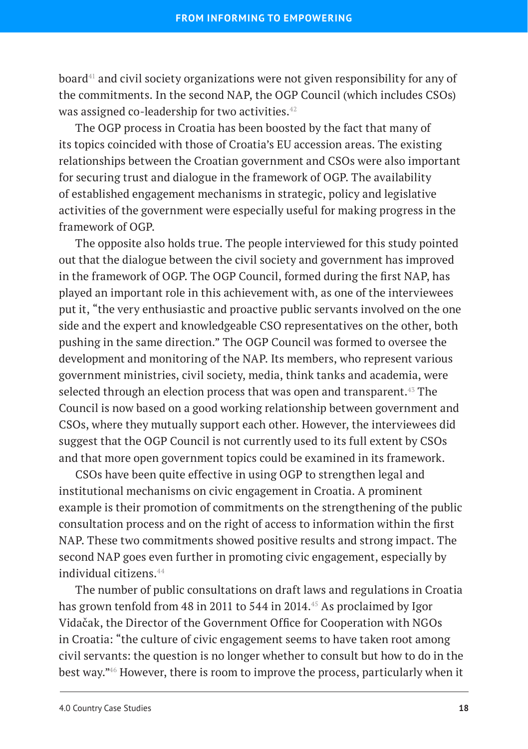board[41] and civil society organizations were not given responsibility for any of the commitments. In the second NAP, the OGP Council (which includes CSOs) was assigned co-leadership for two activities.[42]

The OGP process in Croatia has been boosted by the fact that many of its topics coincided with those of Croatia's EU accession areas. The existing relationships between the Croatian government and CSOs were also important for securing trust and dialogue in the framework of OGP. The availability of established engagement mechanisms in strategic, policy and legislative activities of the government were especially useful for making progress in the framework of OGP.

The opposite also holds true. The people interviewed for this study pointed out that the dialogue between the civil society and government has improved in the framework of OGP. The OGP Council, formed during the first NAP, has played an important role in this achievement with, as one of the interviewees put it, "the very enthusiastic and proactive public servants involved on the one side and the expert and knowledgeable CSO representatives on the other, both pushing in the same direction." The OGP Council was formed to oversee the development and monitoring of the NAP. Its members, who represent various government ministries, civil society, media, think tanks and academia, were selected through an election process that was open and transparent.[43] The Council is now based on a good working relationship between government and CSOs, where they mutually support each other. However, the interviewees did suggest that the OGP Council is not currently used to its full extent by CSOs and that more open government topics could be examined in its framework.

CSOs have been quite effective in using OGP to strengthen legal and institutional mechanisms on civic engagement in Croatia. A prominent example is their promotion of commitments on the strengthening of the public consultation process and on the right of access to information within the first NAP. These two commitments showed positive results and strong impact. The second NAP goes even further in promoting civic engagement, especially by individual citizens.[44]

The number of public consultations on draft laws and regulations in Croatia has grown tenfold from 48 in 2011 to 544 in 2014.[45] As proclaimed by Igor Vidačak, the Director of the Government Office for Cooperation with NGOs in Croatia: "the culture of civic engagement seems to have taken root among civil servants: the question is no longer whether to consult but how to do in the best way."[46] However, there is room to improve the process, particularly when it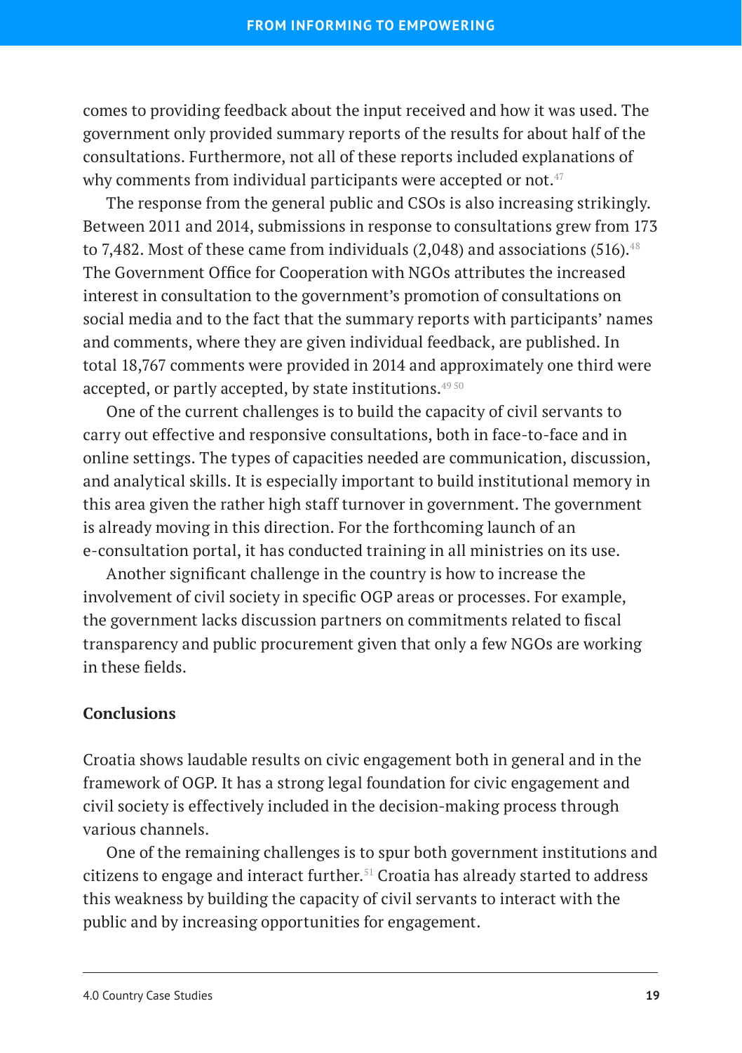comes to providing feedback about the input received and how it was used. The government only provided summary reports of the results for about half of the consultations. Furthermore, not all of these reports included explanations of why comments from individual participants were accepted or not.[47]

The response from the general public and CSOs is also increasing strikingly. Between 2011 and 2014, submissions in response to consultations grew from 173 to 7,482. Most of these came from individuals (2,048) and associations (516).[48] The Government Office for Cooperation with NGOs attributes the increased interest in consultation to the government's promotion of consultations on social media and to the fact that the summary reports with participants' names and comments, where they are given individual feedback, are published. In total 18,767 comments were provided in 2014 and approximately one third were accepted, or partly accepted, by state institutions.[49][50]

One of the current challenges is to build the capacity of civil servants to carry out effective and responsive consultations, both in face-to-face and in online settings. The types of capacities needed are communication, discussion, and analytical skills. It is especially important to build institutional memory in this area given the rather high staff turnover in government. The government is already moving in this direction. For the forthcoming launch of an e-consultation portal, it has conducted training in all ministries on its use.

Another significant challenge in the country is how to increase the involvement of civil society in specific OGP areas or processes. For example, the government lacks discussion partners on commitments related to fiscal transparency and public procurement given that only a few NGOs are working in these fields.

**Conclusions**

Croatia shows laudable results on civic engagement both in general and in the framework of OGP. It has a strong legal foundation for civic engagement and civil society is effectively included in the decision-making process through various channels.

One of the remaining challenges is to spur both government institutions and citizens to engage and interact further.[51] Croatia has already started to address this weakness by building the capacity of civil servants to interact with the public and by increasing opportunities for engagement.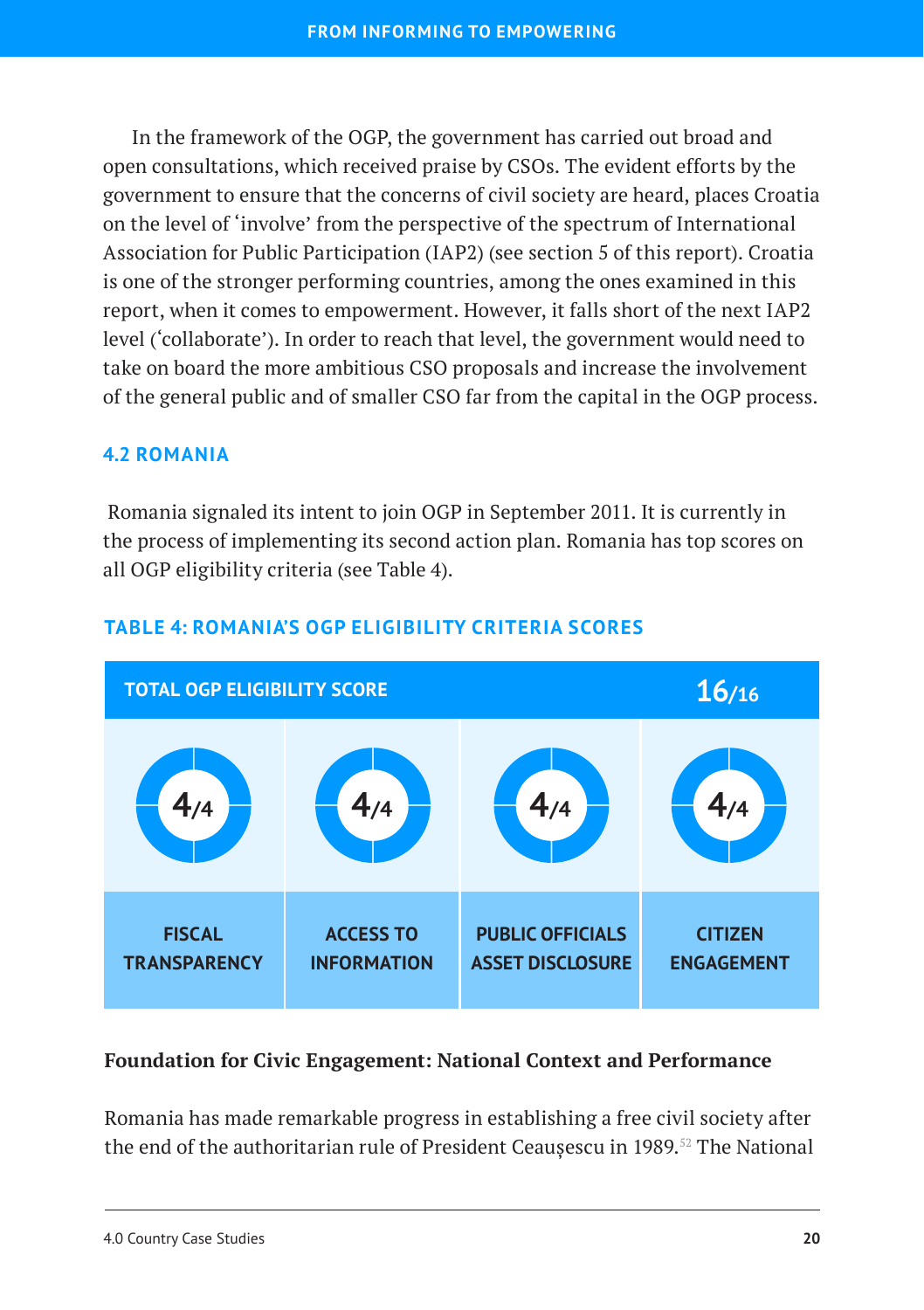In the framework of the OGP, the government has carried out broad and open consultations, which received praise by CSOs. The evident efforts by the government to ensure that the concerns of civil society are heard, places Croatia on the level of 'involve' from the perspective of the spectrum of International Association for Public Participation (IAP2) (see section 5 of this report). Croatia is one of the stronger performing countries, among the ones examined in this report, when it comes to empowerment. However, it falls short of the next IAP2 level ('collaborate'). In order to reach that level, the government would need to take on board the more ambitious CSO proposals and increase the involvement of the general public and of smaller CSO far from the capital in the OGP process.

## 4.2 ROMANIA

Romania signaled its intent to join OGP in September 2011. It is currently in the process of implementing its second action plan. Romania has top scores on all OGP eligibility criteria (see Table 4).

### TABLE 4: ROMANIA'S OGP ELIGIBILITY CRITERIA SCORES

| TOTAL OGP ELIGIBILITY SCORE | | | 16/16 |
|---|---|---|---|
| 4/4 | 4/4 | 4/4 | 4/4 |
| FISCAL TRANSPARENCY | ACCESS TO INFORMATION | PUBLIC OFFICIALS ASSET DISCLOSURE | CITIZEN ENGAGEMENT |

**Foundation for Civic Engagement: National Context and Performance**

Romania has made remarkable progress in establishing a free civil society after the end of the authoritarian rule of President Ceaușescu in 1989.[52] The National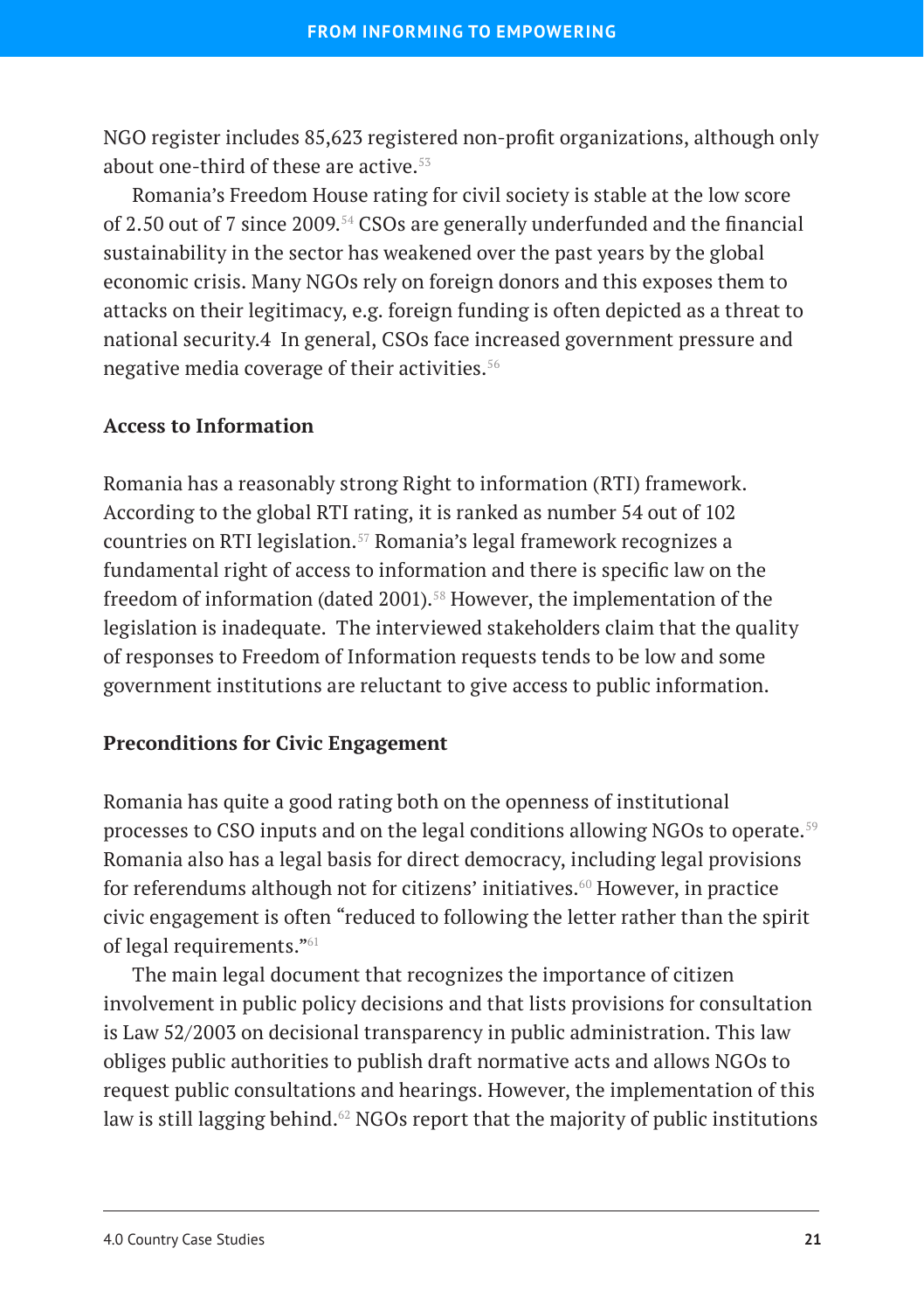NGO register includes 85,623 registered non-profit organizations, although only about one-third of these are active.[53]

Romania's Freedom House rating for civil society is stable at the low score of 2.50 out of 7 since 2009.[54] CSOs are generally underfunded and the financial sustainability in the sector has weakened over the past years by the global economic crisis. Many NGOs rely on foreign donors and this exposes them to attacks on their legitimacy, e.g. foreign funding is often depicted as a threat to national security.4 In general, CSOs face increased government pressure and negative media coverage of their activities.[56]

**Access to Information**

Romania has a reasonably strong Right to information (RTI) framework. According to the global RTI rating, it is ranked as number 54 out of 102 countries on RTI legislation.[57] Romania's legal framework recognizes a fundamental right of access to information and there is specific law on the freedom of information (dated 2001).[58] However, the implementation of the legislation is inadequate. The interviewed stakeholders claim that the quality of responses to Freedom of Information requests tends to be low and some government institutions are reluctant to give access to public information.

**Preconditions for Civic Engagement**

Romania has quite a good rating both on the openness of institutional processes to CSO inputs and on the legal conditions allowing NGOs to operate.[59] Romania also has a legal basis for direct democracy, including legal provisions for referendums although not for citizens' initiatives.[60] However, in practice civic engagement is often "reduced to following the letter rather than the spirit of legal requirements."[61]

The main legal document that recognizes the importance of citizen involvement in public policy decisions and that lists provisions for consultation is Law 52/2003 on decisional transparency in public administration. This law obliges public authorities to publish draft normative acts and allows NGOs to request public consultations and hearings. However, the implementation of this law is still lagging behind.[62] NGOs report that the majority of public institutions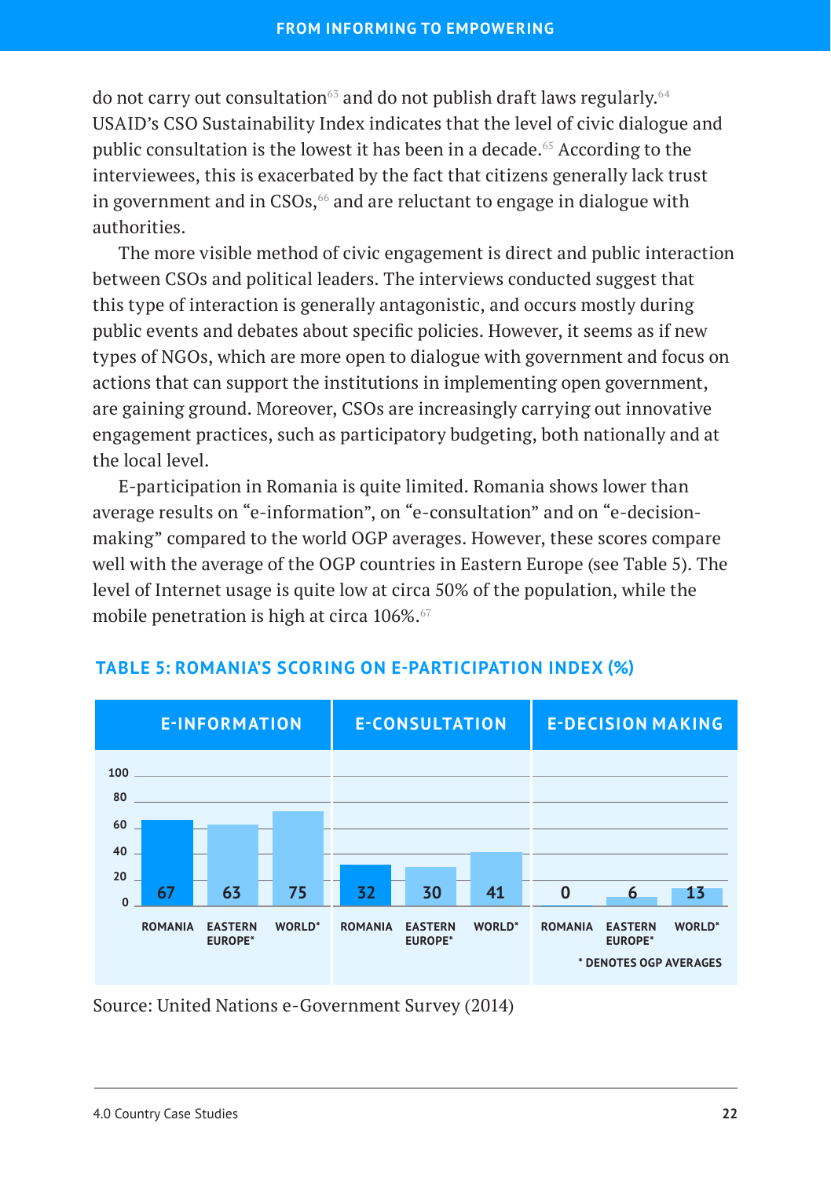do not carry out consultation[63] and do not publish draft laws regularly.[64] USAID's CSO Sustainability Index indicates that the level of civic dialogue and public consultation is the lowest it has been in a decade.[65] According to the interviewees, this is exacerbated by the fact that citizens generally lack trust in government and in CSOs,[66] and are reluctant to engage in dialogue with authorities.

The more visible method of civic engagement is direct and public interaction between CSOs and political leaders. The interviews conducted suggest that this type of interaction is generally antagonistic, and occurs mostly during public events and debates about specific policies. However, it seems as if new types of NGOs, which are more open to dialogue with government and focus on actions that can support the institutions in implementing open government, are gaining ground. Moreover, CSOs are increasingly carrying out innovative engagement practices, such as participatory budgeting, both nationally and at the local level.

E-participation in Romania is quite limited. Romania shows lower than average results on "e-information", on "e-consultation" and on "e-decision-making" compared to the world OGP averages. However, these scores compare well with the average of the OGP countries in Eastern Europe (see Table 5). The level of Internet usage is quite low at circa 50% of the population, while the mobile penetration is high at circa 106%.[67]

### TABLE 5: ROMANIA'S SCORING ON E-PARTICIPATION INDEX (%)

| | E-INFORMATION | E-CONSULTATION | E-DECISION MAKING |
|---|---|---|---|
| ROMANIA | 67 | 32 | 0 |
| EASTERN EUROPE* | 63 | 30 | 6 |
| WORLD* | 75 | 41 | 13 |

\* DENOTES OGP AVERAGES

Source: United Nations e-Government Survey (2014)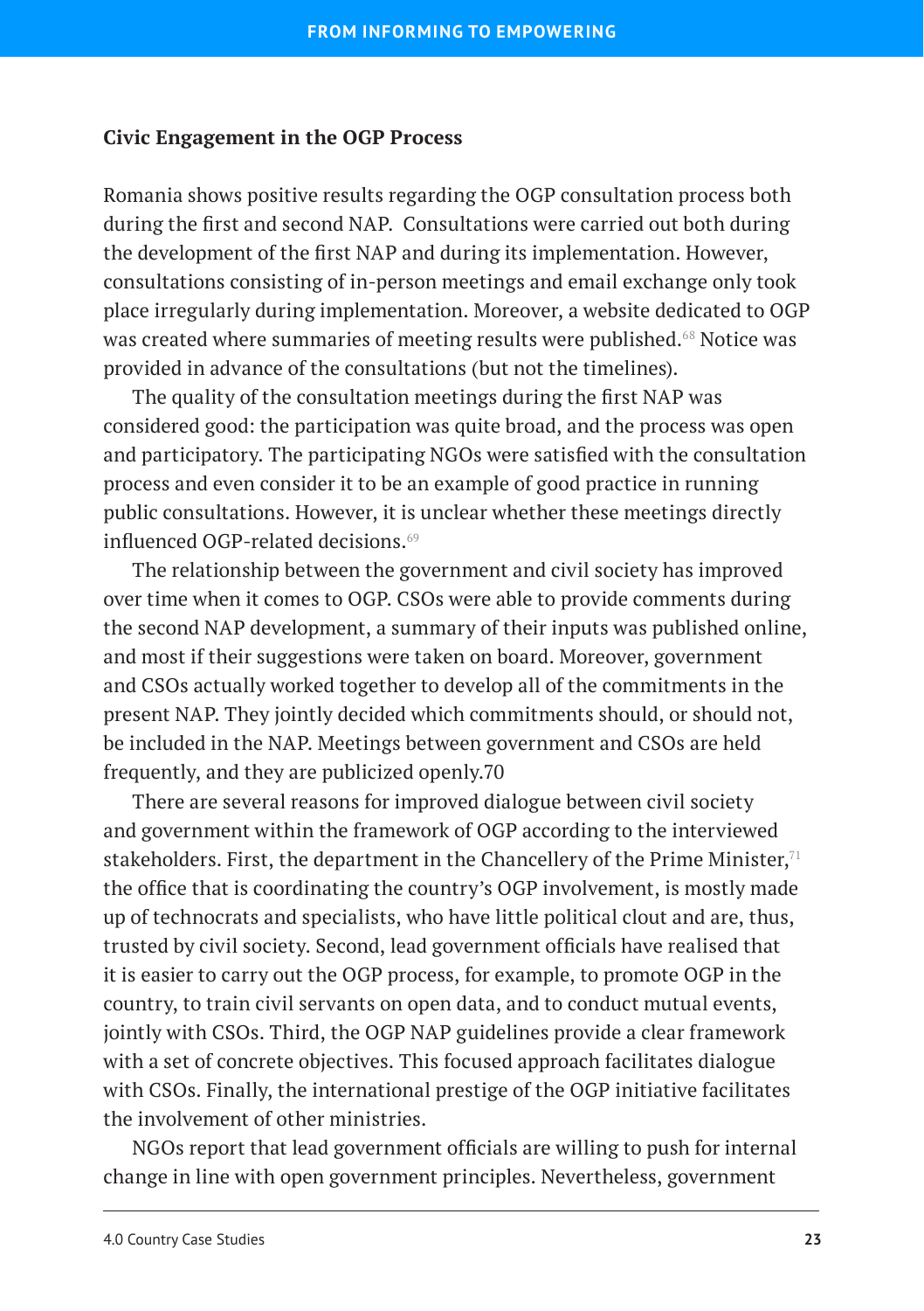**Civic Engagement in the OGP Process**

Romania shows positive results regarding the OGP consultation process both during the first and second NAP. Consultations were carried out both during the development of the first NAP and during its implementation. However, consultations consisting of in-person meetings and email exchange only took place irregularly during implementation. Moreover, a website dedicated to OGP was created where summaries of meeting results were published.[68] Notice was provided in advance of the consultations (but not the timelines).

The quality of the consultation meetings during the first NAP was considered good: the participation was quite broad, and the process was open and participatory. The participating NGOs were satisfied with the consultation process and even consider it to be an example of good practice in running public consultations. However, it is unclear whether these meetings directly influenced OGP-related decisions.[69]

The relationship between the government and civil society has improved over time when it comes to OGP. CSOs were able to provide comments during the second NAP development, a summary of their inputs was published online, and most if their suggestions were taken on board. Moreover, government and CSOs actually worked together to develop all of the commitments in the present NAP. They jointly decided which commitments should, or should not, be included in the NAP. Meetings between government and CSOs are held frequently, and they are publicized openly.70

There are several reasons for improved dialogue between civil society and government within the framework of OGP according to the interviewed stakeholders. First, the department in the Chancellery of the Prime Minister,[71] the office that is coordinating the country's OGP involvement, is mostly made up of technocrats and specialists, who have little political clout and are, thus, trusted by civil society. Second, lead government officials have realised that it is easier to carry out the OGP process, for example, to promote OGP in the country, to train civil servants on open data, and to conduct mutual events, jointly with CSOs. Third, the OGP NAP guidelines provide a clear framework with a set of concrete objectives. This focused approach facilitates dialogue with CSOs. Finally, the international prestige of the OGP initiative facilitates the involvement of other ministries.

NGOs report that lead government officials are willing to push for internal change in line with open government principles. Nevertheless, government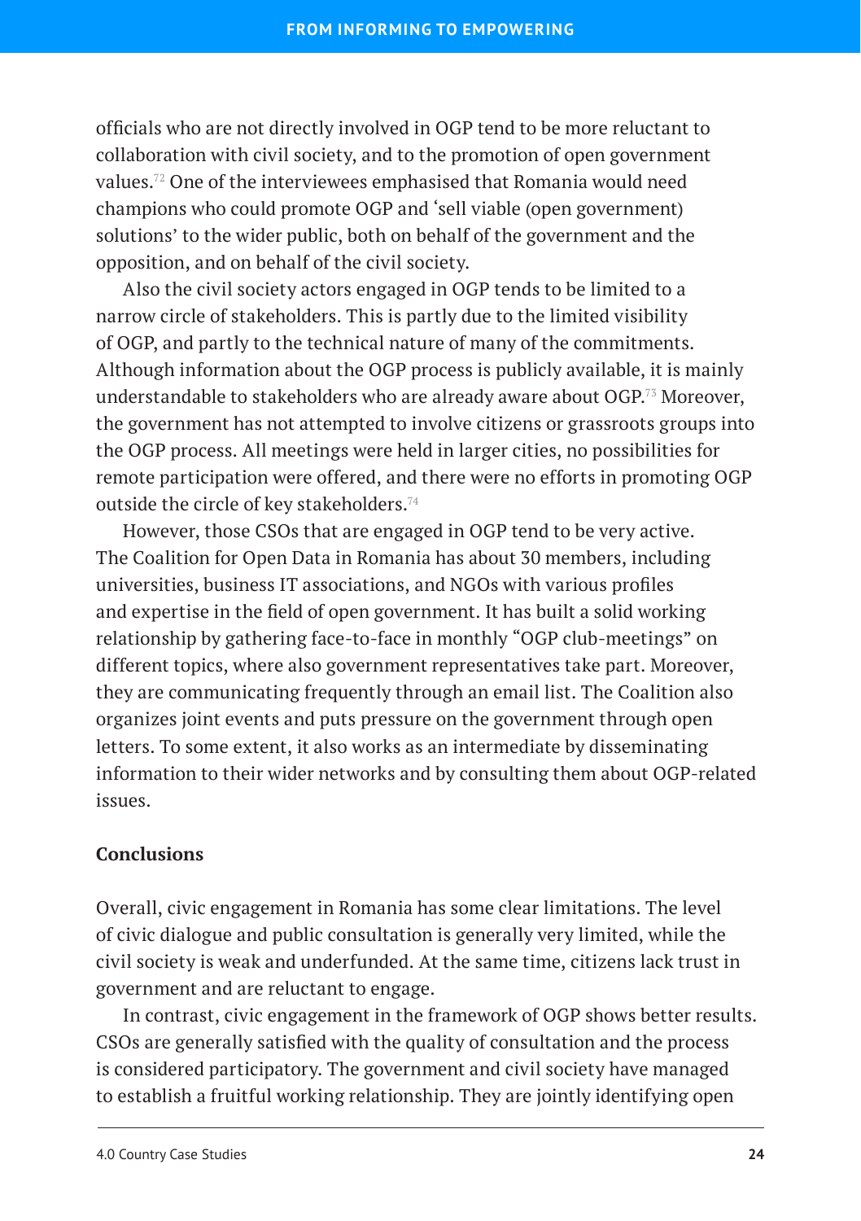officials who are not directly involved in OGP tend to be more reluctant to collaboration with civil society, and to the promotion of open government values.[72] One of the interviewees emphasised that Romania would need champions who could promote OGP and 'sell viable (open government) solutions' to the wider public, both on behalf of the government and the opposition, and on behalf of the civil society.

Also the civil society actors engaged in OGP tends to be limited to a narrow circle of stakeholders. This is partly due to the limited visibility of OGP, and partly to the technical nature of many of the commitments. Although information about the OGP process is publicly available, it is mainly understandable to stakeholders who are already aware about OGP.[73] Moreover, the government has not attempted to involve citizens or grassroots groups into the OGP process. All meetings were held in larger cities, no possibilities for remote participation were offered, and there were no efforts in promoting OGP outside the circle of key stakeholders.[74]

However, those CSOs that are engaged in OGP tend to be very active. The Coalition for Open Data in Romania has about 30 members, including universities, business IT associations, and NGOs with various profiles and expertise in the field of open government. It has built a solid working relationship by gathering face-to-face in monthly "OGP club-meetings" on different topics, where also government representatives take part. Moreover, they are communicating frequently through an email list. The Coalition also organizes joint events and puts pressure on the government through open letters. To some extent, it also works as an intermediate by disseminating information to their wider networks and by consulting them about OGP-related issues.

**Conclusions**

Overall, civic engagement in Romania has some clear limitations. The level of civic dialogue and public consultation is generally very limited, while the civil society is weak and underfunded. At the same time, citizens lack trust in government and are reluctant to engage.

In contrast, civic engagement in the framework of OGP shows better results. CSOs are generally satisfied with the quality of consultation and the process is considered participatory. The government and civil society have managed to establish a fruitful working relationship. They are jointly identifying open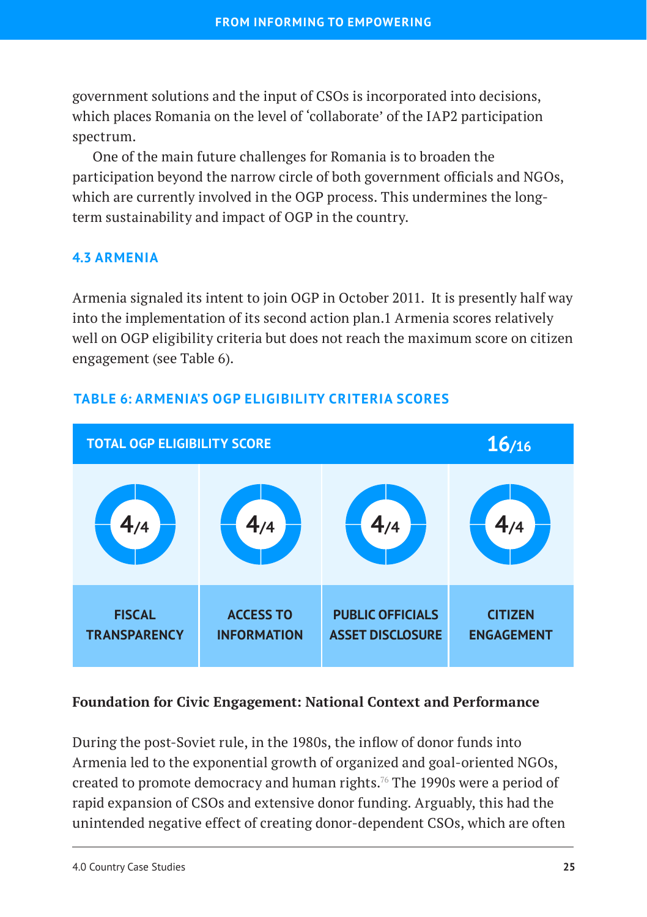government solutions and the input of CSOs is incorporated into decisions, which places Romania on the level of 'collaborate' of the IAP2 participation spectrum.

One of the main future challenges for Romania is to broaden the participation beyond the narrow circle of both government officials and NGOs, which are currently involved in the OGP process. This undermines the long-term sustainability and impact of OGP in the country.

### 4.3 ARMENIA

Armenia signaled its intent to join OGP in October 2011. It is presently half way into the implementation of its second action plan.1 Armenia scores relatively well on OGP eligibility criteria but does not reach the maximum score on citizen engagement (see Table 6).

**TABLE 6: ARMENIA'S OGP ELIGIBILITY CRITERIA SCORES**

| TOTAL OGP ELIGIBILITY SCORE | | | 16/16 |
|---|---|---|---|
| 4/4 | 4/4 | 4/4 | 4/4 |
| FISCAL TRANSPARENCY | ACCESS TO INFORMATION | PUBLIC OFFICIALS ASSET DISCLOSURE | CITIZEN ENGAGEMENT |

**Foundation for Civic Engagement: National Context and Performance**

During the post-Soviet rule, in the 1980s, the inflow of donor funds into Armenia led to the exponential growth of organized and goal-oriented NGOs, created to promote democracy and human rights.[76] The 1990s were a period of rapid expansion of CSOs and extensive donor funding. Arguably, this had the unintended negative effect of creating donor-dependent CSOs, which are often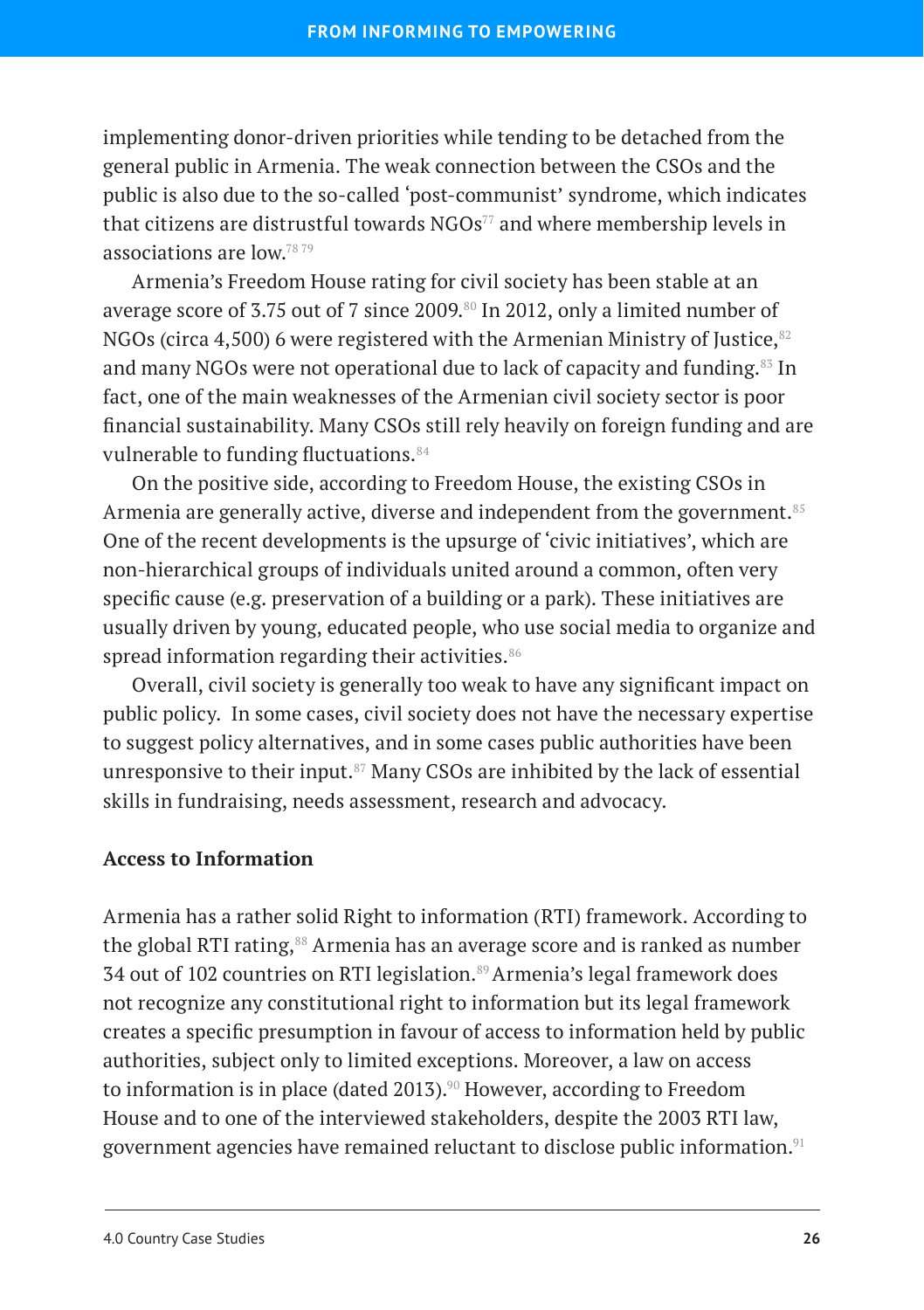implementing donor-driven priorities while tending to be detached from the general public in Armenia. The weak connection between the CSOs and the public is also due to the so-called 'post-communist' syndrome, which indicates that citizens are distrustful towards NGOs[77] and where membership levels in associations are low.[78 79]

Armenia's Freedom House rating for civil society has been stable at an average score of 3.75 out of 7 since 2009.[80] In 2012, only a limited number of NGOs (circa 4,500) 6 were registered with the Armenian Ministry of Justice,[82] and many NGOs were not operational due to lack of capacity and funding.[83] In fact, one of the main weaknesses of the Armenian civil society sector is poor financial sustainability. Many CSOs still rely heavily on foreign funding and are vulnerable to funding fluctuations.[84]

On the positive side, according to Freedom House, the existing CSOs in Armenia are generally active, diverse and independent from the government.[85] One of the recent developments is the upsurge of 'civic initiatives', which are non-hierarchical groups of individuals united around a common, often very specific cause (e.g. preservation of a building or a park). These initiatives are usually driven by young, educated people, who use social media to organize and spread information regarding their activities.[86]

Overall, civil society is generally too weak to have any significant impact on public policy. In some cases, civil society does not have the necessary expertise to suggest policy alternatives, and in some cases public authorities have been unresponsive to their input.[87] Many CSOs are inhibited by the lack of essential skills in fundraising, needs assessment, research and advocacy.

**Access to Information**

Armenia has a rather solid Right to information (RTI) framework. According to the global RTI rating,[88] Armenia has an average score and is ranked as number 34 out of 102 countries on RTI legislation.[89] Armenia's legal framework does not recognize any constitutional right to information but its legal framework creates a specific presumption in favour of access to information held by public authorities, subject only to limited exceptions. Moreover, a law on access to information is in place (dated 2013).[90] However, according to Freedom House and to one of the interviewed stakeholders, despite the 2003 RTI law, government agencies have remained reluctant to disclose public information.[91]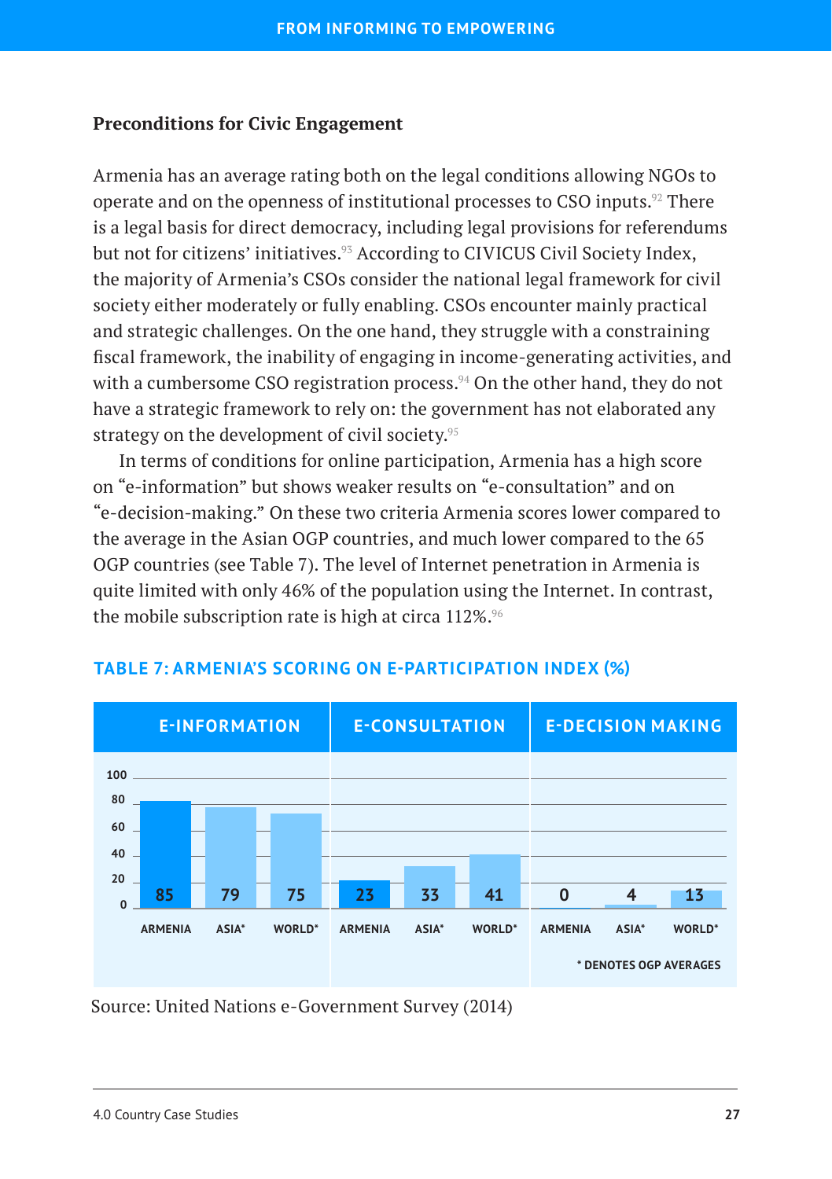### Preconditions for Civic Engagement

Armenia has an average rating both on the legal conditions allowing NGOs to operate and on the openness of institutional processes to CSO inputs.[92] There is a legal basis for direct democracy, including legal provisions for referendums but not for citizens' initiatives.[93] According to CIVICUS Civil Society Index, the majority of Armenia's CSOs consider the national legal framework for civil society either moderately or fully enabling. CSOs encounter mainly practical and strategic challenges. On the one hand, they struggle with a constraining fiscal framework, the inability of engaging in income-generating activities, and with a cumbersome CSO registration process.[94] On the other hand, they do not have a strategic framework to rely on: the government has not elaborated any strategy on the development of civil society.[95]

In terms of conditions for online participation, Armenia has a high score on "e-information" but shows weaker results on "e-consultation" and on "e-decision-making." On these two criteria Armenia scores lower compared to the average in the Asian OGP countries, and much lower compared to the 65 OGP countries (see Table 7). The level of Internet penetration in Armenia is quite limited with only 46% of the population using the Internet. In contrast, the mobile subscription rate is high at circa 112%.[96]

**TABLE 7: ARMENIA'S SCORING ON E-PARTICIPATION INDEX (%)**

| E-INFORMATION | | | E-CONSULTATION | | | E-DECISION MAKING | | |
|---|---|---|---|---|---|---|---|---|
| ARMENIA | ASIA* | WORLD* | ARMENIA | ASIA* | WORLD* | ARMENIA | ASIA* | WORLD* |
| 85 | 79 | 75 | 23 | 33 | 41 | 0 | 4 | 13 |

\* DENOTES OGP AVERAGES

Source: United Nations e-Government Survey (2014)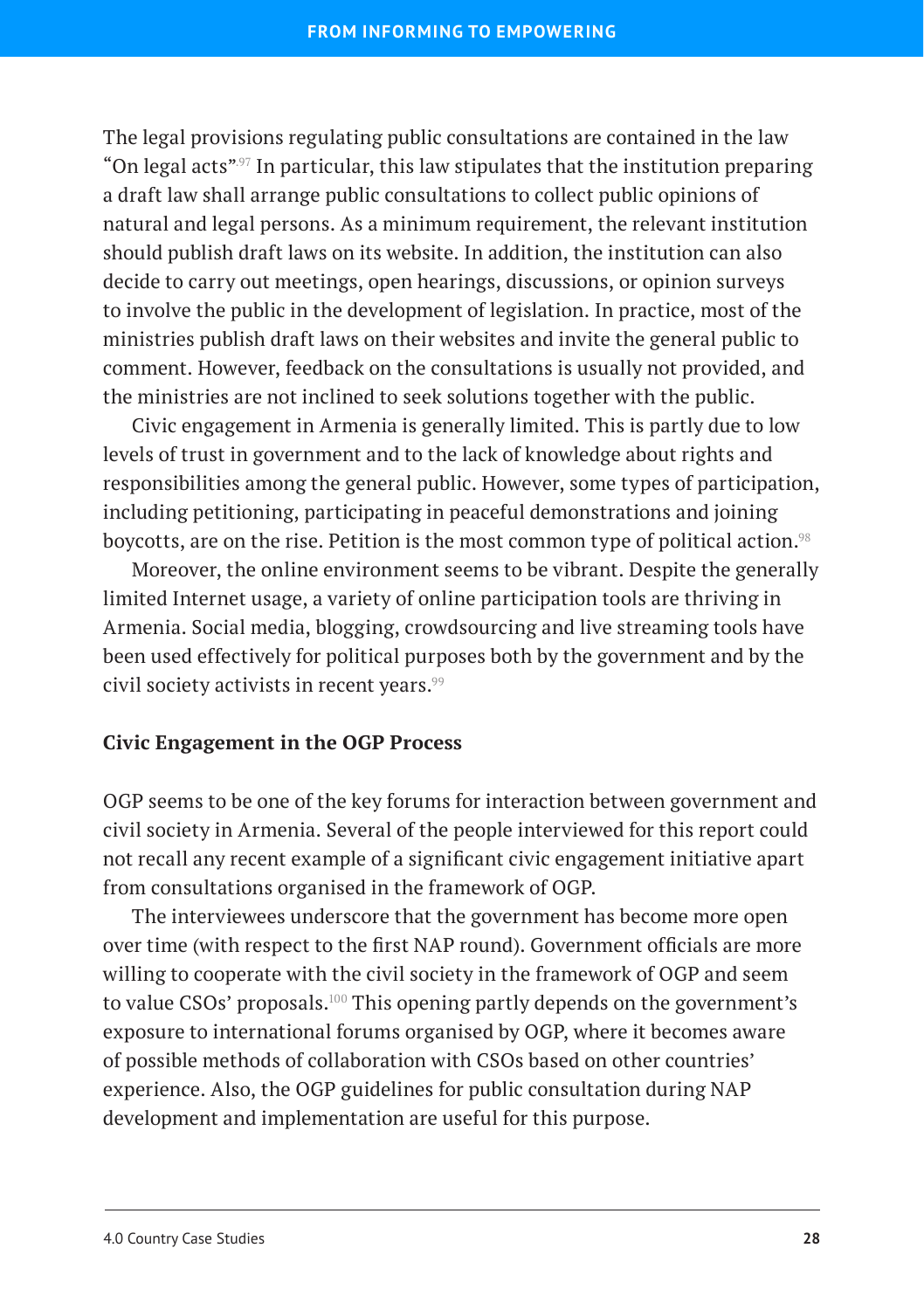The legal provisions regulating public consultations are contained in the law "On legal acts".[97] In particular, this law stipulates that the institution preparing a draft law shall arrange public consultations to collect public opinions of natural and legal persons. As a minimum requirement, the relevant institution should publish draft laws on its website. In addition, the institution can also decide to carry out meetings, open hearings, discussions, or opinion surveys to involve the public in the development of legislation. In practice, most of the ministries publish draft laws on their websites and invite the general public to comment. However, feedback on the consultations is usually not provided, and the ministries are not inclined to seek solutions together with the public.

Civic engagement in Armenia is generally limited. This is partly due to low levels of trust in government and to the lack of knowledge about rights and responsibilities among the general public. However, some types of participation, including petitioning, participating in peaceful demonstrations and joining boycotts, are on the rise. Petition is the most common type of political action.[98]

Moreover, the online environment seems to be vibrant. Despite the generally limited Internet usage, a variety of online participation tools are thriving in Armenia. Social media, blogging, crowdsourcing and live streaming tools have been used effectively for political purposes both by the government and by the civil society activists in recent years.[99]

**Civic Engagement in the OGP Process**

OGP seems to be one of the key forums for interaction between government and civil society in Armenia. Several of the people interviewed for this report could not recall any recent example of a significant civic engagement initiative apart from consultations organised in the framework of OGP.

The interviewees underscore that the government has become more open over time (with respect to the first NAP round). Government officials are more willing to cooperate with the civil society in the framework of OGP and seem to value CSOs' proposals.[100] This opening partly depends on the government's exposure to international forums organised by OGP, where it becomes aware of possible methods of collaboration with CSOs based on other countries' experience. Also, the OGP guidelines for public consultation during NAP development and implementation are useful for this purpose.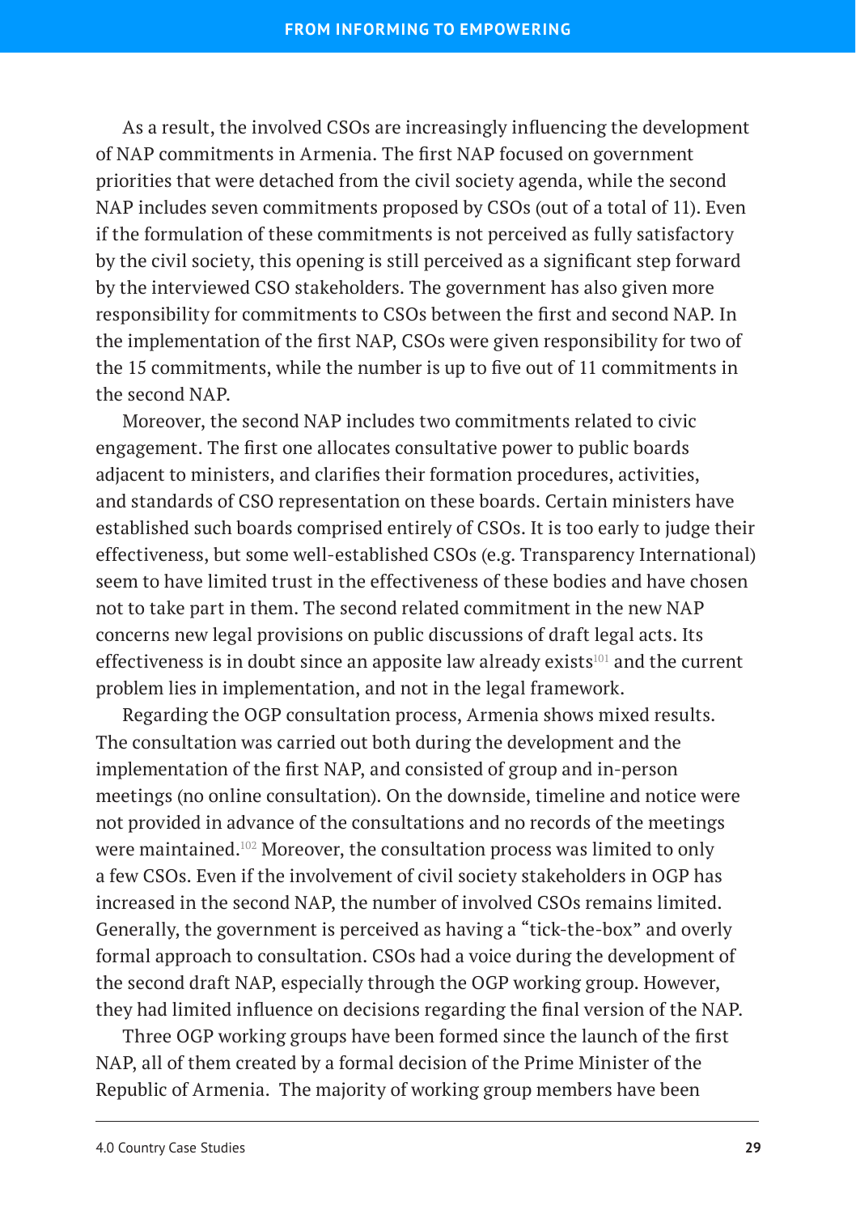As a result, the involved CSOs are increasingly influencing the development of NAP commitments in Armenia. The first NAP focused on government priorities that were detached from the civil society agenda, while the second NAP includes seven commitments proposed by CSOs (out of a total of 11). Even if the formulation of these commitments is not perceived as fully satisfactory by the civil society, this opening is still perceived as a significant step forward by the interviewed CSO stakeholders. The government has also given more responsibility for commitments to CSOs between the first and second NAP. In the implementation of the first NAP, CSOs were given responsibility for two of the 15 commitments, while the number is up to five out of 11 commitments in the second NAP.

Moreover, the second NAP includes two commitments related to civic engagement. The first one allocates consultative power to public boards adjacent to ministers, and clarifies their formation procedures, activities, and standards of CSO representation on these boards. Certain ministers have established such boards comprised entirely of CSOs. It is too early to judge their effectiveness, but some well-established CSOs (e.g. Transparency International) seem to have limited trust in the effectiveness of these bodies and have chosen not to take part in them. The second related commitment in the new NAP concerns new legal provisions on public discussions of draft legal acts. Its effectiveness is in doubt since an apposite law already exists[101] and the current problem lies in implementation, and not in the legal framework.

Regarding the OGP consultation process, Armenia shows mixed results. The consultation was carried out both during the development and the implementation of the first NAP, and consisted of group and in-person meetings (no online consultation). On the downside, timeline and notice were not provided in advance of the consultations and no records of the meetings were maintained.[102] Moreover, the consultation process was limited to only a few CSOs. Even if the involvement of civil society stakeholders in OGP has increased in the second NAP, the number of involved CSOs remains limited. Generally, the government is perceived as having a "tick-the-box" and overly formal approach to consultation. CSOs had a voice during the development of the second draft NAP, especially through the OGP working group. However, they had limited influence on decisions regarding the final version of the NAP.

Three OGP working groups have been formed since the launch of the first NAP, all of them created by a formal decision of the Prime Minister of the Republic of Armenia. The majority of working group members have been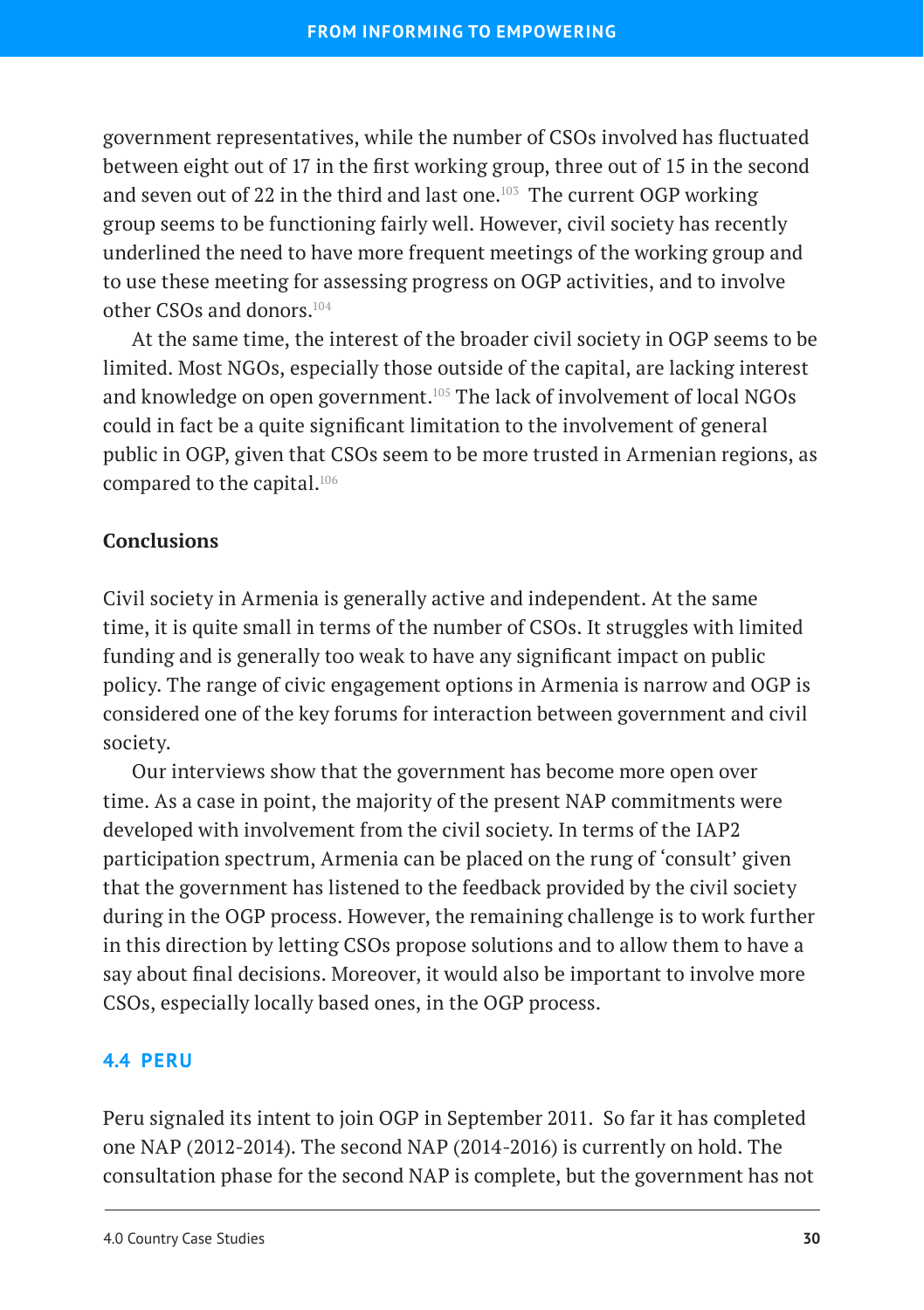government representatives, while the number of CSOs involved has fluctuated between eight out of 17 in the first working group, three out of 15 in the second and seven out of 22 in the third and last one.[103] The current OGP working group seems to be functioning fairly well. However, civil society has recently underlined the need to have more frequent meetings of the working group and to use these meeting for assessing progress on OGP activities, and to involve other CSOs and donors.[104]

At the same time, the interest of the broader civil society in OGP seems to be limited. Most NGOs, especially those outside of the capital, are lacking interest and knowledge on open government.[105] The lack of involvement of local NGOs could in fact be a quite significant limitation to the involvement of general public in OGP, given that CSOs seem to be more trusted in Armenian regions, as compared to the capital.[106]

**Conclusions**

Civil society in Armenia is generally active and independent. At the same time, it is quite small in terms of the number of CSOs. It struggles with limited funding and is generally too weak to have any significant impact on public policy. The range of civic engagement options in Armenia is narrow and OGP is considered one of the key forums for interaction between government and civil society.

Our interviews show that the government has become more open over time. As a case in point, the majority of the present NAP commitments were developed with involvement from the civil society. In terms of the IAP2 participation spectrum, Armenia can be placed on the rung of 'consult' given that the government has listened to the feedback provided by the civil society during in the OGP process. However, the remaining challenge is to work further in this direction by letting CSOs propose solutions and to allow them to have a say about final decisions. Moreover, it would also be important to involve more CSOs, especially locally based ones, in the OGP process.

### 4.4 PERU

Peru signaled its intent to join OGP in September 2011. So far it has completed one NAP (2012-2014). The second NAP (2014-2016) is currently on hold. The consultation phase for the second NAP is complete, but the government has not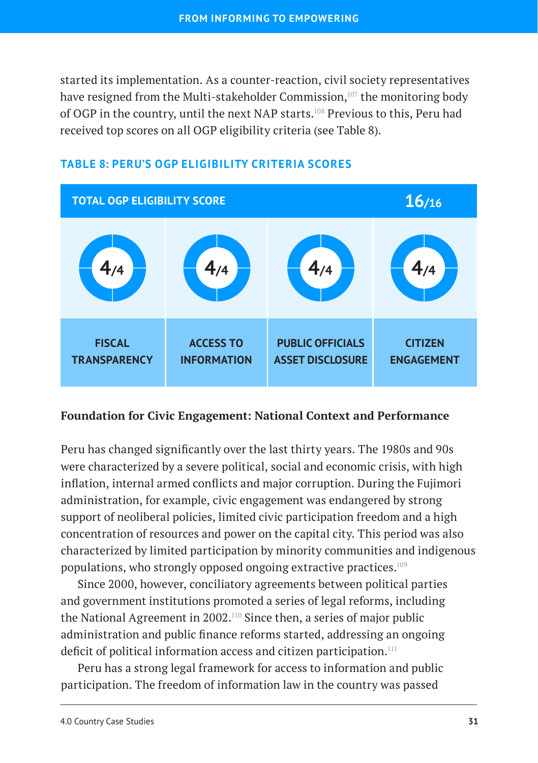started its implementation. As a counter-reaction, civil society representatives have resigned from the Multi-stakeholder Commission,[107] the monitoring body of OGP in the country, until the next NAP starts.[108] Previous to this, Peru had received top scores on all OGP eligibility criteria (see Table 8).

**TABLE 8: PERU'S OGP ELIGIBILITY CRITERIA SCORES**

| TOTAL OGP ELIGIBILITY SCORE | | | 16/16 |
|---|---|---|---|
| 4/4 | 4/4 | 4/4 | 4/4 |
| FISCAL TRANSPARENCY | ACCESS TO INFORMATION | PUBLIC OFFICIALS ASSET DISCLOSURE | CITIZEN ENGAGEMENT |

**Foundation for Civic Engagement: National Context and Performance**

Peru has changed significantly over the last thirty years. The 1980s and 90s were characterized by a severe political, social and economic crisis, with high inflation, internal armed conflicts and major corruption. During the Fujimori administration, for example, civic engagement was endangered by strong support of neoliberal policies, limited civic participation freedom and a high concentration of resources and power on the capital city. This period was also characterized by limited participation by minority communities and indigenous populations, who strongly opposed ongoing extractive practices.[109]

Since 2000, however, conciliatory agreements between political parties and government institutions promoted a series of legal reforms, including the National Agreement in 2002.[110] Since then, a series of major public administration and public finance reforms started, addressing an ongoing deficit of political information access and citizen participation.[111]

Peru has a strong legal framework for access to information and public participation. The freedom of information law in the country was passed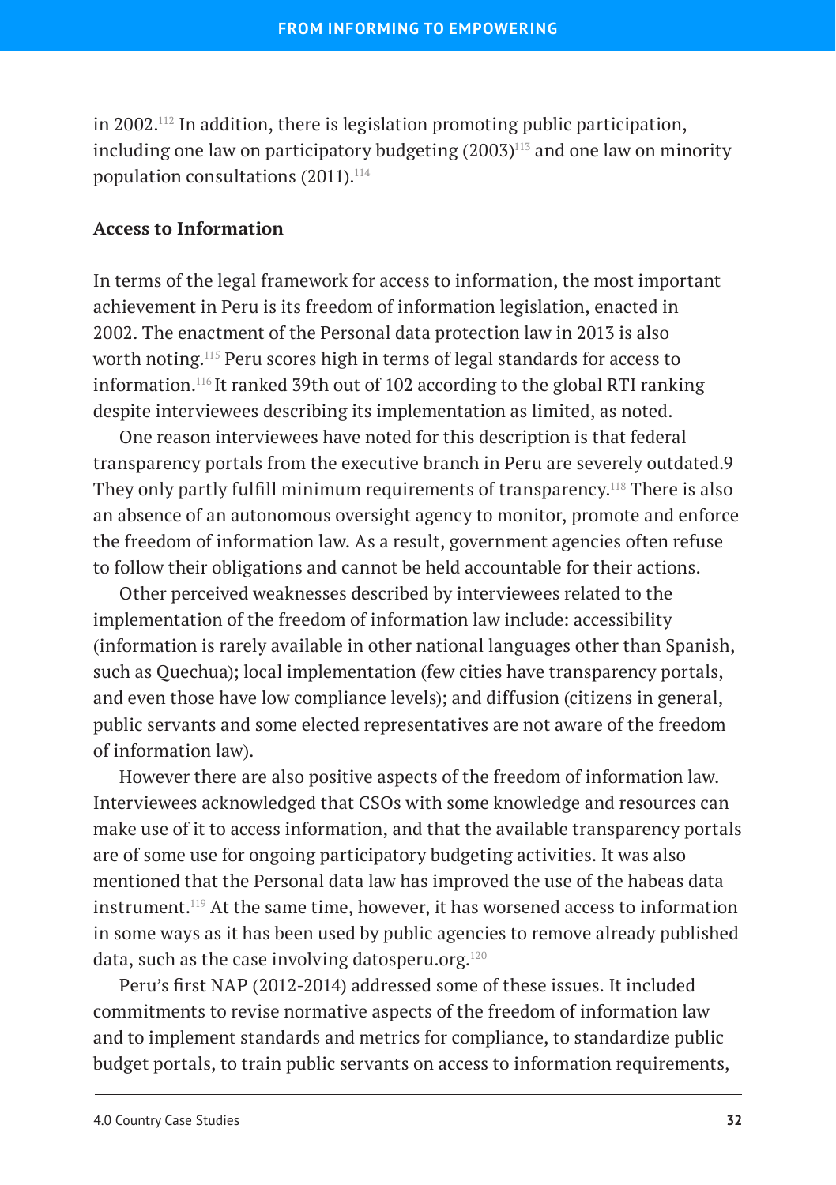in 2002.[112] In addition, there is legislation promoting public participation, including one law on participatory budgeting (2003)[113] and one law on minority population consultations (2011).[114]

**Access to Information**

In terms of the legal framework for access to information, the most important achievement in Peru is its freedom of information legislation, enacted in 2002. The enactment of the Personal data protection law in 2013 is also worth noting.[115] Peru scores high in terms of legal standards for access to information.[116] It ranked 39th out of 102 according to the global RTI ranking despite interviewees describing its implementation as limited, as noted.

One reason interviewees have noted for this description is that federal transparency portals from the executive branch in Peru are severely outdated.9 They only partly fulfill minimum requirements of transparency.[118] There is also an absence of an autonomous oversight agency to monitor, promote and enforce the freedom of information law. As a result, government agencies often refuse to follow their obligations and cannot be held accountable for their actions.

Other perceived weaknesses described by interviewees related to the implementation of the freedom of information law include: accessibility (information is rarely available in other national languages other than Spanish, such as Quechua); local implementation (few cities have transparency portals, and even those have low compliance levels); and diffusion (citizens in general, public servants and some elected representatives are not aware of the freedom of information law).

However there are also positive aspects of the freedom of information law. Interviewees acknowledged that CSOs with some knowledge and resources can make use of it to access information, and that the available transparency portals are of some use for ongoing participatory budgeting activities. It was also mentioned that the Personal data law has improved the use of the habeas data instrument.[119] At the same time, however, it has worsened access to information in some ways as it has been used by public agencies to remove already published data, such as the case involving datosperu.org.[120]

Peru's first NAP (2012-2014) addressed some of these issues. It included commitments to revise normative aspects of the freedom of information law and to implement standards and metrics for compliance, to standardize public budget portals, to train public servants on access to information requirements,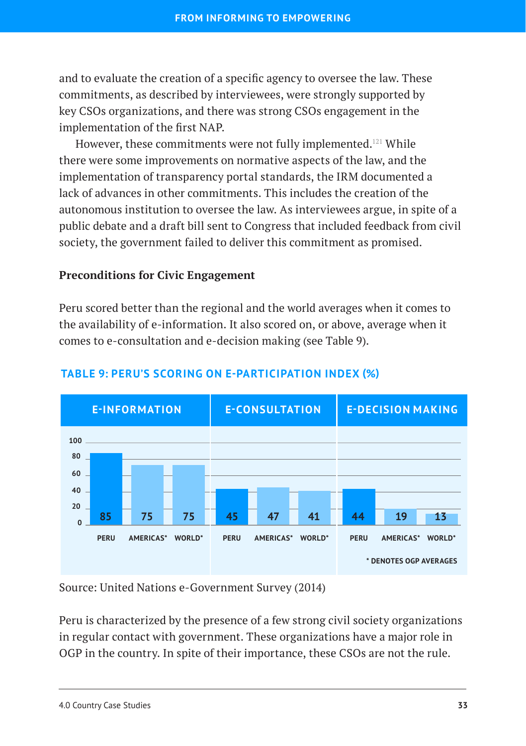and to evaluate the creation of a specific agency to oversee the law. These commitments, as described by interviewees, were strongly supported by key CSOs organizations, and there was strong CSOs engagement in the implementation of the first NAP.

However, these commitments were not fully implemented.[121] While there were some improvements on normative aspects of the law, and the implementation of transparency portal standards, the IRM documented a lack of advances in other commitments. This includes the creation of the autonomous institution to oversee the law. As interviewees argue, in spite of a public debate and a draft bill sent to Congress that included feedback from civil society, the government failed to deliver this commitment as promised.

### Preconditions for Civic Engagement

Peru scored better than the regional and the world averages when it comes to the availability of e-information. It also scored on, or above, average when it comes to e-consultation and e-decision making (see Table 9).

**TABLE 9: PERU'S SCORING ON E-PARTICIPATION INDEX (%)**

| | E-INFORMATION | E-CONSULTATION | E-DECISION MAKING |
|---|---|---|---|
| PERU | 85 | 45 | 44 |
| AMERICAS* | 75 | 47 | 19 |
| WORLD* | 75 | 41 | 13 |

\* DENOTES OGP AVERAGES

Source: United Nations e-Government Survey (2014)

Peru is characterized by the presence of a few strong civil society organizations in regular contact with government. These organizations have a major role in OGP in the country. In spite of their importance, these CSOs are not the rule.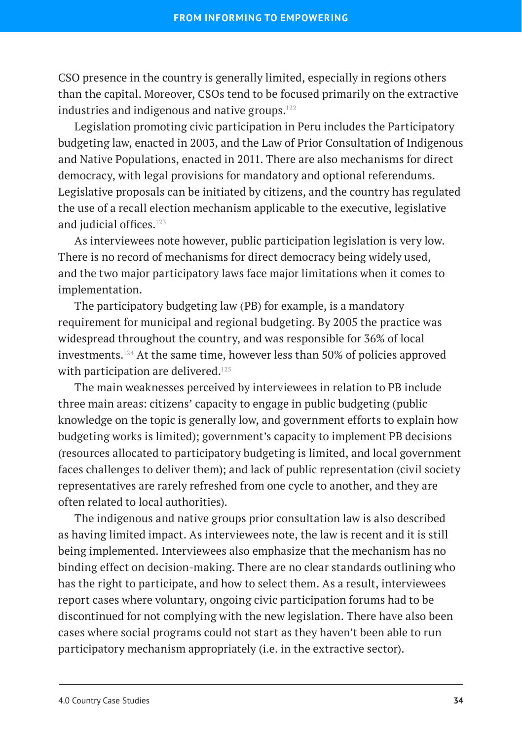CSO presence in the country is generally limited, especially in regions others than the capital. Moreover, CSOs tend to be focused primarily on the extractive industries and indigenous and native groups.[122]

Legislation promoting civic participation in Peru includes the Participatory budgeting law, enacted in 2003, and the Law of Prior Consultation of Indigenous and Native Populations, enacted in 2011. There are also mechanisms for direct democracy, with legal provisions for mandatory and optional referendums. Legislative proposals can be initiated by citizens, and the country has regulated the use of a recall election mechanism applicable to the executive, legislative and judicial offices.[123]

As interviewees note however, public participation legislation is very low. There is no record of mechanisms for direct democracy being widely used, and the two major participatory laws face major limitations when it comes to implementation.

The participatory budgeting law (PB) for example, is a mandatory requirement for municipal and regional budgeting. By 2005 the practice was widespread throughout the country, and was responsible for 36% of local investments.[124] At the same time, however less than 50% of policies approved with participation are delivered.[125]

The main weaknesses perceived by interviewees in relation to PB include three main areas: citizens' capacity to engage in public budgeting (public knowledge on the topic is generally low, and government efforts to explain how budgeting works is limited); government's capacity to implement PB decisions (resources allocated to participatory budgeting is limited, and local government faces challenges to deliver them); and lack of public representation (civil society representatives are rarely refreshed from one cycle to another, and they are often related to local authorities).

The indigenous and native groups prior consultation law is also described as having limited impact. As interviewees note, the law is recent and it is still being implemented. Interviewees also emphasize that the mechanism has no binding effect on decision-making. There are no clear standards outlining who has the right to participate, and how to select them. As a result, interviewees report cases where voluntary, ongoing civic participation forums had to be discontinued for not complying with the new legislation. There have also been cases where social programs could not start as they haven't been able to run participatory mechanism appropriately (i.e. in the extractive sector).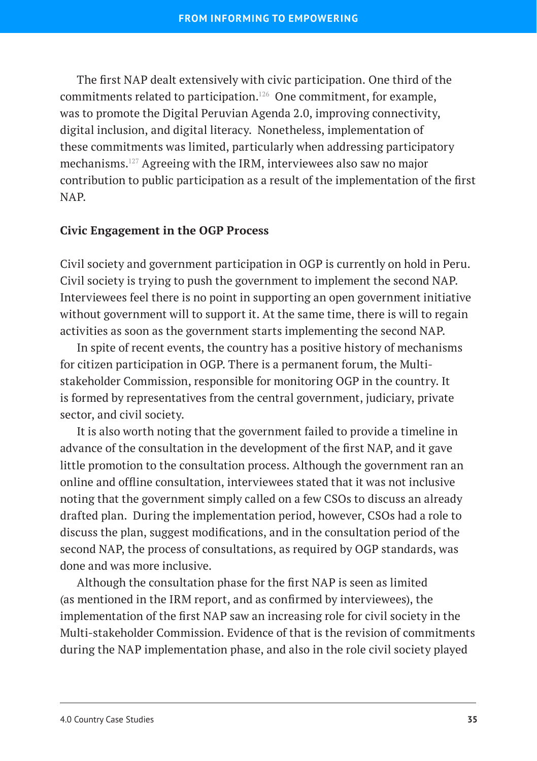The first NAP dealt extensively with civic participation. One third of the commitments related to participation.[126] One commitment, for example, was to promote the Digital Peruvian Agenda 2.0, improving connectivity, digital inclusion, and digital literacy. Nonetheless, implementation of these commitments was limited, particularly when addressing participatory mechanisms.[127] Agreeing with the IRM, interviewees also saw no major contribution to public participation as a result of the implementation of the first NAP.

**Civic Engagement in the OGP Process**

Civil society and government participation in OGP is currently on hold in Peru. Civil society is trying to push the government to implement the second NAP. Interviewees feel there is no point in supporting an open government initiative without government will to support it. At the same time, there is will to regain activities as soon as the government starts implementing the second NAP.

In spite of recent events, the country has a positive history of mechanisms for citizen participation in OGP. There is a permanent forum, the Multi-stakeholder Commission, responsible for monitoring OGP in the country. It is formed by representatives from the central government, judiciary, private sector, and civil society.

It is also worth noting that the government failed to provide a timeline in advance of the consultation in the development of the first NAP, and it gave little promotion to the consultation process. Although the government ran an online and offline consultation, interviewees stated that it was not inclusive noting that the government simply called on a few CSOs to discuss an already drafted plan. During the implementation period, however, CSOs had a role to discuss the plan, suggest modifications, and in the consultation period of the second NAP, the process of consultations, as required by OGP standards, was done and was more inclusive.

Although the consultation phase for the first NAP is seen as limited (as mentioned in the IRM report, and as confirmed by interviewees), the implementation of the first NAP saw an increasing role for civil society in the Multi-stakeholder Commission. Evidence of that is the revision of commitments during the NAP implementation phase, and also in the role civil society played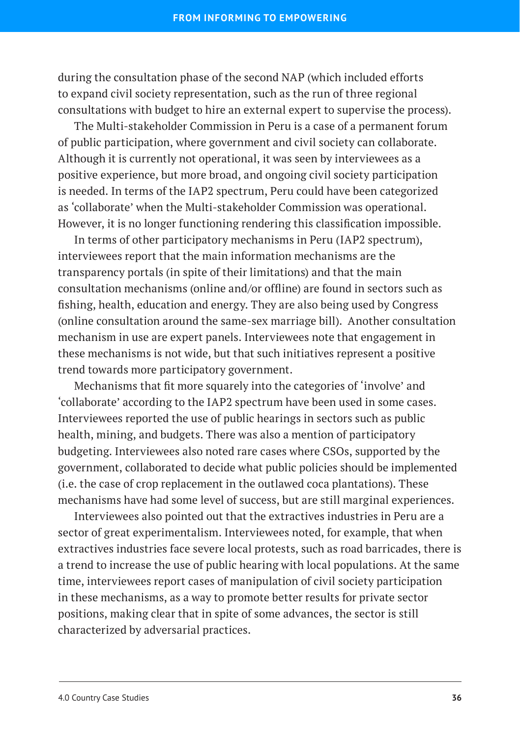during the consultation phase of the second NAP (which included efforts to expand civil society representation, such as the run of three regional consultations with budget to hire an external expert to supervise the process).

The Multi-stakeholder Commission in Peru is a case of a permanent forum of public participation, where government and civil society can collaborate. Although it is currently not operational, it was seen by interviewees as a positive experience, but more broad, and ongoing civil society participation is needed. In terms of the IAP2 spectrum, Peru could have been categorized as 'collaborate' when the Multi-stakeholder Commission was operational. However, it is no longer functioning rendering this classification impossible.

In terms of other participatory mechanisms in Peru (IAP2 spectrum), interviewees report that the main information mechanisms are the transparency portals (in spite of their limitations) and that the main consultation mechanisms (online and/or offline) are found in sectors such as fishing, health, education and energy. They are also being used by Congress (online consultation around the same-sex marriage bill). Another consultation mechanism in use are expert panels. Interviewees note that engagement in these mechanisms is not wide, but that such initiatives represent a positive trend towards more participatory government.

Mechanisms that fit more squarely into the categories of 'involve' and 'collaborate' according to the IAP2 spectrum have been used in some cases. Interviewees reported the use of public hearings in sectors such as public health, mining, and budgets. There was also a mention of participatory budgeting. Interviewees also noted rare cases where CSOs, supported by the government, collaborated to decide what public policies should be implemented (i.e. the case of crop replacement in the outlawed coca plantations). These mechanisms have had some level of success, but are still marginal experiences.

Interviewees also pointed out that the extractives industries in Peru are a sector of great experimentalism. Interviewees noted, for example, that when extractives industries face severe local protests, such as road barricades, there is a trend to increase the use of public hearing with local populations. At the same time, interviewees report cases of manipulation of civil society participation in these mechanisms, as a way to promote better results for private sector positions, making clear that in spite of some advances, the sector is still characterized by adversarial practices.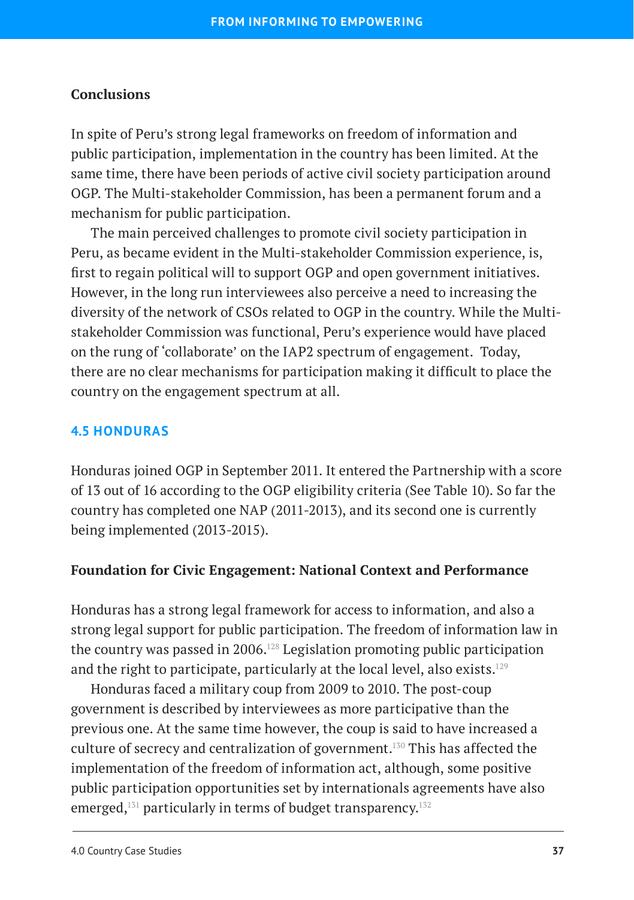### Conclusions

In spite of Peru's strong legal frameworks on freedom of information and public participation, implementation in the country has been limited. At the same time, there have been periods of active civil society participation around OGP. The Multi-stakeholder Commission, has been a permanent forum and a mechanism for public participation.

The main perceived challenges to promote civil society participation in Peru, as became evident in the Multi-stakeholder Commission experience, is, first to regain political will to support OGP and open government initiatives. However, in the long run interviewees also perceive a need to increasing the diversity of the network of CSOs related to OGP in the country. While the Multi-stakeholder Commission was functional, Peru's experience would have placed on the rung of 'collaborate' on the IAP2 spectrum of engagement. Today, there are no clear mechanisms for participation making it difficult to place the country on the engagement spectrum at all.

## 4.5 HONDURAS

Honduras joined OGP in September 2011. It entered the Partnership with a score of 13 out of 16 according to the OGP eligibility criteria (See Table 10). So far the country has completed one NAP (2011-2013), and its second one is currently being implemented (2013-2015).

### Foundation for Civic Engagement: National Context and Performance

Honduras has a strong legal framework for access to information, and also a strong legal support for public participation. The freedom of information law in the country was passed in 2006.[128] Legislation promoting public participation and the right to participate, particularly at the local level, also exists.[129]

Honduras faced a military coup from 2009 to 2010. The post-coup government is described by interviewees as more participative than the previous one. At the same time however, the coup is said to have increased a culture of secrecy and centralization of government.[130] This has affected the implementation of the freedom of information act, although, some positive public participation opportunities set by internationals agreements have also emerged,[131] particularly in terms of budget transparency.[132]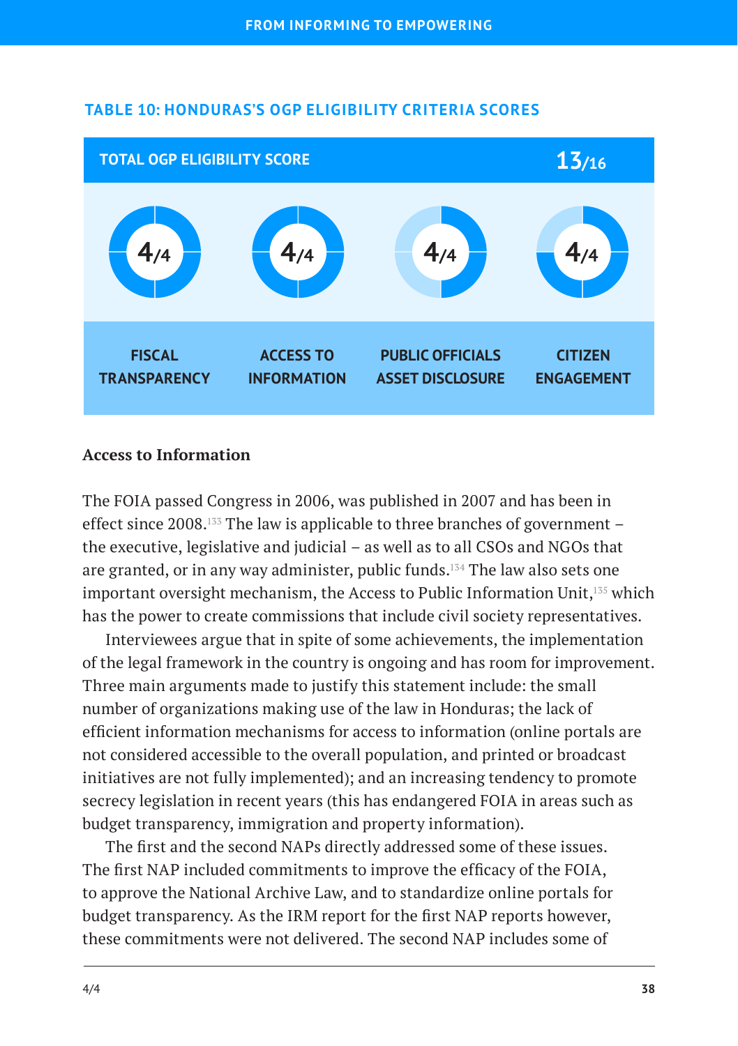**TABLE 10: HONDURAS'S OGP ELIGIBILITY CRITERIA SCORES**

| TOTAL OGP ELIGIBILITY SCORE | | | 13/16 |
|---|---|---|---|
| 4/4 | 4/4 | 4/4 | 4/4 |
| FISCAL TRANSPARENCY | ACCESS TO INFORMATION | PUBLIC OFFICIALS ASSET DISCLOSURE | CITIZEN ENGAGEMENT |

**Access to Information**

The FOIA passed Congress in 2006, was published in 2007 and has been in effect since 2008.[133] The law is applicable to three branches of government – the executive, legislative and judicial – as well as to all CSOs and NGOs that are granted, or in any way administer, public funds.[134] The law also sets one important oversight mechanism, the Access to Public Information Unit,[135] which has the power to create commissions that include civil society representatives.

Interviewees argue that in spite of some achievements, the implementation of the legal framework in the country is ongoing and has room for improvement. Three main arguments made to justify this statement include: the small number of organizations making use of the law in Honduras; the lack of efficient information mechanisms for access to information (online portals are not considered accessible to the overall population, and printed or broadcast initiatives are not fully implemented); and an increasing tendency to promote secrecy legislation in recent years (this has endangered FOIA in areas such as budget transparency, immigration and property information).

The first and the second NAPs directly addressed some of these issues. The first NAP included commitments to improve the efficacy of the FOIA, to approve the National Archive Law, and to standardize online portals for budget transparency. As the IRM report for the first NAP reports however, these commitments were not delivered. The second NAP includes some of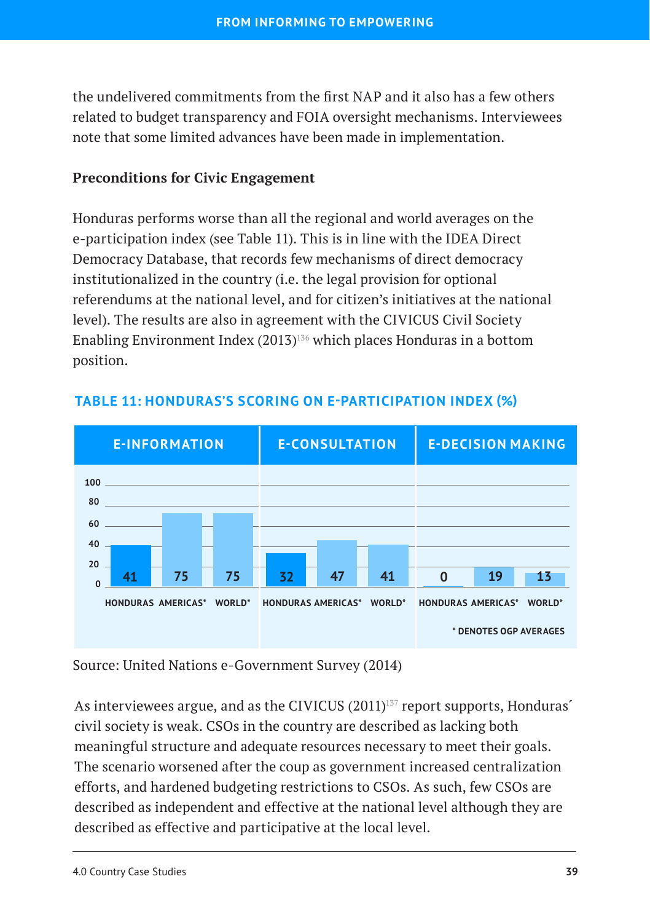the undelivered commitments from the first NAP and it also has a few others related to budget transparency and FOIA oversight mechanisms. Interviewees note that some limited advances have been made in implementation.

**Preconditions for Civic Engagement**

Honduras performs worse than all the regional and world averages on the e-participation index (see Table 11). This is in line with the IDEA Direct Democracy Database, that records few mechanisms of direct democracy institutionalized in the country (i.e. the legal provision for optional referendums at the national level, and for citizen's initiatives at the national level). The results are also in agreement with the CIVICUS Civil Society Enabling Environment Index (2013)[136] which places Honduras in a bottom position.

**TABLE 11: HONDURAS'S SCORING ON E-PARTICIPATION INDEX (%)**

| | HONDURAS | AMERICAS* | WORLD* |
|---|---|---|---|
| E-INFORMATION | 41 | 75 | 75 |
| E-CONSULTATION | 32 | 47 | 41 |
| E-DECISION MAKING | 0 | 19 | 13 |

\* DENOTES OGP AVERAGES

Source: United Nations e-Government Survey (2014)

As interviewees argue, and as the CIVICUS (2011)[137] report supports, Honduras´ civil society is weak. CSOs in the country are described as lacking both meaningful structure and adequate resources necessary to meet their goals. The scenario worsened after the coup as government increased centralization efforts, and hardened budgeting restrictions to CSOs. As such, few CSOs are described as independent and effective at the national level although they are described as effective and participative at the local level.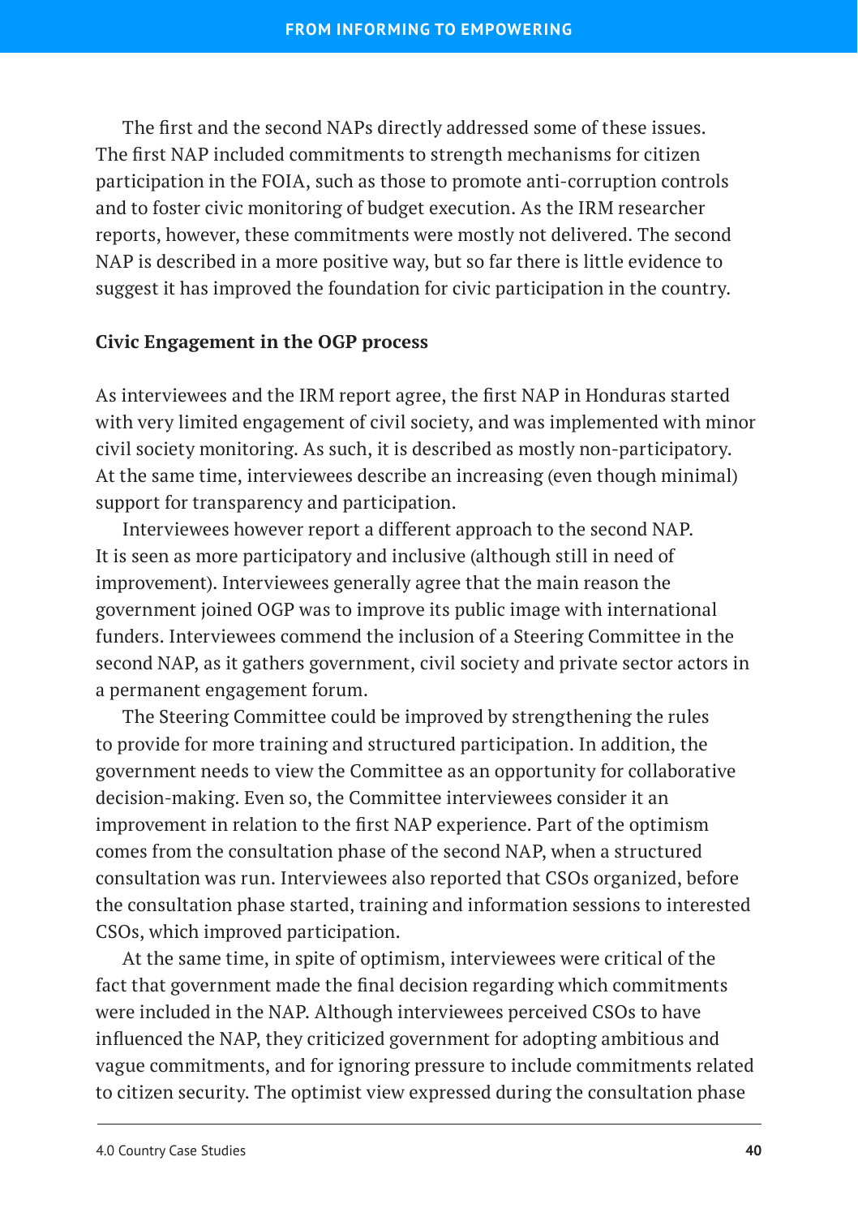The first and the second NAPs directly addressed some of these issues. The first NAP included commitments to strength mechanisms for citizen participation in the FOIA, such as those to promote anti-corruption controls and to foster civic monitoring of budget execution. As the IRM researcher reports, however, these commitments were mostly not delivered. The second NAP is described in a more positive way, but so far there is little evidence to suggest it has improved the foundation for civic participation in the country.

**Civic Engagement in the OGP process**

As interviewees and the IRM report agree, the first NAP in Honduras started with very limited engagement of civil society, and was implemented with minor civil society monitoring. As such, it is described as mostly non-participatory. At the same time, interviewees describe an increasing (even though minimal) support for transparency and participation.

Interviewees however report a different approach to the second NAP. It is seen as more participatory and inclusive (although still in need of improvement). Interviewees generally agree that the main reason the government joined OGP was to improve its public image with international funders. Interviewees commend the inclusion of a Steering Committee in the second NAP, as it gathers government, civil society and private sector actors in a permanent engagement forum.

The Steering Committee could be improved by strengthening the rules to provide for more training and structured participation. In addition, the government needs to view the Committee as an opportunity for collaborative decision-making. Even so, the Committee interviewees consider it an improvement in relation to the first NAP experience. Part of the optimism comes from the consultation phase of the second NAP, when a structured consultation was run. Interviewees also reported that CSOs organized, before the consultation phase started, training and information sessions to interested CSOs, which improved participation.

At the same time, in spite of optimism, interviewees were critical of the fact that government made the final decision regarding which commitments were included in the NAP. Although interviewees perceived CSOs to have influenced the NAP, they criticized government for adopting ambitious and vague commitments, and for ignoring pressure to include commitments related to citizen security. The optimist view expressed during the consultation phase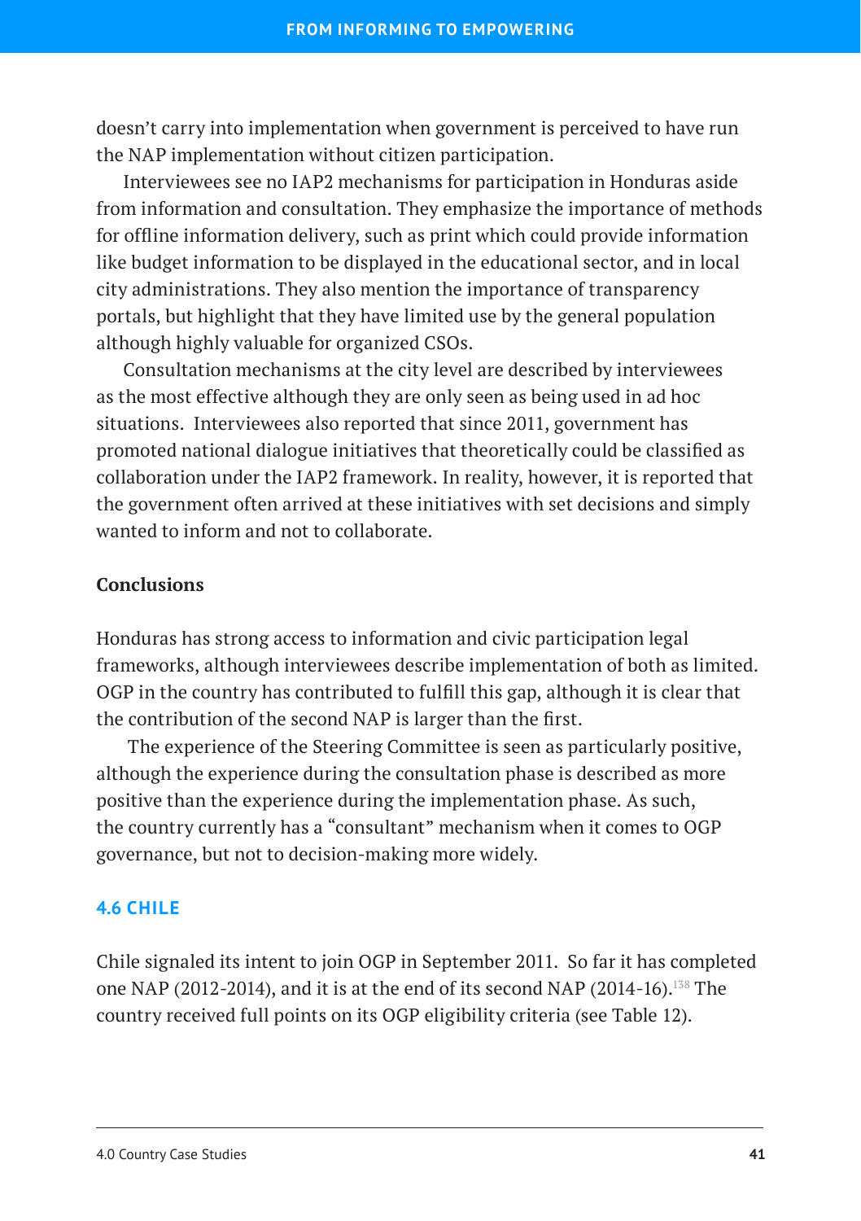doesn't carry into implementation when government is perceived to have run the NAP implementation without citizen participation.

Interviewees see no IAP2 mechanisms for participation in Honduras aside from information and consultation. They emphasize the importance of methods for offline information delivery, such as print which could provide information like budget information to be displayed in the educational sector, and in local city administrations. They also mention the importance of transparency portals, but highlight that they have limited use by the general population although highly valuable for organized CSOs.

Consultation mechanisms at the city level are described by interviewees as the most effective although they are only seen as being used in ad hoc situations. Interviewees also reported that since 2011, government has promoted national dialogue initiatives that theoretically could be classified as collaboration under the IAP2 framework. In reality, however, it is reported that the government often arrived at these initiatives with set decisions and simply wanted to inform and not to collaborate.

**Conclusions**

Honduras has strong access to information and civic participation legal frameworks, although interviewees describe implementation of both as limited. OGP in the country has contributed to fulfill this gap, although it is clear that the contribution of the second NAP is larger than the first.

The experience of the Steering Committee is seen as particularly positive, although the experience during the consultation phase is described as more positive than the experience during the implementation phase. As such, the country currently has a "consultant" mechanism when it comes to OGP governance, but not to decision-making more widely.

## 4.6 CHILE

Chile signaled its intent to join OGP in September 2011. So far it has completed one NAP (2012-2014), and it is at the end of its second NAP (2014-16).[138] The country received full points on its OGP eligibility criteria (see Table 12).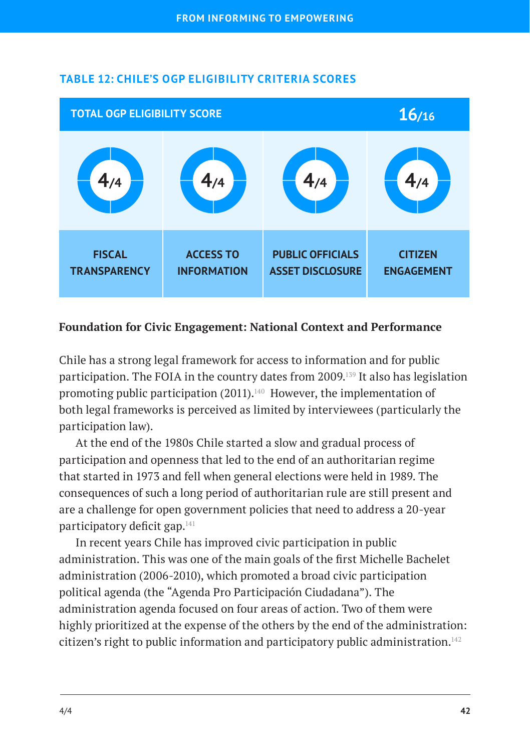### TABLE 12: CHILE'S OGP ELIGIBILITY CRITERIA SCORES

| TOTAL OGP ELIGIBILITY SCORE | | | 16/16 |
|---|---|---|---|
| 4/4 | 4/4 | 4/4 | 4/4 |
| FISCAL TRANSPARENCY | ACCESS TO INFORMATION | PUBLIC OFFICIALS ASSET DISCLOSURE | CITIZEN ENGAGEMENT |

**Foundation for Civic Engagement: National Context and Performance**

Chile has a strong legal framework for access to information and for public participation. The FOIA in the country dates from 2009.[139] It also has legislation promoting public participation (2011).[140] However, the implementation of both legal frameworks is perceived as limited by interviewees (particularly the participation law).

At the end of the 1980s Chile started a slow and gradual process of participation and openness that led to the end of an authoritarian regime that started in 1973 and fell when general elections were held in 1989. The consequences of such a long period of authoritarian rule are still present and are a challenge for open government policies that need to address a 20-year participatory deficit gap.[141]

In recent years Chile has improved civic participation in public administration. This was one of the main goals of the first Michelle Bachelet administration (2006-2010), which promoted a broad civic participation political agenda (the "Agenda Pro Participación Ciudadana"). The administration agenda focused on four areas of action. Two of them were highly prioritized at the expense of the others by the end of the administration: citizen's right to public information and participatory public administration.[142]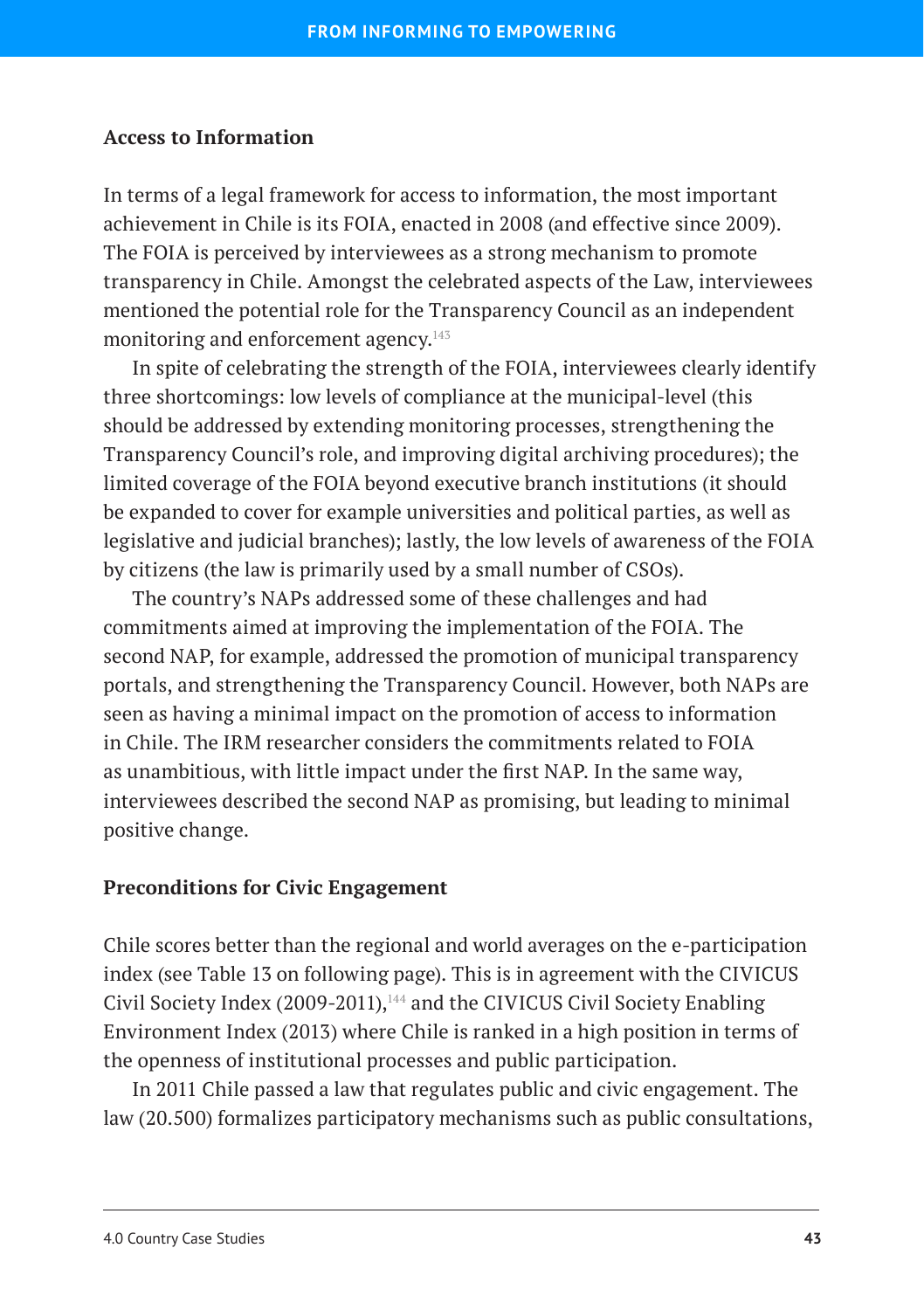### Access to Information

In terms of a legal framework for access to information, the most important achievement in Chile is its FOIA, enacted in 2008 (and effective since 2009). The FOIA is perceived by interviewees as a strong mechanism to promote transparency in Chile. Amongst the celebrated aspects of the Law, interviewees mentioned the potential role for the Transparency Council as an independent monitoring and enforcement agency.[143]

In spite of celebrating the strength of the FOIA, interviewees clearly identify three shortcomings: low levels of compliance at the municipal-level (this should be addressed by extending monitoring processes, strengthening the Transparency Council's role, and improving digital archiving procedures); the limited coverage of the FOIA beyond executive branch institutions (it should be expanded to cover for example universities and political parties, as well as legislative and judicial branches); lastly, the low levels of awareness of the FOIA by citizens (the law is primarily used by a small number of CSOs).

The country's NAPs addressed some of these challenges and had commitments aimed at improving the implementation of the FOIA. The second NAP, for example, addressed the promotion of municipal transparency portals, and strengthening the Transparency Council. However, both NAPs are seen as having a minimal impact on the promotion of access to information in Chile. The IRM researcher considers the commitments related to FOIA as unambitious, with little impact under the first NAP. In the same way, interviewees described the second NAP as promising, but leading to minimal positive change.

### Preconditions for Civic Engagement

Chile scores better than the regional and world averages on the e-participation index (see Table 13 on following page). This is in agreement with the CIVICUS Civil Society Index (2009-2011),[144] and the CIVICUS Civil Society Enabling Environment Index (2013) where Chile is ranked in a high position in terms of the openness of institutional processes and public participation.

In 2011 Chile passed a law that regulates public and civic engagement. The law (20.500) formalizes participatory mechanisms such as public consultations,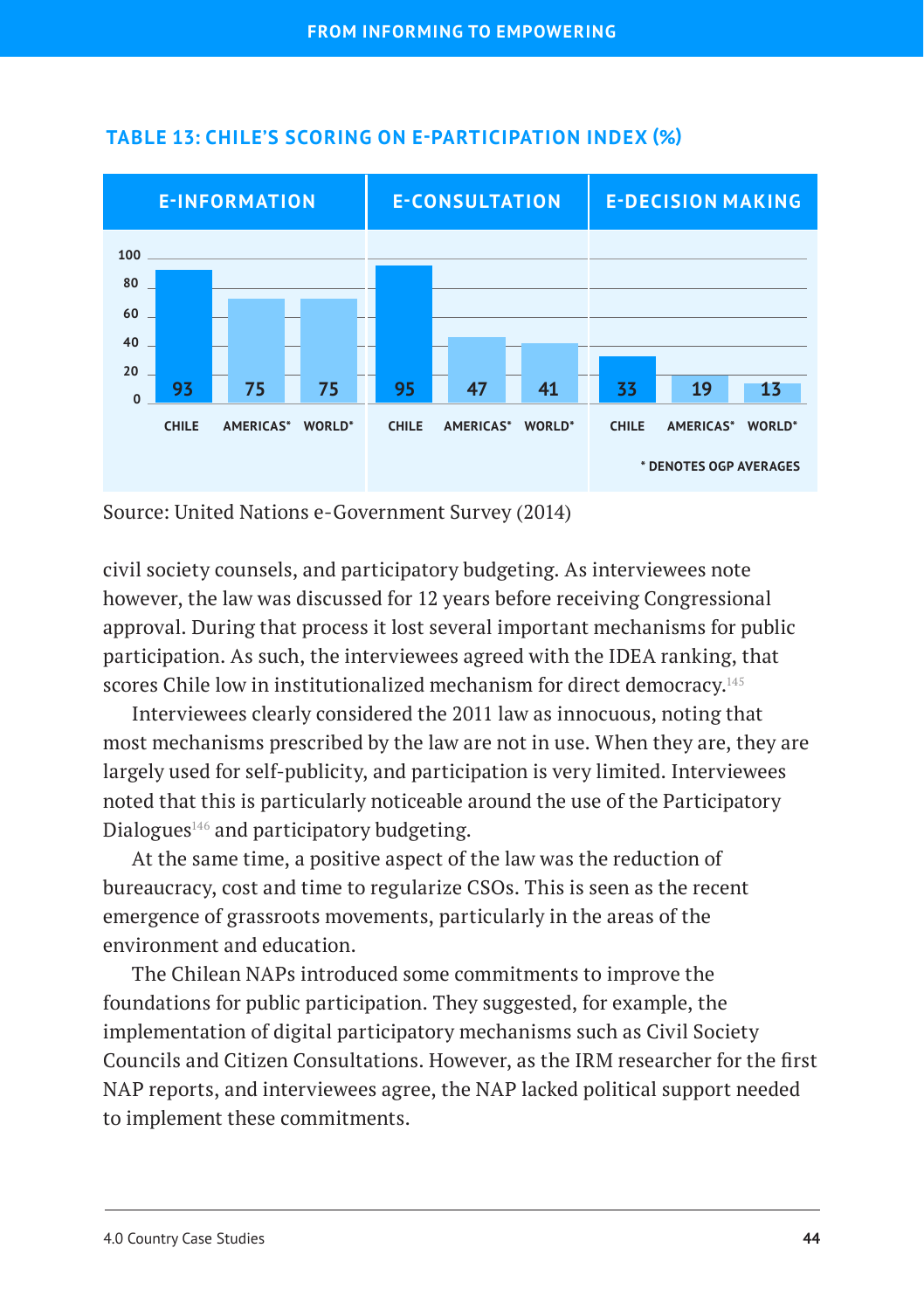### TABLE 13: CHILE'S SCORING ON E-PARTICIPATION INDEX (%)

| | E-INFORMATION | | | E-CONSULTATION | | | E-DECISION MAKING | | |
|---|---|---|---|---|---|---|---|---|---|
| | CHILE | AMERICAS* | WORLD* | CHILE | AMERICAS* | WORLD* | CHILE | AMERICAS* | WORLD* |
| Score | 93 | 75 | 75 | 95 | 47 | 41 | 33 | 19 | 13 |

\* DENOTES OGP AVERAGES

Source: United Nations e-Government Survey (2014)

civil society counsels, and participatory budgeting. As interviewees note however, the law was discussed for 12 years before receiving Congressional approval. During that process it lost several important mechanisms for public participation. As such, the interviewees agreed with the IDEA ranking, that scores Chile low in institutionalized mechanism for direct democracy.[145]

Interviewees clearly considered the 2011 law as innocuous, noting that most mechanisms prescribed by the law are not in use. When they are, they are largely used for self-publicity, and participation is very limited. Interviewees noted that this is particularly noticeable around the use of the Participatory Dialogues[146] and participatory budgeting.

At the same time, a positive aspect of the law was the reduction of bureaucracy, cost and time to regularize CSOs. This is seen as the recent emergence of grassroots movements, particularly in the areas of the environment and education.

The Chilean NAPs introduced some commitments to improve the foundations for public participation. They suggested, for example, the implementation of digital participatory mechanisms such as Civil Society Councils and Citizen Consultations. However, as the IRM researcher for the first NAP reports, and interviewees agree, the NAP lacked political support needed to implement these commitments.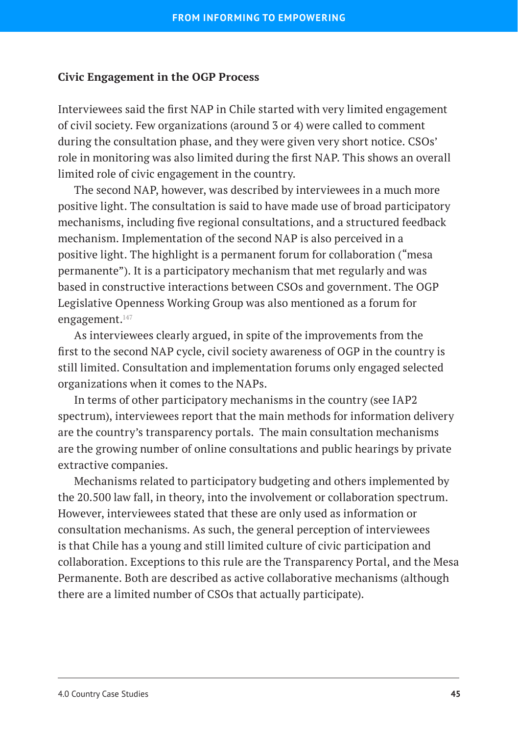### Civic Engagement in the OGP Process

Interviewees said the first NAP in Chile started with very limited engagement of civil society. Few organizations (around 3 or 4) were called to comment during the consultation phase, and they were given very short notice. CSOs' role in monitoring was also limited during the first NAP. This shows an overall limited role of civic engagement in the country.

The second NAP, however, was described by interviewees in a much more positive light. The consultation is said to have made use of broad participatory mechanisms, including five regional consultations, and a structured feedback mechanism. Implementation of the second NAP is also perceived in a positive light. The highlight is a permanent forum for collaboration ("mesa permanente"). It is a participatory mechanism that met regularly and was based in constructive interactions between CSOs and government. The OGP Legislative Openness Working Group was also mentioned as a forum for engagement.[147]

As interviewees clearly argued, in spite of the improvements from the first to the second NAP cycle, civil society awareness of OGP in the country is still limited. Consultation and implementation forums only engaged selected organizations when it comes to the NAPs.

In terms of other participatory mechanisms in the country (see IAP2 spectrum), interviewees report that the main methods for information delivery are the country's transparency portals. The main consultation mechanisms are the growing number of online consultations and public hearings by private extractive companies.

Mechanisms related to participatory budgeting and others implemented by the 20.500 law fall, in theory, into the involvement or collaboration spectrum. However, interviewees stated that these are only used as information or consultation mechanisms. As such, the general perception of interviewees is that Chile has a young and still limited culture of civic participation and collaboration. Exceptions to this rule are the Transparency Portal, and the Mesa Permanente. Both are described as active collaborative mechanisms (although there are a limited number of CSOs that actually participate).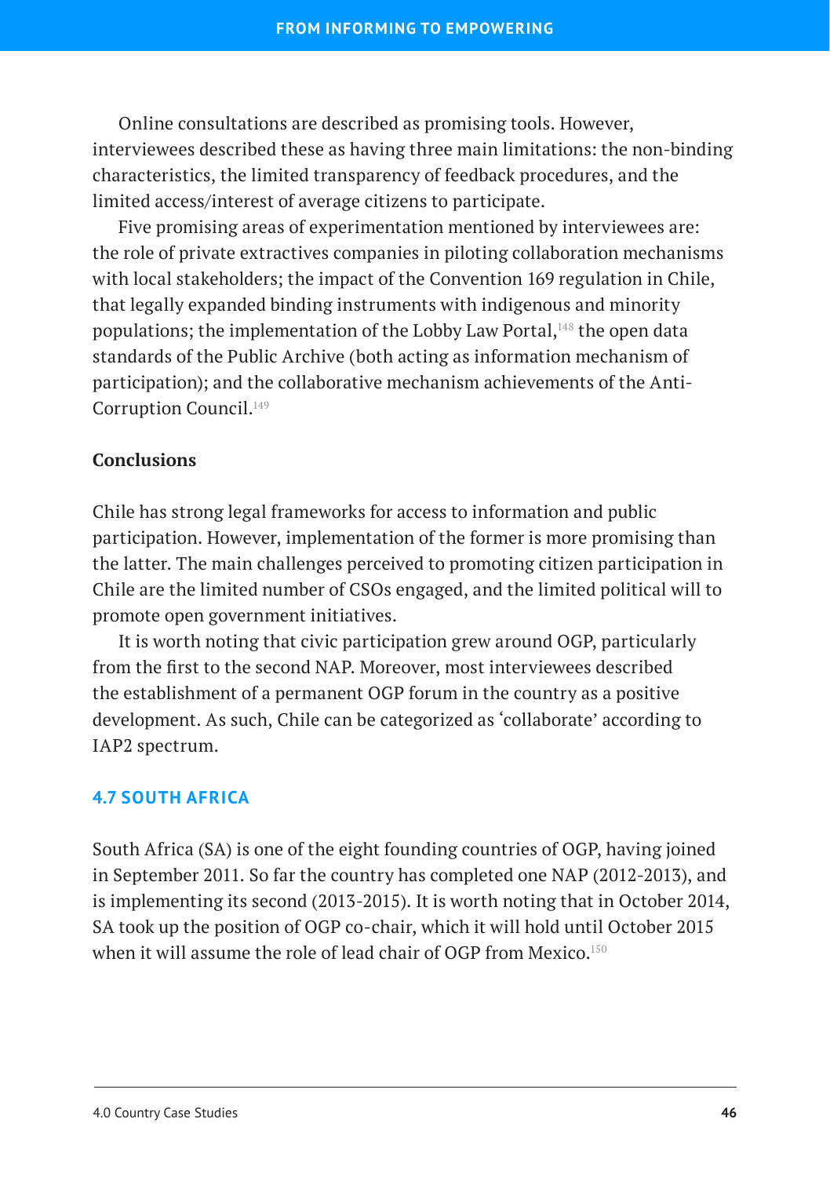Online consultations are described as promising tools. However, interviewees described these as having three main limitations: the non-binding characteristics, the limited transparency of feedback procedures, and the limited access/interest of average citizens to participate.

Five promising areas of experimentation mentioned by interviewees are: the role of private extractives companies in piloting collaboration mechanisms with local stakeholders; the impact of the Convention 169 regulation in Chile, that legally expanded binding instruments with indigenous and minority populations; the implementation of the Lobby Law Portal,[148] the open data standards of the Public Archive (both acting as information mechanism of participation); and the collaborative mechanism achievements of the Anti-Corruption Council.[149]

**Conclusions**

Chile has strong legal frameworks for access to information and public participation. However, implementation of the former is more promising than the latter. The main challenges perceived to promoting citizen participation in Chile are the limited number of CSOs engaged, and the limited political will to promote open government initiatives.

It is worth noting that civic participation grew around OGP, particularly from the first to the second NAP. Moreover, most interviewees described the establishment of a permanent OGP forum in the country as a positive development. As such, Chile can be categorized as 'collaborate' according to IAP2 spectrum.

## 4.7 SOUTH AFRICA

South Africa (SA) is one of the eight founding countries of OGP, having joined in September 2011. So far the country has completed one NAP (2012-2013), and is implementing its second (2013-2015). It is worth noting that in October 2014, SA took up the position of OGP co-chair, which it will hold until October 2015 when it will assume the role of lead chair of OGP from Mexico.[150]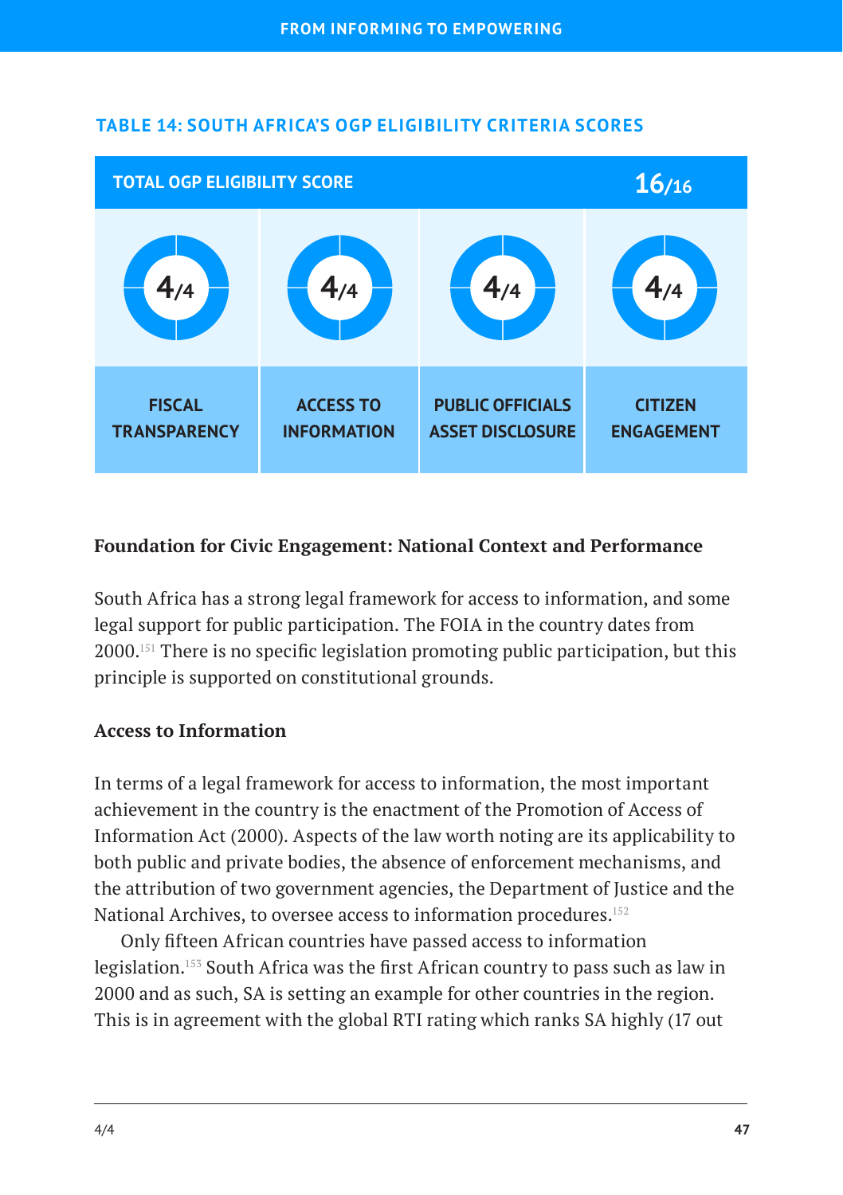### TABLE 14: SOUTH AFRICA'S OGP ELIGIBILITY CRITERIA SCORES

| TOTAL OGP ELIGIBILITY SCORE | | | 16/16 |
|---|---|---|---|
| 4/4 | 4/4 | 4/4 | 4/4 |
| FISCAL TRANSPARENCY | ACCESS TO INFORMATION | PUBLIC OFFICIALS ASSET DISCLOSURE | CITIZEN ENGAGEMENT |

**Foundation for Civic Engagement: National Context and Performance**

South Africa has a strong legal framework for access to information, and some legal support for public participation. The FOIA in the country dates from 2000.[151] There is no specific legislation promoting public participation, but this principle is supported on constitutional grounds.

**Access to Information**

In terms of a legal framework for access to information, the most important achievement in the country is the enactment of the Promotion of Access of Information Act (2000). Aspects of the law worth noting are its applicability to both public and private bodies, the absence of enforcement mechanisms, and the attribution of two government agencies, the Department of Justice and the National Archives, to oversee access to information procedures.[152]

Only fifteen African countries have passed access to information legislation.[153] South Africa was the first African country to pass such as law in 2000 and as such, SA is setting an example for other countries in the region. This is in agreement with the global RTI rating which ranks SA highly (17 out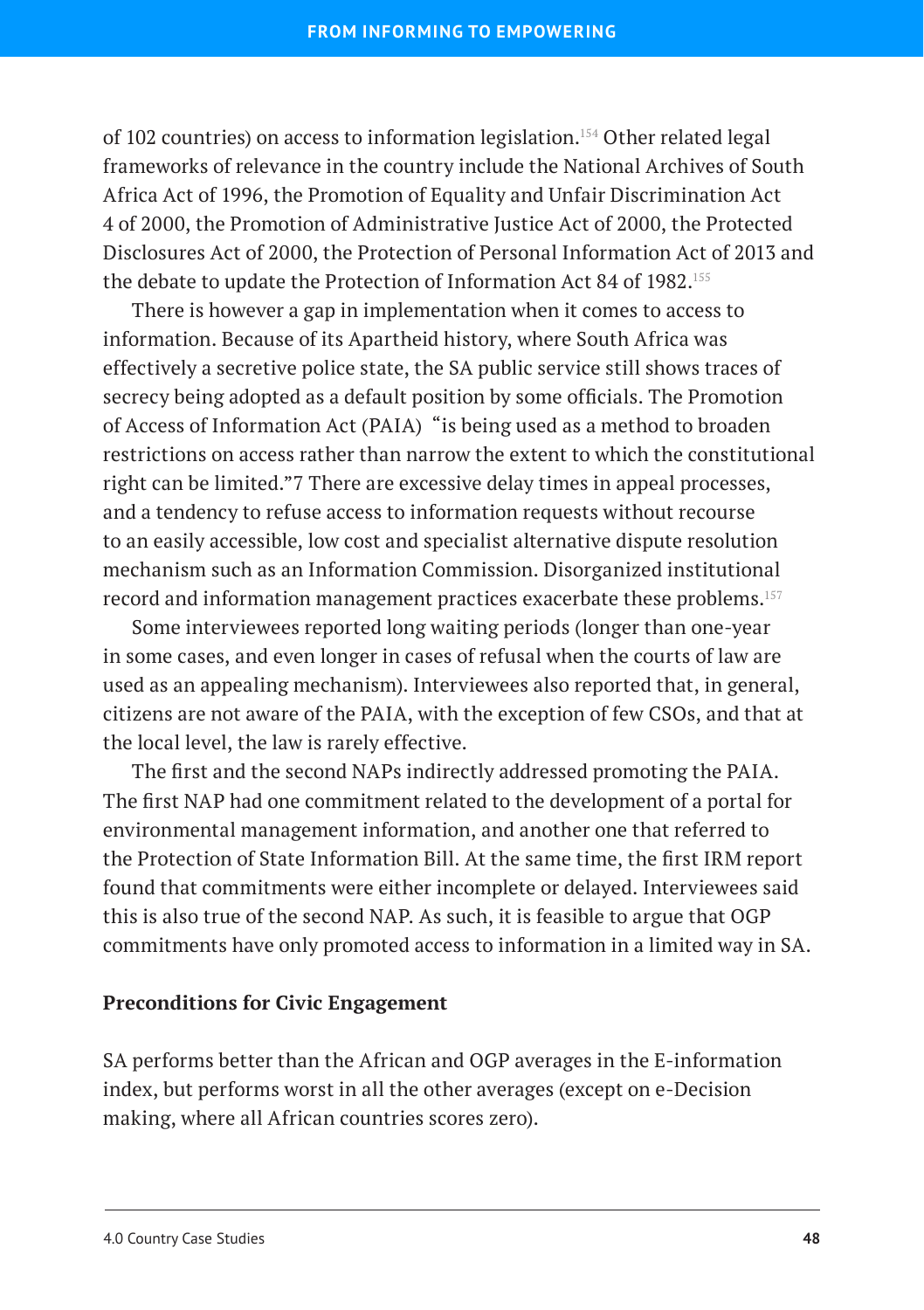of 102 countries) on access to information legislation.[154] Other related legal frameworks of relevance in the country include the National Archives of South Africa Act of 1996, the Promotion of Equality and Unfair Discrimination Act 4 of 2000, the Promotion of Administrative Justice Act of 2000, the Protected Disclosures Act of 2000, the Protection of Personal Information Act of 2013 and the debate to update the Protection of Information Act 84 of 1982.[155]

There is however a gap in implementation when it comes to access to information. Because of its Apartheid history, where South Africa was effectively a secretive police state, the SA public service still shows traces of secrecy being adopted as a default position by some officials. The Promotion of Access of Information Act (PAIA) "is being used as a method to broaden restrictions on access rather than narrow the extent to which the constitutional right can be limited."7 There are excessive delay times in appeal processes, and a tendency to refuse access to information requests without recourse to an easily accessible, low cost and specialist alternative dispute resolution mechanism such as an Information Commission. Disorganized institutional record and information management practices exacerbate these problems.[157]

Some interviewees reported long waiting periods (longer than one-year in some cases, and even longer in cases of refusal when the courts of law are used as an appealing mechanism). Interviewees also reported that, in general, citizens are not aware of the PAIA, with the exception of few CSOs, and that at the local level, the law is rarely effective.

The first and the second NAPs indirectly addressed promoting the PAIA. The first NAP had one commitment related to the development of a portal for environmental management information, and another one that referred to the Protection of State Information Bill. At the same time, the first IRM report found that commitments were either incomplete or delayed. Interviewees said this is also true of the second NAP. As such, it is feasible to argue that OGP commitments have only promoted access to information in a limited way in SA.

**Preconditions for Civic Engagement**

SA performs better than the African and OGP averages in the E-information index, but performs worst in all the other averages (except on e-Decision making, where all African countries scores zero).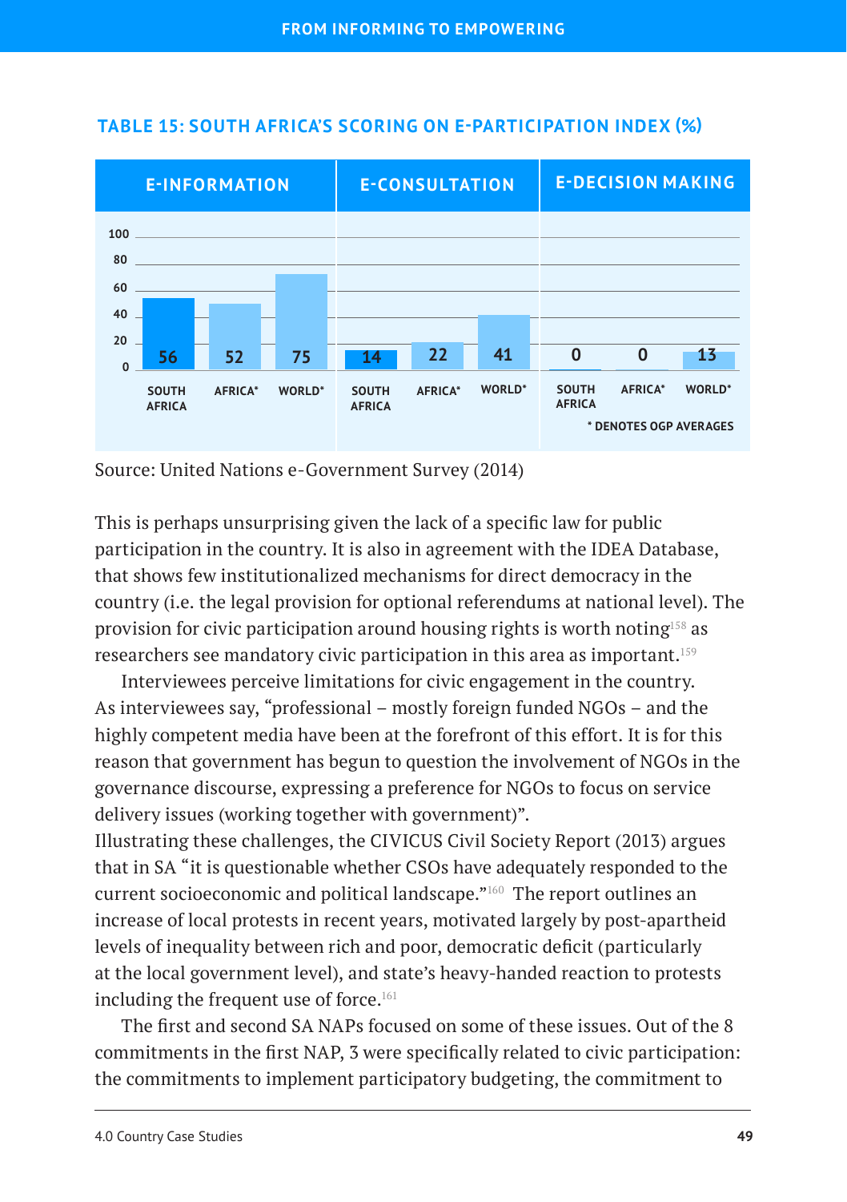### TABLE 15: SOUTH AFRICA'S SCORING ON E-PARTICIPATION INDEX (%)

| E-INFORMATION | | | E-CONSULTATION | | | E-DECISION MAKING | | |
|---|---|---|---|---|---|---|---|---|
| SOUTH AFRICA | AFRICA* | WORLD* | SOUTH AFRICA | AFRICA* | WORLD* | SOUTH AFRICA | AFRICA* | WORLD* |
| 56 | 52 | 75 | 14 | 22 | 41 | 0 | 0 | 13 |

\* DENOTES OGP AVERAGES

Source: United Nations e-Government Survey (2014)

This is perhaps unsurprising given the lack of a specific law for public participation in the country. It is also in agreement with the IDEA Database, that shows few institutionalized mechanisms for direct democracy in the country (i.e. the legal provision for optional referendums at national level). The provision for civic participation around housing rights is worth noting[158] as researchers see mandatory civic participation in this area as important.[159]

Interviewees perceive limitations for civic engagement in the country. As interviewees say, "professional – mostly foreign funded NGOs – and the highly competent media have been at the forefront of this effort. It is for this reason that government has begun to question the involvement of NGOs in the governance discourse, expressing a preference for NGOs to focus on service delivery issues (working together with government)".

Illustrating these challenges, the CIVICUS Civil Society Report (2013) argues that in SA "it is questionable whether CSOs have adequately responded to the current socioeconomic and political landscape."[160] The report outlines an increase of local protests in recent years, motivated largely by post-apartheid levels of inequality between rich and poor, democratic deficit (particularly at the local government level), and state's heavy-handed reaction to protests including the frequent use of force.[161]

The first and second SA NAPs focused on some of these issues. Out of the 8 commitments in the first NAP, 3 were specifically related to civic participation: the commitments to implement participatory budgeting, the commitment to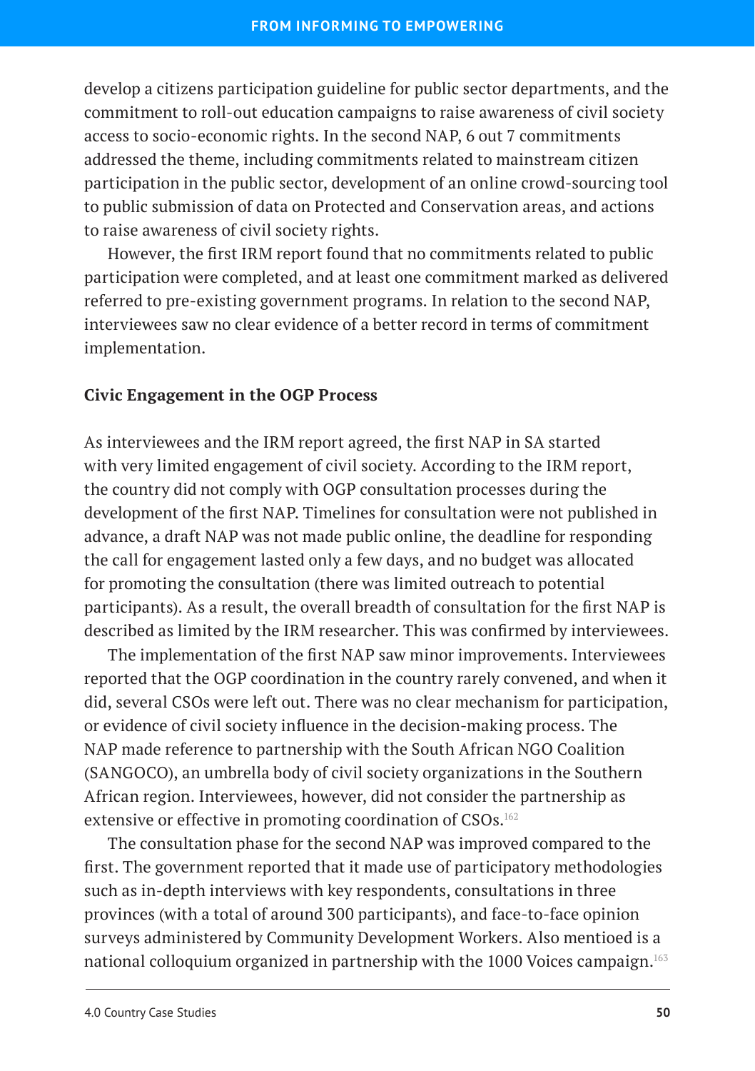develop a citizens participation guideline for public sector departments, and the commitment to roll-out education campaigns to raise awareness of civil society access to socio-economic rights. In the second NAP, 6 out 7 commitments addressed the theme, including commitments related to mainstream citizen participation in the public sector, development of an online crowd-sourcing tool to public submission of data on Protected and Conservation areas, and actions to raise awareness of civil society rights.

However, the first IRM report found that no commitments related to public participation were completed, and at least one commitment marked as delivered referred to pre-existing government programs. In relation to the second NAP, interviewees saw no clear evidence of a better record in terms of commitment implementation.

### Civic Engagement in the OGP Process

As interviewees and the IRM report agreed, the first NAP in SA started with very limited engagement of civil society. According to the IRM report, the country did not comply with OGP consultation processes during the development of the first NAP. Timelines for consultation were not published in advance, a draft NAP was not made public online, the deadline for responding the call for engagement lasted only a few days, and no budget was allocated for promoting the consultation (there was limited outreach to potential participants). As a result, the overall breadth of consultation for the first NAP is described as limited by the IRM researcher. This was confirmed by interviewees.

The implementation of the first NAP saw minor improvements. Interviewees reported that the OGP coordination in the country rarely convened, and when it did, several CSOs were left out. There was no clear mechanism for participation, or evidence of civil society influence in the decision-making process. The NAP made reference to partnership with the South African NGO Coalition (SANGOCO), an umbrella body of civil society organizations in the Southern African region. Interviewees, however, did not consider the partnership as extensive or effective in promoting coordination of CSOs.[162]

The consultation phase for the second NAP was improved compared to the first. The government reported that it made use of participatory methodologies such as in-depth interviews with key respondents, consultations in three provinces (with a total of around 300 participants), and face-to-face opinion surveys administered by Community Development Workers. Also mentioed is a national colloquium organized in partnership with the 1000 Voices campaign.[163]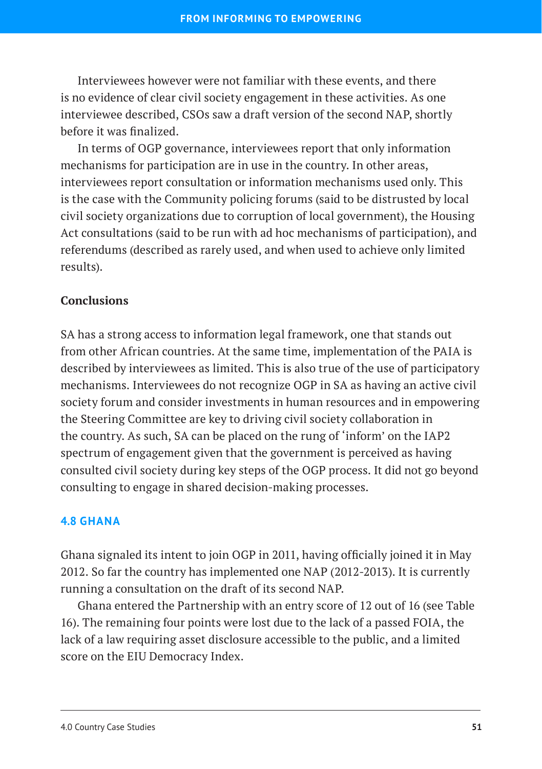Interviewees however were not familiar with these events, and there is no evidence of clear civil society engagement in these activities. As one interviewee described, CSOs saw a draft version of the second NAP, shortly before it was finalized.

In terms of OGP governance, interviewees report that only information mechanisms for participation are in use in the country. In other areas, interviewees report consultation or information mechanisms used only. This is the case with the Community policing forums (said to be distrusted by local civil society organizations due to corruption of local government), the Housing Act consultations (said to be run with ad hoc mechanisms of participation), and referendums (described as rarely used, and when used to achieve only limited results).

### Conclusions

SA has a strong access to information legal framework, one that stands out from other African countries. At the same time, implementation of the PAIA is described by interviewees as limited. This is also true of the use of participatory mechanisms. Interviewees do not recognize OGP in SA as having an active civil society forum and consider investments in human resources and in empowering the Steering Committee are key to driving civil society collaboration in the country. As such, SA can be placed on the rung of 'inform' on the IAP2 spectrum of engagement given that the government is perceived as having consulted civil society during key steps of the OGP process. It did not go beyond consulting to engage in shared decision-making processes.

## 4.8 GHANA

Ghana signaled its intent to join OGP in 2011, having officially joined it in May 2012. So far the country has implemented one NAP (2012-2013). It is currently running a consultation on the draft of its second NAP.

Ghana entered the Partnership with an entry score of 12 out of 16 (see Table 16). The remaining four points were lost due to the lack of a passed FOIA, the lack of a law requiring asset disclosure accessible to the public, and a limited score on the EIU Democracy Index.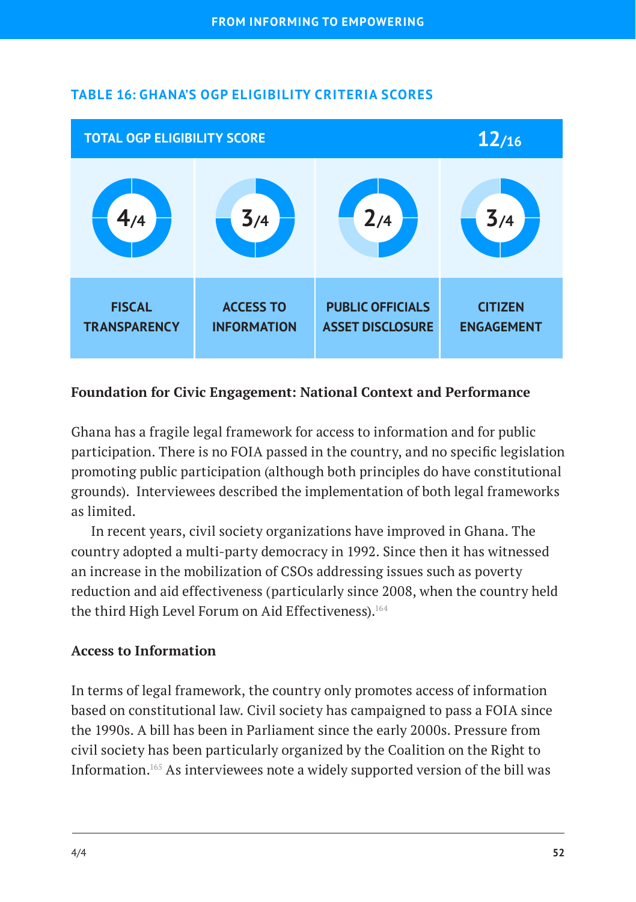### TABLE 16: GHANA'S OGP ELIGIBILITY CRITERIA SCORES

| TOTAL OGP ELIGIBILITY SCORE | | | 12/16 |
|---|---|---|---|
| 4/4 | 3/4 | 2/4 | 3/4 |
| FISCAL TRANSPARENCY | ACCESS TO INFORMATION | PUBLIC OFFICIALS ASSET DISCLOSURE | CITIZEN ENGAGEMENT |

**Foundation for Civic Engagement: National Context and Performance**

Ghana has a fragile legal framework for access to information and for public participation. There is no FOIA passed in the country, and no specific legislation promoting public participation (although both principles do have constitutional grounds). Interviewees described the implementation of both legal frameworks as limited.

In recent years, civil society organizations have improved in Ghana. The country adopted a multi-party democracy in 1992. Since then it has witnessed an increase in the mobilization of CSOs addressing issues such as poverty reduction and aid effectiveness (particularly since 2008, when the country held the third High Level Forum on Aid Effectiveness).[164]

**Access to Information**

In terms of legal framework, the country only promotes access of information based on constitutional law. Civil society has campaigned to pass a FOIA since the 1990s. A bill has been in Parliament since the early 2000s. Pressure from civil society has been particularly organized by the Coalition on the Right to Information.[165] As interviewees note a widely supported version of the bill was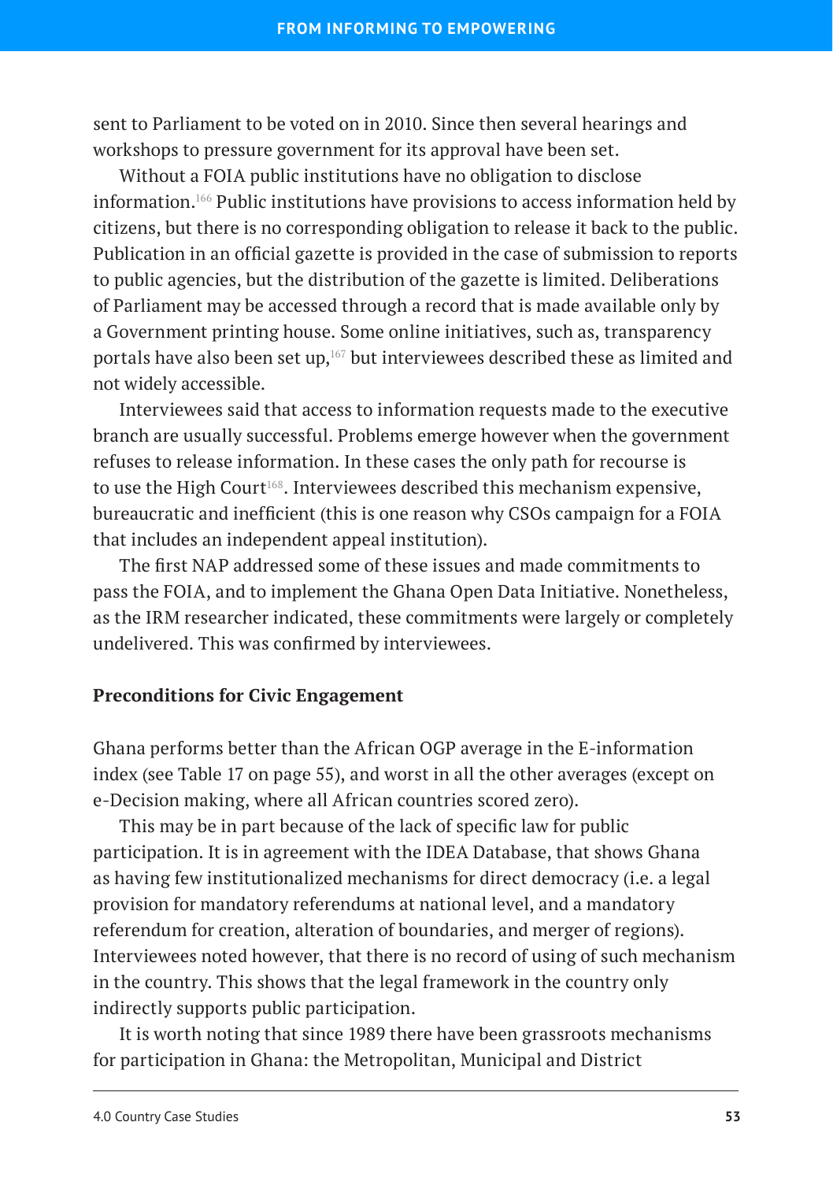sent to Parliament to be voted on in 2010. Since then several hearings and workshops to pressure government for its approval have been set.

Without a FOIA public institutions have no obligation to disclose information.[166] Public institutions have provisions to access information held by citizens, but there is no corresponding obligation to release it back to the public. Publication in an official gazette is provided in the case of submission to reports to public agencies, but the distribution of the gazette is limited. Deliberations of Parliament may be accessed through a record that is made available only by a Government printing house. Some online initiatives, such as, transparency portals have also been set up,[167] but interviewees described these as limited and not widely accessible.

Interviewees said that access to information requests made to the executive branch are usually successful. Problems emerge however when the government refuses to release information. In these cases the only path for recourse is to use the High Court[168]. Interviewees described this mechanism expensive, bureaucratic and inefficient (this is one reason why CSOs campaign for a FOIA that includes an independent appeal institution).

The first NAP addressed some of these issues and made commitments to pass the FOIA, and to implement the Ghana Open Data Initiative. Nonetheless, as the IRM researcher indicated, these commitments were largely or completely undelivered. This was confirmed by interviewees.

### Preconditions for Civic Engagement

Ghana performs better than the African OGP average in the E-information index (see Table 17 on page 55), and worst in all the other averages (except on e-Decision making, where all African countries scored zero).

This may be in part because of the lack of specific law for public participation. It is in agreement with the IDEA Database, that shows Ghana as having few institutionalized mechanisms for direct democracy (i.e. a legal provision for mandatory referendums at national level, and a mandatory referendum for creation, alteration of boundaries, and merger of regions). Interviewees noted however, that there is no record of using of such mechanism in the country. This shows that the legal framework in the country only indirectly supports public participation.

It is worth noting that since 1989 there have been grassroots mechanisms for participation in Ghana: the Metropolitan, Municipal and District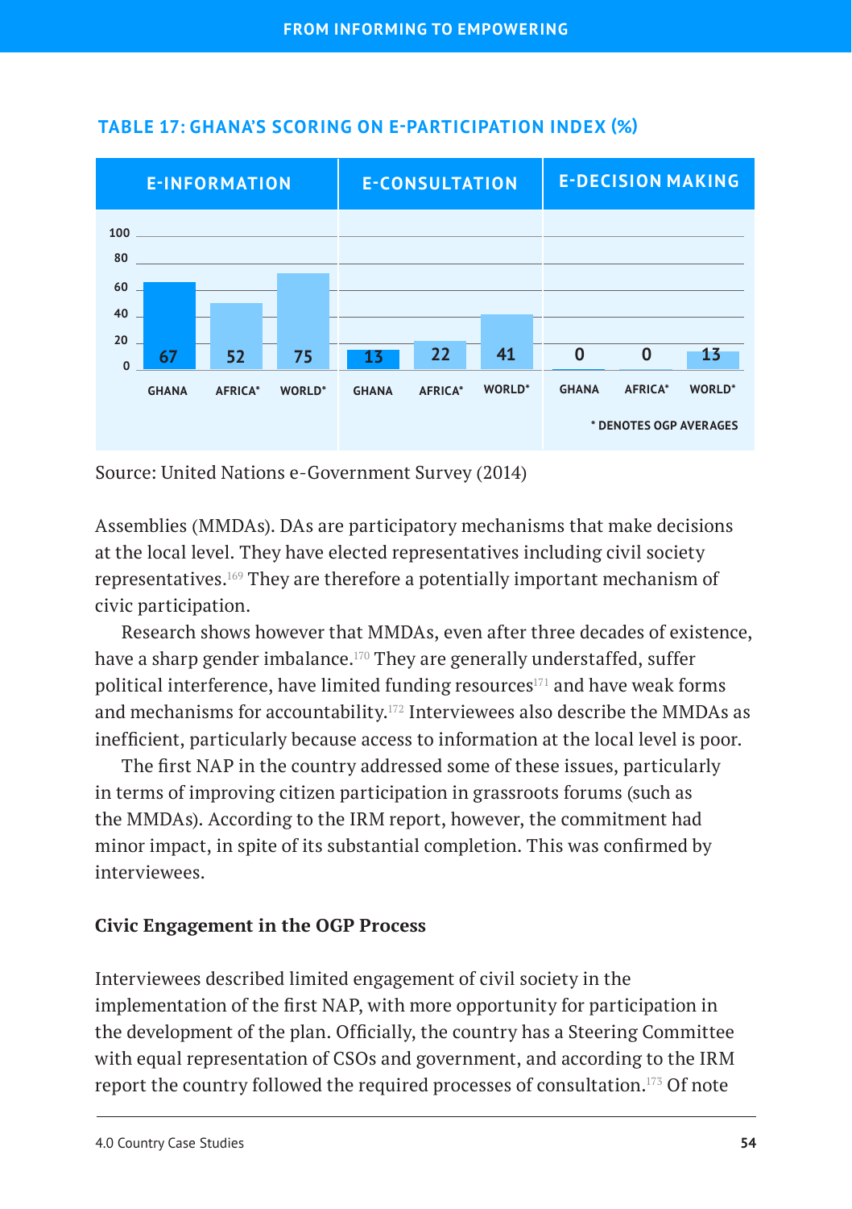### TABLE 17: GHANA'S SCORING ON E-PARTICIPATION INDEX (%)

| | E-INFORMATION | | | E-CONSULTATION | | | E-DECISION MAKING | | |
|---|---|---|---|---|---|---|---|---|---|
| | GHANA | AFRICA* | WORLD* | GHANA | AFRICA* | WORLD* | GHANA | AFRICA* | WORLD* |
| Score (%) | 67 | 52 | 75 | 13 | 22 | 41 | 0 | 0 | 13 |

\* DENOTES OGP AVERAGES

Source: United Nations e-Government Survey (2014)

Assemblies (MMDAs). DAs are participatory mechanisms that make decisions at the local level. They have elected representatives including civil society representatives.[169] They are therefore a potentially important mechanism of civic participation.

Research shows however that MMDAs, even after three decades of existence, have a sharp gender imbalance.[170] They are generally understaffed, suffer political interference, have limited funding resources[171] and have weak forms and mechanisms for accountability.[172] Interviewees also describe the MMDAs as inefficient, particularly because access to information at the local level is poor.

The first NAP in the country addressed some of these issues, particularly in terms of improving citizen participation in grassroots forums (such as the MMDAs). According to the IRM report, however, the commitment had minor impact, in spite of its substantial completion. This was confirmed by interviewees.

### Civic Engagement in the OGP Process

Interviewees described limited engagement of civil society in the implementation of the first NAP, with more opportunity for participation in the development of the plan. Officially, the country has a Steering Committee with equal representation of CSOs and government, and according to the IRM report the country followed the required processes of consultation.[173] Of note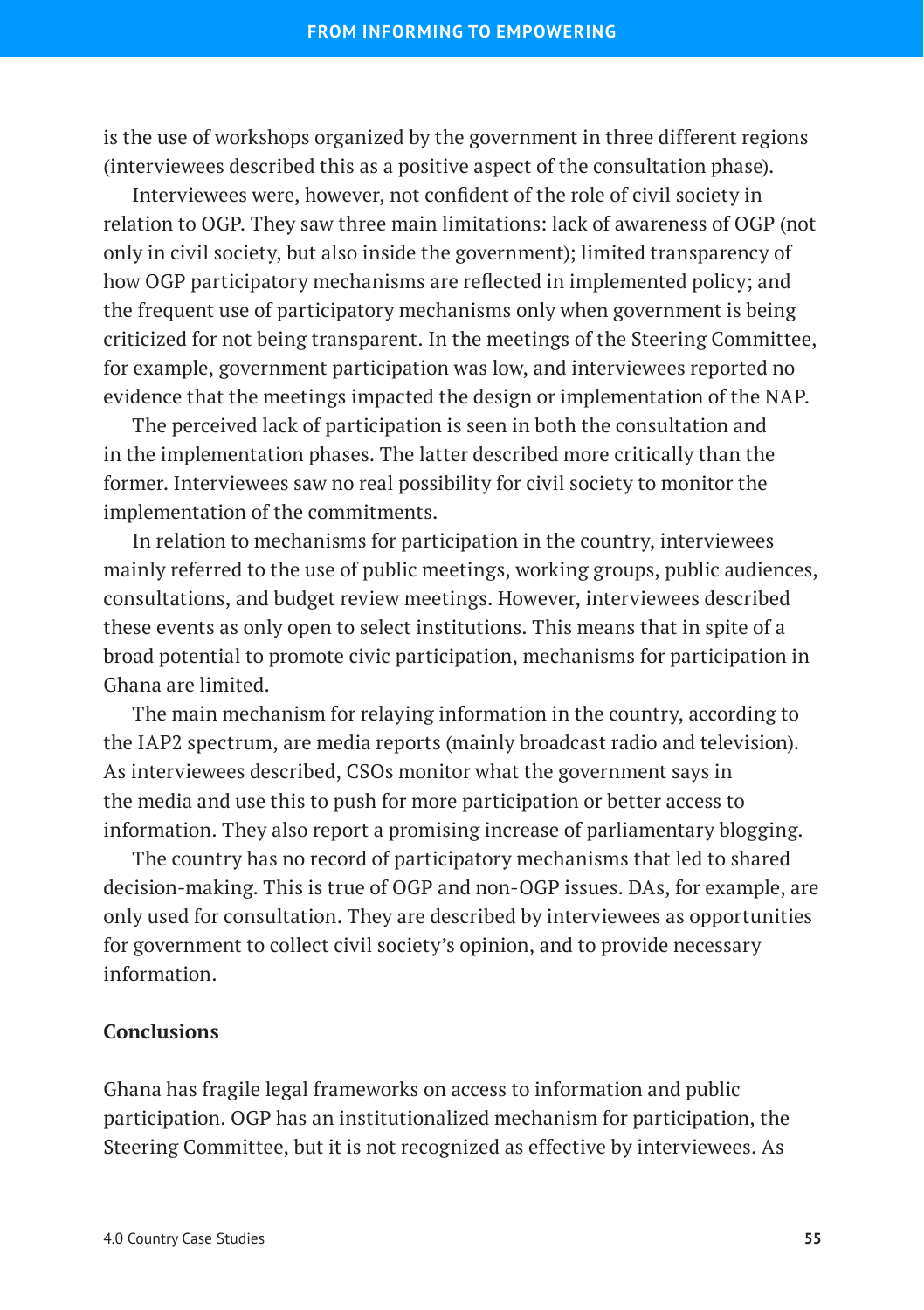is the use of workshops organized by the government in three different regions (interviewees described this as a positive aspect of the consultation phase).

Interviewees were, however, not confident of the role of civil society in relation to OGP. They saw three main limitations: lack of awareness of OGP (not only in civil society, but also inside the government); limited transparency of how OGP participatory mechanisms are reflected in implemented policy; and the frequent use of participatory mechanisms only when government is being criticized for not being transparent. In the meetings of the Steering Committee, for example, government participation was low, and interviewees reported no evidence that the meetings impacted the design or implementation of the NAP.

The perceived lack of participation is seen in both the consultation and in the implementation phases. The latter described more critically than the former. Interviewees saw no real possibility for civil society to monitor the implementation of the commitments.

In relation to mechanisms for participation in the country, interviewees mainly referred to the use of public meetings, working groups, public audiences, consultations, and budget review meetings. However, interviewees described these events as only open to select institutions. This means that in spite of a broad potential to promote civic participation, mechanisms for participation in Ghana are limited.

The main mechanism for relaying information in the country, according to the IAP2 spectrum, are media reports (mainly broadcast radio and television). As interviewees described, CSOs monitor what the government says in the media and use this to push for more participation or better access to information. They also report a promising increase of parliamentary blogging.

The country has no record of participatory mechanisms that led to shared decision-making. This is true of OGP and non-OGP issues. DAs, for example, are only used for consultation. They are described by interviewees as opportunities for government to collect civil society's opinion, and to provide necessary information.

**Conclusions**

Ghana has fragile legal frameworks on access to information and public participation. OGP has an institutionalized mechanism for participation, the Steering Committee, but it is not recognized as effective by interviewees. As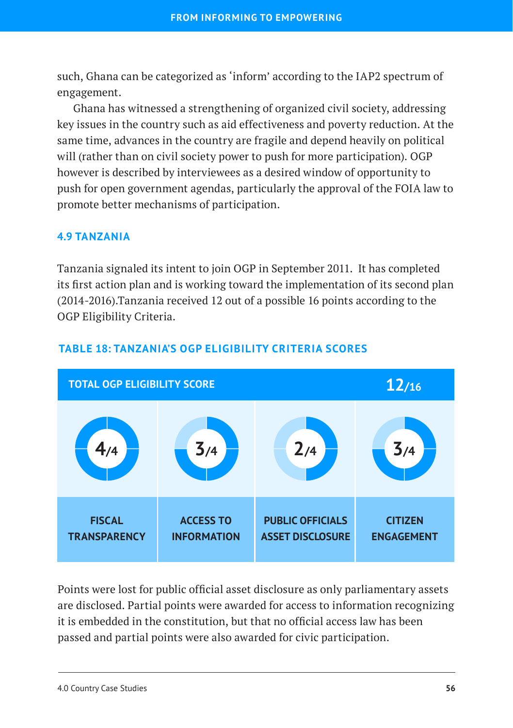such, Ghana can be categorized as 'inform' according to the IAP2 spectrum of engagement.

Ghana has witnessed a strengthening of organized civil society, addressing key issues in the country such as aid effectiveness and poverty reduction. At the same time, advances in the country are fragile and depend heavily on political will (rather than on civil society power to push for more participation). OGP however is described by interviewees as a desired window of opportunity to push for open government agendas, particularly the approval of the FOIA law to promote better mechanisms of participation.

### 4.9 TANZANIA

Tanzania signaled its intent to join OGP in September 2011. It has completed its first action plan and is working toward the implementation of its second plan (2014-2016).Tanzania received 12 out of a possible 16 points according to the OGP Eligibility Criteria.

**TABLE 18: TANZANIA'S OGP ELIGIBILITY CRITERIA SCORES**

| TOTAL OGP ELIGIBILITY SCORE | | | 12/16 |
|---|---|---|---|
| 4/4 | 3/4 | 2/4 | 3/4 |
| FISCAL TRANSPARENCY | ACCESS TO INFORMATION | PUBLIC OFFICIALS ASSET DISCLOSURE | CITIZEN ENGAGEMENT |

Points were lost for public official asset disclosure as only parliamentary assets are disclosed. Partial points were awarded for access to information recognizing it is embedded in the constitution, but that no official access law has been passed and partial points were also awarded for civic participation.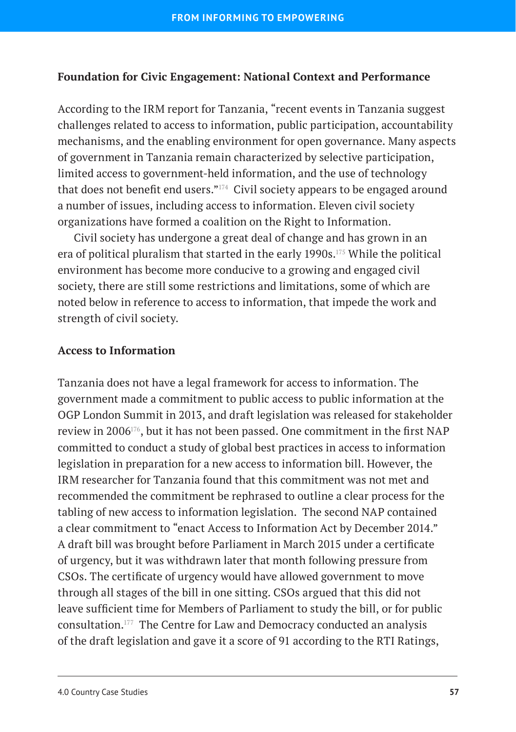### Foundation for Civic Engagement: National Context and Performance

According to the IRM report for Tanzania, "recent events in Tanzania suggest challenges related to access to information, public participation, accountability mechanisms, and the enabling environment for open governance. Many aspects of government in Tanzania remain characterized by selective participation, limited access to government-held information, and the use of technology that does not benefit end users."[174] Civil society appears to be engaged around a number of issues, including access to information. Eleven civil society organizations have formed a coalition on the Right to Information.

Civil society has undergone a great deal of change and has grown in an era of political pluralism that started in the early 1990s.[175] While the political environment has become more conducive to a growing and engaged civil society, there are still some restrictions and limitations, some of which are noted below in reference to access to information, that impede the work and strength of civil society.

### Access to Information

Tanzania does not have a legal framework for access to information. The government made a commitment to public access to public information at the OGP London Summit in 2013, and draft legislation was released for stakeholder review in 2006[176], but it has not been passed. One commitment in the first NAP committed to conduct a study of global best practices in access to information legislation in preparation for a new access to information bill. However, the IRM researcher for Tanzania found that this commitment was not met and recommended the commitment be rephrased to outline a clear process for the tabling of new access to information legislation. The second NAP contained a clear commitment to "enact Access to Information Act by December 2014." A draft bill was brought before Parliament in March 2015 under a certificate of urgency, but it was withdrawn later that month following pressure from CSOs. The certificate of urgency would have allowed government to move through all stages of the bill in one sitting. CSOs argued that this did not leave sufficient time for Members of Parliament to study the bill, or for public consultation.[177] The Centre for Law and Democracy conducted an analysis of the draft legislation and gave it a score of 91 according to the RTI Ratings,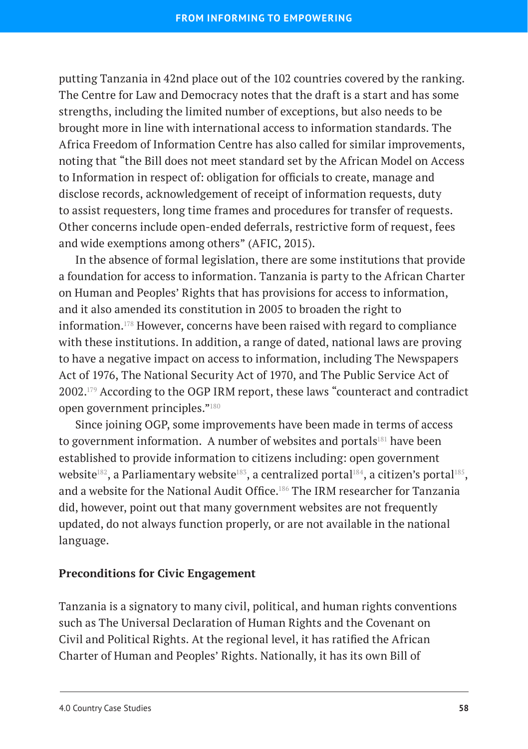putting Tanzania in 42nd place out of the 102 countries covered by the ranking. The Centre for Law and Democracy notes that the draft is a start and has some strengths, including the limited number of exceptions, but also needs to be brought more in line with international access to information standards. The Africa Freedom of Information Centre has also called for similar improvements, noting that "the Bill does not meet standard set by the African Model on Access to Information in respect of: obligation for officials to create, manage and disclose records, acknowledgement of receipt of information requests, duty to assist requesters, long time frames and procedures for transfer of requests. Other concerns include open-ended deferrals, restrictive form of request, fees and wide exemptions among others" (AFIC, 2015).

In the absence of formal legislation, there are some institutions that provide a foundation for access to information. Tanzania is party to the African Charter on Human and Peoples' Rights that has provisions for access to information, and it also amended its constitution in 2005 to broaden the right to information.[178] However, concerns have been raised with regard to compliance with these institutions. In addition, a range of dated, national laws are proving to have a negative impact on access to information, including The Newspapers Act of 1976, The National Security Act of 1970, and The Public Service Act of 2002.[179] According to the OGP IRM report, these laws "counteract and contradict open government principles."[180]

Since joining OGP, some improvements have been made in terms of access to government information. A number of websites and portals[181] have been established to provide information to citizens including: open government website[182], a Parliamentary website[183], a centralized portal[184], a citizen's portal[185], and a website for the National Audit Office.[186] The IRM researcher for Tanzania did, however, point out that many government websites are not frequently updated, do not always function properly, or are not available in the national language.

**Preconditions for Civic Engagement**

Tanzania is a signatory to many civil, political, and human rights conventions such as The Universal Declaration of Human Rights and the Covenant on Civil and Political Rights. At the regional level, it has ratified the African Charter of Human and Peoples' Rights. Nationally, it has its own Bill of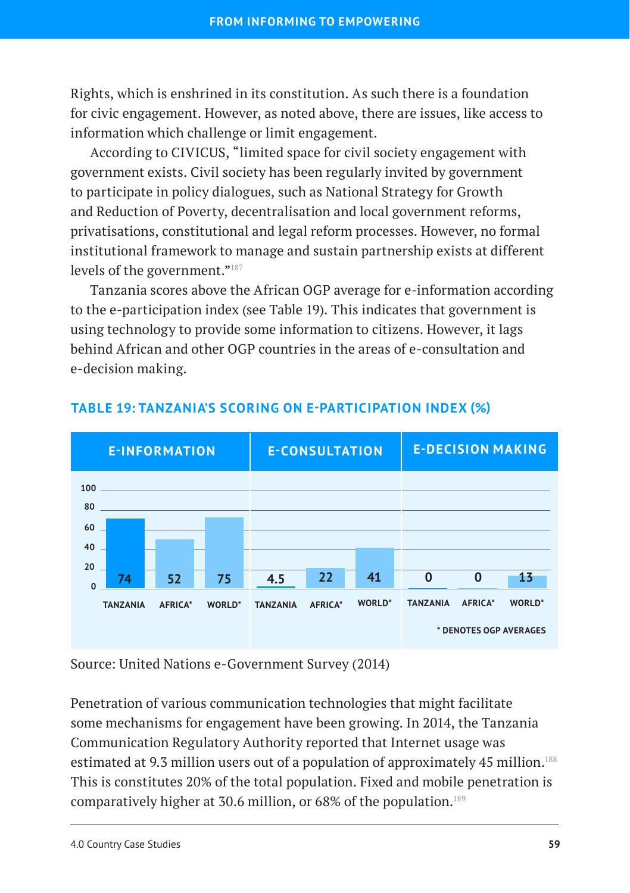Rights, which is enshrined in its constitution. As such there is a foundation for civic engagement. However, as noted above, there are issues, like access to information which challenge or limit engagement.

According to CIVICUS, "limited space for civil society engagement with government exists. Civil society has been regularly invited by government to participate in policy dialogues, such as National Strategy for Growth and Reduction of Poverty, decentralisation and local government reforms, privatisations, constitutional and legal reform processes. However, no formal institutional framework to manage and sustain partnership exists at different levels of the government."[187]

Tanzania scores above the African OGP average for e-information according to the e-participation index (see Table 19). This indicates that government is using technology to provide some information to citizens. However, it lags behind African and other OGP countries in the areas of e-consultation and e-decision making.

### TABLE 19: TANZANIA'S SCORING ON E-PARTICIPATION INDEX (%)

| | E-INFORMATION | E-CONSULTATION | E-DECISION MAKING |
|---|---|---|---|
| TANZANIA | 74 | 4.5 | 0 |
| AFRICA* | 52 | 22 | 0 |
| WORLD* | 75 | 41 | 13 |

\* DENOTES OGP AVERAGES

Source: United Nations e-Government Survey (2014)

Penetration of various communication technologies that might facilitate some mechanisms for engagement have been growing. In 2014, the Tanzania Communication Regulatory Authority reported that Internet usage was estimated at 9.3 million users out of a population of approximately 45 million.[188] This is constitutes 20% of the total population. Fixed and mobile penetration is comparatively higher at 30.6 million, or 68% of the population.[189]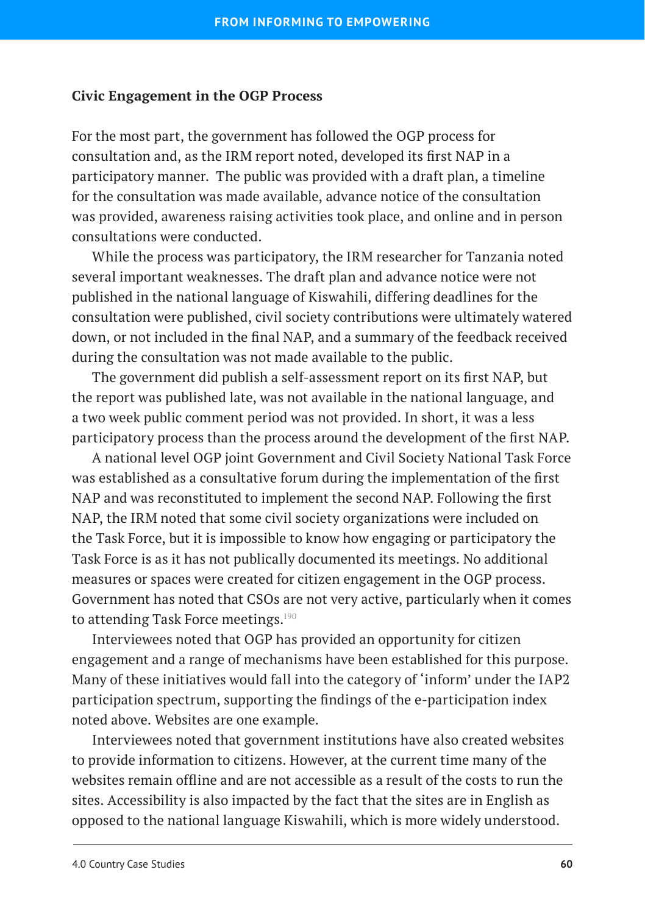**Civic Engagement in the OGP Process**

For the most part, the government has followed the OGP process for consultation and, as the IRM report noted, developed its first NAP in a participatory manner. The public was provided with a draft plan, a timeline for the consultation was made available, advance notice of the consultation was provided, awareness raising activities took place, and online and in person consultations were conducted.

While the process was participatory, the IRM researcher for Tanzania noted several important weaknesses. The draft plan and advance notice were not published in the national language of Kiswahili, differing deadlines for the consultation were published, civil society contributions were ultimately watered down, or not included in the final NAP, and a summary of the feedback received during the consultation was not made available to the public.

The government did publish a self-assessment report on its first NAP, but the report was published late, was not available in the national language, and a two week public comment period was not provided. In short, it was a less participatory process than the process around the development of the first NAP.

A national level OGP joint Government and Civil Society National Task Force was established as a consultative forum during the implementation of the first NAP and was reconstituted to implement the second NAP. Following the first NAP, the IRM noted that some civil society organizations were included on the Task Force, but it is impossible to know how engaging or participatory the Task Force is as it has not publically documented its meetings. No additional measures or spaces were created for citizen engagement in the OGP process. Government has noted that CSOs are not very active, particularly when it comes to attending Task Force meetings.[190]

Interviewees noted that OGP has provided an opportunity for citizen engagement and a range of mechanisms have been established for this purpose. Many of these initiatives would fall into the category of 'inform' under the IAP2 participation spectrum, supporting the findings of the e-participation index noted above. Websites are one example.

Interviewees noted that government institutions have also created websites to provide information to citizens. However, at the current time many of the websites remain offline and are not accessible as a result of the costs to run the sites. Accessibility is also impacted by the fact that the sites are in English as opposed to the national language Kiswahili, which is more widely understood.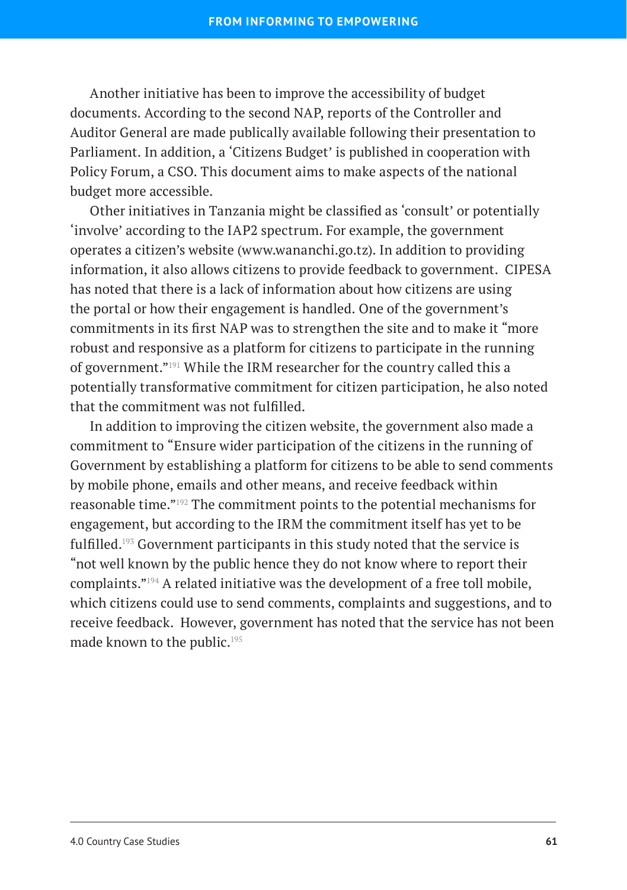Another initiative has been to improve the accessibility of budget documents. According to the second NAP, reports of the Controller and Auditor General are made publically available following their presentation to Parliament. In addition, a 'Citizens Budget' is published in cooperation with Policy Forum, a CSO. This document aims to make aspects of the national budget more accessible.

Other initiatives in Tanzania might be classified as 'consult' or potentially 'involve' according to the IAP2 spectrum. For example, the government operates a citizen's website (www.wananchi.go.tz). In addition to providing information, it also allows citizens to provide feedback to government. CIPESA has noted that there is a lack of information about how citizens are using the portal or how their engagement is handled. One of the government's commitments in its first NAP was to strengthen the site and to make it "more robust and responsive as a platform for citizens to participate in the running of government."[191] While the IRM researcher for the country called this a potentially transformative commitment for citizen participation, he also noted that the commitment was not fulfilled.

In addition to improving the citizen website, the government also made a commitment to "Ensure wider participation of the citizens in the running of Government by establishing a platform for citizens to be able to send comments by mobile phone, emails and other means, and receive feedback within reasonable time."[192] The commitment points to the potential mechanisms for engagement, but according to the IRM the commitment itself has yet to be fulfilled.[193] Government participants in this study noted that the service is "not well known by the public hence they do not know where to report their complaints."[194] A related initiative was the development of a free toll mobile, which citizens could use to send comments, complaints and suggestions, and to receive feedback. However, government has noted that the service has not been made known to the public.[195]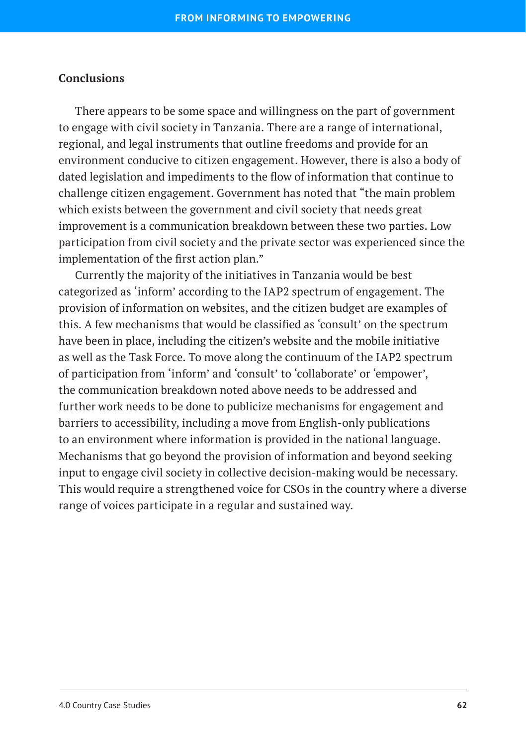### Conclusions

There appears to be some space and willingness on the part of government to engage with civil society in Tanzania. There are a range of international, regional, and legal instruments that outline freedoms and provide for an environment conducive to citizen engagement. However, there is also a body of dated legislation and impediments to the flow of information that continue to challenge citizen engagement. Government has noted that “the main problem which exists between the government and civil society that needs great improvement is a communication breakdown between these two parties. Low participation from civil society and the private sector was experienced since the implementation of the first action plan.”

Currently the majority of the initiatives in Tanzania would be best categorized as ‘inform’ according to the IAP2 spectrum of engagement. The provision of information on websites, and the citizen budget are examples of this. A few mechanisms that would be classified as ‘consult’ on the spectrum have been in place, including the citizen’s website and the mobile initiative as well as the Task Force. To move along the continuum of the IAP2 spectrum of participation from ‘inform’ and ‘consult’ to ‘collaborate’ or ‘empower’, the communication breakdown noted above needs to be addressed and further work needs to be done to publicize mechanisms for engagement and barriers to accessibility, including a move from English-only publications to an environment where information is provided in the national language. Mechanisms that go beyond the provision of information and beyond seeking input to engage civil society in collective decision-making would be necessary. This would require a strengthened voice for CSOs in the country where a diverse range of voices participate in a regular and sustained way.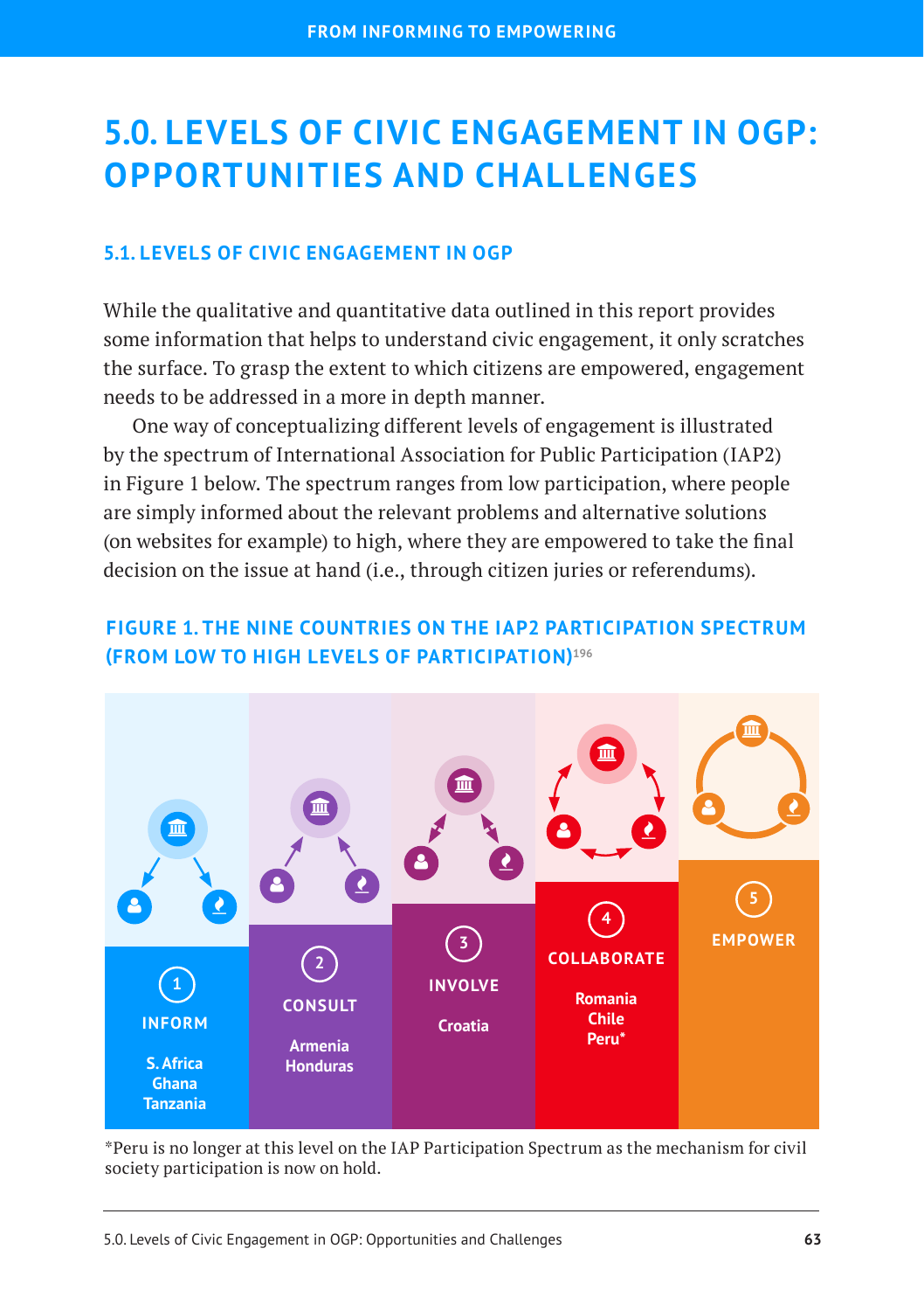# 5.0. LEVELS OF CIVIC ENGAGEMENT IN OGP: OPPORTUNITIES AND CHALLENGES

## 5.1. LEVELS OF CIVIC ENGAGEMENT IN OGP

While the qualitative and quantitative data outlined in this report provides some information that helps to understand civic engagement, it only scratches the surface. To grasp the extent to which citizens are empowered, engagement needs to be addressed in a more in depth manner.

One way of conceptualizing different levels of engagement is illustrated by the spectrum of International Association for Public Participation (IAP2) in Figure 1 below. The spectrum ranges from low participation, where people are simply informed about the relevant problems and alternative solutions (on websites for example) to high, where they are empowered to take the final decision on the issue at hand (i.e., through citizen juries or referendums).

### FIGURE 1. THE NINE COUNTRIES ON THE IAP2 PARTICIPATION SPECTRUM (FROM LOW TO HIGH LEVELS OF PARTICIPATION)[196]

| 1 INFORM | 2 CONSULT | 3 INVOLVE | 4 COLLABORATE | 5 EMPOWER |
|---|---|---|---|---|
| S. Africa<br>Ghana<br>Tanzania | Armenia<br>Honduras | Croatia | Romania<br>Chile<br>Peru* | |

*Peru is no longer at this level on the IAP Participation Spectrum as the mechanism for civil society participation is now on hold.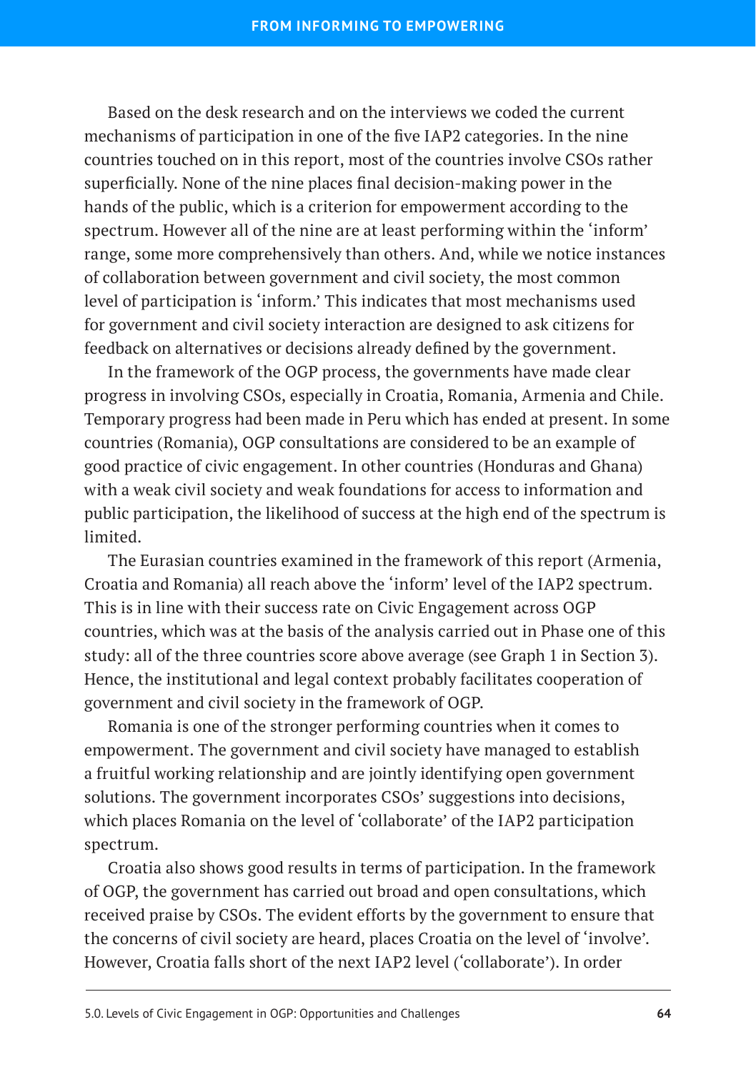Based on the desk research and on the interviews we coded the current mechanisms of participation in one of the five IAP2 categories. In the nine countries touched on in this report, most of the countries involve CSOs rather superficially. None of the nine places final decision-making power in the hands of the public, which is a criterion for empowerment according to the spectrum. However all of the nine are at least performing within the 'inform' range, some more comprehensively than others. And, while we notice instances of collaboration between government and civil society, the most common level of participation is 'inform.' This indicates that most mechanisms used for government and civil society interaction are designed to ask citizens for feedback on alternatives or decisions already defined by the government.

In the framework of the OGP process, the governments have made clear progress in involving CSOs, especially in Croatia, Romania, Armenia and Chile. Temporary progress had been made in Peru which has ended at present. In some countries (Romania), OGP consultations are considered to be an example of good practice of civic engagement. In other countries (Honduras and Ghana) with a weak civil society and weak foundations for access to information and public participation, the likelihood of success at the high end of the spectrum is limited.

The Eurasian countries examined in the framework of this report (Armenia, Croatia and Romania) all reach above the 'inform' level of the IAP2 spectrum. This is in line with their success rate on Civic Engagement across OGP countries, which was at the basis of the analysis carried out in Phase one of this study: all of the three countries score above average (see Graph 1 in Section 3). Hence, the institutional and legal context probably facilitates cooperation of government and civil society in the framework of OGP.

Romania is one of the stronger performing countries when it comes to empowerment. The government and civil society have managed to establish a fruitful working relationship and are jointly identifying open government solutions. The government incorporates CSOs' suggestions into decisions, which places Romania on the level of 'collaborate' of the IAP2 participation spectrum.

Croatia also shows good results in terms of participation. In the framework of OGP, the government has carried out broad and open consultations, which received praise by CSOs. The evident efforts by the government to ensure that the concerns of civil society are heard, places Croatia on the level of 'involve'. However, Croatia falls short of the next IAP2 level ('collaborate'). In order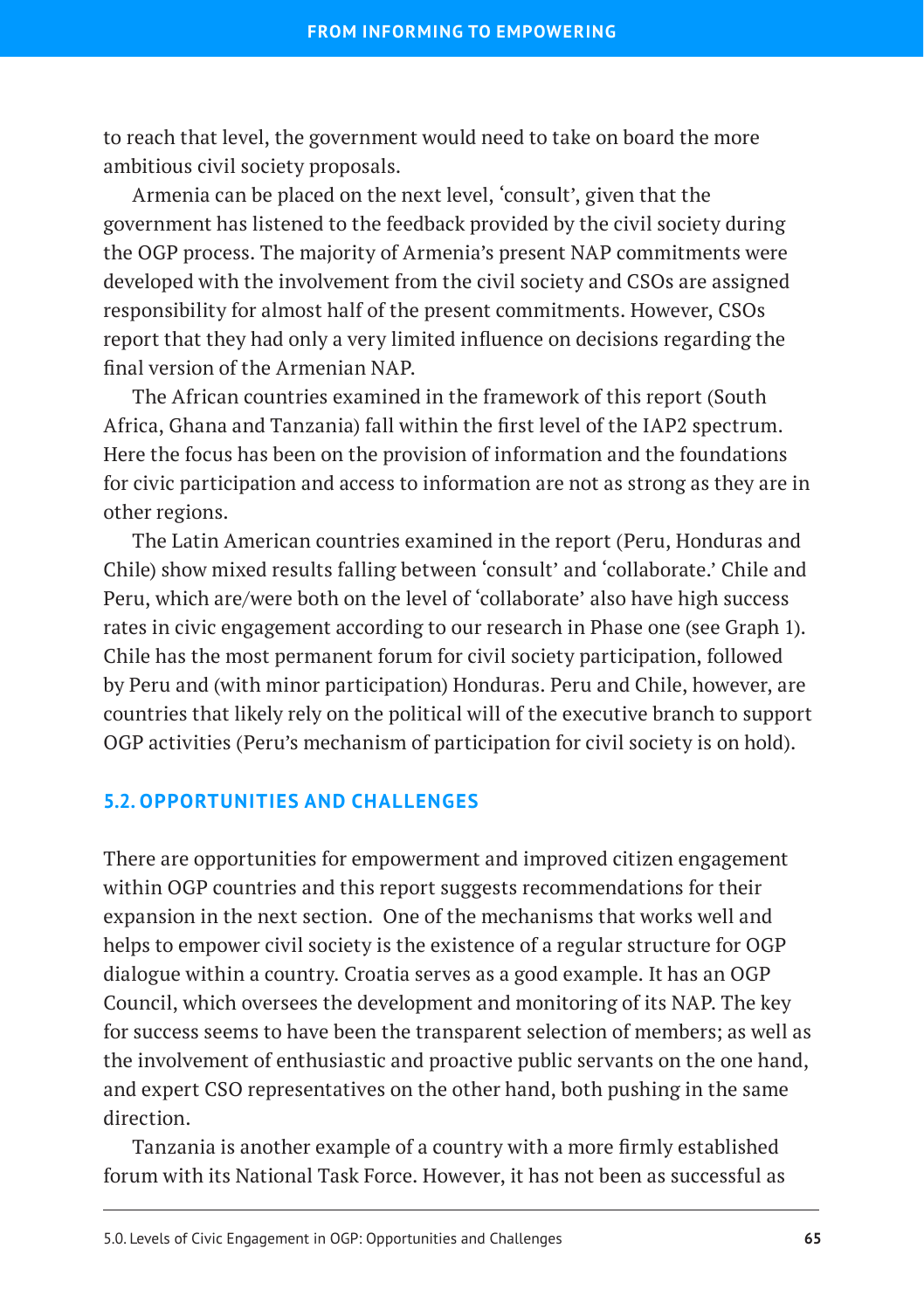to reach that level, the government would need to take on board the more ambitious civil society proposals.

Armenia can be placed on the next level, 'consult', given that the government has listened to the feedback provided by the civil society during the OGP process. The majority of Armenia's present NAP commitments were developed with the involvement from the civil society and CSOs are assigned responsibility for almost half of the present commitments. However, CSOs report that they had only a very limited influence on decisions regarding the final version of the Armenian NAP.

The African countries examined in the framework of this report (South Africa, Ghana and Tanzania) fall within the first level of the IAP2 spectrum. Here the focus has been on the provision of information and the foundations for civic participation and access to information are not as strong as they are in other regions.

The Latin American countries examined in the report (Peru, Honduras and Chile) show mixed results falling between 'consult' and 'collaborate.' Chile and Peru, which are/were both on the level of 'collaborate' also have high success rates in civic engagement according to our research in Phase one (see Graph 1). Chile has the most permanent forum for civil society participation, followed by Peru and (with minor participation) Honduras. Peru and Chile, however, are countries that likely rely on the political will of the executive branch to support OGP activities (Peru's mechanism of participation for civil society is on hold).

## 5.2. OPPORTUNITIES AND CHALLENGES

There are opportunities for empowerment and improved citizen engagement within OGP countries and this report suggests recommendations for their expansion in the next section. One of the mechanisms that works well and helps to empower civil society is the existence of a regular structure for OGP dialogue within a country. Croatia serves as a good example. It has an OGP Council, which oversees the development and monitoring of its NAP. The key for success seems to have been the transparent selection of members; as well as the involvement of enthusiastic and proactive public servants on the one hand, and expert CSO representatives on the other hand, both pushing in the same direction.

Tanzania is another example of a country with a more firmly established forum with its National Task Force. However, it has not been as successful as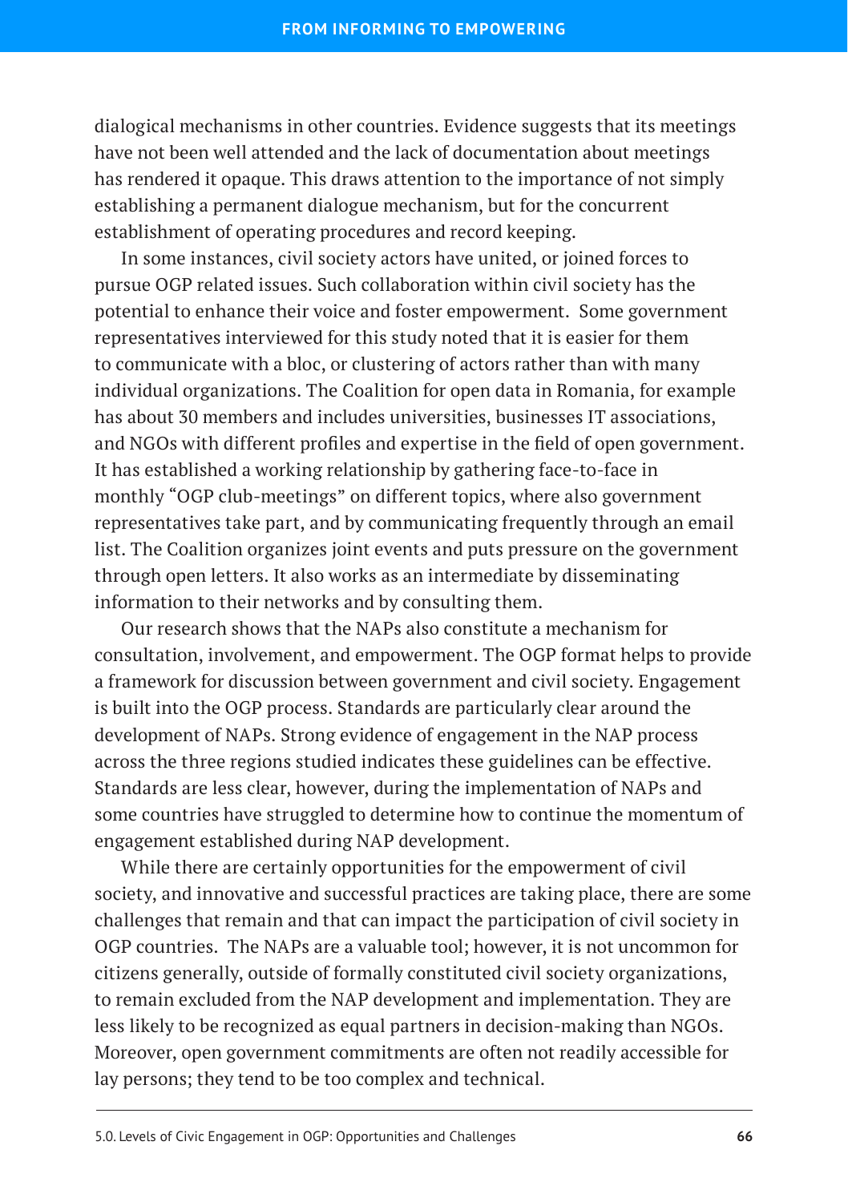dialogical mechanisms in other countries. Evidence suggests that its meetings have not been well attended and the lack of documentation about meetings has rendered it opaque. This draws attention to the importance of not simply establishing a permanent dialogue mechanism, but for the concurrent establishment of operating procedures and record keeping.

In some instances, civil society actors have united, or joined forces to pursue OGP related issues. Such collaboration within civil society has the potential to enhance their voice and foster empowerment. Some government representatives interviewed for this study noted that it is easier for them to communicate with a bloc, or clustering of actors rather than with many individual organizations. The Coalition for open data in Romania, for example has about 30 members and includes universities, businesses IT associations, and NGOs with different profiles and expertise in the field of open government. It has established a working relationship by gathering face-to-face in monthly "OGP club-meetings" on different topics, where also government representatives take part, and by communicating frequently through an email list. The Coalition organizes joint events and puts pressure on the government through open letters. It also works as an intermediate by disseminating information to their networks and by consulting them.

Our research shows that the NAPs also constitute a mechanism for consultation, involvement, and empowerment. The OGP format helps to provide a framework for discussion between government and civil society. Engagement is built into the OGP process. Standards are particularly clear around the development of NAPs. Strong evidence of engagement in the NAP process across the three regions studied indicates these guidelines can be effective. Standards are less clear, however, during the implementation of NAPs and some countries have struggled to determine how to continue the momentum of engagement established during NAP development.

While there are certainly opportunities for the empowerment of civil society, and innovative and successful practices are taking place, there are some challenges that remain and that can impact the participation of civil society in OGP countries. The NAPs are a valuable tool; however, it is not uncommon for citizens generally, outside of formally constituted civil society organizations, to remain excluded from the NAP development and implementation. They are less likely to be recognized as equal partners in decision-making than NGOs. Moreover, open government commitments are often not readily accessible for lay persons; they tend to be too complex and technical.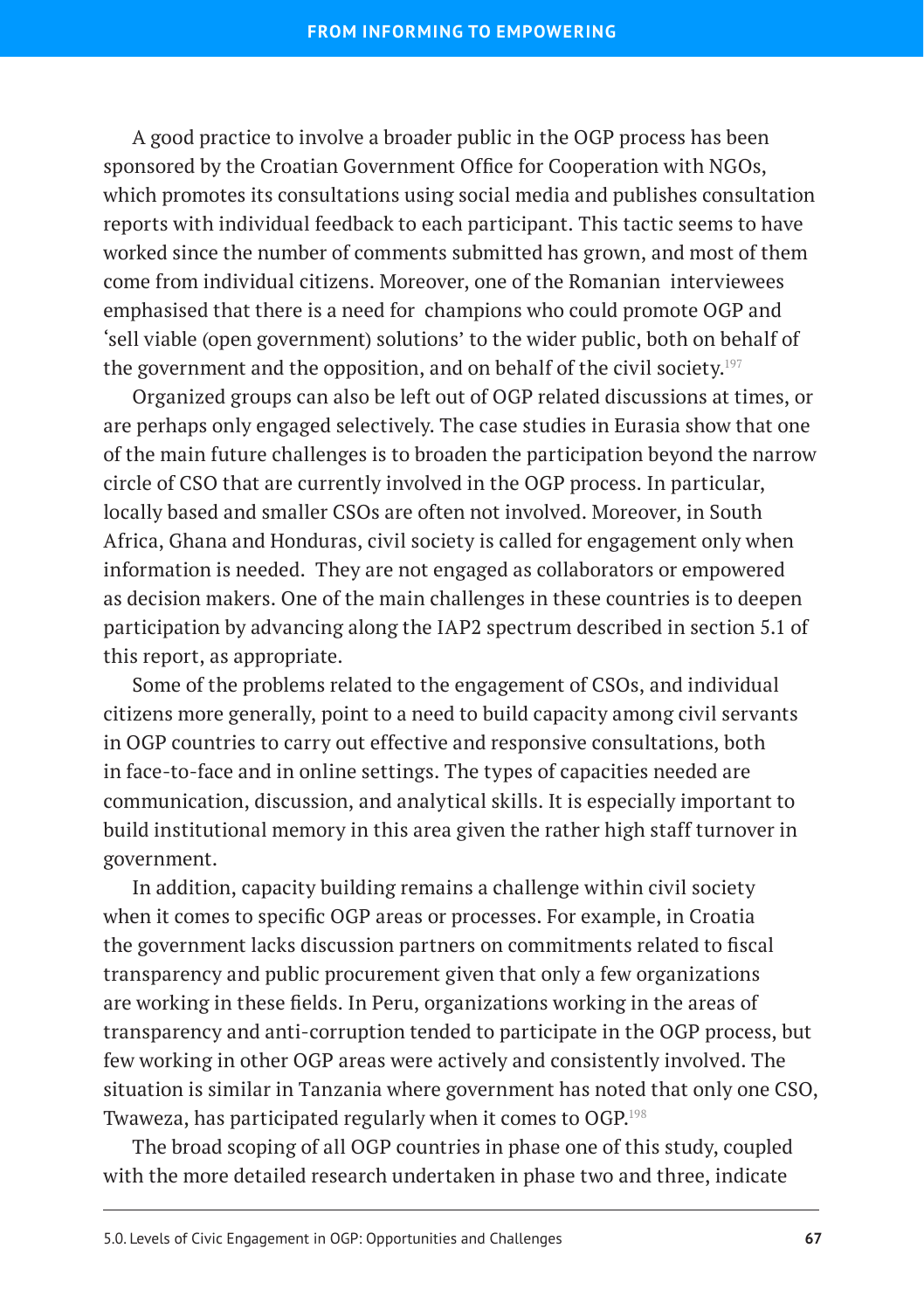A good practice to involve a broader public in the OGP process has been sponsored by the Croatian Government Office for Cooperation with NGOs, which promotes its consultations using social media and publishes consultation reports with individual feedback to each participant. This tactic seems to have worked since the number of comments submitted has grown, and most of them come from individual citizens. Moreover, one of the Romanian interviewees emphasised that there is a need for champions who could promote OGP and 'sell viable (open government) solutions' to the wider public, both on behalf of the government and the opposition, and on behalf of the civil society.[197]

Organized groups can also be left out of OGP related discussions at times, or are perhaps only engaged selectively. The case studies in Eurasia show that one of the main future challenges is to broaden the participation beyond the narrow circle of CSO that are currently involved in the OGP process. In particular, locally based and smaller CSOs are often not involved. Moreover, in South Africa, Ghana and Honduras, civil society is called for engagement only when information is needed. They are not engaged as collaborators or empowered as decision makers. One of the main challenges in these countries is to deepen participation by advancing along the IAP2 spectrum described in section 5.1 of this report, as appropriate.

Some of the problems related to the engagement of CSOs, and individual citizens more generally, point to a need to build capacity among civil servants in OGP countries to carry out effective and responsive consultations, both in face-to-face and in online settings. The types of capacities needed are communication, discussion, and analytical skills. It is especially important to build institutional memory in this area given the rather high staff turnover in government.

In addition, capacity building remains a challenge within civil society when it comes to specific OGP areas or processes. For example, in Croatia the government lacks discussion partners on commitments related to fiscal transparency and public procurement given that only a few organizations are working in these fields. In Peru, organizations working in the areas of transparency and anti-corruption tended to participate in the OGP process, but few working in other OGP areas were actively and consistently involved. The situation is similar in Tanzania where government has noted that only one CSO, Twaweza, has participated regularly when it comes to OGP.[198]

The broad scoping of all OGP countries in phase one of this study, coupled with the more detailed research undertaken in phase two and three, indicate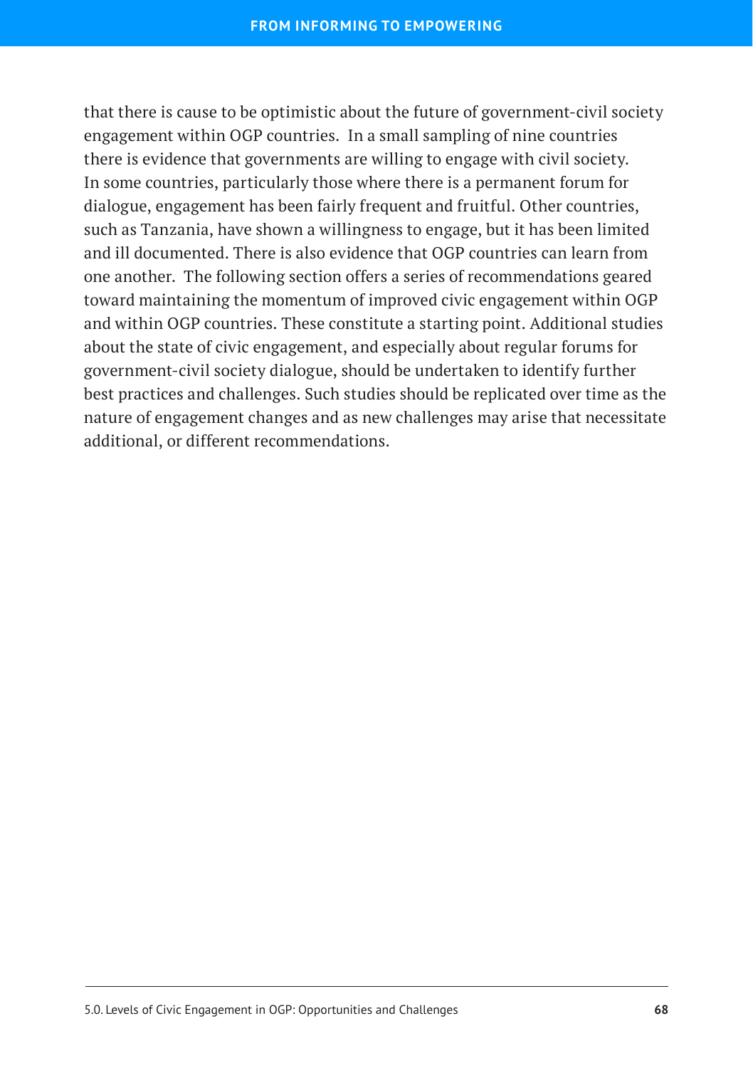that there is cause to be optimistic about the future of government-civil society engagement within OGP countries.  In a small sampling of nine countries there is evidence that governments are willing to engage with civil society. In some countries, particularly those where there is a permanent forum for dialogue, engagement has been fairly frequent and fruitful. Other countries, such as Tanzania, have shown a willingness to engage, but it has been limited and ill documented. There is also evidence that OGP countries can learn from one another.  The following section offers a series of recommendations geared toward maintaining the momentum of improved civic engagement within OGP and within OGP countries. These constitute a starting point. Additional studies about the state of civic engagement, and especially about regular forums for government-civil society dialogue, should be undertaken to identify further best practices and challenges. Such studies should be replicated over time as the nature of engagement changes and as new challenges may arise that necessitate additional, or different recommendations.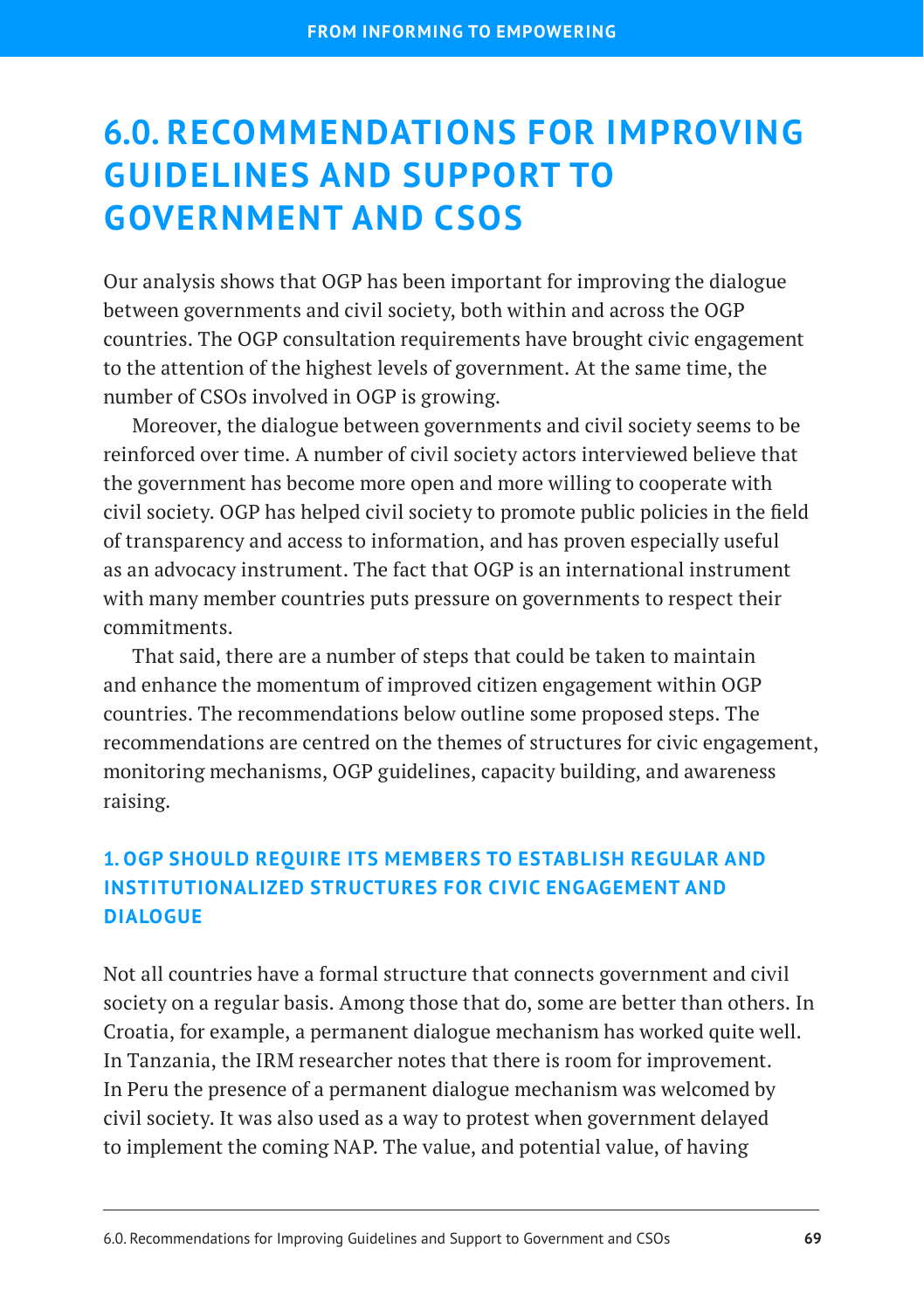# 6.0. RECOMMENDATIONS FOR IMPROVING GUIDELINES AND SUPPORT TO GOVERNMENT AND CSOS

Our analysis shows that OGP has been important for improving the dialogue between governments and civil society, both within and across the OGP countries. The OGP consultation requirements have brought civic engagement to the attention of the highest levels of government. At the same time, the number of CSOs involved in OGP is growing.

Moreover, the dialogue between governments and civil society seems to be reinforced over time. A number of civil society actors interviewed believe that the government has become more open and more willing to cooperate with civil society. OGP has helped civil society to promote public policies in the field of transparency and access to information, and has proven especially useful as an advocacy instrument. The fact that OGP is an international instrument with many member countries puts pressure on governments to respect their commitments.

That said, there are a number of steps that could be taken to maintain and enhance the momentum of improved citizen engagement within OGP countries. The recommendations below outline some proposed steps. The recommendations are centred on the themes of structures for civic engagement, monitoring mechanisms, OGP guidelines, capacity building, and awareness raising.

### 1. OGP SHOULD REQUIRE ITS MEMBERS TO ESTABLISH REGULAR AND INSTITUTIONALIZED STRUCTURES FOR CIVIC ENGAGEMENT AND DIALOGUE

Not all countries have a formal structure that connects government and civil society on a regular basis. Among those that do, some are better than others. In Croatia, for example, a permanent dialogue mechanism has worked quite well. In Tanzania, the IRM researcher notes that there is room for improvement. In Peru the presence of a permanent dialogue mechanism was welcomed by civil society. It was also used as a way to protest when government delayed to implement the coming NAP. The value, and potential value, of having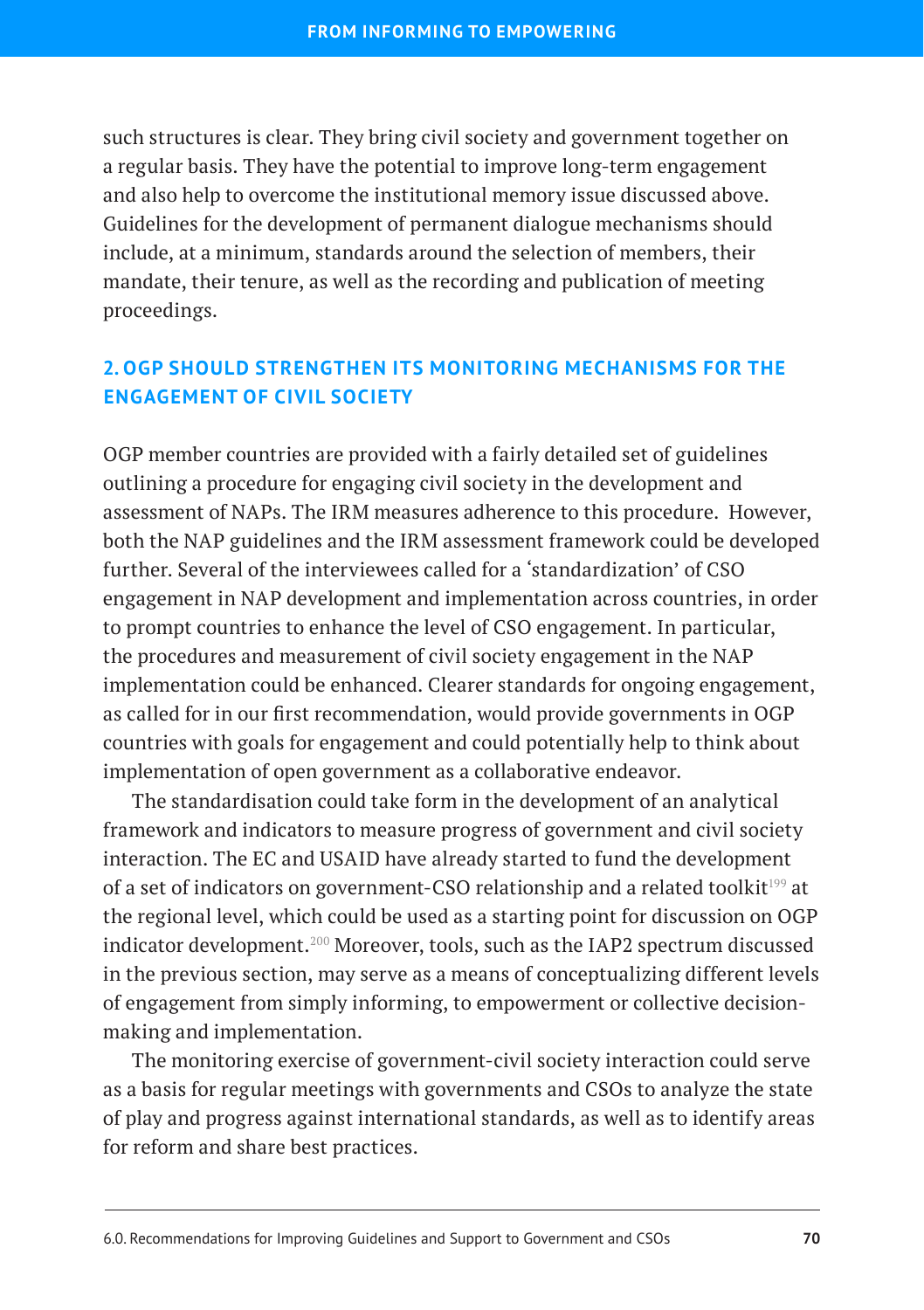such structures is clear. They bring civil society and government together on a regular basis. They have the potential to improve long-term engagement and also help to overcome the institutional memory issue discussed above. Guidelines for the development of permanent dialogue mechanisms should include, at a minimum, standards around the selection of members, their mandate, their tenure, as well as the recording and publication of meeting proceedings.

### 2. OGP SHOULD STRENGTHEN ITS MONITORING MECHANISMS FOR THE ENGAGEMENT OF CIVIL SOCIETY

OGP member countries are provided with a fairly detailed set of guidelines outlining a procedure for engaging civil society in the development and assessment of NAPs. The IRM measures adherence to this procedure. However, both the NAP guidelines and the IRM assessment framework could be developed further. Several of the interviewees called for a 'standardization' of CSO engagement in NAP development and implementation across countries, in order to prompt countries to enhance the level of CSO engagement. In particular, the procedures and measurement of civil society engagement in the NAP implementation could be enhanced. Clearer standards for ongoing engagement, as called for in our first recommendation, would provide governments in OGP countries with goals for engagement and could potentially help to think about implementation of open government as a collaborative endeavor.

The standardisation could take form in the development of an analytical framework and indicators to measure progress of government and civil society interaction. The EC and USAID have already started to fund the development of a set of indicators on government-CSO relationship and a related toolkit[199] at the regional level, which could be used as a starting point for discussion on OGP indicator development.[200] Moreover, tools, such as the IAP2 spectrum discussed in the previous section, may serve as a means of conceptualizing different levels of engagement from simply informing, to empowerment or collective decision-making and implementation.

The monitoring exercise of government-civil society interaction could serve as a basis for regular meetings with governments and CSOs to analyze the state of play and progress against international standards, as well as to identify areas for reform and share best practices.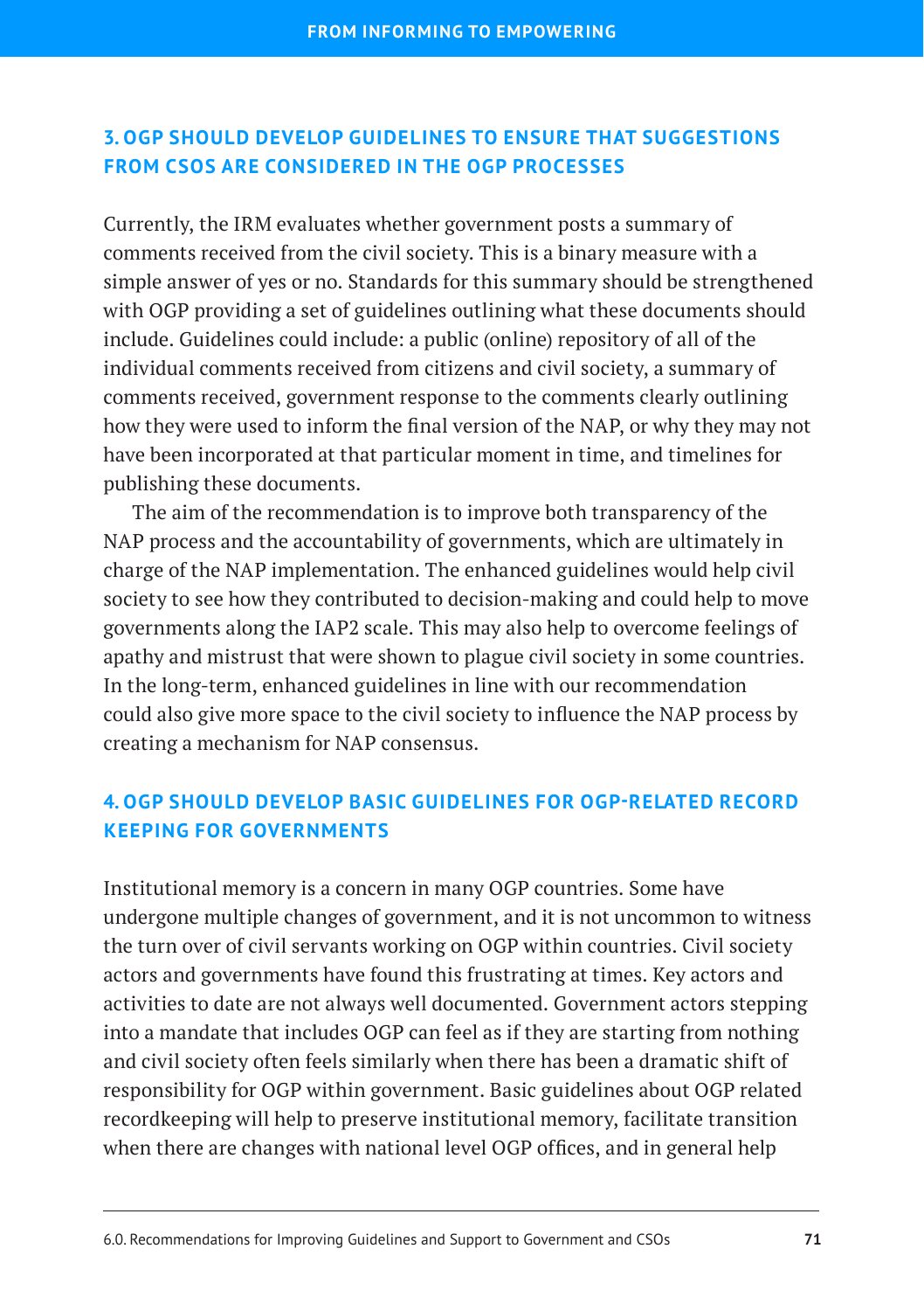### 3. OGP SHOULD DEVELOP GUIDELINES TO ENSURE THAT SUGGESTIONS FROM CSOS ARE CONSIDERED IN THE OGP PROCESSES

Currently, the IRM evaluates whether government posts a summary of comments received from the civil society. This is a binary measure with a simple answer of yes or no. Standards for this summary should be strengthened with OGP providing a set of guidelines outlining what these documents should include. Guidelines could include: a public (online) repository of all of the individual comments received from citizens and civil society, a summary of comments received, government response to the comments clearly outlining how they were used to inform the final version of the NAP, or why they may not have been incorporated at that particular moment in time, and timelines for publishing these documents.

The aim of the recommendation is to improve both transparency of the NAP process and the accountability of governments, which are ultimately in charge of the NAP implementation. The enhanced guidelines would help civil society to see how they contributed to decision-making and could help to move governments along the IAP2 scale. This may also help to overcome feelings of apathy and mistrust that were shown to plague civil society in some countries. In the long-term, enhanced guidelines in line with our recommendation could also give more space to the civil society to influence the NAP process by creating a mechanism for NAP consensus.

### 4. OGP SHOULD DEVELOP BASIC GUIDELINES FOR OGP-RELATED RECORD KEEPING FOR GOVERNMENTS

Institutional memory is a concern in many OGP countries. Some have undergone multiple changes of government, and it is not uncommon to witness the turn over of civil servants working on OGP within countries. Civil society actors and governments have found this frustrating at times. Key actors and activities to date are not always well documented. Government actors stepping into a mandate that includes OGP can feel as if they are starting from nothing and civil society often feels similarly when there has been a dramatic shift of responsibility for OGP within government. Basic guidelines about OGP related recordkeeping will help to preserve institutional memory, facilitate transition when there are changes with national level OGP offices, and in general help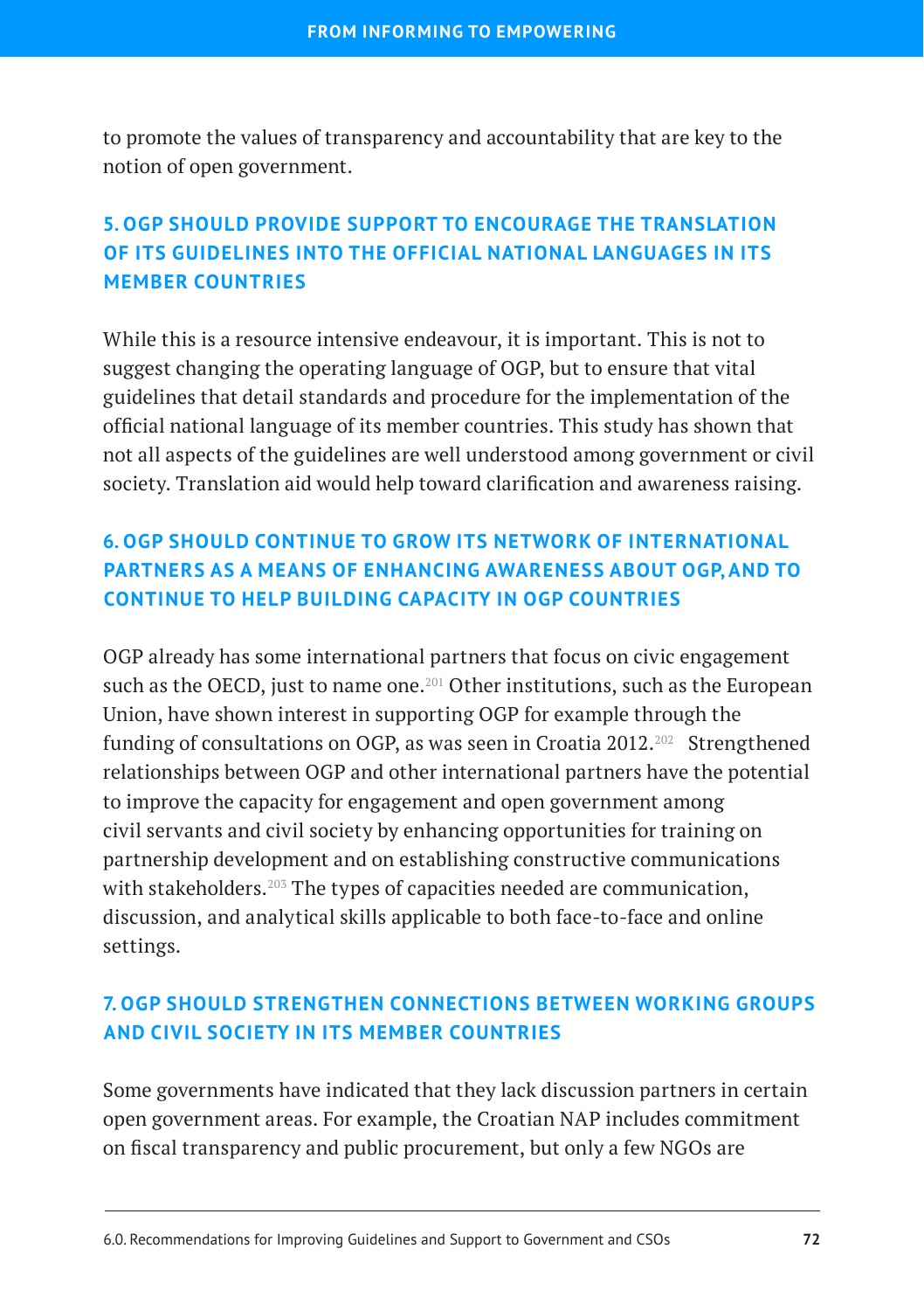to promote the values of transparency and accountability that are key to the notion of open government.

### 5. OGP SHOULD PROVIDE SUPPORT TO ENCOURAGE THE TRANSLATION OF ITS GUIDELINES INTO THE OFFICIAL NATIONAL LANGUAGES IN ITS MEMBER COUNTRIES

While this is a resource intensive endeavour, it is important. This is not to suggest changing the operating language of OGP, but to ensure that vital guidelines that detail standards and procedure for the implementation of the official national language of its member countries. This study has shown that not all aspects of the guidelines are well understood among government or civil society. Translation aid would help toward clarification and awareness raising.

### 6. OGP SHOULD CONTINUE TO GROW ITS NETWORK OF INTERNATIONAL PARTNERS AS A MEANS OF ENHANCING AWARENESS ABOUT OGP, AND TO CONTINUE TO HELP BUILDING CAPACITY IN OGP COUNTRIES

OGP already has some international partners that focus on civic engagement such as the OECD, just to name one.[201] Other institutions, such as the European Union, have shown interest in supporting OGP for example through the funding of consultations on OGP, as was seen in Croatia 2012.[202] Strengthened relationships between OGP and other international partners have the potential to improve the capacity for engagement and open government among civil servants and civil society by enhancing opportunities for training on partnership development and on establishing constructive communications with stakeholders.[203] The types of capacities needed are communication, discussion, and analytical skills applicable to both face-to-face and online settings.

### 7. OGP SHOULD STRENGTHEN CONNECTIONS BETWEEN WORKING GROUPS AND CIVIL SOCIETY IN ITS MEMBER COUNTRIES

Some governments have indicated that they lack discussion partners in certain open government areas. For example, the Croatian NAP includes commitment on fiscal transparency and public procurement, but only a few NGOs are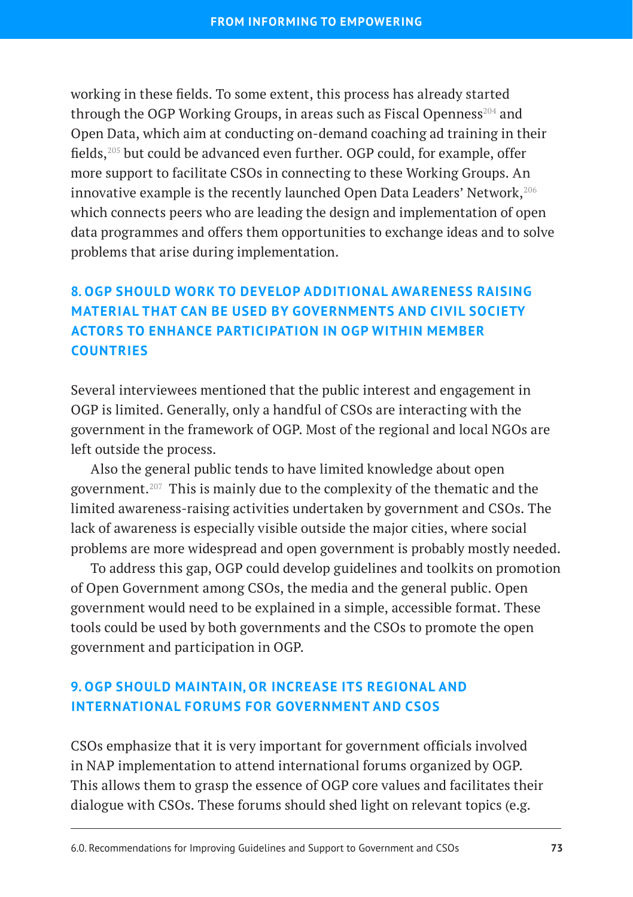working in these fields. To some extent, this process has already started through the OGP Working Groups, in areas such as Fiscal Openness[204] and Open Data, which aim at conducting on-demand coaching ad training in their fields,[205] but could be advanced even further. OGP could, for example, offer more support to facilitate CSOs in connecting to these Working Groups. An innovative example is the recently launched Open Data Leaders' Network,[206] which connects peers who are leading the design and implementation of open data programmes and offers them opportunities to exchange ideas and to solve problems that arise during implementation.

### 8. OGP SHOULD WORK TO DEVELOP ADDITIONAL AWARENESS RAISING MATERIAL THAT CAN BE USED BY GOVERNMENTS AND CIVIL SOCIETY ACTORS TO ENHANCE PARTICIPATION IN OGP WITHIN MEMBER COUNTRIES

Several interviewees mentioned that the public interest and engagement in OGP is limited. Generally, only a handful of CSOs are interacting with the government in the framework of OGP. Most of the regional and local NGOs are left outside the process.

Also the general public tends to have limited knowledge about open government.[207] This is mainly due to the complexity of the thematic and the limited awareness-raising activities undertaken by government and CSOs. The lack of awareness is especially visible outside the major cities, where social problems are more widespread and open government is probably mostly needed.

To address this gap, OGP could develop guidelines and toolkits on promotion of Open Government among CSOs, the media and the general public. Open government would need to be explained in a simple, accessible format. These tools could be used by both governments and the CSOs to promote the open government and participation in OGP.

### 9. OGP SHOULD MAINTAIN, OR INCREASE ITS REGIONAL AND INTERNATIONAL FORUMS FOR GOVERNMENT AND CSOS

CSOs emphasize that it is very important for government officials involved in NAP implementation to attend international forums organized by OGP. This allows them to grasp the essence of OGP core values and facilitates their dialogue with CSOs. These forums should shed light on relevant topics (e.g.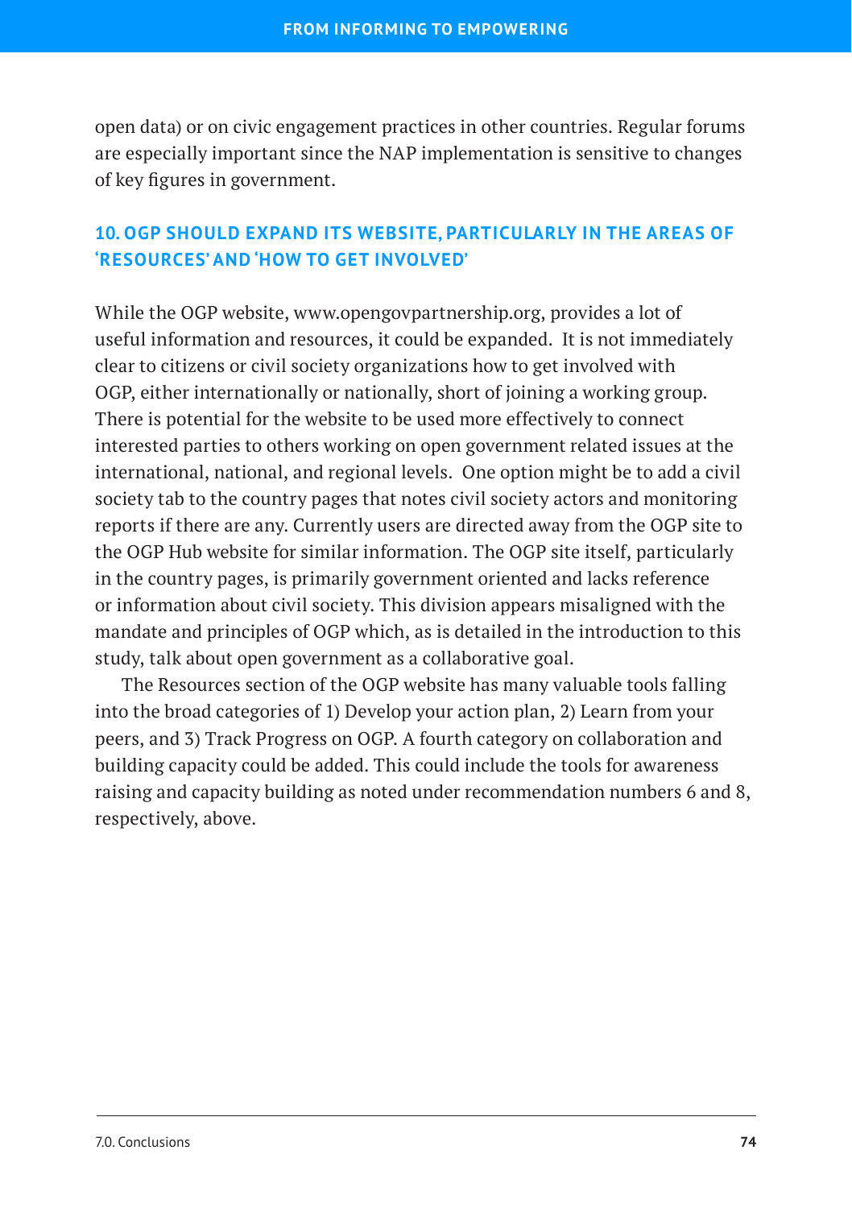open data) or on civic engagement practices in other countries. Regular forums are especially important since the NAP implementation is sensitive to changes of key figures in government.

### 10. OGP SHOULD EXPAND ITS WEBSITE, PARTICULARLY IN THE AREAS OF 'RESOURCES' AND 'HOW TO GET INVOLVED'

While the OGP website, www.opengovpartnership.org, provides a lot of useful information and resources, it could be expanded. It is not immediately clear to citizens or civil society organizations how to get involved with OGP, either internationally or nationally, short of joining a working group. There is potential for the website to be used more effectively to connect interested parties to others working on open government related issues at the international, national, and regional levels. One option might be to add a civil society tab to the country pages that notes civil society actors and monitoring reports if there are any. Currently users are directed away from the OGP site to the OGP Hub website for similar information. The OGP site itself, particularly in the country pages, is primarily government oriented and lacks reference or information about civil society. This division appears misaligned with the mandate and principles of OGP which, as is detailed in the introduction to this study, talk about open government as a collaborative goal.

The Resources section of the OGP website has many valuable tools falling into the broad categories of 1) Develop your action plan, 2) Learn from your peers, and 3) Track Progress on OGP. A fourth category on collaboration and building capacity could be added. This could include the tools for awareness raising and capacity building as noted under recommendation numbers 6 and 8, respectively, above.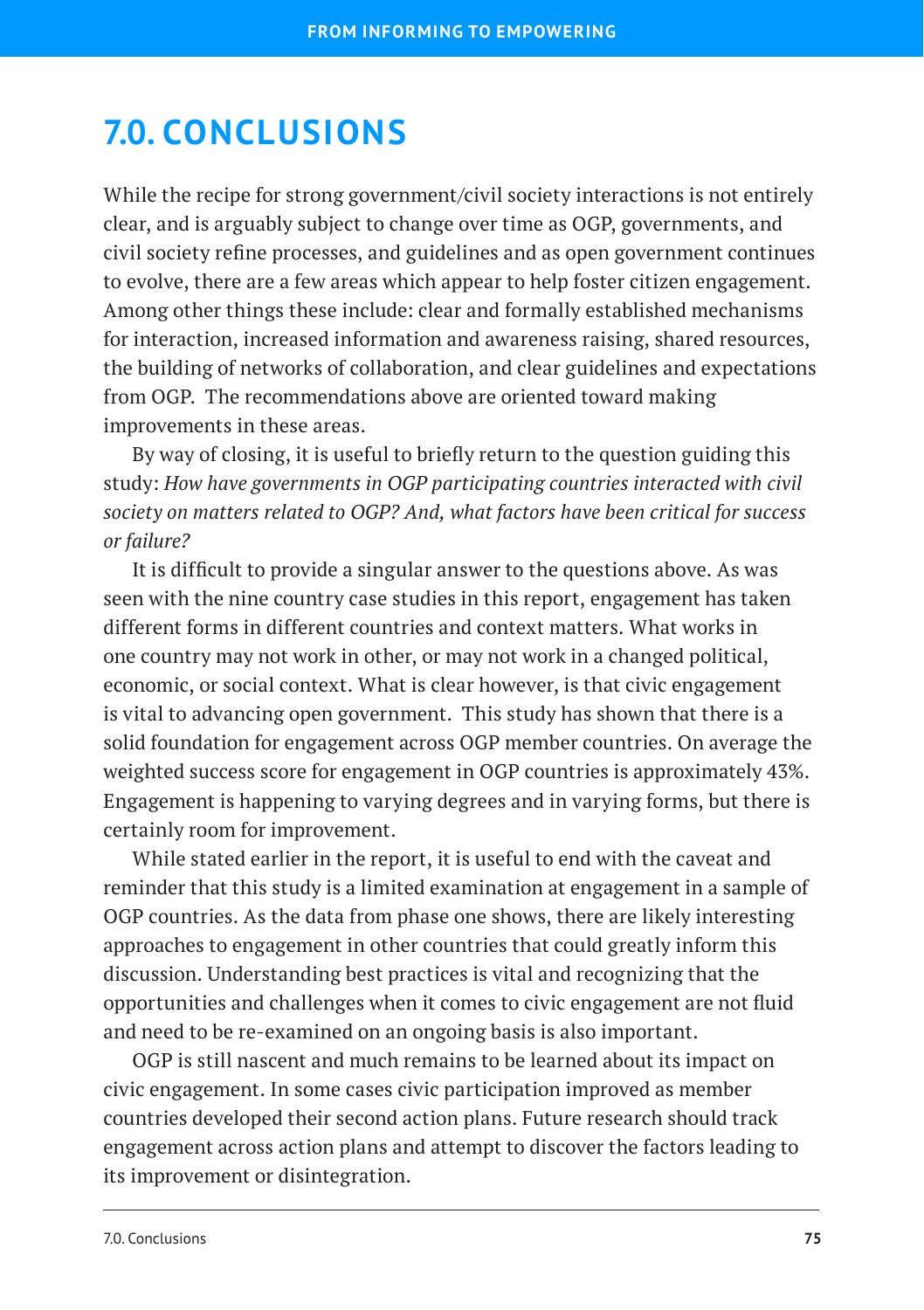# 7.0. CONCLUSIONS

While the recipe for strong government/civil society interactions is not entirely clear, and is arguably subject to change over time as OGP, governments, and civil society refine processes, and guidelines and as open government continues to evolve, there are a few areas which appear to help foster citizen engagement. Among other things these include: clear and formally established mechanisms for interaction, increased information and awareness raising, shared resources, the building of networks of collaboration, and clear guidelines and expectations from OGP. The recommendations above are oriented toward making improvements in these areas.

By way of closing, it is useful to briefly return to the question guiding this study: *How have governments in OGP participating countries interacted with civil society on matters related to OGP? And, what factors have been critical for success or failure?*

It is difficult to provide a singular answer to the questions above. As was seen with the nine country case studies in this report, engagement has taken different forms in different countries and context matters. What works in one country may not work in other, or may not work in a changed political, economic, or social context. What is clear however, is that civic engagement is vital to advancing open government. This study has shown that there is a solid foundation for engagement across OGP member countries. On average the weighted success score for engagement in OGP countries is approximately 43%. Engagement is happening to varying degrees and in varying forms, but there is certainly room for improvement.

While stated earlier in the report, it is useful to end with the caveat and reminder that this study is a limited examination at engagement in a sample of OGP countries. As the data from phase one shows, there are likely interesting approaches to engagement in other countries that could greatly inform this discussion. Understanding best practices is vital and recognizing that the opportunities and challenges when it comes to civic engagement are not fluid and need to be re-examined on an ongoing basis is also important.

OGP is still nascent and much remains to be learned about its impact on civic engagement. In some cases civic participation improved as member countries developed their second action plans. Future research should track engagement across action plans and attempt to discover the factors leading to its improvement or disintegration.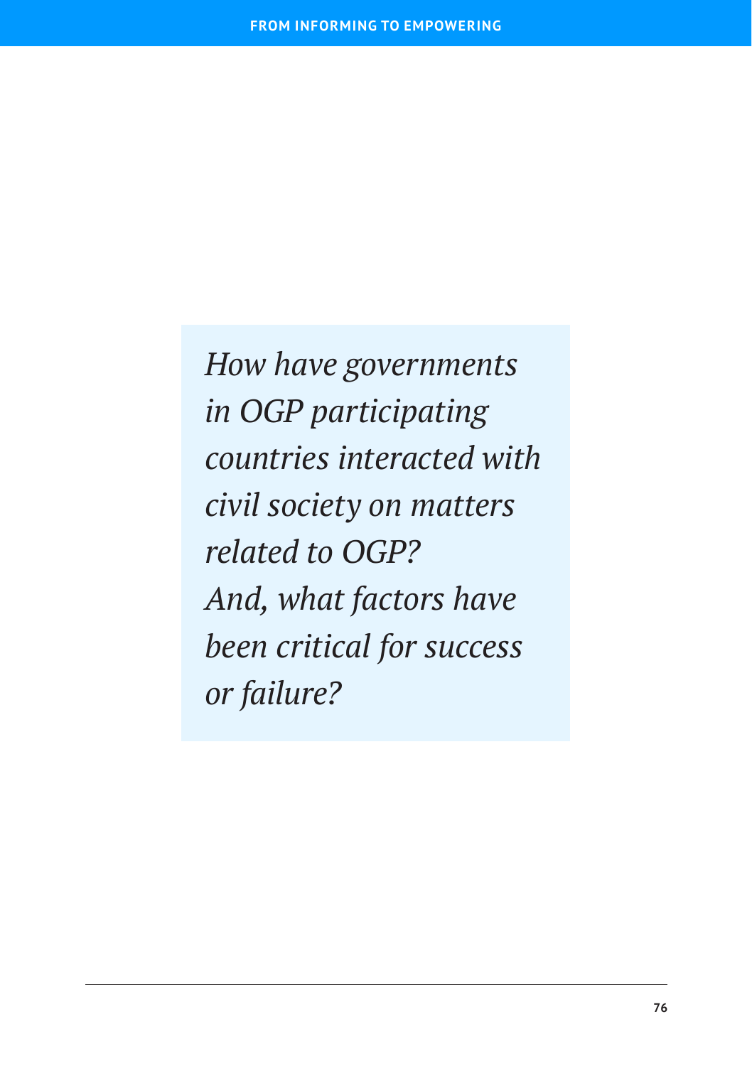*How have governments in OGP participating countries interacted with civil society on matters related to OGP? And, what factors have been critical for success or failure?*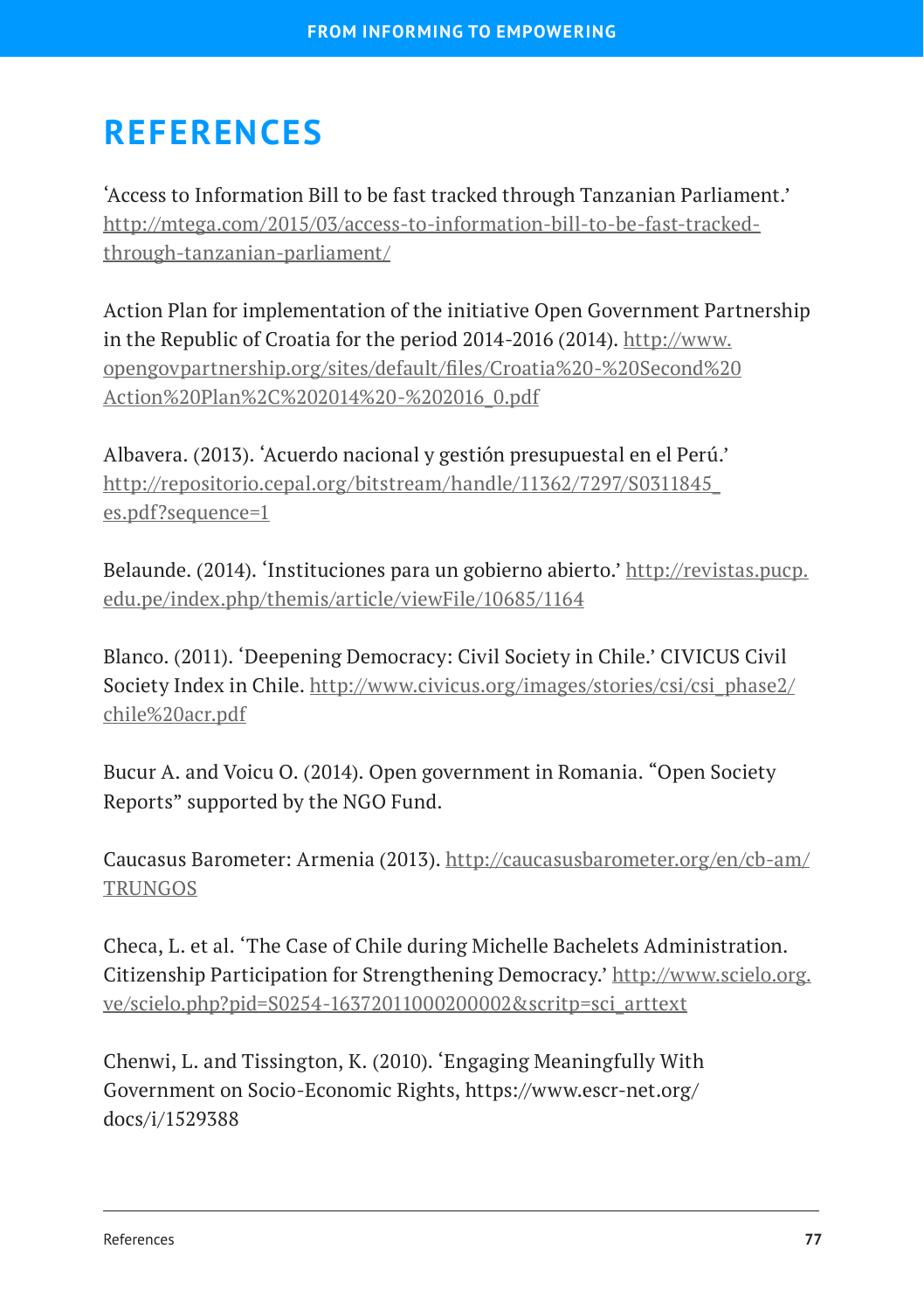# REFERENCES

'Access to Information Bill to be fast tracked through Tanzanian Parliament.' http://mtega.com/2015/03/access-to-information-bill-to-be-fast-tracked-through-tanzanian-parliament/

Action Plan for implementation of the initiative Open Government Partnership in the Republic of Croatia for the period 2014-2016 (2014). http://www.opengovpartnership.org/sites/default/files/Croatia%20-%20Second%20Action%20Plan%2C%202014%20-%202016_0.pdf

Albavera. (2013). 'Acuerdo nacional y gestión presupuestal en el Perú.' http://repositorio.cepal.org/bitstream/handle/11362/7297/S0311845_es.pdf?sequence=1

Belaunde. (2014). 'Instituciones para un gobierno abierto.' http://revistas.pucp.edu.pe/index.php/themis/article/viewFile/10685/1164

Blanco. (2011). 'Deepening Democracy: Civil Society in Chile.' CIVICUS Civil Society Index in Chile. http://www.civicus.org/images/stories/csi/csi_phase2/chile%20acr.pdf

Bucur A. and Voicu O. (2014). Open government in Romania. "Open Society Reports" supported by the NGO Fund.

Caucasus Barometer: Armenia (2013). http://caucasusbarometer.org/en/cb-am/TRUNGOS

Checa, L. et al. 'The Case of Chile during Michelle Bachelets Administration. Citizenship Participation for Strengthening Democracy.' http://www.scielo.org.ve/scielo.php?pid=S0254-16372011000200002&scritp=sci_arttext

Chenwi, L. and Tissington, K. (2010). 'Engaging Meaningfully With Government on Socio-Economic Rights, https://www.escr-net.org/docs/i/1529388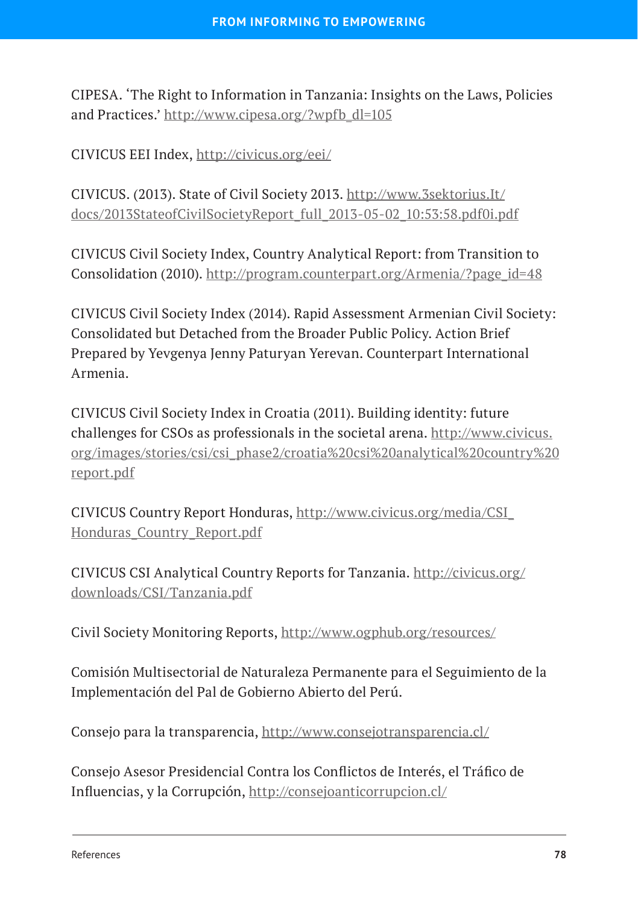CIPESA. 'The Right to Information in Tanzania: Insights on the Laws, Policies and Practices.' http://www.cipesa.org/?wpfb_dl=105

CIVICUS EEI Index, http://civicus.org/eei/

CIVICUS. (2013). State of Civil Society 2013. http://www.3sektorius.lt/docs/2013StateofCivilSocietyReport_full_2013-05-02_10:53:58.pdf0i.pdf

CIVICUS Civil Society Index, Country Analytical Report: from Transition to Consolidation (2010). http://program.counterpart.org/Armenia/?page_id=48

CIVICUS Civil Society Index (2014). Rapid Assessment Armenian Civil Society: Consolidated but Detached from the Broader Public Policy. Action Brief Prepared by Yevgenya Jenny Paturyan Yerevan. Counterpart International Armenia.

CIVICUS Civil Society Index in Croatia (2011). Building identity: future challenges for CSOs as professionals in the societal arena. http://www.civicus.org/images/stories/csi/csi_phase2/croatia%20csi%20analytical%20country%20report.pdf

CIVICUS Country Report Honduras, http://www.civicus.org/media/CSI_Honduras_Country_Report.pdf

CIVICUS CSI Analytical Country Reports for Tanzania. http://civicus.org/downloads/CSI/Tanzania.pdf

Civil Society Monitoring Reports, http://www.ogphub.org/resources/

Comisión Multisectorial de Naturaleza Permanente para el Seguimiento de la Implementación del Pal de Gobierno Abierto del Perú.

Consejo para la transparencia, http://www.consejotransparencia.cl/

Consejo Asesor Presidencial Contra los Conflictos de Interés, el Tráfico de Influencias, y la Corrupción, http://consejoanticorrupcion.cl/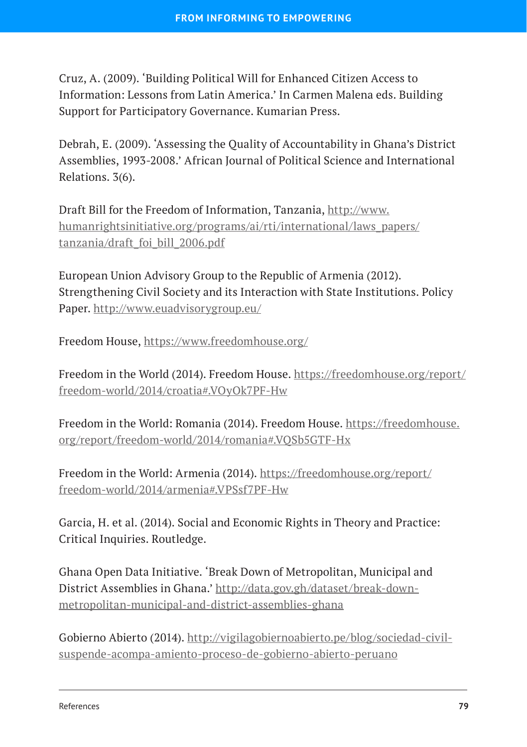Cruz, A. (2009). ‘Building Political Will for Enhanced Citizen Access to Information: Lessons from Latin America.’ In Carmen Malena eds. Building Support for Participatory Governance. Kumarian Press.

Debrah, E. (2009). ‘Assessing the Quality of Accountability in Ghana’s District Assemblies, 1993-2008.’ African Journal of Political Science and International Relations. 3(6).

Draft Bill for the Freedom of Information, Tanzania, http://www.humanrightsinitiative.org/programs/ai/rti/international/laws_papers/tanzania/draft_foi_bill_2006.pdf

European Union Advisory Group to the Republic of Armenia (2012). Strengthening Civil Society and its Interaction with State Institutions. Policy Paper. http://www.euadvisorygroup.eu/

Freedom House, https://www.freedomhouse.org/

Freedom in the World (2014). Freedom House. https://freedomhouse.org/report/freedom-world/2014/croatia#.VOyOk7PF-Hw

Freedom in the World: Romania (2014). Freedom House. https://freedomhouse.org/report/freedom-world/2014/romania#.VQSb5GTF-Hx

Freedom in the World: Armenia (2014). https://freedomhouse.org/report/freedom-world/2014/armenia#.VPSsf7PF-Hw

Garcia, H. et al. (2014). Social and Economic Rights in Theory and Practice: Critical Inquiries. Routledge.

Ghana Open Data Initiative. ‘Break Down of Metropolitan, Municipal and District Assemblies in Ghana.’ http://data.gov.gh/dataset/break-down-metropolitan-municipal-and-district-assemblies-ghana

Gobierno Abierto (2014). http://vigilagobiernoabierto.pe/blog/sociedad-civil-suspende-acompa-amiento-proceso-de-gobierno-abierto-peruano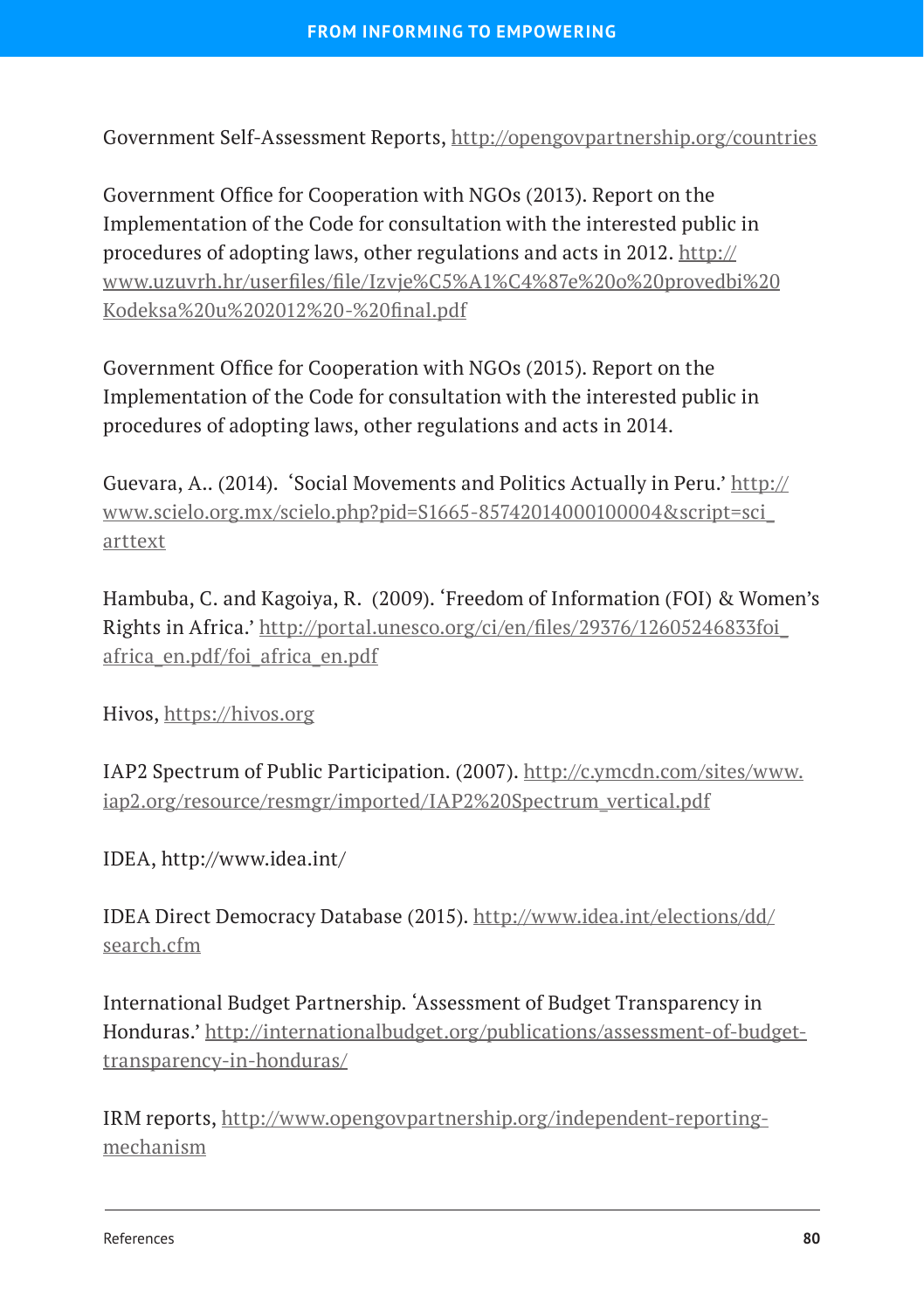Government Self-Assessment Reports, http://opengovpartnership.org/countries

Government Office for Cooperation with NGOs (2013). Report on the Implementation of the Code for consultation with the interested public in procedures of adopting laws, other regulations and acts in 2012. http://www.uzuvrh.hr/userfiles/file/Izvje%C5%A1%C4%87e%20o%20provedbi%20Kodeksa%20u%202012%20-%20final.pdf

Government Office for Cooperation with NGOs (2015). Report on the Implementation of the Code for consultation with the interested public in procedures of adopting laws, other regulations and acts in 2014.

Guevara, A.. (2014). 'Social Movements and Politics Actually in Peru.' http://www.scielo.org.mx/scielo.php?pid=S1665-85742014000100004&script=sci_arttext

Hambuba, C. and Kagoiya, R. (2009). 'Freedom of Information (FOI) & Women's Rights in Africa.' http://portal.unesco.org/ci/en/files/29376/12605246833foi_africa_en.pdf/foi_africa_en.pdf

Hivos, https://hivos.org

IAP2 Spectrum of Public Participation. (2007). http://c.ymcdn.com/sites/www.iap2.org/resource/resmgr/imported/IAP2%20Spectrum_vertical.pdf

IDEA, http://www.idea.int/

IDEA Direct Democracy Database (2015). http://www.idea.int/elections/dd/search.cfm

International Budget Partnership. 'Assessment of Budget Transparency in Honduras.' http://internationalbudget.org/publications/assessment-of-budget-transparency-in-honduras/

IRM reports, http://www.opengovpartnership.org/independent-reporting-mechanism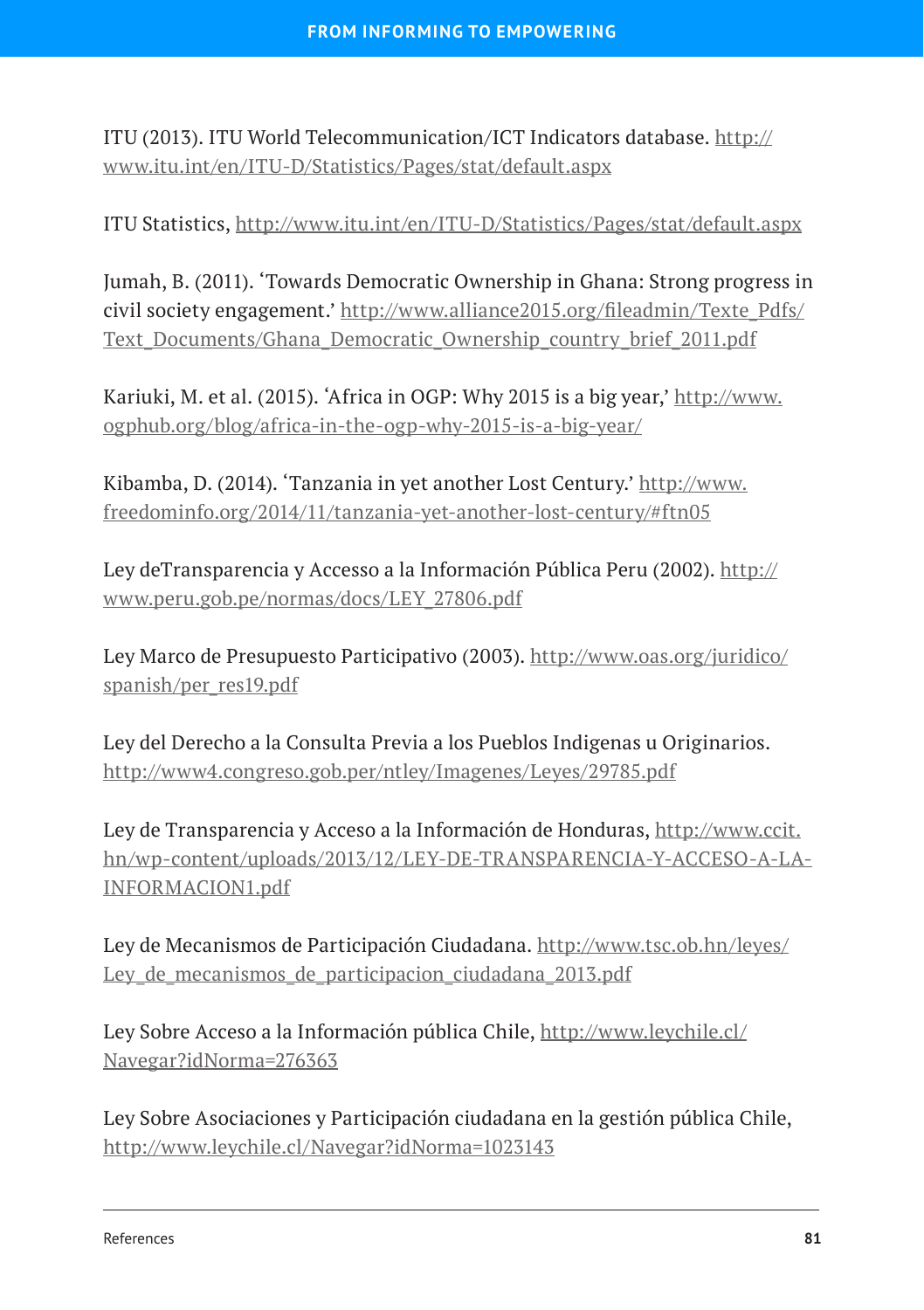ITU (2013). ITU World Telecommunication/ICT Indicators database. http://www.itu.int/en/ITU-D/Statistics/Pages/stat/default.aspx

ITU Statistics, http://www.itu.int/en/ITU-D/Statistics/Pages/stat/default.aspx

Jumah, B. (2011). 'Towards Democratic Ownership in Ghana: Strong progress in civil society engagement.' http://www.alliance2015.org/fileadmin/Texte_Pdfs/Text_Documents/Ghana_Democratic_Ownership_country_brief_2011.pdf

Kariuki, M. et al. (2015). 'Africa in OGP: Why 2015 is a big year,' http://www.ogphub.org/blog/africa-in-the-ogp-why-2015-is-a-big-year/

Kibamba, D. (2014). 'Tanzania in yet another Lost Century.' http://www.freedominfo.org/2014/11/tanzania-yet-another-lost-century/#ftn05

Ley deTransparencia y Accesso a la Información Pública Peru (2002). http://www.peru.gob.pe/normas/docs/LEY_27806.pdf

Ley Marco de Presupuesto Participativo (2003). http://www.oas.org/juridico/spanish/per_res19.pdf

Ley del Derecho a la Consulta Previa a los Pueblos Indigenas u Originarios. http://www4.congreso.gob.per/ntley/Imagenes/Leyes/29785.pdf

Ley de Transparencia y Acceso a la Información de Honduras, http://www.ccit.hn/wp-content/uploads/2013/12/LEY-DE-TRANSPARENCIA-Y-ACCESO-A-LA-INFORMACION1.pdf

Ley de Mecanismos de Participación Ciudadana. http://www.tsc.ob.hn/leyes/Ley_de_mecanismos_de_participacion_ciudadana_2013.pdf

Ley Sobre Acceso a la Información pública Chile, http://www.leychile.cl/Navegar?idNorma=276363

Ley Sobre Asociaciones y Participación ciudadana en la gestión pública Chile, http://www.leychile.cl/Navegar?idNorma=1023143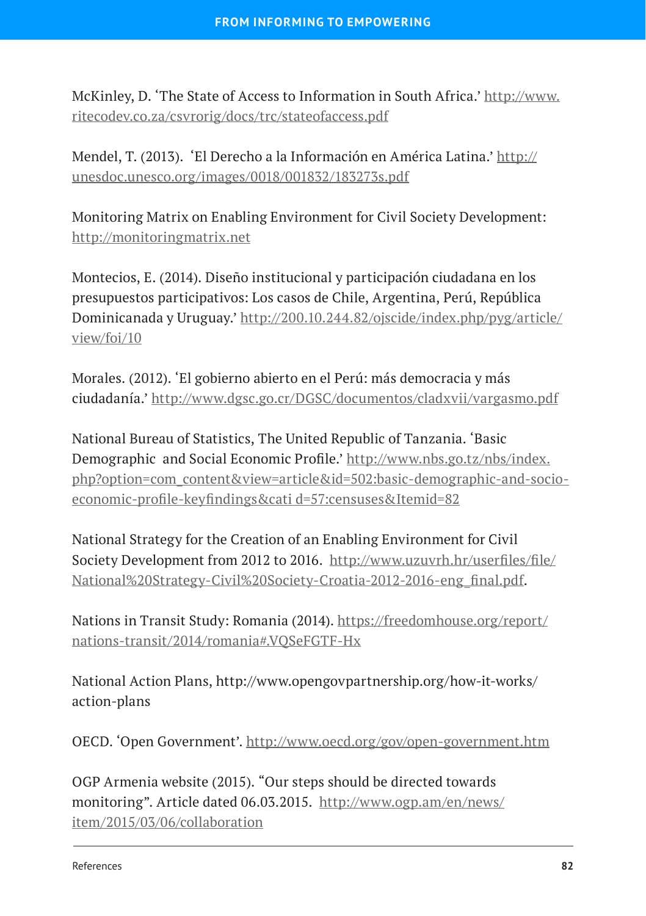McKinley, D. 'The State of Access to Information in South Africa.' http://www.ritecodev.co.za/csvrorig/docs/trc/stateofaccess.pdf

Mendel, T. (2013). 'El Derecho a la Información en América Latina.' http://unesdoc.unesco.org/images/0018/001832/183273s.pdf

Monitoring Matrix on Enabling Environment for Civil Society Development: http://monitoringmatrix.net

Montecios, E. (2014). Diseño institucional y participación ciudadana en los presupuestos participativos: Los casos de Chile, Argentina, Perú, República Dominicanada y Uruguay.' http://200.10.244.82/ojscide/index.php/pyg/article/view/foi/10

Morales. (2012). 'El gobierno abierto en el Perú: más democracia y más ciudadanía.' http://www.dgsc.go.cr/DGSC/documentos/cladxvii/vargasmo.pdf

National Bureau of Statistics, The United Republic of Tanzania. 'Basic Demographic and Social Economic Profile.' http://www.nbs.go.tz/nbs/index.php?option=com_content&view=article&id=502:basic-demographic-and-socio-economic-profile-keyfindings&cati d=57:censuses&Itemid=82

National Strategy for the Creation of an Enabling Environment for Civil Society Development from 2012 to 2016. http://www.uzuvrh.hr/userfiles/file/National%20Strategy-Civil%20Society-Croatia-2012-2016-eng_final.pdf.

Nations in Transit Study: Romania (2014). https://freedomhouse.org/report/nations-transit/2014/romania#.VQSeFGTF-Hx

National Action Plans, http://www.opengovpartnership.org/how-it-works/action-plans

OECD. 'Open Government'. http://www.oecd.org/gov/open-government.htm

OGP Armenia website (2015). "Our steps should be directed towards monitoring". Article dated 06.03.2015. http://www.ogp.am/en/news/item/2015/03/06/collaboration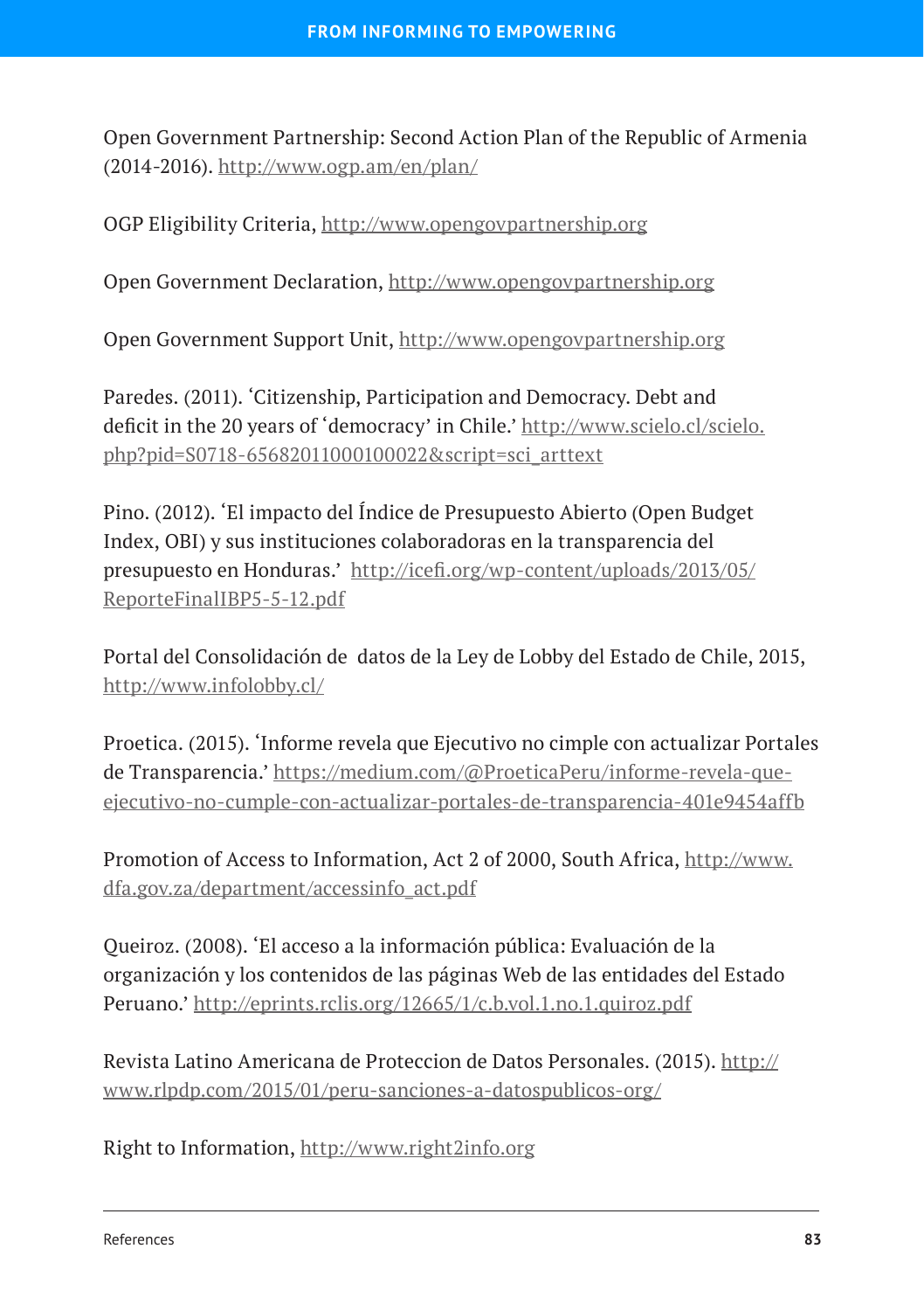Open Government Partnership: Second Action Plan of the Republic of Armenia (2014-2016). http://www.ogp.am/en/plan/

OGP Eligibility Criteria, http://www.opengovpartnership.org

Open Government Declaration, http://www.opengovpartnership.org

Open Government Support Unit, http://www.opengovpartnership.org

Paredes. (2011). 'Citizenship, Participation and Democracy. Debt and deficit in the 20 years of 'democracy' in Chile.' http://www.scielo.cl/scielo.php?pid=S0718-65682011000100022&script=sci_arttext

Pino. (2012). 'El impacto del Índice de Presupuesto Abierto (Open Budget Index, OBI) y sus instituciones colaboradoras en la transparencia del presupuesto en Honduras.' http://icefi.org/wp-content/uploads/2013/05/ReporteFinalIBP5-5-12.pdf

Portal del Consolidación de datos de la Ley de Lobby del Estado de Chile, 2015, http://www.infolobby.cl/

Proetica. (2015). 'Informe revela que Ejecutivo no cimple con actualizar Portales de Transparencia.' https://medium.com/@ProeticaPeru/informe-revela-que-ejecutivo-no-cumple-con-actualizar-portales-de-transparencia-401e9454affb

Promotion of Access to Information, Act 2 of 2000, South Africa, http://www.dfa.gov.za/department/accessinfo_act.pdf

Queiroz. (2008). 'El acceso a la información pública: Evaluación de la organización y los contenidos de las páginas Web de las entidades del Estado Peruano.' http://eprints.rclis.org/12665/1/c.b.vol.1.no.1.quiroz.pdf

Revista Latino Americana de Proteccion de Datos Personales. (2015). http://www.rlpdp.com/2015/01/peru-sanciones-a-datospublicos-org/

Right to Information, http://www.right2info.org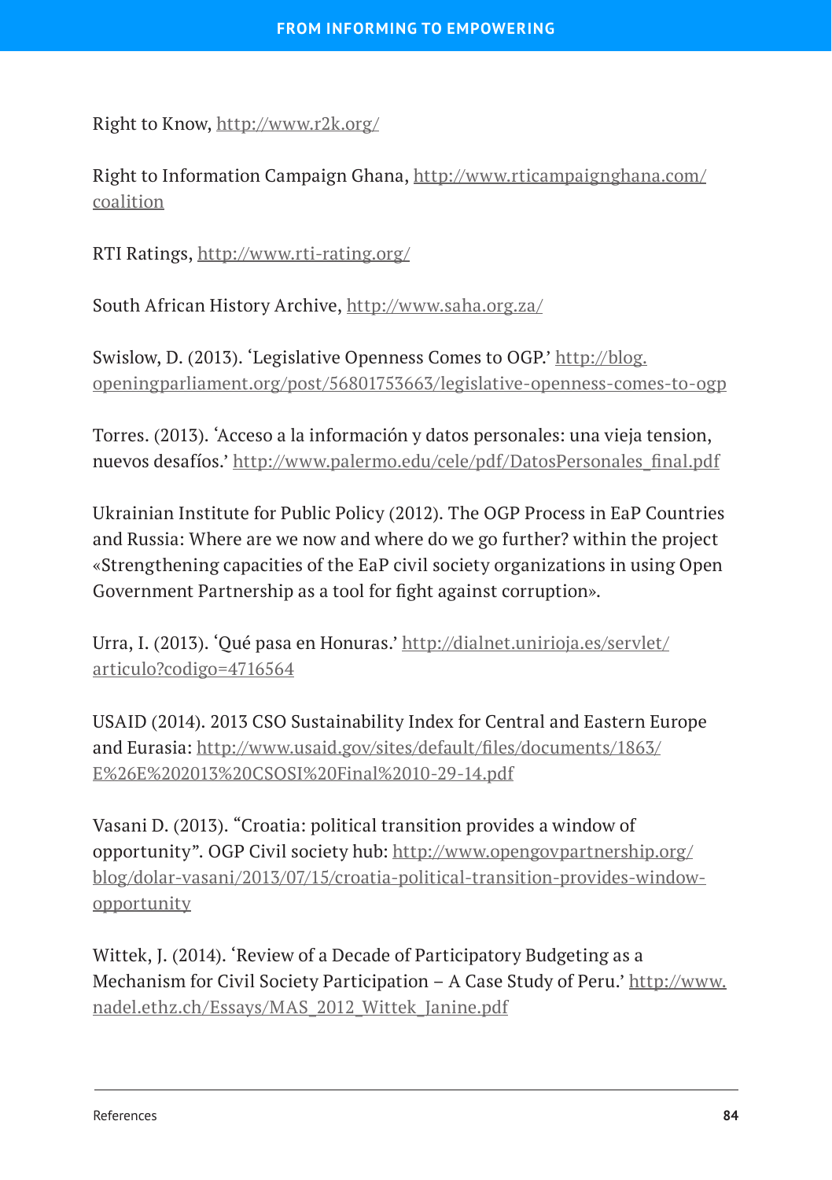Right to Know, http://www.r2k.org/

Right to Information Campaign Ghana, http://www.rticampaignghana.com/coalition

RTI Ratings, http://www.rti-rating.org/

South African History Archive, http://www.saha.org.za/

Swislow, D. (2013). 'Legislative Openness Comes to OGP.' http://blog.openingparliament.org/post/56801753663/legislative-openness-comes-to-ogp

Torres. (2013). 'Acceso a la información y datos personales: una vieja tension, nuevos desafíos.' http://www.palermo.edu/cele/pdf/DatosPersonales_final.pdf

Ukrainian Institute for Public Policy (2012). The OGP Process in EaP Countries and Russia: Where are we now and where do we go further? within the project «Strengthening capacities of the EaP civil society organizations in using Open Government Partnership as a tool for fight against corruption».

Urra, I. (2013). 'Qué pasa en Honuras.' http://dialnet.unirioja.es/servlet/articulo?codigo=4716564

USAID (2014). 2013 CSO Sustainability Index for Central and Eastern Europe and Eurasia: http://www.usaid.gov/sites/default/files/documents/1863/E%26E%202013%20CSOSI%20Final%2010-29-14.pdf

Vasani D. (2013). "Croatia: political transition provides a window of opportunity". OGP Civil society hub: http://www.opengovpartnership.org/blog/dolar-vasani/2013/07/15/croatia-political-transition-provides-window-opportunity

Wittek, J. (2014). 'Review of a Decade of Participatory Budgeting as a Mechanism for Civil Society Participation – A Case Study of Peru.' http://www.nadel.ethz.ch/Essays/MAS_2012_Wittek_Janine.pdf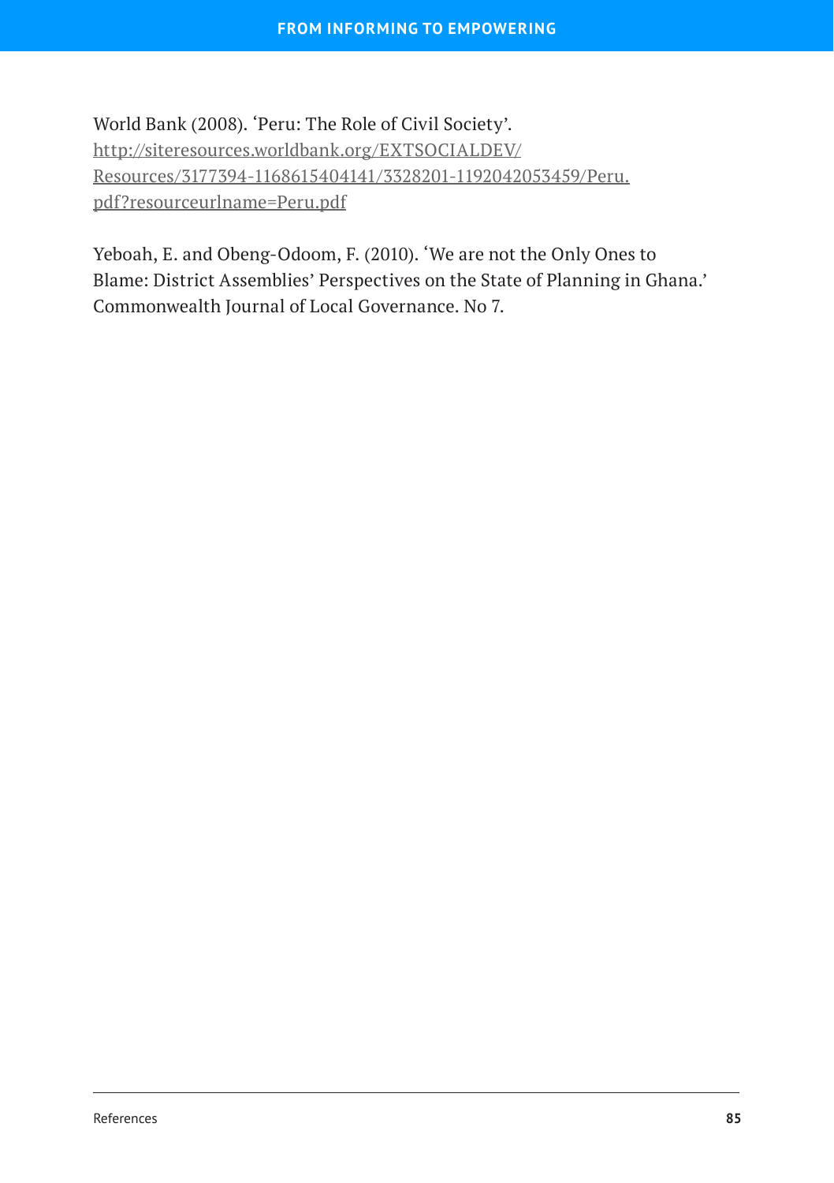World Bank (2008). 'Peru: The Role of Civil Society'. http://siteresources.worldbank.org/EXTSOCIALDEV/Resources/3177394-1168615404141/3328201-1192042053459/Peru.pdf?resourceurlname=Peru.pdf

Yeboah, E. and Obeng-Odoom, F. (2010). 'We are not the Only Ones to Blame: District Assemblies' Perspectives on the State of Planning in Ghana.' Commonwealth Journal of Local Governance. No 7.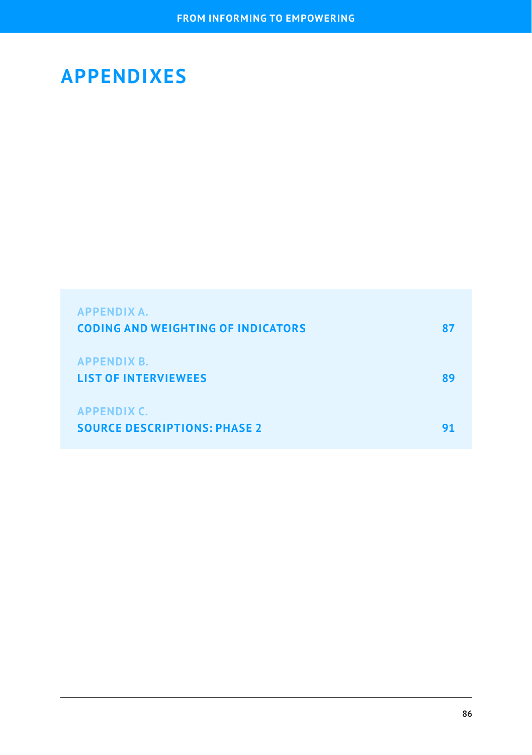# APPENDIXES

APPENDIX A.
**CODING AND WEIGHTING OF INDICATORS** 87

APPENDIX B.
**LIST OF INTERVIEWEES** 89

APPENDIX C.
**SOURCE DESCRIPTIONS: PHASE 2** 91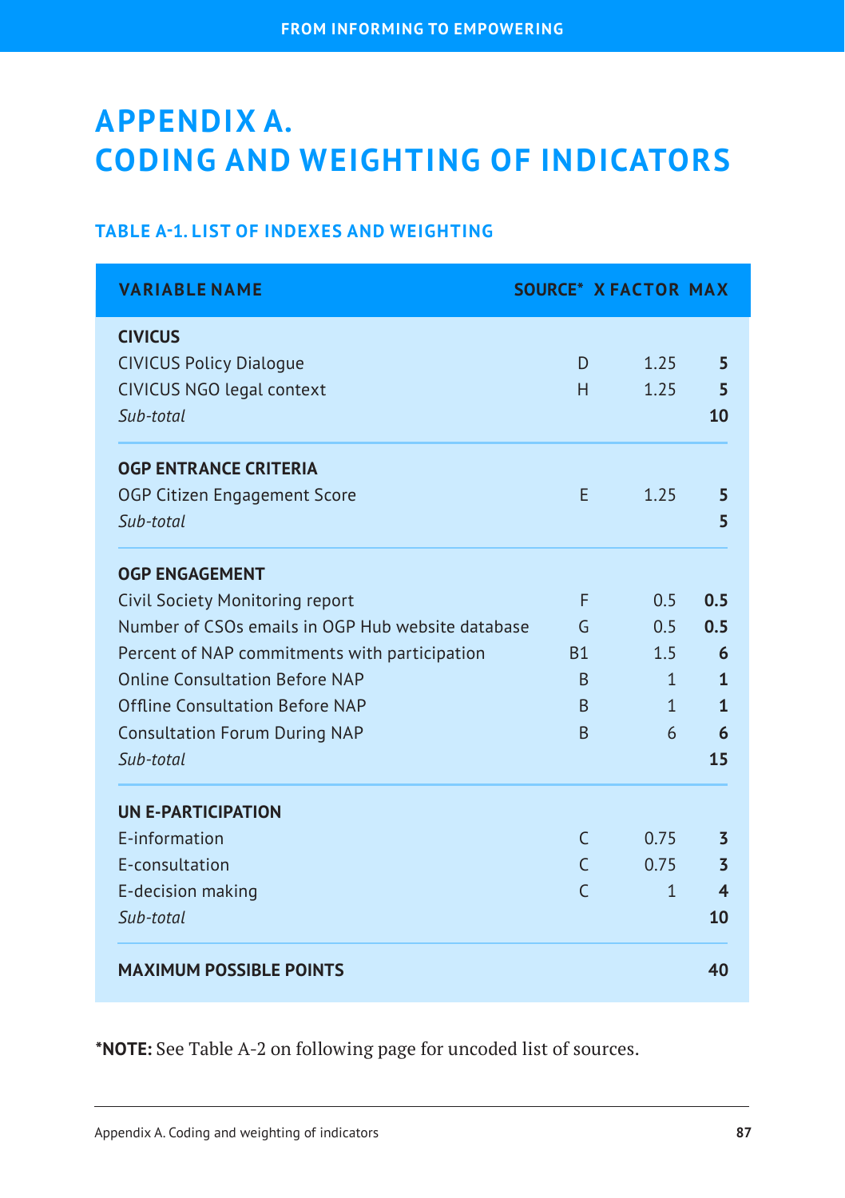# APPENDIX A. CODING AND WEIGHTING OF INDICATORS

### TABLE A-1. LIST OF INDEXES AND WEIGHTING

| VARIABLE NAME | SOURCE* | X FACTOR | MAX |
|---|---|---|---|
| **CIVICUS** | | | |
| CIVICUS Policy Dialogue | D | 1.25 | **5** |
| CIVICUS NGO legal context | H | 1.25 | **5** |
| *Sub-total* | | | **10** |
| **OGP ENTRANCE CRITERIA** | | | |
| OGP Citizen Engagement Score | E | 1.25 | **5** |
| *Sub-total* | | | **5** |
| **OGP ENGAGEMENT** | | | |
| Civil Society Monitoring report | F | 0.5 | **0.5** |
| Number of CSOs emails in OGP Hub website database | G | 0.5 | **0.5** |
| Percent of NAP commitments with participation | B1 | 1.5 | **6** |
| Online Consultation Before NAP | B | 1 | **1** |
| Offline Consultation Before NAP | B | 1 | **1** |
| Consultation Forum During NAP | B | 6 | **6** |
| *Sub-total* | | | **15** |
| **UN E-PARTICIPATION** | | | |
| E-information | C | 0.75 | **3** |
| E-consultation | C | 0.75 | **3** |
| E-decision making | C | 1 | **4** |
| *Sub-total* | | | **10** |
| **MAXIMUM POSSIBLE POINTS** | | | **40** |

***NOTE:** See Table A-2 on following page for uncoded list of sources.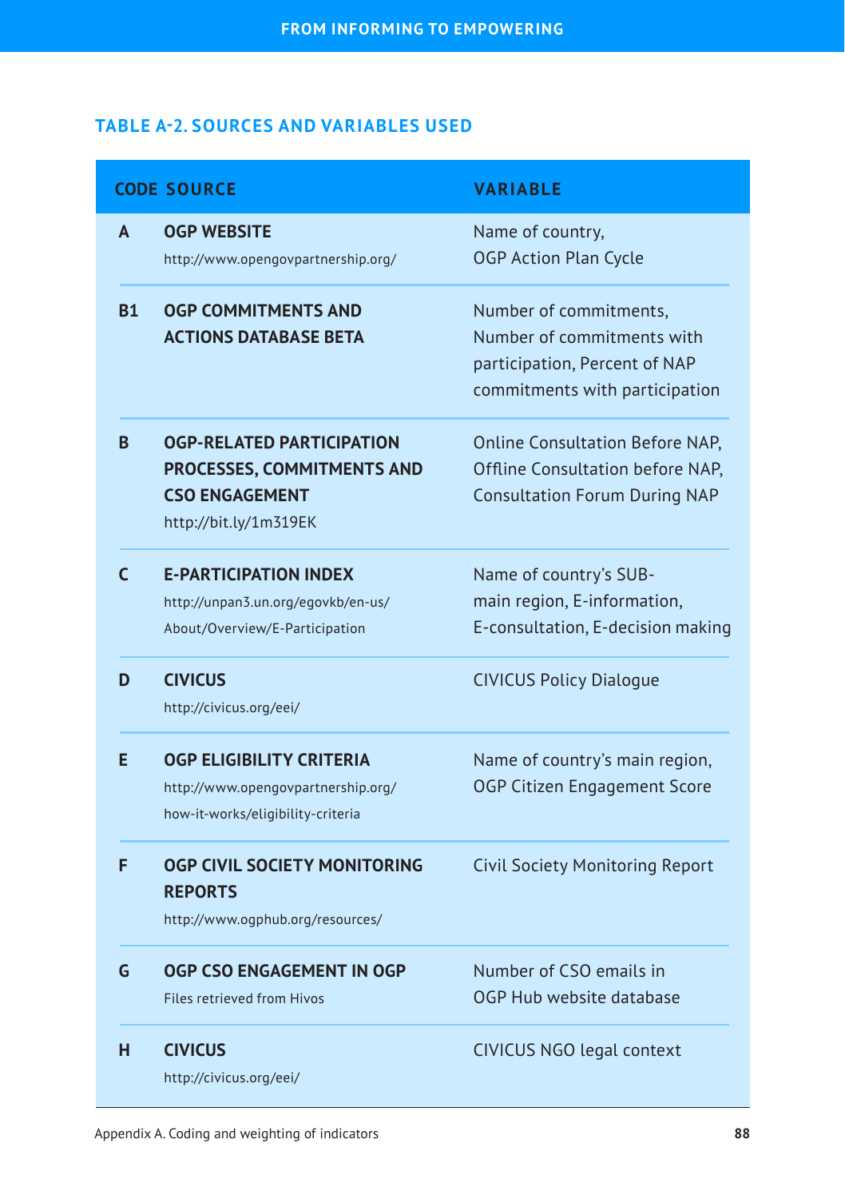## TABLE A-2. SOURCES AND VARIABLES USED

| CODE | SOURCE | VARIABLE |
|---|---|---|
| A | **OGP WEBSITE** http://www.opengovpartnership.org/ | Name of country, OGP Action Plan Cycle |
| B1 | **OGP COMMITMENTS AND ACTIONS DATABASE BETA** | Number of commitments, Number of commitments with participation, Percent of NAP commitments with participation |
| B | **OGP-RELATED PARTICIPATION PROCESSES, COMMITMENTS AND CSO ENGAGEMENT** http://bit.ly/1m319EK | Online Consultation Before NAP, Offline Consultation before NAP, Consultation Forum During NAP |
| C | **E-PARTICIPATION INDEX** http://unpan3.un.org/egovkb/en-us/About/Overview/E-Participation | Name of country's SUB-main region, E-information, E-consultation, E-decision making |
| D | **CIVICUS** http://civicus.org/eei/ | CIVICUS Policy Dialogue |
| E | **OGP ELIGIBILITY CRITERIA** http://www.opengovpartnership.org/how-it-works/eligibility-criteria | Name of country's main region, OGP Citizen Engagement Score |
| F | **OGP CIVIL SOCIETY MONITORING REPORTS** http://www.ogphub.org/resources/ | Civil Society Monitoring Report |
| G | **OGP CSO ENGAGEMENT IN OGP** Files retrieved from Hivos | Number of CSO emails in OGP Hub website database |
| H | **CIVICUS** http://civicus.org/eei/ | CIVICUS NGO legal context |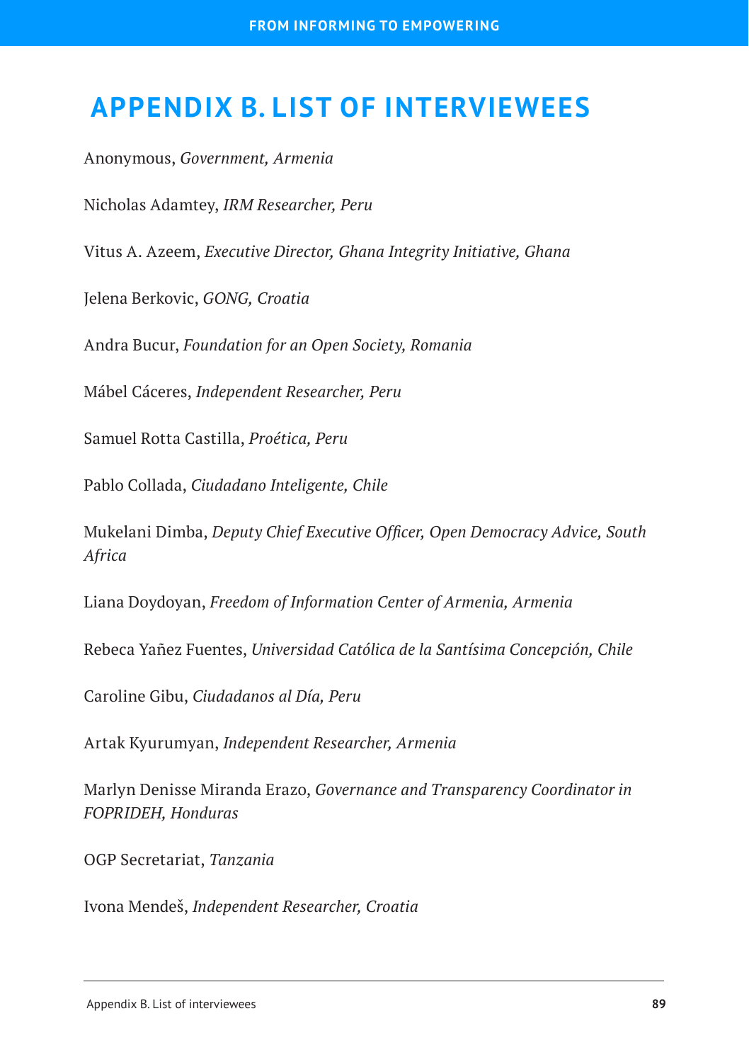# APPENDIX B. LIST OF INTERVIEWEES

Anonymous, *Government, Armenia*

Nicholas Adamtey, *IRM Researcher, Peru*

Vitus A. Azeem, *Executive Director, Ghana Integrity Initiative, Ghana*

Jelena Berkovic, *GONG, Croatia*

Andra Bucur, *Foundation for an Open Society, Romania*

Mábel Cáceres, *Independent Researcher, Peru*

Samuel Rotta Castilla, *Proética, Peru*

Pablo Collada, *Ciudadano Inteligente, Chile*

Mukelani Dimba, *Deputy Chief Executive Officer, Open Democracy Advice, South Africa*

Liana Doydoyan, *Freedom of Information Center of Armenia, Armenia*

Rebeca Yañez Fuentes, *Universidad Católica de la Santísima Concepción, Chile*

Caroline Gibu, *Ciudadanos al Día, Peru*

Artak Kyurumyan, *Independent Researcher, Armenia*

Marlyn Denisse Miranda Erazo, *Governance and Transparency Coordinator in FOPRIDEH, Honduras*

OGP Secretariat, *Tanzania*

Ivona Mendeš, *Independent Researcher, Croatia*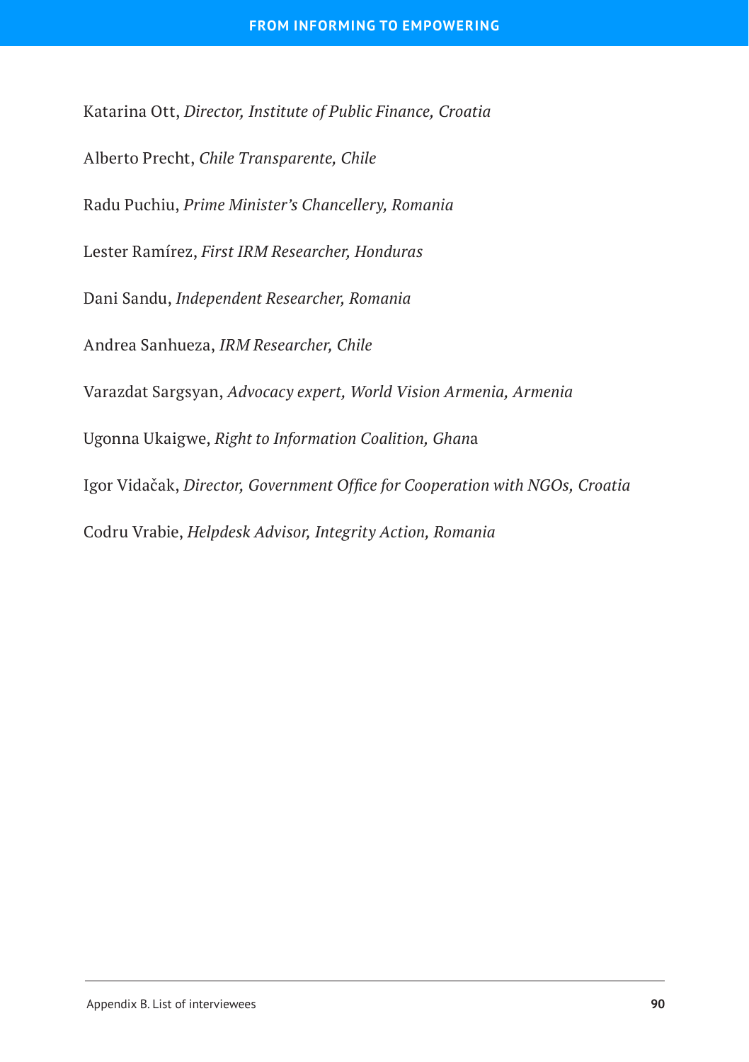Katarina Ott, *Director, Institute of Public Finance, Croatia*

Alberto Precht, *Chile Transparente, Chile*

Radu Puchiu, *Prime Minister's Chancellery, Romania*

Lester Ramírez, *First IRM Researcher, Honduras*

Dani Sandu, *Independent Researcher, Romania*

Andrea Sanhueza, *IRM Researcher, Chile*

Varazdat Sargsyan, *Advocacy expert, World Vision Armenia, Armenia*

Ugonna Ukaigwe, *Right to Information Coalition, Ghan*a

Igor Vidačak, *Director, Government Office for Cooperation with NGOs, Croatia*

Codru Vrabie, *Helpdesk Advisor, Integrity Action, Romania*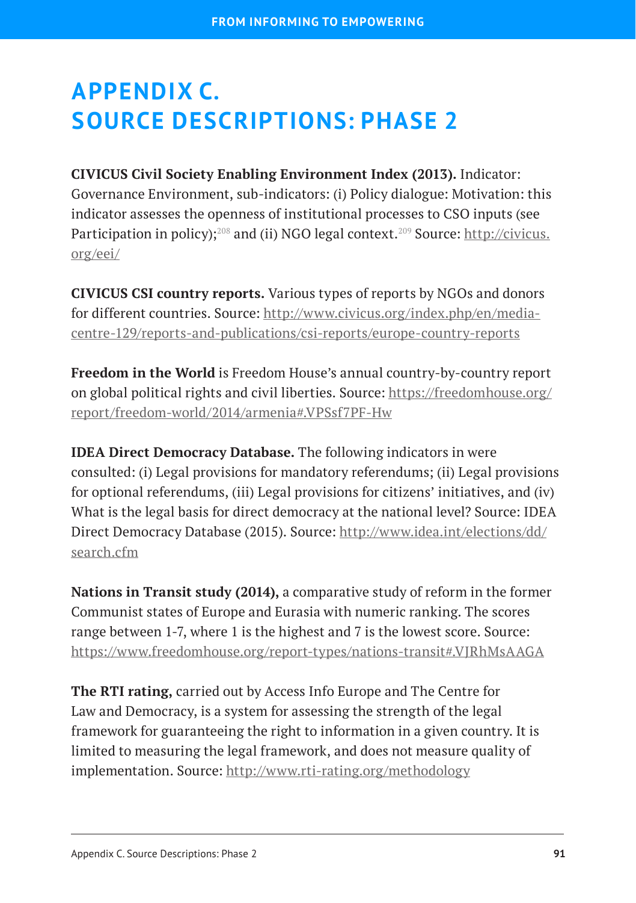# APPENDIX C. SOURCE DESCRIPTIONS: PHASE 2

**CIVICUS Civil Society Enabling Environment Index (2013).** Indicator: Governance Environment, sub-indicators: (i) Policy dialogue: Motivation: this indicator assesses the openness of institutional processes to CSO inputs (see Participation in policy);[208] and (ii) NGO legal context.[209] Source: http://civicus.org/eei/

**CIVICUS CSI country reports.** Various types of reports by NGOs and donors for different countries. Source: http://www.civicus.org/index.php/en/media-centre-129/reports-and-publications/csi-reports/europe-country-reports

**Freedom in the World** is Freedom House's annual country-by-country report on global political rights and civil liberties. Source: https://freedomhouse.org/report/freedom-world/2014/armenia#.VPSsf7PF-Hw

**IDEA Direct Democracy Database.** The following indicators in were consulted: (i) Legal provisions for mandatory referendums; (ii) Legal provisions for optional referendums, (iii) Legal provisions for citizens' initiatives, and (iv) What is the legal basis for direct democracy at the national level? Source: IDEA Direct Democracy Database (2015). Source: http://www.idea.int/elections/dd/search.cfm

**Nations in Transit study (2014),** a comparative study of reform in the former Communist states of Europe and Eurasia with numeric ranking. The scores range between 1-7, where 1 is the highest and 7 is the lowest score. Source: https://www.freedomhouse.org/report-types/nations-transit#.VJRhMsAAGA

**The RTI rating,** carried out by Access Info Europe and The Centre for Law and Democracy, is a system for assessing the strength of the legal framework for guaranteeing the right to information in a given country. It is limited to measuring the legal framework, and does not measure quality of implementation. Source: http://www.rti-rating.org/methodology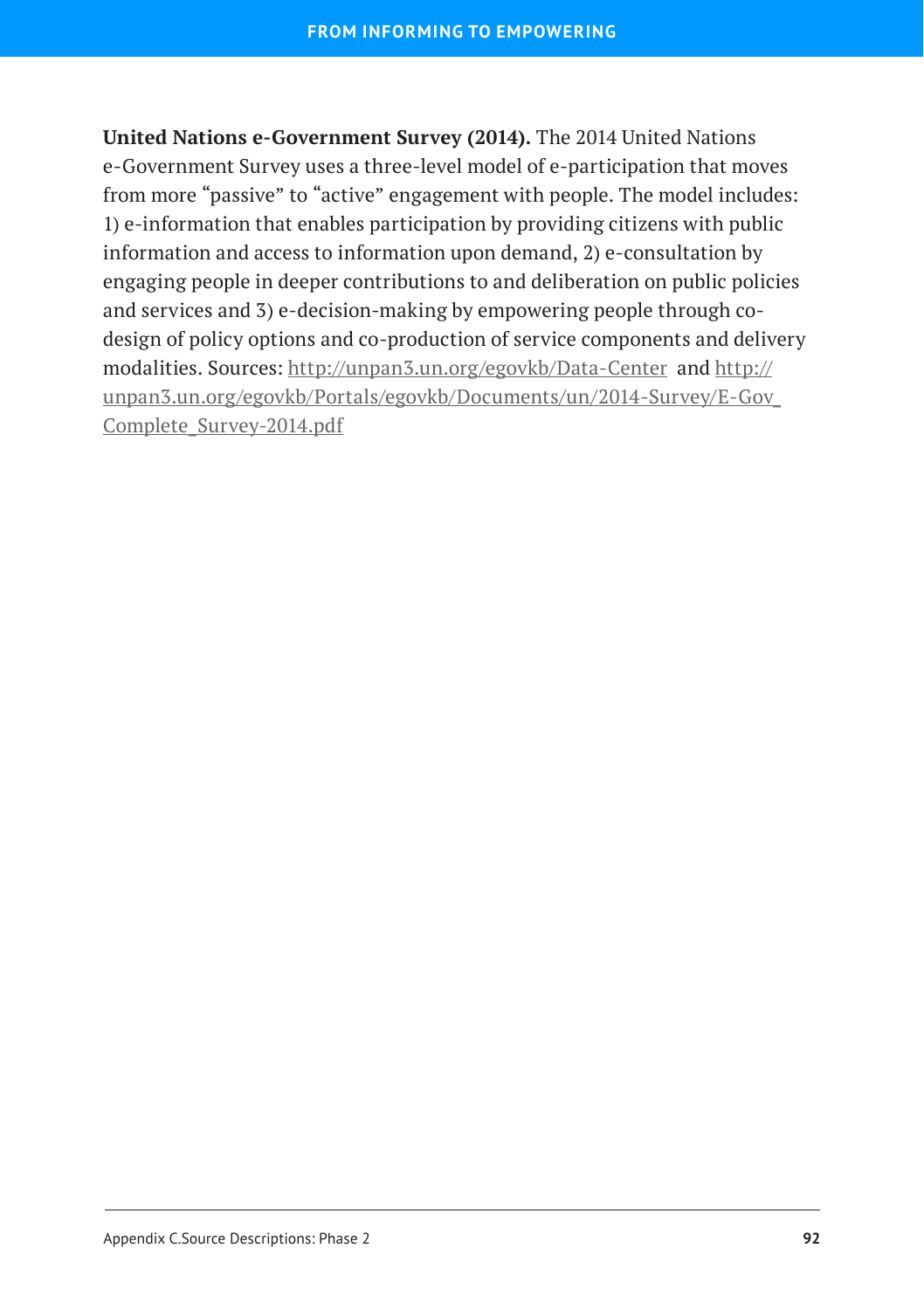**United Nations e-Government Survey (2014).** The 2014 United Nations e-Government Survey uses a three-level model of e-participation that moves from more "passive" to "active" engagement with people. The model includes: 1) e-information that enables participation by providing citizens with public information and access to information upon demand, 2) e-consultation by engaging people in deeper contributions to and deliberation on public policies and services and 3) e-decision-making by empowering people through co-design of policy options and co-production of service components and delivery modalities. Sources: http://unpan3.un.org/egovkb/Data-Center and http://unpan3.un.org/egovkb/Portals/egovkb/Documents/un/2014-Survey/E-Gov_Complete_Survey-2014.pdf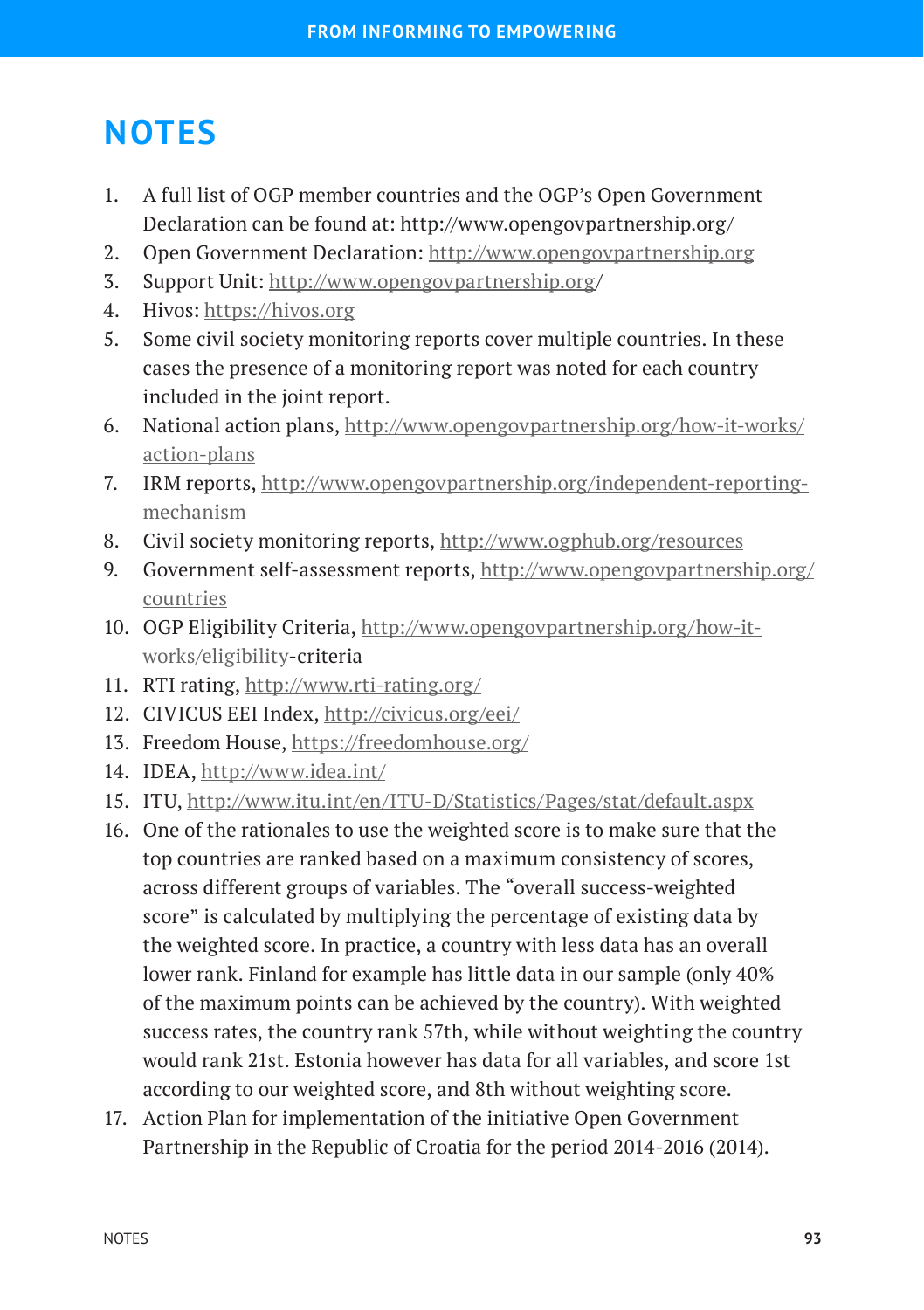# NOTES

1. A full list of OGP member countries and the OGP's Open Government Declaration can be found at: http://www.opengovpartnership.org/
2. Open Government Declaration: http://www.opengovpartnership.org
3. Support Unit: http://www.opengovpartnership.org/
4. Hivos: https://hivos.org
5. Some civil society monitoring reports cover multiple countries. In these cases the presence of a monitoring report was noted for each country included in the joint report.
6. National action plans, http://www.opengovpartnership.org/how-it-works/action-plans
7. IRM reports, http://www.opengovpartnership.org/independent-reporting-mechanism
8. Civil society monitoring reports, http://www.ogphub.org/resources
9. Government self-assessment reports, http://www.opengovpartnership.org/countries
10. OGP Eligibility Criteria, http://www.opengovpartnership.org/how-it-works/eligibility-criteria
11. RTI rating, http://www.rti-rating.org/
12. CIVICUS EEI Index, http://civicus.org/eei/
13. Freedom House, https://freedomhouse.org/
14. IDEA, http://www.idea.int/
15. ITU, http://www.itu.int/en/ITU-D/Statistics/Pages/stat/default.aspx
16. One of the rationales to use the weighted score is to make sure that the top countries are ranked based on a maximum consistency of scores, across different groups of variables. The "overall success-weighted score" is calculated by multiplying the percentage of existing data by the weighted score. In practice, a country with less data has an overall lower rank. Finland for example has little data in our sample (only 40% of the maximum points can be achieved by the country). With weighted success rates, the country rank 57th, while without weighting the country would rank 21st. Estonia however has data for all variables, and score 1st according to our weighted score, and 8th without weighting score.
17. Action Plan for implementation of the initiative Open Government Partnership in the Republic of Croatia for the period 2014-2016 (2014).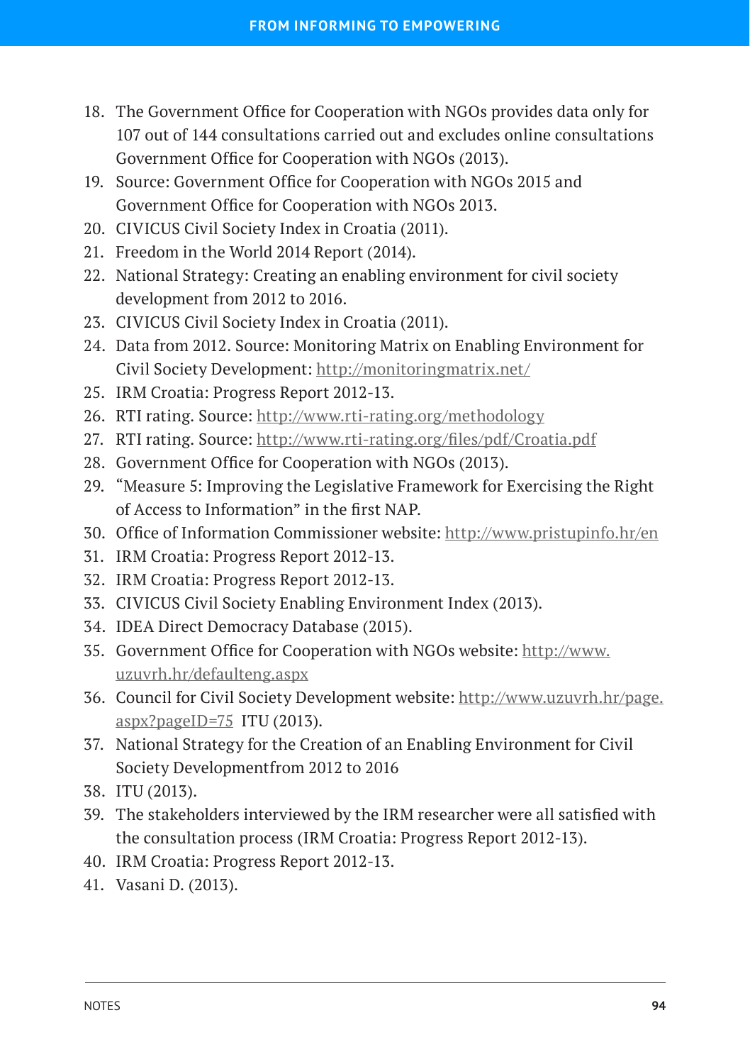18. The Government Office for Cooperation with NGOs provides data only for 107 out of 144 consultations carried out and excludes online consultations Government Office for Cooperation with NGOs (2013).
19. Source: Government Office for Cooperation with NGOs 2015 and Government Office for Cooperation with NGOs 2013.
20. CIVICUS Civil Society Index in Croatia (2011).
21. Freedom in the World 2014 Report (2014).
22. National Strategy: Creating an enabling environment for civil society development from 2012 to 2016.
23. CIVICUS Civil Society Index in Croatia (2011).
24. Data from 2012. Source: Monitoring Matrix on Enabling Environment for Civil Society Development: http://monitoringmatrix.net/
25. IRM Croatia: Progress Report 2012-13.
26. RTI rating. Source: http://www.rti-rating.org/methodology
27. RTI rating. Source: http://www.rti-rating.org/files/pdf/Croatia.pdf
28. Government Office for Cooperation with NGOs (2013).
29. "Measure 5: Improving the Legislative Framework for Exercising the Right of Access to Information" in the first NAP.
30. Office of Information Commissioner website: http://www.pristupinfo.hr/en
31. IRM Croatia: Progress Report 2012-13.
32. IRM Croatia: Progress Report 2012-13.
33. CIVICUS Civil Society Enabling Environment Index (2013).
34. IDEA Direct Democracy Database (2015).
35. Government Office for Cooperation with NGOs website: http://www.uzuvrh.hr/defaulteng.aspx
36. Council for Civil Society Development website: http://www.uzuvrh.hr/page.aspx?pageID=75 ITU (2013).
37. National Strategy for the Creation of an Enabling Environment for Civil Society Developmentfrom 2012 to 2016
38. ITU (2013).
39. The stakeholders interviewed by the IRM researcher were all satisfied with the consultation process (IRM Croatia: Progress Report 2012-13).
40. IRM Croatia: Progress Report 2012-13.
41. Vasani D. (2013).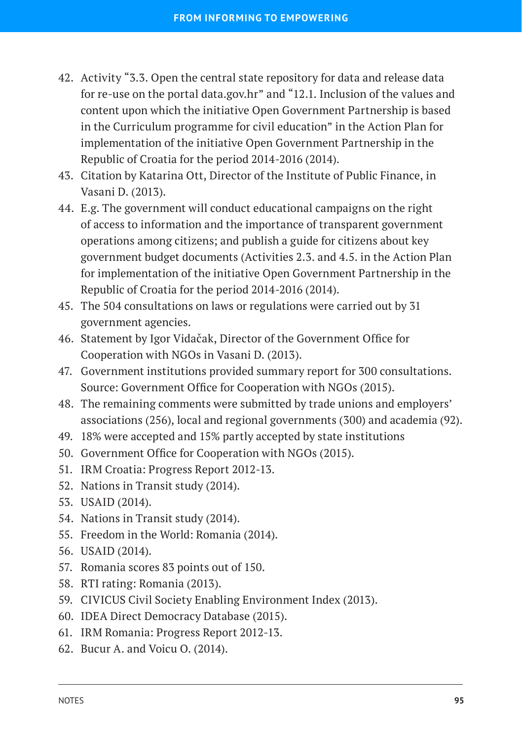42. Activity "3.3. Open the central state repository for data and release data for re-use on the portal data.gov.hr" and "12.1. Inclusion of the values and content upon which the initiative Open Government Partnership is based in the Curriculum programme for civil education" in the Action Plan for implementation of the initiative Open Government Partnership in the Republic of Croatia for the period 2014-2016 (2014).
43. Citation by Katarina Ott, Director of the Institute of Public Finance, in Vasani D. (2013).
44. E.g. The government will conduct educational campaigns on the right of access to information and the importance of transparent government operations among citizens; and publish a guide for citizens about key government budget documents (Activities 2.3. and 4.5. in the Action Plan for implementation of the initiative Open Government Partnership in the Republic of Croatia for the period 2014-2016 (2014).
45. The 504 consultations on laws or regulations were carried out by 31 government agencies.
46. Statement by Igor Vidačak, Director of the Government Office for Cooperation with NGOs in Vasani D. (2013).
47. Government institutions provided summary report for 300 consultations. Source: Government Office for Cooperation with NGOs (2015).
48. The remaining comments were submitted by trade unions and employers' associations (256), local and regional governments (300) and academia (92).
49. 18% were accepted and 15% partly accepted by state institutions
50. Government Office for Cooperation with NGOs (2015).
51. IRM Croatia: Progress Report 2012-13.
52. Nations in Transit study (2014).
53. USAID (2014).
54. Nations in Transit study (2014).
55. Freedom in the World: Romania (2014).
56. USAID (2014).
57. Romania scores 83 points out of 150.
58. RTI rating: Romania (2013).
59. CIVICUS Civil Society Enabling Environment Index (2013).
60. IDEA Direct Democracy Database (2015).
61. IRM Romania: Progress Report 2012-13.
62. Bucur A. and Voicu O. (2014).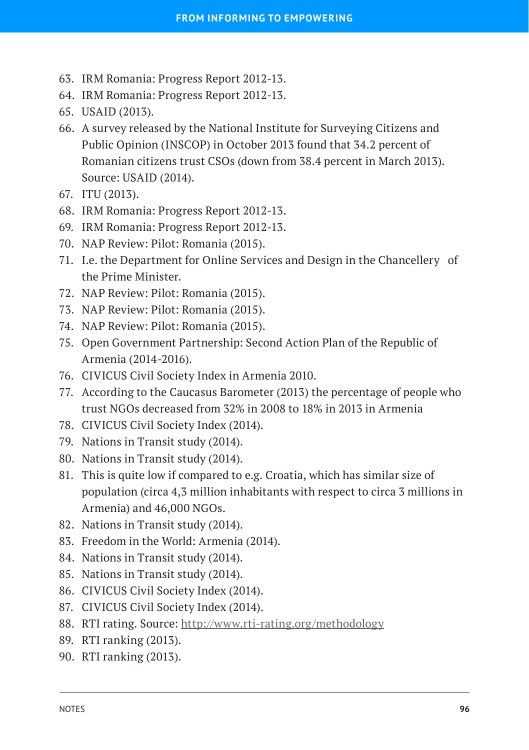63. IRM Romania: Progress Report 2012-13.
64. IRM Romania: Progress Report 2012-13.
65. USAID (2013).
66. A survey released by the National Institute for Surveying Citizens and Public Opinion (INSCOP) in October 2013 found that 34.2 percent of Romanian citizens trust CSOs (down from 38.4 percent in March 2013). Source: USAID (2014).
67. ITU (2013).
68. IRM Romania: Progress Report 2012-13.
69. IRM Romania: Progress Report 2012-13.
70. NAP Review: Pilot: Romania (2015).
71. I.e. the Department for Online Services and Design in the Chancellery of the Prime Minister.
72. NAP Review: Pilot: Romania (2015).
73. NAP Review: Pilot: Romania (2015).
74. NAP Review: Pilot: Romania (2015).
75. Open Government Partnership: Second Action Plan of the Republic of Armenia (2014-2016).
76. CIVICUS Civil Society Index in Armenia 2010.
77. According to the Caucasus Barometer (2013) the percentage of people who trust NGOs decreased from 32% in 2008 to 18% in 2013 in Armenia
78. CIVICUS Civil Society Index (2014).
79. Nations in Transit study (2014).
80. Nations in Transit study (2014).
81. This is quite low if compared to e.g. Croatia, which has similar size of population (circa 4,3 million inhabitants with respect to circa 3 millions in Armenia) and 46,000 NGOs.
82. Nations in Transit study (2014).
83. Freedom in the World: Armenia (2014).
84. Nations in Transit study (2014).
85. Nations in Transit study (2014).
86. CIVICUS Civil Society Index (2014).
87. CIVICUS Civil Society Index (2014).
88. RTI rating. Source: http://www.rti-rating.org/methodology
89. RTI ranking (2013).
90. RTI ranking (2013).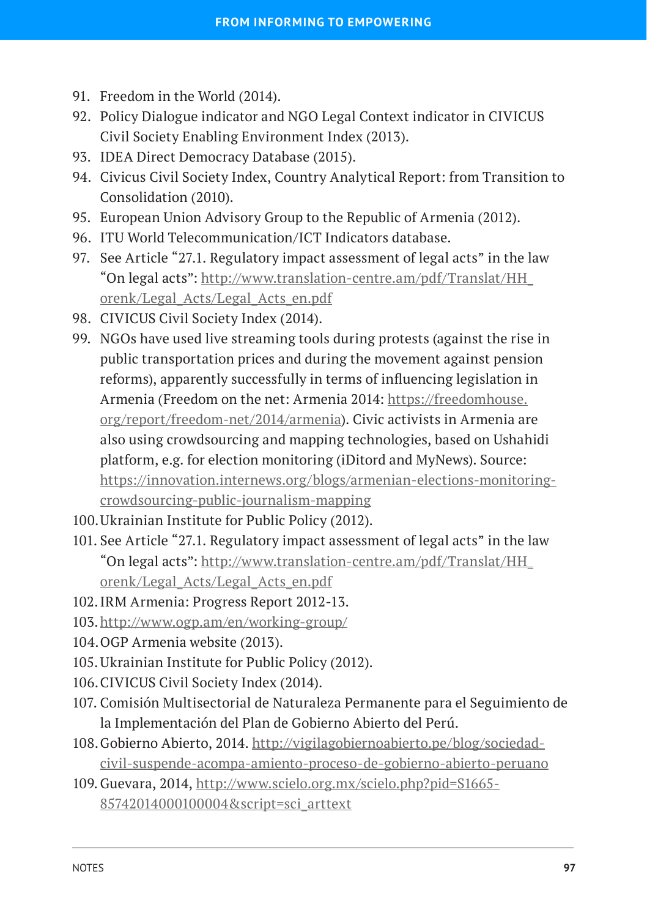91. Freedom in the World (2014).
92. Policy Dialogue indicator and NGO Legal Context indicator in CIVICUS Civil Society Enabling Environment Index (2013).
93. IDEA Direct Democracy Database (2015).
94. Civicus Civil Society Index, Country Analytical Report: from Transition to Consolidation (2010).
95. European Union Advisory Group to the Republic of Armenia (2012).
96. ITU World Telecommunication/ICT Indicators database.
97. See Article "27.1. Regulatory impact assessment of legal acts" in the law "On legal acts": http://www.translation-centre.am/pdf/Translat/HH_orenk/Legal_Acts/Legal_Acts_en.pdf
98. CIVICUS Civil Society Index (2014).
99. NGOs have used live streaming tools during protests (against the rise in public transportation prices and during the movement against pension reforms), apparently successfully in terms of influencing legislation in Armenia (Freedom on the net: Armenia 2014: https://freedomhouse.org/report/freedom-net/2014/armenia). Civic activists in Armenia are also using crowdsourcing and mapping technologies, based on Ushahidi platform, e.g. for election monitoring (iDitord and MyNews). Source: https://innovation.internews.org/blogs/armenian-elections-monitoring-crowdsourcing-public-journalism-mapping
100. Ukrainian Institute for Public Policy (2012).
101. See Article "27.1. Regulatory impact assessment of legal acts" in the law "On legal acts": http://www.translation-centre.am/pdf/Translat/HH_orenk/Legal_Acts/Legal_Acts_en.pdf
102. IRM Armenia: Progress Report 2012-13.
103. http://www.ogp.am/en/working-group/
104. OGP Armenia website (2013).
105. Ukrainian Institute for Public Policy (2012).
106. CIVICUS Civil Society Index (2014).
107. Comisión Multisectorial de Naturaleza Permanente para el Seguimiento de la Implementación del Plan de Gobierno Abierto del Perú.
108. Gobierno Abierto, 2014. http://vigilagobiernoabierto.pe/blog/sociedad-civil-suspende-acompa-amiento-proceso-de-gobierno-abierto-peruano
109. Guevara, 2014, http://www.scielo.org.mx/scielo.php?pid=S1665-85742014000100004&script=sci_arttext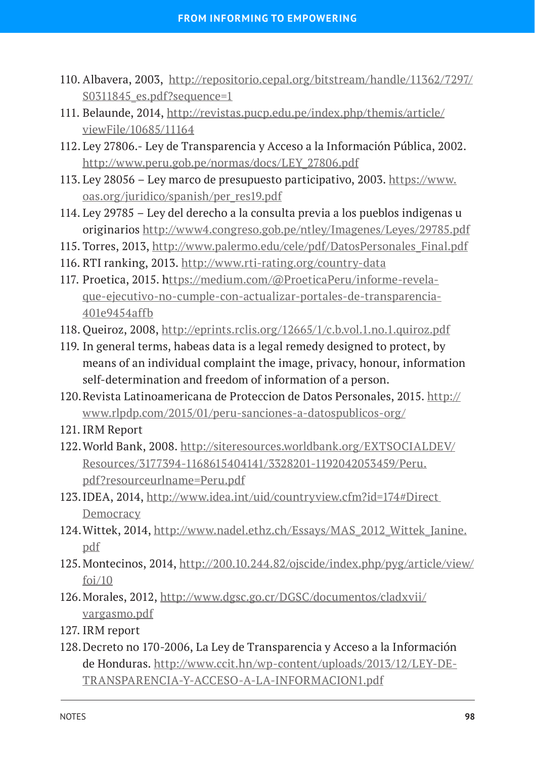110. Albavera, 2003, http://repositorio.cepal.org/bitstream/handle/11362/7297/S0311845_es.pdf?sequence=1
111. Belaunde, 2014, http://revistas.pucp.edu.pe/index.php/themis/article/viewFile/10685/11164
112. Ley 27806.- Ley de Transparencia y Acceso a la Información Pública, 2002. http://www.peru.gob.pe/normas/docs/LEY_27806.pdf
113. Ley 28056 – Ley marco de presupuesto participativo, 2003. https://www.oas.org/juridico/spanish/per_res19.pdf
114. Ley 29785 – Ley del derecho a la consulta previa a los pueblos indigenas u originarios http://www4.congreso.gob.pe/ntley/Imagenes/Leyes/29785.pdf
115. Torres, 2013, http://www.palermo.edu/cele/pdf/DatosPersonales_Final.pdf
116. RTI ranking, 2013. http://www.rti-rating.org/country-data
117. Proetica, 2015. https://medium.com/@ProeticaPeru/informe-revela-que-ejecutivo-no-cumple-con-actualizar-portales-de-transparencia-401e9454affb
118. Queiroz, 2008, http://eprints.rclis.org/12665/1/c.b.vol.1.no.1.quiroz.pdf
119. In general terms, habeas data is a legal remedy designed to protect, by means of an individual complaint the image, privacy, honour, information self-determination and freedom of information of a person.
120. Revista Latinoamericana de Proteccion de Datos Personales, 2015. http://www.rlpdp.com/2015/01/peru-sanciones-a-datospublicos-org/
121. IRM Report
122. World Bank, 2008. http://siteresources.worldbank.org/EXTSOCIALDEV/Resources/3177394-1168615404141/3328201-1192042053459/Peru.pdf?resourceurlname=Peru.pdf
123. IDEA, 2014, http://www.idea.int/uid/countryview.cfm?id=174#Direct Democracy
124. Wittek, 2014, http://www.nadel.ethz.ch/Essays/MAS_2012_Wittek_Janine.pdf
125. Montecinos, 2014, http://200.10.244.82/ojscide/index.php/pyg/article/view/foi/10
126. Morales, 2012, http://www.dgsc.go.cr/DGSC/documentos/cladxvii/vargasmo.pdf
127. IRM report
128. Decreto no 170-2006, La Ley de Transparencia y Acceso a la Información de Honduras. http://www.ccit.hn/wp-content/uploads/2013/12/LEY-DE-TRANSPARENCIA-Y-ACCESO-A-LA-INFORMACION1.pdf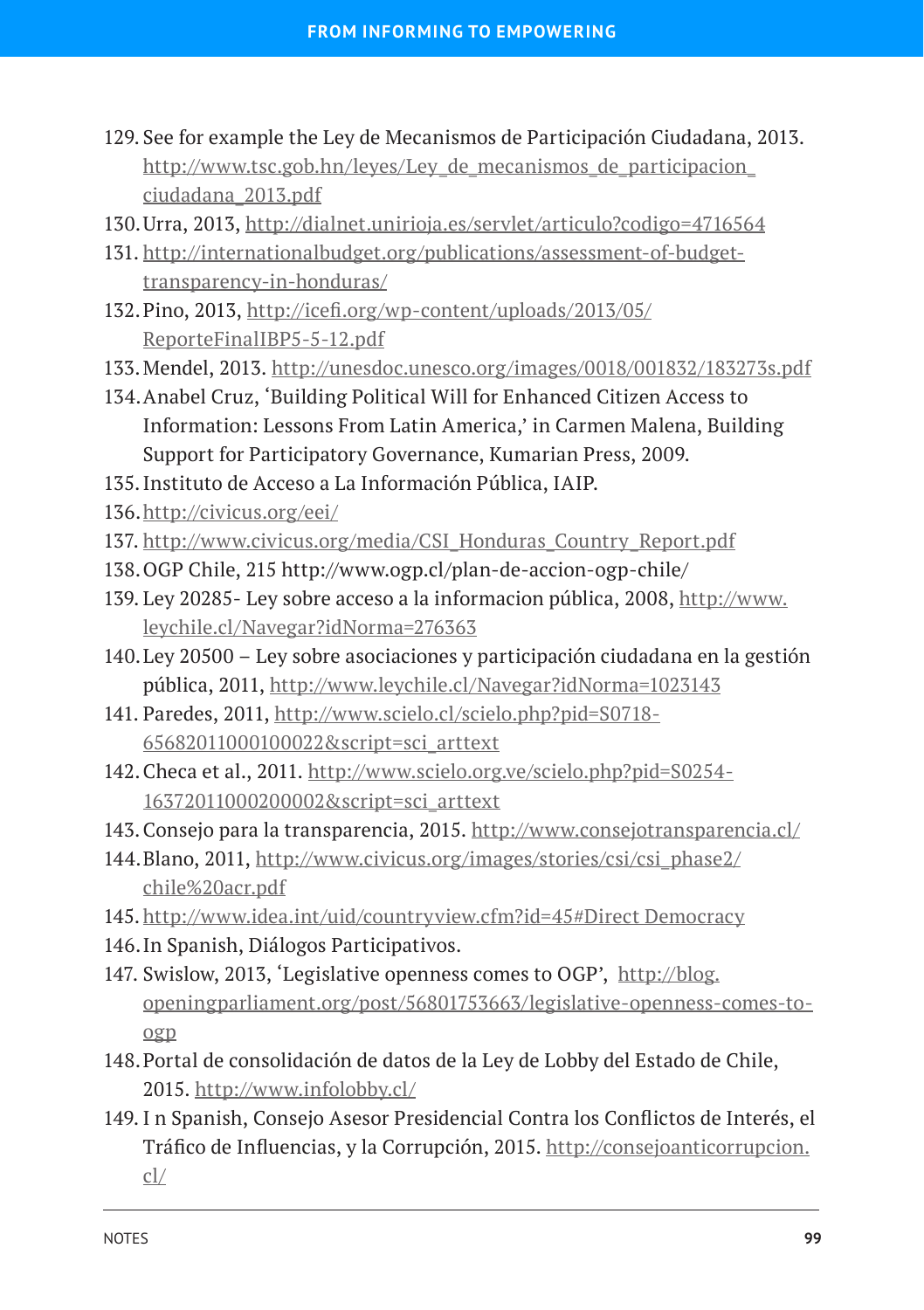129. See for example the Ley de Mecanismos de Participación Ciudadana, 2013. http://www.tsc.gob.hn/leyes/Ley_de_mecanismos_de_participacion_ciudadana_2013.pdf
130. Urra, 2013, http://dialnet.unirioja.es/servlet/articulo?codigo=4716564
131. http://internationalbudget.org/publications/assessment-of-budget-transparency-in-honduras/
132. Pino, 2013, http://icefi.org/wp-content/uploads/2013/05/ReporteFinalIBP5-5-12.pdf
133. Mendel, 2013. http://unesdoc.unesco.org/images/0018/001832/183273s.pdf
134. Anabel Cruz, 'Building Political Will for Enhanced Citizen Access to Information: Lessons From Latin America,' in Carmen Malena, Building Support for Participatory Governance, Kumarian Press, 2009.
135. Instituto de Acceso a La Información Pública, IAIP.
136. http://civicus.org/eei/
137. http://www.civicus.org/media/CSI_Honduras_Country_Report.pdf
138. OGP Chile, 215 http://www.ogp.cl/plan-de-accion-ogp-chile/
139. Ley 20285- Ley sobre acceso a la informacion pública, 2008, http://www.leychile.cl/Navegar?idNorma=276363
140. Ley 20500 – Ley sobre asociaciones y participación ciudadana en la gestión pública, 2011, http://www.leychile.cl/Navegar?idNorma=1023143
141. Paredes, 2011, http://www.scielo.cl/scielo.php?pid=S0718-65682011000100022&script=sci_arttext
142. Checa et al., 2011. http://www.scielo.org.ve/scielo.php?pid=S0254-16372011000200002&script=sci_arttext
143. Consejo para la transparencia, 2015. http://www.consejotransparencia.cl/
144. Blano, 2011, http://www.civicus.org/images/stories/csi/csi_phase2/chile%20acr.pdf
145. http://www.idea.int/uid/countryview.cfm?id=45#Direct Democracy
146. In Spanish, Diálogos Participativos.
147. Swislow, 2013, 'Legislative openness comes to OGP', http://blog.openingparliament.org/post/56801753663/legislative-openness-comes-to-ogp
148. Portal de consolidación de datos de la Ley de Lobby del Estado de Chile, 2015. http://www.infolobby.cl/
149. I n Spanish, Consejo Asesor Presidencial Contra los Conflictos de Interés, el Tráfico de Influencias, y la Corrupción, 2015. http://consejoanticorrupcion.cl/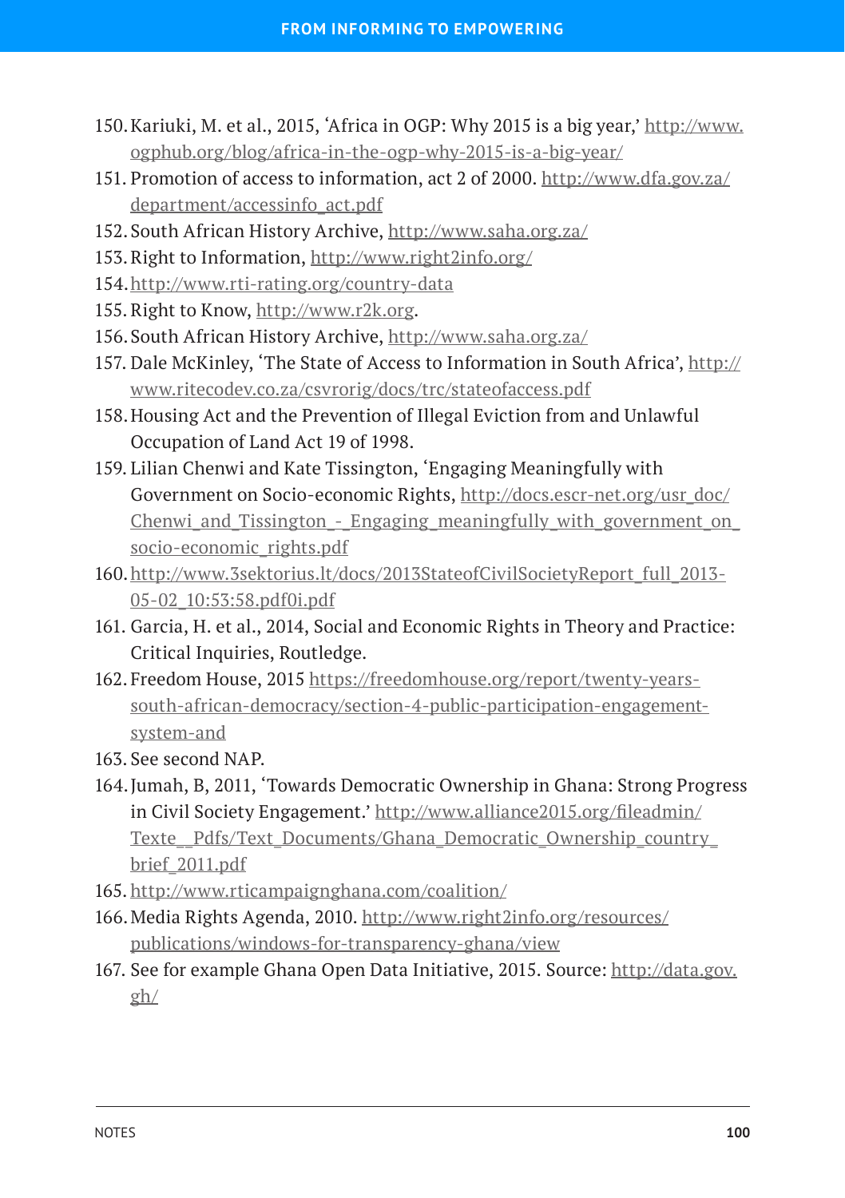150. Kariuki, M. et al., 2015, 'Africa in OGP: Why 2015 is a big year,' http://www.ogphub.org/blog/africa-in-the-ogp-why-2015-is-a-big-year/
151. Promotion of access to information, act 2 of 2000. http://www.dfa.gov.za/department/accessinfo_act.pdf
152. South African History Archive, http://www.saha.org.za/
153. Right to Information, http://www.right2info.org/
154. http://www.rti-rating.org/country-data
155. Right to Know, http://www.r2k.org.
156. South African History Archive, http://www.saha.org.za/
157. Dale McKinley, 'The State of Access to Information in South Africa', http://www.ritecodev.co.za/csvrorig/docs/trc/stateofaccess.pdf
158. Housing Act and the Prevention of Illegal Eviction from and Unlawful Occupation of Land Act 19 of 1998.
159. Lilian Chenwi and Kate Tissington, 'Engaging Meaningfully with Government on Socio-economic Rights, http://docs.escr-net.org/usr_doc/Chenwi_and_Tissington_-_Engaging_meaningfully_with_government_on_socio-economic_rights.pdf
160. http://www.3sektorius.lt/docs/2013StateofCivilSocietyReport_full_2013-05-02_10:53:58.pdf0i.pdf
161. Garcia, H. et al., 2014, Social and Economic Rights in Theory and Practice: Critical Inquiries, Routledge.
162. Freedom House, 2015 https://freedomhouse.org/report/twenty-years-south-african-democracy/section-4-public-participation-engagement-system-and
163. See second NAP.
164. Jumah, B, 2011, 'Towards Democratic Ownership in Ghana: Strong Progress in Civil Society Engagement.' http://www.alliance2015.org/fileadmin/Texte__Pdfs/Text_Documents/Ghana_Democratic_Ownership_country_brief_2011.pdf
165. http://www.rticampaignghana.com/coalition/
166. Media Rights Agenda, 2010. http://www.right2info.org/resources/publications/windows-for-transparency-ghana/view
167. See for example Ghana Open Data Initiative, 2015. Source: http://data.gov.gh/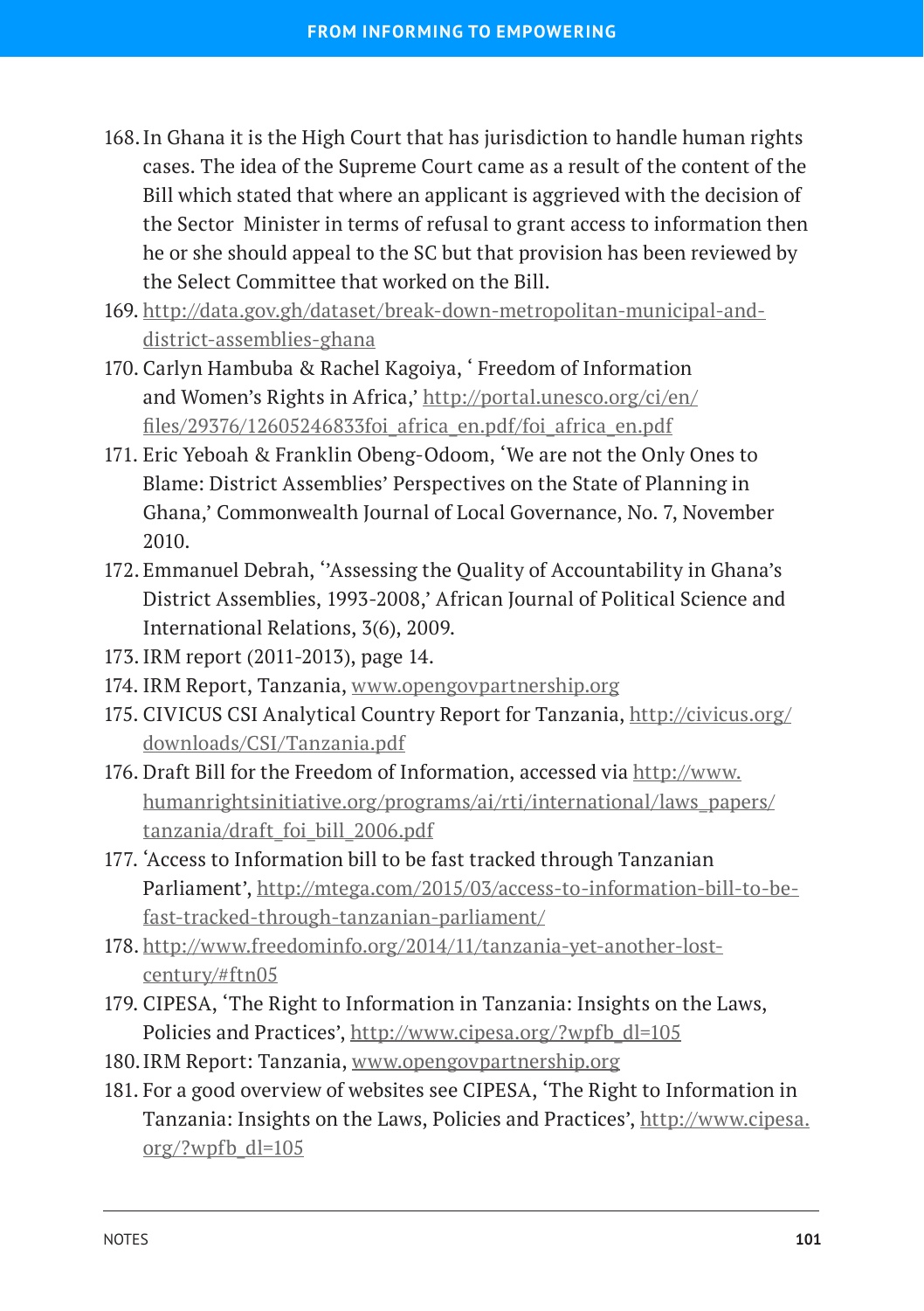168. In Ghana it is the High Court that has jurisdiction to handle human rights cases. The idea of the Supreme Court came as a result of the content of the Bill which stated that where an applicant is aggrieved with the decision of the Sector Minister in terms of refusal to grant access to information then he or she should appeal to the SC but that provision has been reviewed by the Select Committee that worked on the Bill.
169. http://data.gov.gh/dataset/break-down-metropolitan-municipal-and-district-assemblies-ghana
170. Carlyn Hambuba & Rachel Kagoiya, ' Freedom of Information and Women's Rights in Africa,' http://portal.unesco.org/ci/en/files/29376/12605246833foi_africa_en.pdf/foi_africa_en.pdf
171. Eric Yeboah & Franklin Obeng-Odoom, 'We are not the Only Ones to Blame: District Assemblies' Perspectives on the State of Planning in Ghana,' Commonwealth Journal of Local Governance, No. 7, November 2010.
172. Emmanuel Debrah, ''Assessing the Quality of Accountability in Ghana's District Assemblies, 1993-2008,' African Journal of Political Science and International Relations, 3(6), 2009.
173. IRM report (2011-2013), page 14.
174. IRM Report, Tanzania, www.opengovpartnership.org
175. CIVICUS CSI Analytical Country Report for Tanzania, http://civicus.org/downloads/CSI/Tanzania.pdf
176. Draft Bill for the Freedom of Information, accessed via http://www.humanrightsinitiative.org/programs/ai/rti/international/laws_papers/tanzania/draft_foi_bill_2006.pdf
177. 'Access to Information bill to be fast tracked through Tanzanian Parliament', http://mtega.com/2015/03/access-to-information-bill-to-be-fast-tracked-through-tanzanian-parliament/
178. http://www.freedominfo.org/2014/11/tanzania-yet-another-lost-century/#ftn05
179. CIPESA, 'The Right to Information in Tanzania: Insights on the Laws, Policies and Practices', http://www.cipesa.org/?wpfb_dl=105
180. IRM Report: Tanzania, www.opengovpartnership.org
181. For a good overview of websites see CIPESA, 'The Right to Information in Tanzania: Insights on the Laws, Policies and Practices', http://www.cipesa.org/?wpfb_dl=105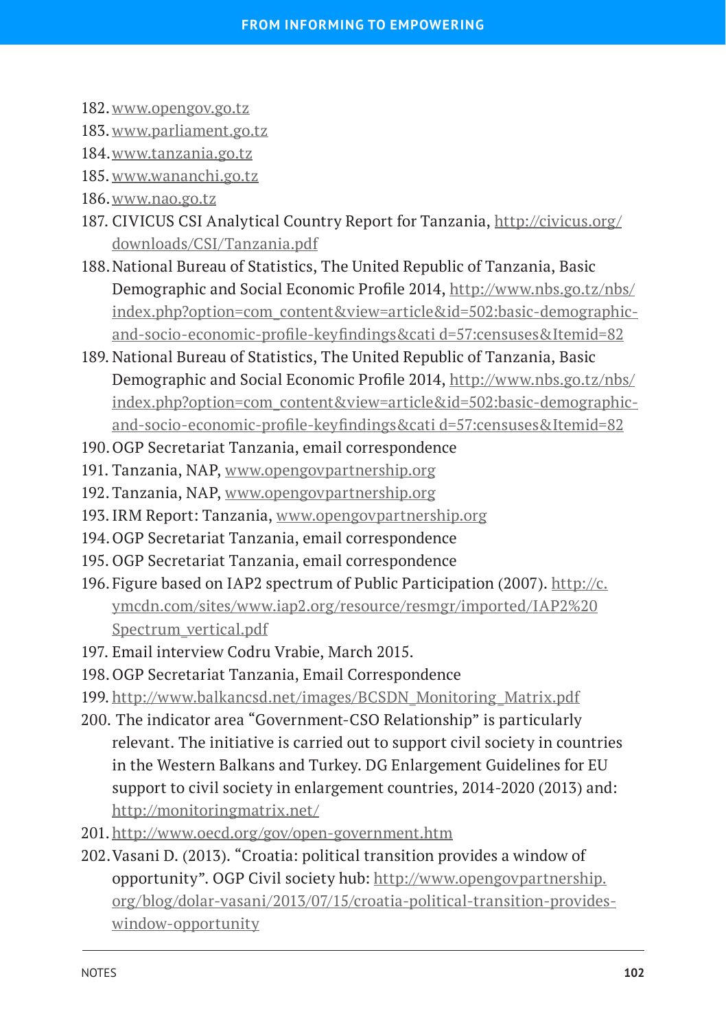182. www.opengov.go.tz
183. www.parliament.go.tz
184. www.tanzania.go.tz
185. www.wananchi.go.tz
186. www.nao.go.tz
187. CIVICUS CSI Analytical Country Report for Tanzania, http://civicus.org/downloads/CSI/Tanzania.pdf
188. National Bureau of Statistics, The United Republic of Tanzania, Basic Demographic and Social Economic Profile 2014, http://www.nbs.go.tz/nbs/index.php?option=com_content&view=article&id=502:basic-demographic-and-socio-economic-profile-keyfindings&cati d=57:censuses&Itemid=82
189. National Bureau of Statistics, The United Republic of Tanzania, Basic Demographic and Social Economic Profile 2014, http://www.nbs.go.tz/nbs/index.php?option=com_content&view=article&id=502:basic-demographic-and-socio-economic-profile-keyfindings&cati d=57:censuses&Itemid=82
190. OGP Secretariat Tanzania, email correspondence
191. Tanzania, NAP, www.opengovpartnership.org
192. Tanzania, NAP, www.opengovpartnership.org
193. IRM Report: Tanzania, www.opengovpartnership.org
194. OGP Secretariat Tanzania, email correspondence
195. OGP Secretariat Tanzania, email correspondence
196. Figure based on IAP2 spectrum of Public Participation (2007). http://c.ymcdn.com/sites/www.iap2.org/resource/resmgr/imported/IAP2%20Spectrum_vertical.pdf
197. Email interview Codru Vrabie, March 2015.
198. OGP Secretariat Tanzania, Email Correspondence
199. http://www.balkancsd.net/images/BCSDN_Monitoring_Matrix.pdf
200. The indicator area "Government-CSO Relationship" is particularly relevant. The initiative is carried out to support civil society in countries in the Western Balkans and Turkey. DG Enlargement Guidelines for EU support to civil society in enlargement countries, 2014-2020 (2013) and: http://monitoringmatrix.net/
201. http://www.oecd.org/gov/open-government.htm
202. Vasani D. (2013). "Croatia: political transition provides a window of opportunity". OGP Civil society hub: http://www.opengovpartnership.org/blog/dolar-vasani/2013/07/15/croatia-political-transition-provides-window-opportunity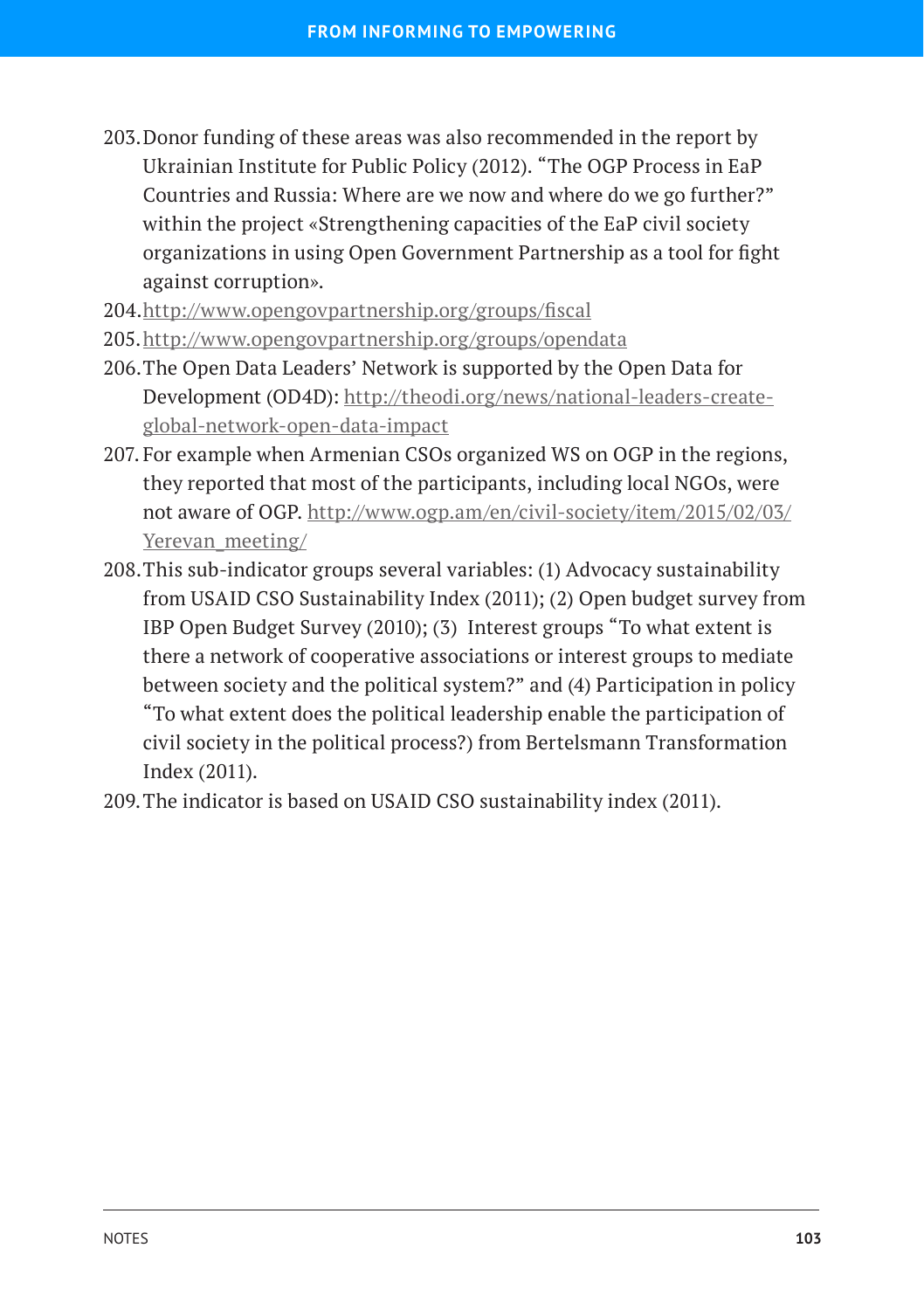203. Donor funding of these areas was also recommended in the report by Ukrainian Institute for Public Policy (2012). "The OGP Process in EaP Countries and Russia: Where are we now and where do we go further?" within the project «Strengthening capacities of the EaP civil society organizations in using Open Government Partnership as a tool for fight against corruption».
204. http://www.opengovpartnership.org/groups/fiscal
205. http://www.opengovpartnership.org/groups/opendata
206. The Open Data Leaders' Network is supported by the Open Data for Development (OD4D): http://theodi.org/news/national-leaders-create-global-network-open-data-impact
207. For example when Armenian CSOs organized WS on OGP in the regions, they reported that most of the participants, including local NGOs, were not aware of OGP. http://www.ogp.am/en/civil-society/item/2015/02/03/Yerevan_meeting/
208. This sub-indicator groups several variables: (1) Advocacy sustainability from USAID CSO Sustainability Index (2011); (2) Open budget survey from IBP Open Budget Survey (2010); (3) Interest groups "To what extent is there a network of cooperative associations or interest groups to mediate between society and the political system?" and (4) Participation in policy "To what extent does the political leadership enable the participation of civil society in the political process?) from Bertelsmann Transformation Index (2011).
209. The indicator is based on USAID CSO sustainability index (2011).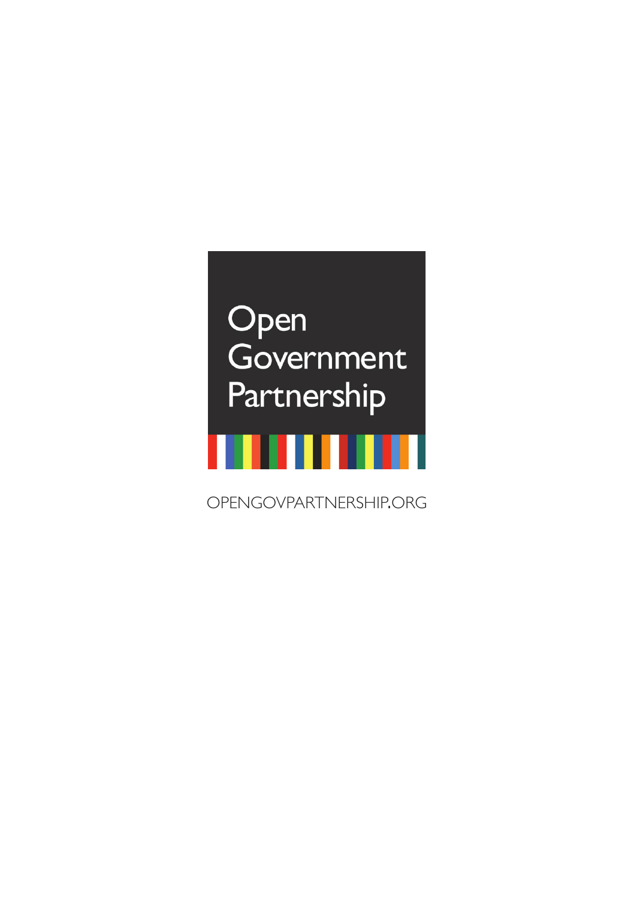Open
Government
Partnership

OPENGOVPARTNERSHIP.ORG